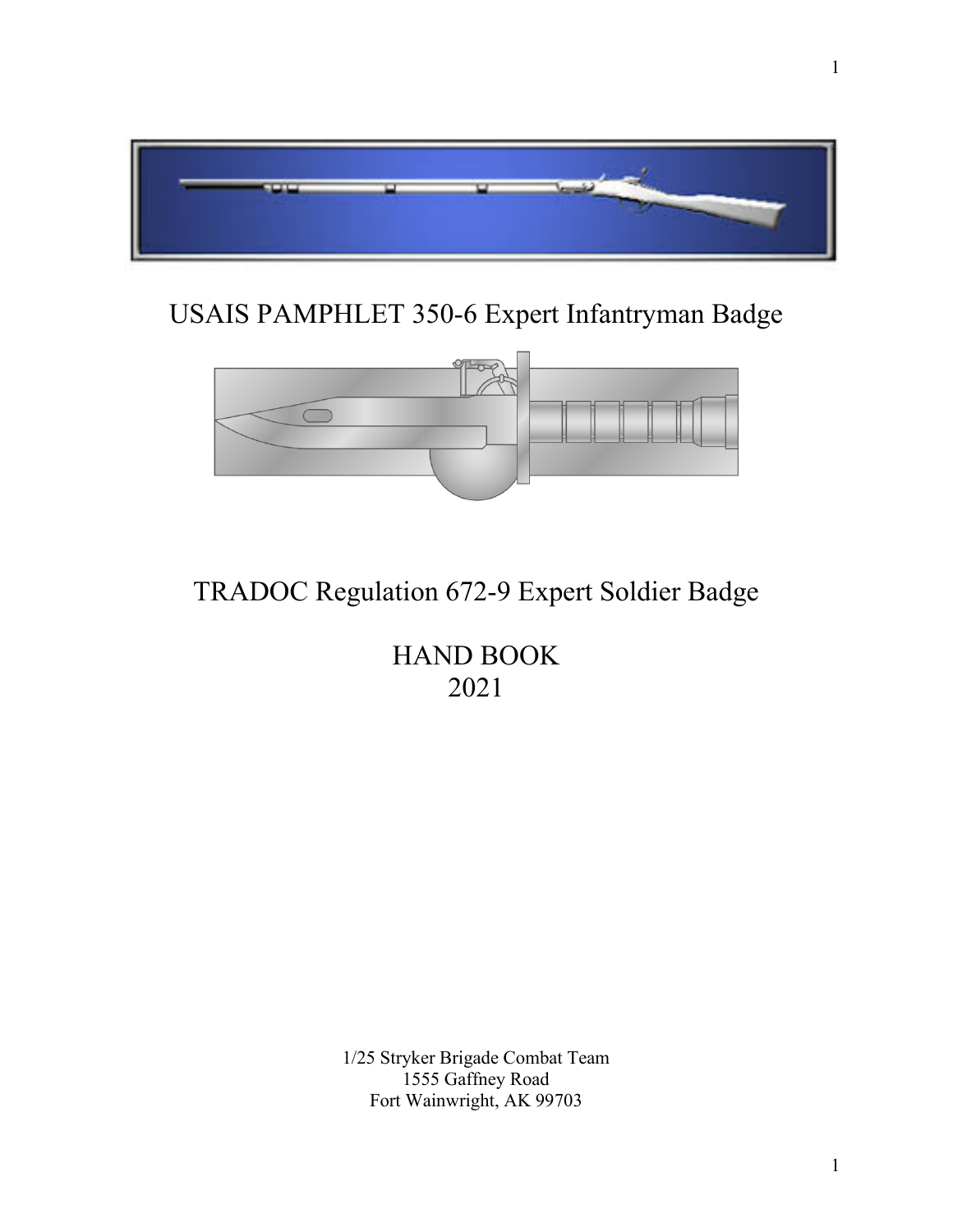# USAIS PAMPHLET 350-6 Expert Infantryman Badge

# TRADOC Regulation 672-9 Expert Soldier Badge

# HAND BOOK
# 2021

1/25 Stryker Brigade Combat Team
1555 Gaffney Road
Fort Wainwright, AK 99703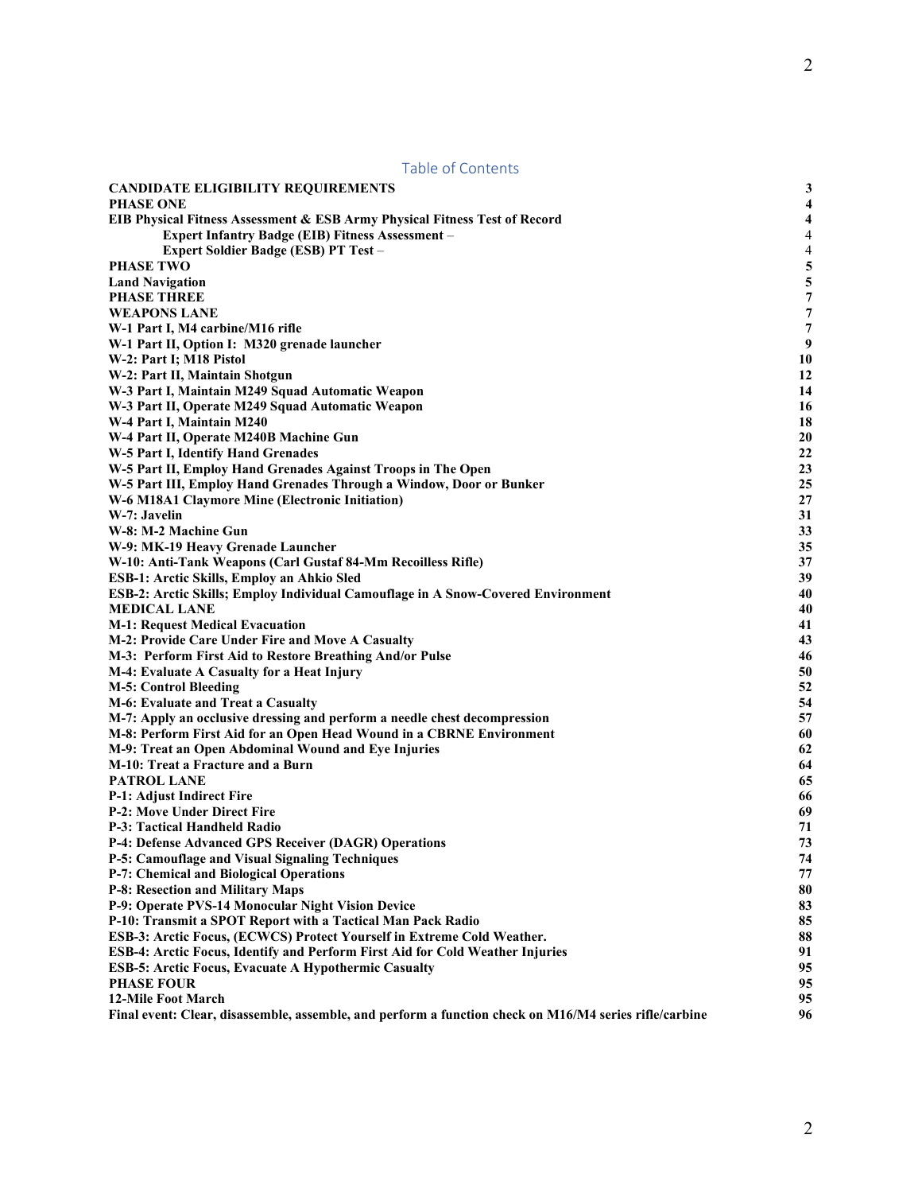# Table of Contents

| | |
|---|---|
| **CANDIDATE ELIGIBILITY REQUIREMENTS** | **3** |
| **PHASE ONE** | **4** |
| **EIB Physical Fitness Assessment & ESB Army Physical Fitness Test of Record** | **4** |
| &nbsp;&nbsp;&nbsp;&nbsp;**Expert Infantry Badge (EIB) Fitness Assessment –** | 4 |
| &nbsp;&nbsp;&nbsp;&nbsp;**Expert Soldier Badge (ESB) PT Test –** | 4 |
| **PHASE TWO** | **5** |
| **Land Navigation** | **5** |
| **PHASE THREE** | **7** |
| **WEAPONS LANE** | **7** |
| **W-1 Part I, M4 carbine/M16 rifle** | **7** |
| **W-1 Part II, Option I: M320 grenade launcher** | **9** |
| **W-2: Part I; M18 Pistol** | **10** |
| **W-2: Part II, Maintain Shotgun** | **12** |
| **W-3 Part I, Maintain M249 Squad Automatic Weapon** | **14** |
| **W-3 Part II, Operate M249 Squad Automatic Weapon** | **16** |
| **W-4 Part I, Maintain M240** | **18** |
| **W-4 Part II, Operate M240B Machine Gun** | **20** |
| **W-5 Part I, Identify Hand Grenades** | **22** |
| **W-5 Part II, Employ Hand Grenades Against Troops in The Open** | **23** |
| **W-5 Part III, Employ Hand Grenades Through a Window, Door or Bunker** | **25** |
| **W-6 M18A1 Claymore Mine (Electronic Initiation)** | **27** |
| **W-7: Javelin** | **31** |
| **W-8: M-2 Machine Gun** | **33** |
| **W-9: MK-19 Heavy Grenade Launcher** | **35** |
| **W-10: Anti-Tank Weapons (Carl Gustaf 84-Mm Recoilless Rifle)** | **37** |
| **ESB-1: Arctic Skills, Employ an Ahkio Sled** | **39** |
| **ESB-2: Arctic Skills; Employ Individual Camouflage in A Snow-Covered Environment** | **40** |
| **MEDICAL LANE** | **40** |
| **M-1: Request Medical Evacuation** | **41** |
| **M-2: Provide Care Under Fire and Move A Casualty** | **43** |
| **M-3: Perform First Aid to Restore Breathing And/or Pulse** | **46** |
| **M-4: Evaluate A Casualty for a Heat Injury** | **50** |
| **M-5: Control Bleeding** | **52** |
| **M-6: Evaluate and Treat a Casualty** | **54** |
| **M-7: Apply an occlusive dressing and perform a needle chest decompression** | **57** |
| **M-8: Perform First Aid for an Open Head Wound in a CBRNE Environment** | **60** |
| **M-9: Treat an Open Abdominal Wound and Eye Injuries** | **62** |
| **M-10: Treat a Fracture and a Burn** | **64** |
| **PATROL LANE** | **65** |
| **P-1: Adjust Indirect Fire** | **66** |
| **P-2: Move Under Direct Fire** | **69** |
| **P-3: Tactical Handheld Radio** | **71** |
| **P-4: Defense Advanced GPS Receiver (DAGR) Operations** | **73** |
| **P-5: Camouflage and Visual Signaling Techniques** | **74** |
| **P-7: Chemical and Biological Operations** | **77** |
| **P-8: Resection and Military Maps** | **80** |
| **P-9: Operate PVS-14 Monocular Night Vision Device** | **83** |
| **P-10: Transmit a SPOT Report with a Tactical Man Pack Radio** | **85** |
| **ESB-3: Arctic Focus, (ECWCS) Protect Yourself in Extreme Cold Weather.** | **88** |
| **ESB-4: Arctic Focus, Identify and Perform First Aid for Cold Weather Injuries** | **91** |
| **ESB-5: Arctic Focus, Evacuate A Hypothermic Casualty** | **95** |
| **PHASE FOUR** | **95** |
| **12-Mile Foot March** | **95** |
| **Final event: Clear, disassemble, assemble, and perform a function check on M16/M4 series rifle/carbine** | **96** |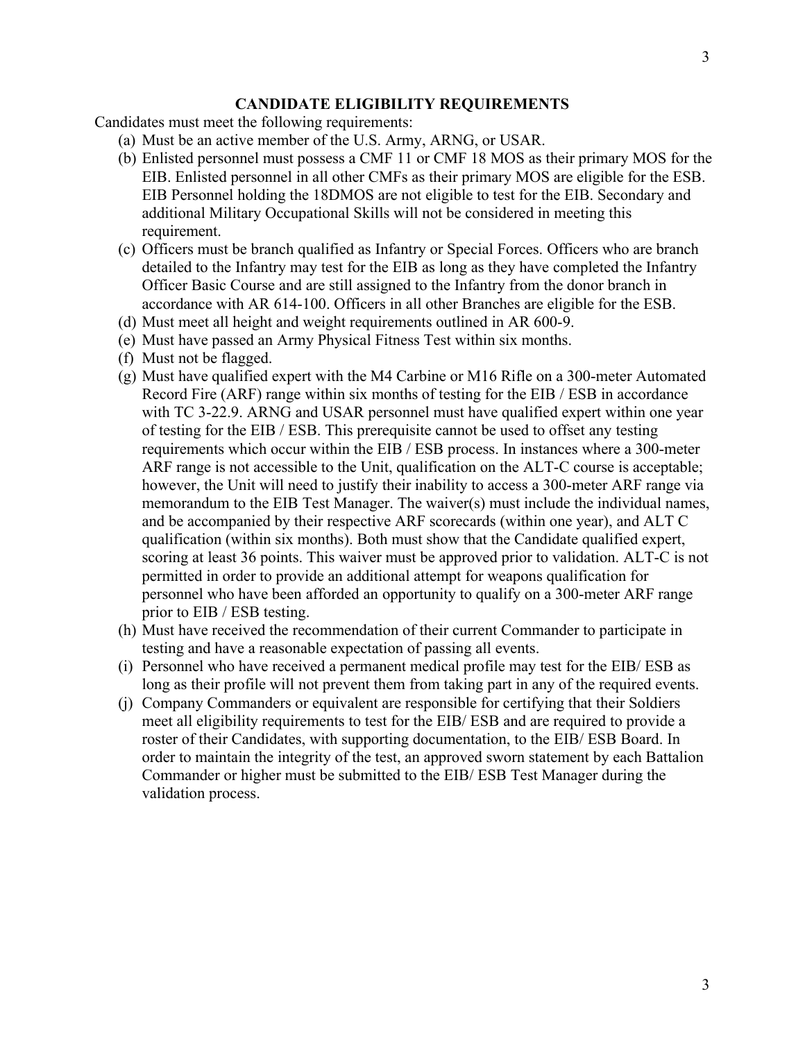## CANDIDATE ELIGIBILITY REQUIREMENTS

Candidates must meet the following requirements:

(a) Must be an active member of the U.S. Army, ARNG, or USAR.

(b) Enlisted personnel must possess a CMF 11 or CMF 18 MOS as their primary MOS for the EIB. Enlisted personnel in all other CMFs as their primary MOS are eligible for the ESB. EIB Personnel holding the 18DMOS are not eligible to test for the EIB. Secondary and additional Military Occupational Skills will not be considered in meeting this requirement.

(c) Officers must be branch qualified as Infantry or Special Forces. Officers who are branch detailed to the Infantry may test for the EIB as long as they have completed the Infantry Officer Basic Course and are still assigned to the Infantry from the donor branch in accordance with AR 614-100. Officers in all other Branches are eligible for the ESB.

(d) Must meet all height and weight requirements outlined in AR 600-9.

(e) Must have passed an Army Physical Fitness Test within six months.

(f) Must not be flagged.

(g) Must have qualified expert with the M4 Carbine or M16 Rifle on a 300-meter Automated Record Fire (ARF) range within six months of testing for the EIB / ESB in accordance with TC 3-22.9. ARNG and USAR personnel must have qualified expert within one year of testing for the EIB / ESB. This prerequisite cannot be used to offset any testing requirements which occur within the EIB / ESB process. In instances where a 300-meter ARF range is not accessible to the Unit, qualification on the ALT-C course is acceptable; however, the Unit will need to justify their inability to access a 300-meter ARF range via memorandum to the EIB Test Manager. The waiver(s) must include the individual names, and be accompanied by their respective ARF scorecards (within one year), and ALT C qualification (within six months). Both must show that the Candidate qualified expert, scoring at least 36 points. This waiver must be approved prior to validation. ALT-C is not permitted in order to provide an additional attempt for weapons qualification for personnel who have been afforded an opportunity to qualify on a 300-meter ARF range prior to EIB / ESB testing.

(h) Must have received the recommendation of their current Commander to participate in testing and have a reasonable expectation of passing all events.

(i) Personnel who have received a permanent medical profile may test for the EIB/ ESB as long as their profile will not prevent them from taking part in any of the required events.

(j) Company Commanders or equivalent are responsible for certifying that their Soldiers meet all eligibility requirements to test for the EIB/ ESB and are required to provide a roster of their Candidates, with supporting documentation, to the EIB/ ESB Board. In order to maintain the integrity of the test, an approved sworn statement by each Battalion Commander or higher must be submitted to the EIB/ ESB Test Manager during the validation process.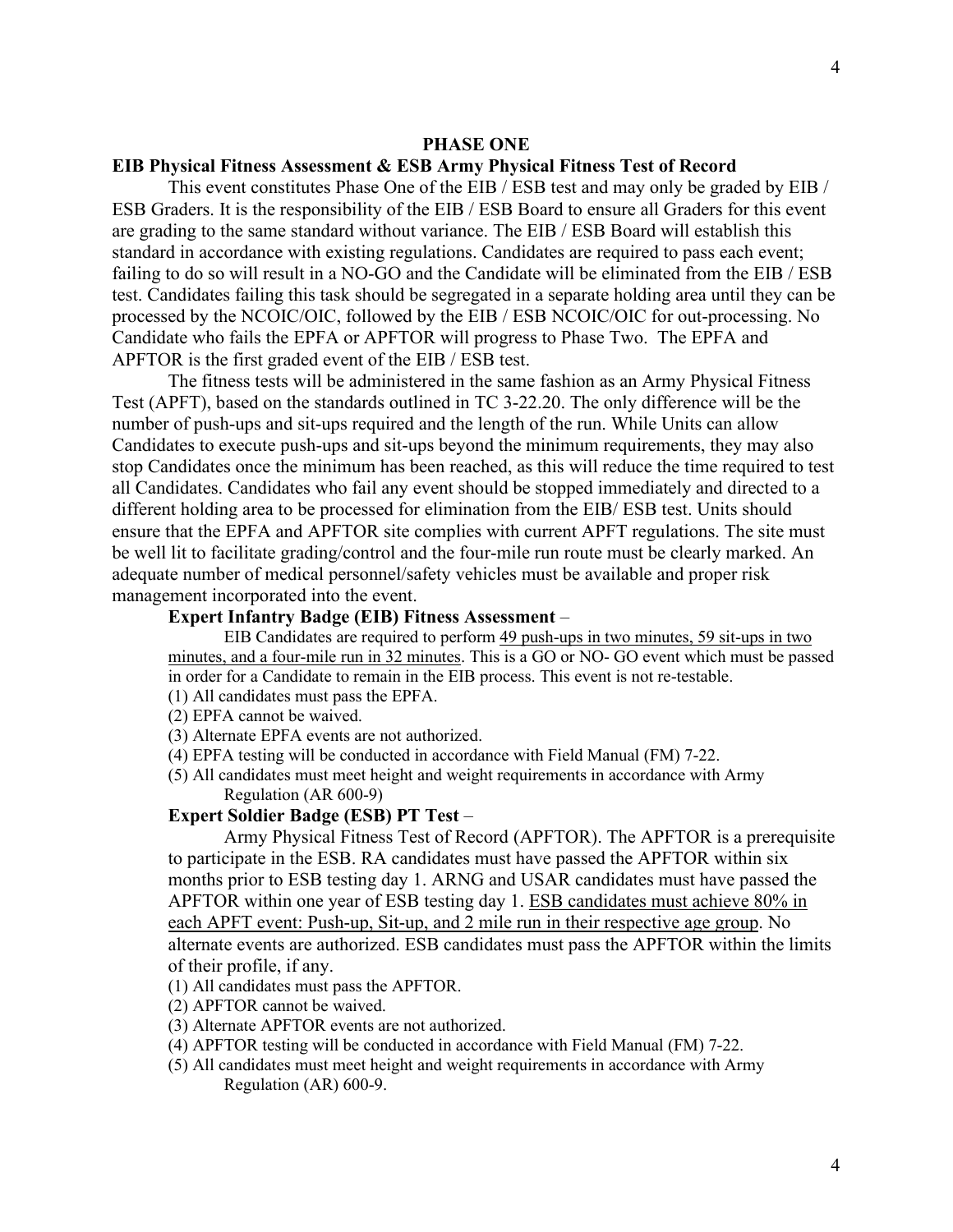## PHASE ONE

### EIB Physical Fitness Assessment & ESB Army Physical Fitness Test of Record

This event constitutes Phase One of the EIB / ESB test and may only be graded by EIB / ESB Graders. It is the responsibility of the EIB / ESB Board to ensure all Graders for this event are grading to the same standard without variance. The EIB / ESB Board will establish this standard in accordance with existing regulations. Candidates are required to pass each event; failing to do so will result in a NO-GO and the Candidate will be eliminated from the EIB / ESB test. Candidates failing this task should be segregated in a separate holding area until they can be processed by the NCOIC/OIC, followed by the EIB / ESB NCOIC/OIC for out-processing. No Candidate who fails the EPFA or APFTOR will progress to Phase Two. The EPFA and APFTOR is the first graded event of the EIB / ESB test.

The fitness tests will be administered in the same fashion as an Army Physical Fitness Test (APFT), based on the standards outlined in TC 3-22.20. The only difference will be the number of push-ups and sit-ups required and the length of the run. While Units can allow Candidates to execute push-ups and sit-ups beyond the minimum requirements, they may also stop Candidates once the minimum has been reached, as this will reduce the time required to test all Candidates. Candidates who fail any event should be stopped immediately and directed to a different holding area to be processed for elimination from the EIB/ ESB test. Units should ensure that the EPFA and APFTOR site complies with current APFT regulations. The site must be well lit to facilitate grading/control and the four-mile run route must be clearly marked. An adequate number of medical personnel/safety vehicles must be available and proper risk management incorporated into the event.

**Expert Infantry Badge (EIB) Fitness Assessment** –

EIB Candidates are required to perform 49 push-ups in two minutes, 59 sit-ups in two minutes, and a four-mile run in 32 minutes. This is a GO or NO- GO event which must be passed in order for a Candidate to remain in the EIB process. This event is not re-testable.

(1) All candidates must pass the EPFA.
(2) EPFA cannot be waived.
(3) Alternate EPFA events are not authorized.
(4) EPFA testing will be conducted in accordance with Field Manual (FM) 7-22.
(5) All candidates must meet height and weight requirements in accordance with Army Regulation (AR 600-9)

**Expert Soldier Badge (ESB) PT Test** –

Army Physical Fitness Test of Record (APFTOR). The APFTOR is a prerequisite to participate in the ESB. RA candidates must have passed the APFTOR within six months prior to ESB testing day 1. ARNG and USAR candidates must have passed the APFTOR within one year of ESB testing day 1. ESB candidates must achieve 80% in each APFT event: Push-up, Sit-up, and 2 mile run in their respective age group. No alternate events are authorized. ESB candidates must pass the APFTOR within the limits of their profile, if any.

(1) All candidates must pass the APFTOR.
(2) APFTOR cannot be waived.
(3) Alternate APFTOR events are not authorized.
(4) APFTOR testing will be conducted in accordance with Field Manual (FM) 7-22.
(5) All candidates must meet height and weight requirements in accordance with Army Regulation (AR) 600-9.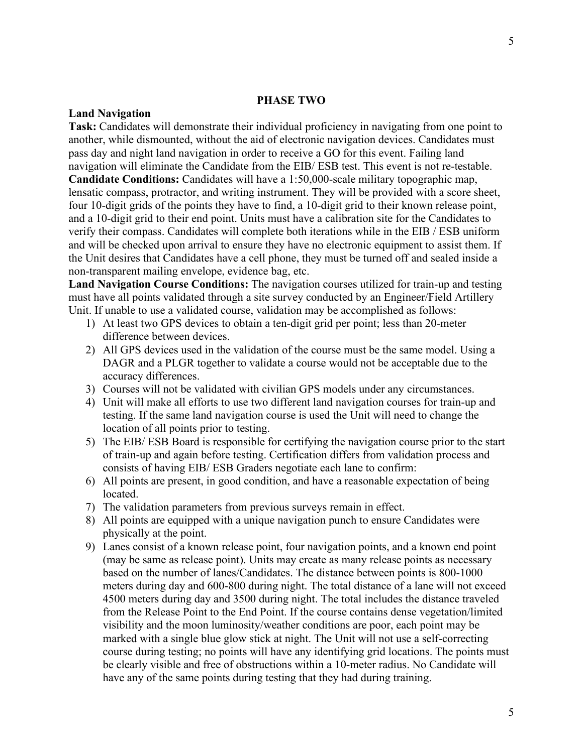## PHASE TWO

**Land Navigation**

**Task:** Candidates will demonstrate their individual proficiency in navigating from one point to another, while dismounted, without the aid of electronic navigation devices. Candidates must pass day and night land navigation in order to receive a GO for this event. Failing land navigation will eliminate the Candidate from the EIB/ ESB test. This event is not re-testable.

**Candidate Conditions:** Candidates will have a 1:50,000-scale military topographic map, lensatic compass, protractor, and writing instrument. They will be provided with a score sheet, four 10-digit grids of the points they have to find, a 10-digit grid to their known release point, and a 10-digit grid to their end point. Units must have a calibration site for the Candidates to verify their compass. Candidates will complete both iterations while in the EIB / ESB uniform and will be checked upon arrival to ensure they have no electronic equipment to assist them. If the Unit desires that Candidates have a cell phone, they must be turned off and sealed inside a non-transparent mailing envelope, evidence bag, etc.

**Land Navigation Course Conditions:** The navigation courses utilized for train-up and testing must have all points validated through a site survey conducted by an Engineer/Field Artillery Unit. If unable to use a validated course, validation may be accomplished as follows:

1) At least two GPS devices to obtain a ten-digit grid per point; less than 20-meter difference between devices.
2) All GPS devices used in the validation of the course must be the same model. Using a DAGR and a PLGR together to validate a course would not be acceptable due to the accuracy differences.
3) Courses will not be validated with civilian GPS models under any circumstances.
4) Unit will make all efforts to use two different land navigation courses for train-up and testing. If the same land navigation course is used the Unit will need to change the location of all points prior to testing.
5) The EIB/ ESB Board is responsible for certifying the navigation course prior to the start of train-up and again before testing. Certification differs from validation process and consists of having EIB/ ESB Graders negotiate each lane to confirm:
6) All points are present, in good condition, and have a reasonable expectation of being located.
7) The validation parameters from previous surveys remain in effect.
8) All points are equipped with a unique navigation punch to ensure Candidates were physically at the point.
9) Lanes consist of a known release point, four navigation points, and a known end point (may be same as release point). Units may create as many release points as necessary based on the number of lanes/Candidates. The distance between points is 800-1000 meters during day and 600-800 during night. The total distance of a lane will not exceed 4500 meters during day and 3500 during night. The total includes the distance traveled from the Release Point to the End Point. If the course contains dense vegetation/limited visibility and the moon luminosity/weather conditions are poor, each point may be marked with a single blue glow stick at night. The Unit will not use a self-correcting course during testing; no points will have any identifying grid locations. The points must be clearly visible and free of obstructions within a 10-meter radius. No Candidate will have any of the same points during testing that they had during training.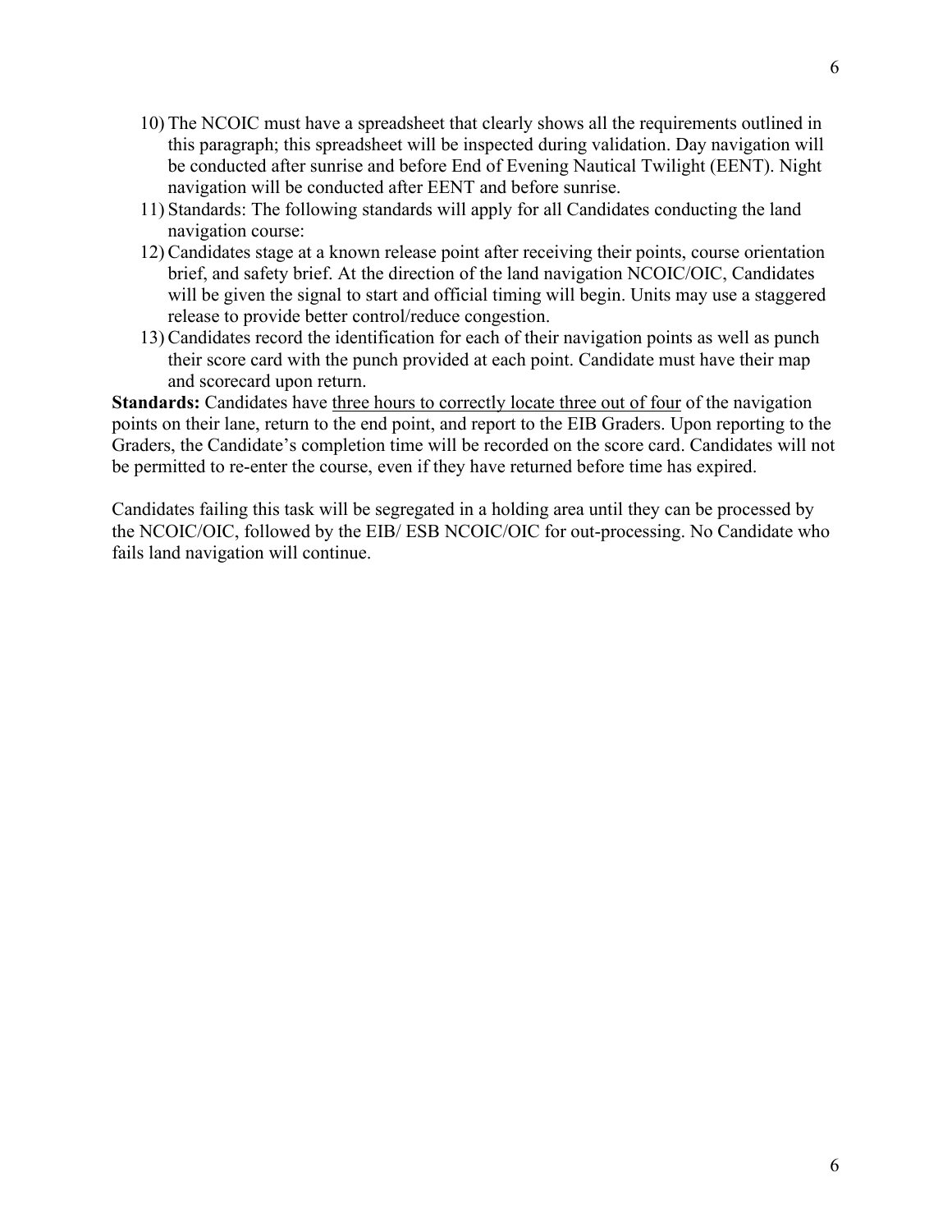10) The NCOIC must have a spreadsheet that clearly shows all the requirements outlined in this paragraph; this spreadsheet will be inspected during validation. Day navigation will be conducted after sunrise and before End of Evening Nautical Twilight (EENT). Night navigation will be conducted after EENT and before sunrise.
11) Standards: The following standards will apply for all Candidates conducting the land navigation course:
12) Candidates stage at a known release point after receiving their points, course orientation brief, and safety brief. At the direction of the land navigation NCOIC/OIC, Candidates will be given the signal to start and official timing will begin. Units may use a staggered release to provide better control/reduce congestion.
13) Candidates record the identification for each of their navigation points as well as punch their score card with the punch provided at each point. Candidate must have their map and scorecard upon return.

**Standards:** Candidates have <u>three hours to correctly locate three out of four</u> of the navigation points on their lane, return to the end point, and report to the EIB Graders. Upon reporting to the Graders, the Candidate's completion time will be recorded on the score card. Candidates will not be permitted to re-enter the course, even if they have returned before time has expired.

Candidates failing this task will be segregated in a holding area until they can be processed by the NCOIC/OIC, followed by the EIB/ ESB NCOIC/OIC for out-processing. No Candidate who fails land navigation will continue.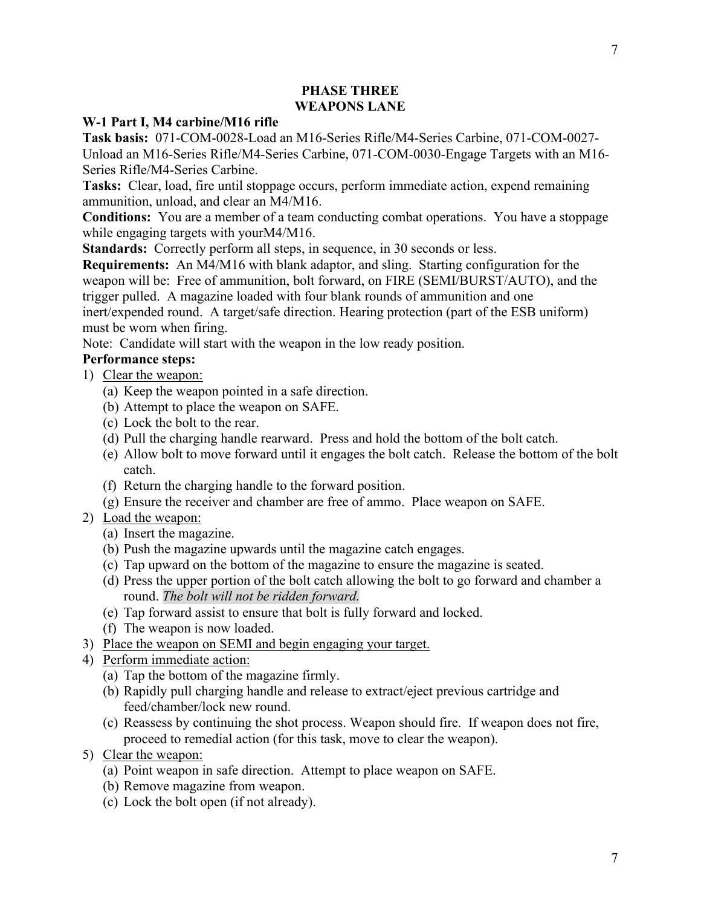## PHASE THREE
## WEAPONS LANE

### W-1 Part I, M4 carbine/M16 rifle

**Task basis:** 071-COM-0028-Load an M16-Series Rifle/M4-Series Carbine, 071-COM-0027-Unload an M16-Series Rifle/M4-Series Carbine, 071-COM-0030-Engage Targets with an M16-Series Rifle/M4-Series Carbine.

**Tasks:** Clear, load, fire until stoppage occurs, perform immediate action, expend remaining ammunition, unload, and clear an M4/M16.

**Conditions:** You are a member of a team conducting combat operations. You have a stoppage while engaging targets with yourM4/M16.

**Standards:** Correctly perform all steps, in sequence, in 30 seconds or less.

**Requirements:** An M4/M16 with blank adaptor, and sling. Starting configuration for the weapon will be: Free of ammunition, bolt forward, on FIRE (SEMI/BURST/AUTO), and the trigger pulled. A magazine loaded with four blank rounds of ammunition and one inert/expended round. A target/safe direction. Hearing protection (part of the ESB uniform) must be worn when firing.

Note: Candidate will start with the weapon in the low ready position.

**Performance steps:**

1) Clear the weapon:
   (a) Keep the weapon pointed in a safe direction.
   (b) Attempt to place the weapon on SAFE.
   (c) Lock the bolt to the rear.
   (d) Pull the charging handle rearward. Press and hold the bottom of the bolt catch.
   (e) Allow bolt to move forward until it engages the bolt catch. Release the bottom of the bolt catch.
   (f) Return the charging handle to the forward position.
   (g) Ensure the receiver and chamber are free of ammo. Place weapon on SAFE.
2) Load the weapon:
   (a) Insert the magazine.
   (b) Push the magazine upwards until the magazine catch engages.
   (c) Tap upward on the bottom of the magazine to ensure the magazine is seated.
   (d) Press the upper portion of the bolt catch allowing the bolt to go forward and chamber a round. *The bolt will not be ridden forward.*
   (e) Tap forward assist to ensure that bolt is fully forward and locked.
   (f) The weapon is now loaded.
3) Place the weapon on SEMI and begin engaging your target.
4) Perform immediate action:
   (a) Tap the bottom of the magazine firmly.
   (b) Rapidly pull charging handle and release to extract/eject previous cartridge and feed/chamber/lock new round.
   (c) Reassess by continuing the shot process. Weapon should fire. If weapon does not fire, proceed to remedial action (for this task, move to clear the weapon).
5) Clear the weapon:
   (a) Point weapon in safe direction. Attempt to place weapon on SAFE.
   (b) Remove magazine from weapon.
   (c) Lock the bolt open (if not already).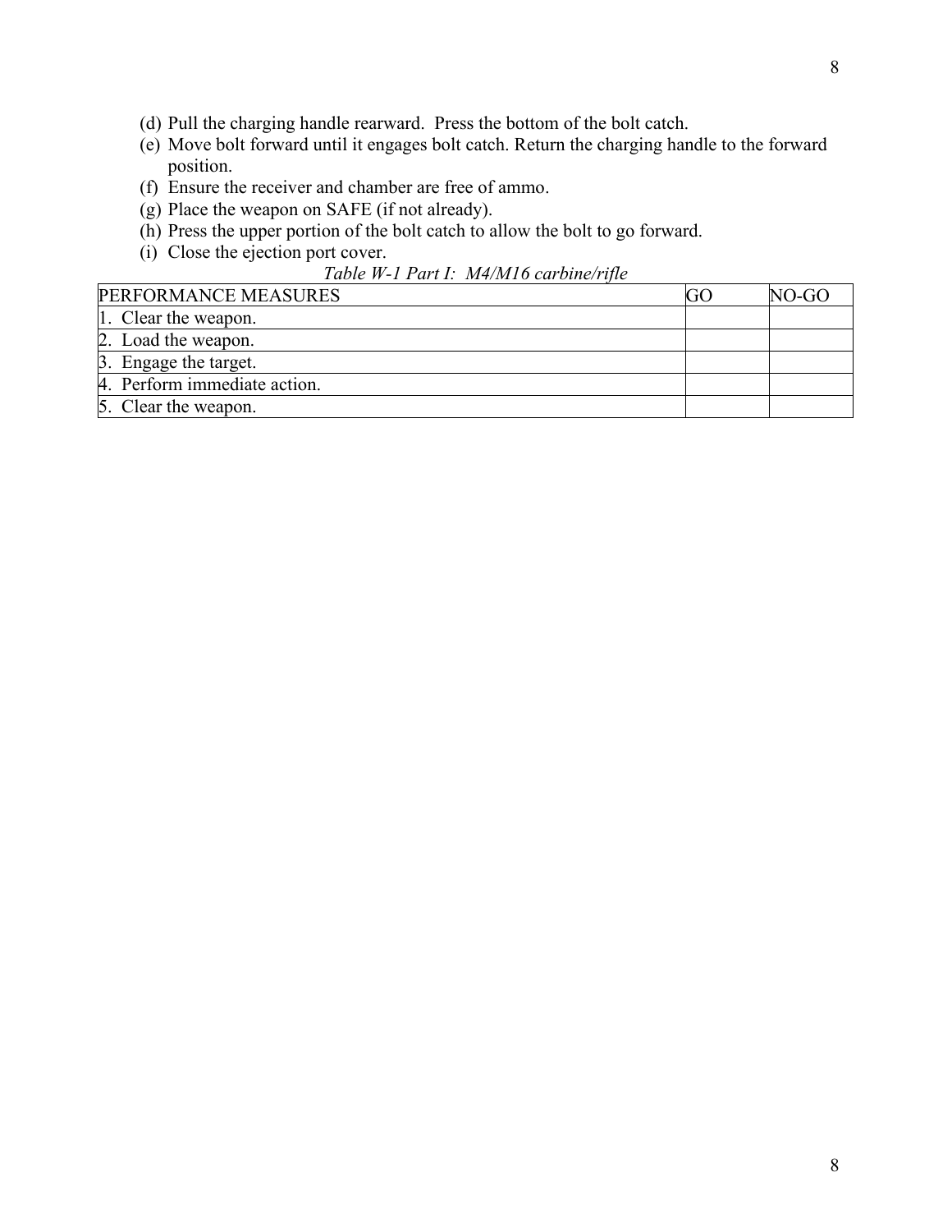(d) Pull the charging handle rearward. Press the bottom of the bolt catch.
(e) Move bolt forward until it engages bolt catch. Return the charging handle to the forward position.
(f) Ensure the receiver and chamber are free of ammo.
(g) Place the weapon on SAFE (if not already).
(h) Press the upper portion of the bolt catch to allow the bolt to go forward.
(i) Close the ejection port cover.

*Table W-1 Part I: M4/M16 carbine/rifle*

| PERFORMANCE MEASURES | GO | NO-GO |
|---|---|---|
| 1. Clear the weapon. | | |
| 2. Load the weapon. | | |
| 3. Engage the target. | | |
| 4. Perform immediate action. | | |
| 5. Clear the weapon. | | |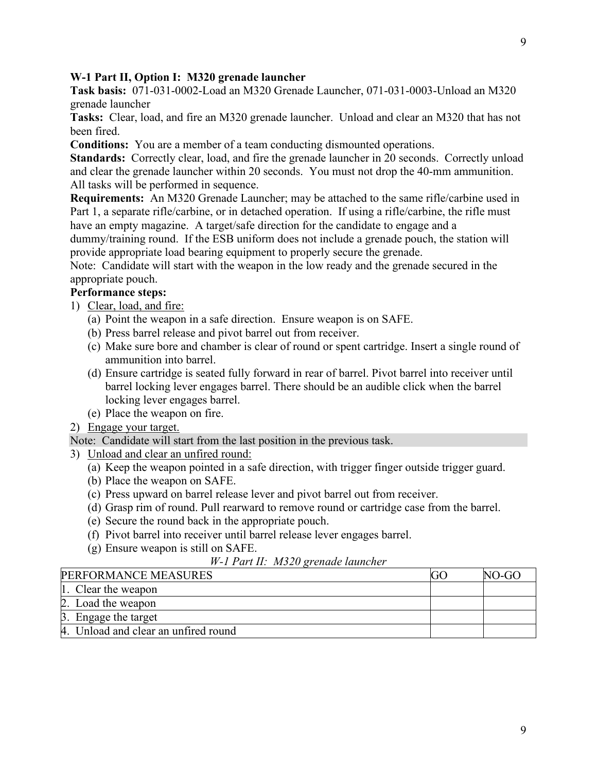**W-1 Part II, Option I: M320 grenade launcher**

**Task basis:** 071-031-0002-Load an M320 Grenade Launcher, 071-031-0003-Unload an M320 grenade launcher

**Tasks:** Clear, load, and fire an M320 grenade launcher. Unload and clear an M320 that has not been fired.

**Conditions:** You are a member of a team conducting dismounted operations.

**Standards:** Correctly clear, load, and fire the grenade launcher in 20 seconds. Correctly unload and clear the grenade launcher within 20 seconds. You must not drop the 40-mm ammunition. All tasks will be performed in sequence.

**Requirements:** An M320 Grenade Launcher; may be attached to the same rifle/carbine used in Part 1, a separate rifle/carbine, or in detached operation. If using a rifle/carbine, the rifle must have an empty magazine. A target/safe direction for the candidate to engage and a dummy/training round. If the ESB uniform does not include a grenade pouch, the station will provide appropriate load bearing equipment to properly secure the grenade.

Note: Candidate will start with the weapon in the low ready and the grenade secured in the appropriate pouch.

**Performance steps:**

1) <u>Clear, load, and fire:</u>
   - (a) Point the weapon in a safe direction. Ensure weapon is on SAFE.
   - (b) Press barrel release and pivot barrel out from receiver.
   - (c) Make sure bore and chamber is clear of round or spent cartridge. Insert a single round of ammunition into barrel.
   - (d) Ensure cartridge is seated fully forward in rear of barrel. Pivot barrel into receiver until barrel locking lever engages barrel. There should be an audible click when the barrel locking lever engages barrel.
   - (e) Place the weapon on fire.
2) <u>Engage your target.</u>

Note: Candidate will start from the last position in the previous task.

3) <u>Unload and clear an unfired round:</u>
   - (a) Keep the weapon pointed in a safe direction, with trigger finger outside trigger guard.
   - (b) Place the weapon on SAFE.
   - (c) Press upward on barrel release lever and pivot barrel out from receiver.
   - (d) Grasp rim of round. Pull rearward to remove round or cartridge case from the barrel.
   - (e) Secure the round back in the appropriate pouch.
   - (f) Pivot barrel into receiver until barrel release lever engages barrel.
   - (g) Ensure weapon is still on SAFE.

*W-1 Part II: M320 grenade launcher*

| PERFORMANCE MEASURES | GO | NO-GO |
|---|---|---|
| 1. Clear the weapon | | |
| 2. Load the weapon | | |
| 3. Engage the target | | |
| 4. Unload and clear an unfired round | | |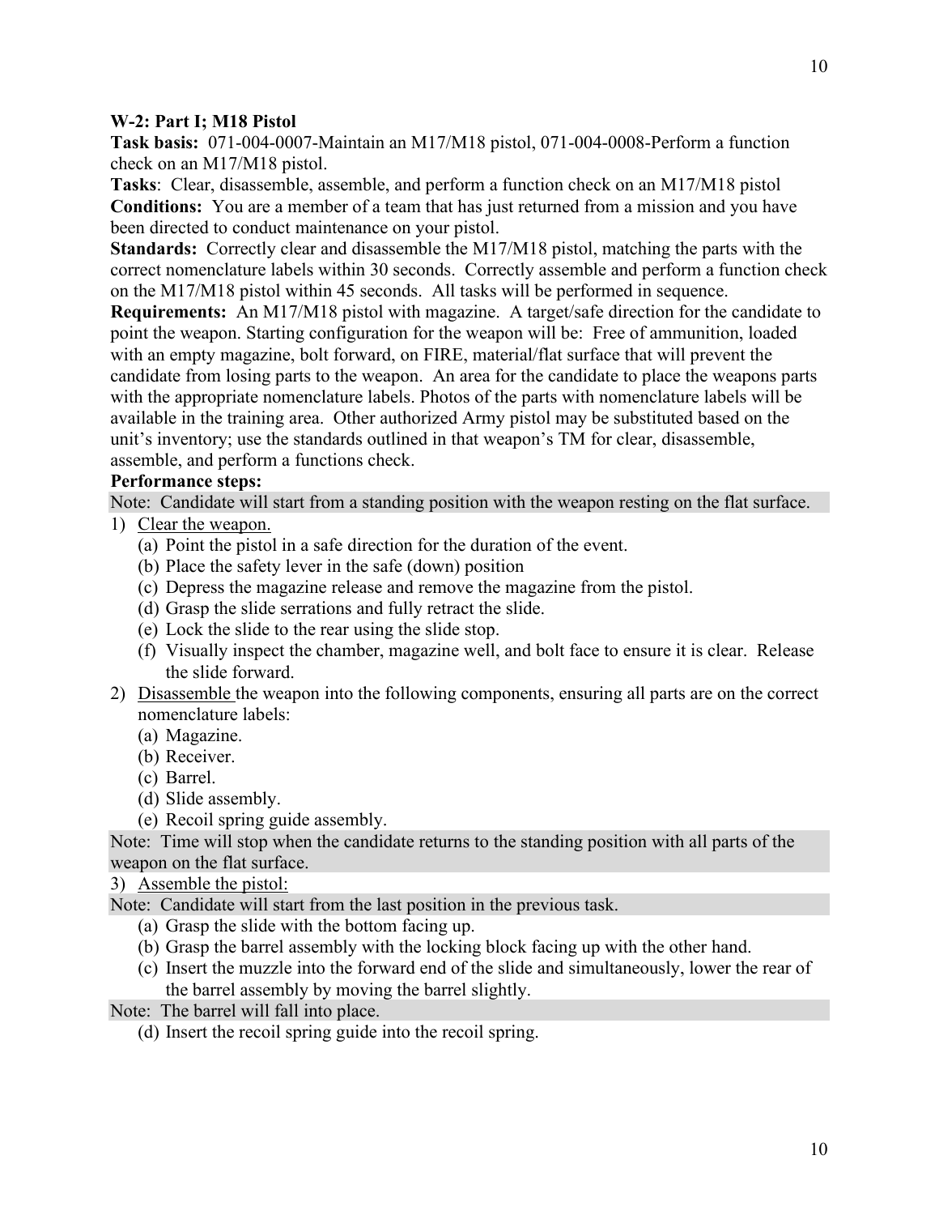**W-2: Part I; M18 Pistol**

**Task basis:** 071-004-0007-Maintain an M17/M18 pistol, 071-004-0008-Perform a function check on an M17/M18 pistol.

**Tasks**: Clear, disassemble, assemble, and perform a function check on an M17/M18 pistol

**Conditions:** You are a member of a team that has just returned from a mission and you have been directed to conduct maintenance on your pistol.

**Standards:** Correctly clear and disassemble the M17/M18 pistol, matching the parts with the correct nomenclature labels within 30 seconds. Correctly assemble and perform a function check on the M17/M18 pistol within 45 seconds. All tasks will be performed in sequence.

**Requirements:** An M17/M18 pistol with magazine. A target/safe direction for the candidate to point the weapon. Starting configuration for the weapon will be: Free of ammunition, loaded with an empty magazine, bolt forward, on FIRE, material/flat surface that will prevent the candidate from losing parts to the weapon. An area for the candidate to place the weapons parts with the appropriate nomenclature labels. Photos of the parts with nomenclature labels will be available in the training area. Other authorized Army pistol may be substituted based on the unit's inventory; use the standards outlined in that weapon's TM for clear, disassemble, assemble, and perform a functions check.

**Performance steps:**

Note: Candidate will start from a standing position with the weapon resting on the flat surface.

1) Clear the weapon.
   (a) Point the pistol in a safe direction for the duration of the event.
   (b) Place the safety lever in the safe (down) position
   (c) Depress the magazine release and remove the magazine from the pistol.
   (d) Grasp the slide serrations and fully retract the slide.
   (e) Lock the slide to the rear using the slide stop.
   (f) Visually inspect the chamber, magazine well, and bolt face to ensure it is clear. Release the slide forward.
2) Disassemble the weapon into the following components, ensuring all parts are on the correct nomenclature labels:
   (a) Magazine.
   (b) Receiver.
   (c) Barrel.
   (d) Slide assembly.
   (e) Recoil spring guide assembly.

Note: Time will stop when the candidate returns to the standing position with all parts of the weapon on the flat surface.

3) Assemble the pistol:

Note: Candidate will start from the last position in the previous task.

   (a) Grasp the slide with the bottom facing up.
   (b) Grasp the barrel assembly with the locking block facing up with the other hand.
   (c) Insert the muzzle into the forward end of the slide and simultaneously, lower the rear of the barrel assembly by moving the barrel slightly.

Note: The barrel will fall into place.

   (d) Insert the recoil spring guide into the recoil spring.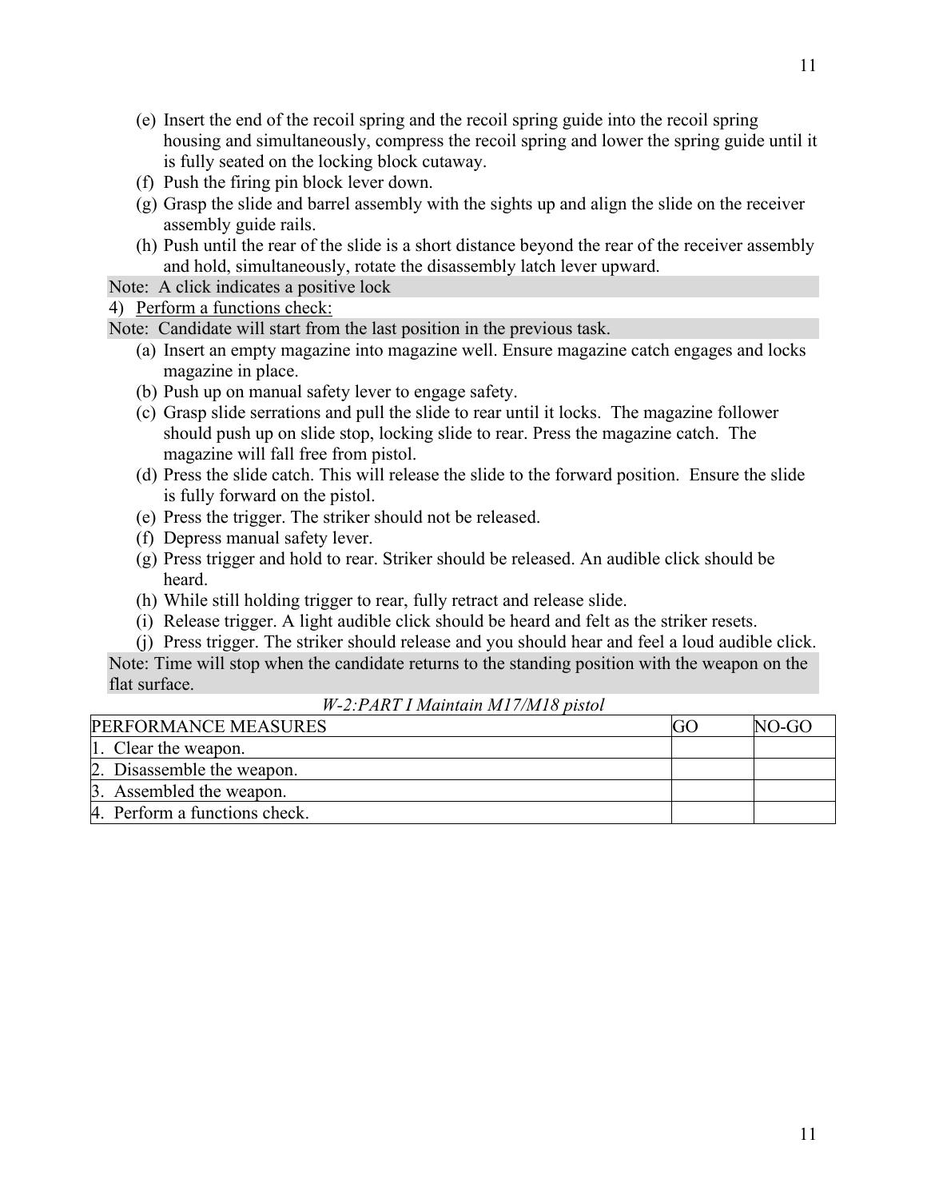(e) Insert the end of the recoil spring and the recoil spring guide into the recoil spring housing and simultaneously, compress the recoil spring and lower the spring guide until it is fully seated on the locking block cutaway.

(f) Push the firing pin block lever down.

(g) Grasp the slide and barrel assembly with the sights up and align the slide on the receiver assembly guide rails.

(h) Push until the rear of the slide is a short distance beyond the rear of the receiver assembly and hold, simultaneously, rotate the disassembly latch lever upward.

Note: A click indicates a positive lock

4) <u>Perform a functions check:</u>

Note: Candidate will start from the last position in the previous task.

(a) Insert an empty magazine into magazine well. Ensure magazine catch engages and locks magazine in place.

(b) Push up on manual safety lever to engage safety.

(c) Grasp slide serrations and pull the slide to rear until it locks. The magazine follower should push up on slide stop, locking slide to rear. Press the magazine catch. The magazine will fall free from pistol.

(d) Press the slide catch. This will release the slide to the forward position. Ensure the slide is fully forward on the pistol.

(e) Press the trigger. The striker should not be released.

(f) Depress manual safety lever.

(g) Press trigger and hold to rear. Striker should be released. An audible click should be heard.

(h) While still holding trigger to rear, fully retract and release slide.

(i) Release trigger. A light audible click should be heard and felt as the striker resets.

(j) Press trigger. The striker should release and you should hear and feel a loud audible click.

Note: Time will stop when the candidate returns to the standing position with the weapon on the flat surface.

*W-2:PART I Maintain M17/M18 pistol*

| PERFORMANCE MEASURES | GO | NO-GO |
|---|---|---|
| 1. Clear the weapon. | | |
| 2. Disassemble the weapon. | | |
| 3. Assembled the weapon. | | |
| 4. Perform a functions check. | | |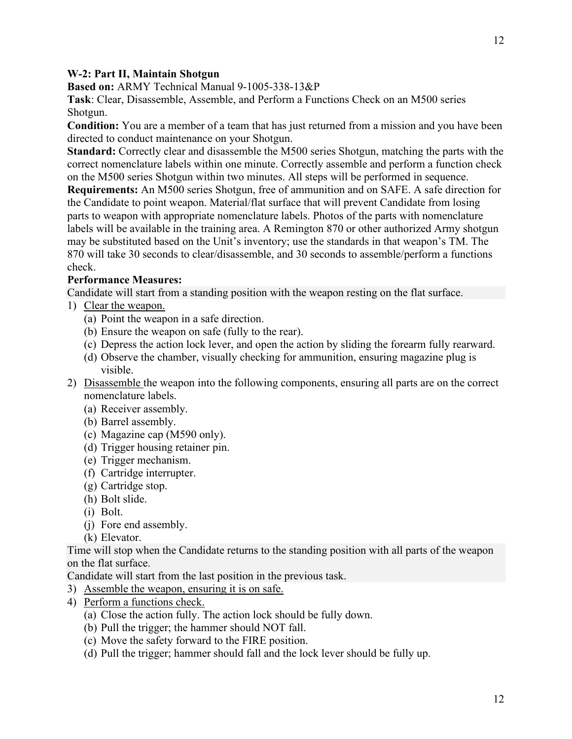**W-2: Part II, Maintain Shotgun**

**Based on:** ARMY Technical Manual 9-1005-338-13&P

**Task**: Clear, Disassemble, Assemble, and Perform a Functions Check on an M500 series Shotgun.

**Condition:** You are a member of a team that has just returned from a mission and you have been directed to conduct maintenance on your Shotgun.

**Standard:** Correctly clear and disassemble the M500 series Shotgun, matching the parts with the correct nomenclature labels within one minute. Correctly assemble and perform a function check on the M500 series Shotgun within two minutes. All steps will be performed in sequence.

**Requirements:** An M500 series Shotgun, free of ammunition and on SAFE. A safe direction for the Candidate to point weapon. Material/flat surface that will prevent Candidate from losing parts to weapon with appropriate nomenclature labels. Photos of the parts with nomenclature labels will be available in the training area. A Remington 870 or other authorized Army shotgun may be substituted based on the Unit's inventory; use the standards in that weapon's TM. The 870 will take 30 seconds to clear/disassemble, and 30 seconds to assemble/perform a functions check.

**Performance Measures:**

Candidate will start from a standing position with the weapon resting on the flat surface.

1) <u>Clear the weapon.</u>
   (a) Point the weapon in a safe direction.
   (b) Ensure the weapon on safe (fully to the rear).
   (c) Depress the action lock lever, and open the action by sliding the forearm fully rearward.
   (d) Observe the chamber, visually checking for ammunition, ensuring magazine plug is visible.
2) <u>Disassemble</u> the weapon into the following components, ensuring all parts are on the correct nomenclature labels.
   (a) Receiver assembly.
   (b) Barrel assembly.
   (c) Magazine cap (M590 only).
   (d) Trigger housing retainer pin.
   (e) Trigger mechanism.
   (f) Cartridge interrupter.
   (g) Cartridge stop.
   (h) Bolt slide.
   (i) Bolt.
   (j) Fore end assembly.
   (k) Elevator.

Time will stop when the Candidate returns to the standing position with all parts of the weapon on the flat surface.

Candidate will start from the last position in the previous task.

3) <u>Assemble the weapon, ensuring it is on safe.</u>
4) <u>Perform a functions check.</u>
   (a) Close the action fully. The action lock should be fully down.
   (b) Pull the trigger; the hammer should NOT fall.
   (c) Move the safety forward to the FIRE position.
   (d) Pull the trigger; hammer should fall and the lock lever should be fully up.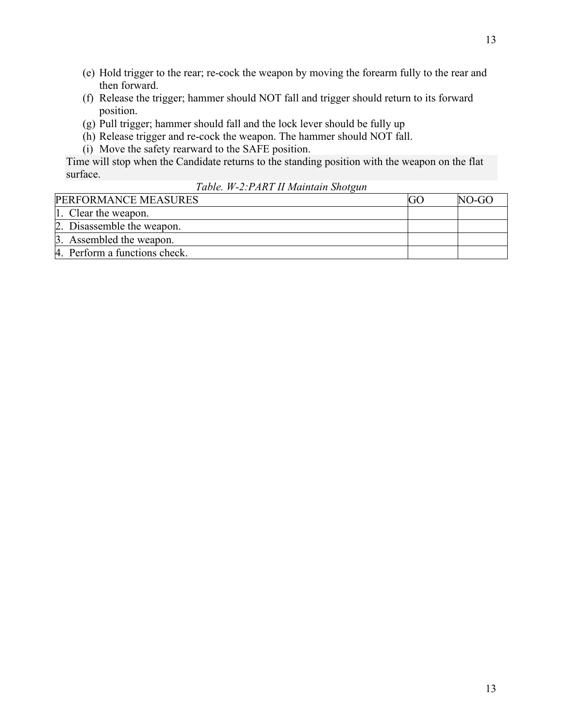(e) Hold trigger to the rear; re-cock the weapon by moving the forearm fully to the rear and then forward.
(f) Release the trigger; hammer should NOT fall and trigger should return to its forward position.
(g) Pull trigger; hammer should fall and the lock lever should be fully up
(h) Release trigger and re-cock the weapon. The hammer should NOT fall.
(i) Move the safety rearward to the SAFE position.

Time will stop when the Candidate returns to the standing position with the weapon on the flat surface.

*Table. W-2:PART II Maintain Shotgun*

| PERFORMANCE MEASURES | GO | NO-GO |
|---|---|---|
| 1. Clear the weapon. | | |
| 2. Disassemble the weapon. | | |
| 3. Assembled the weapon. | | |
| 4. Perform a functions check. | | |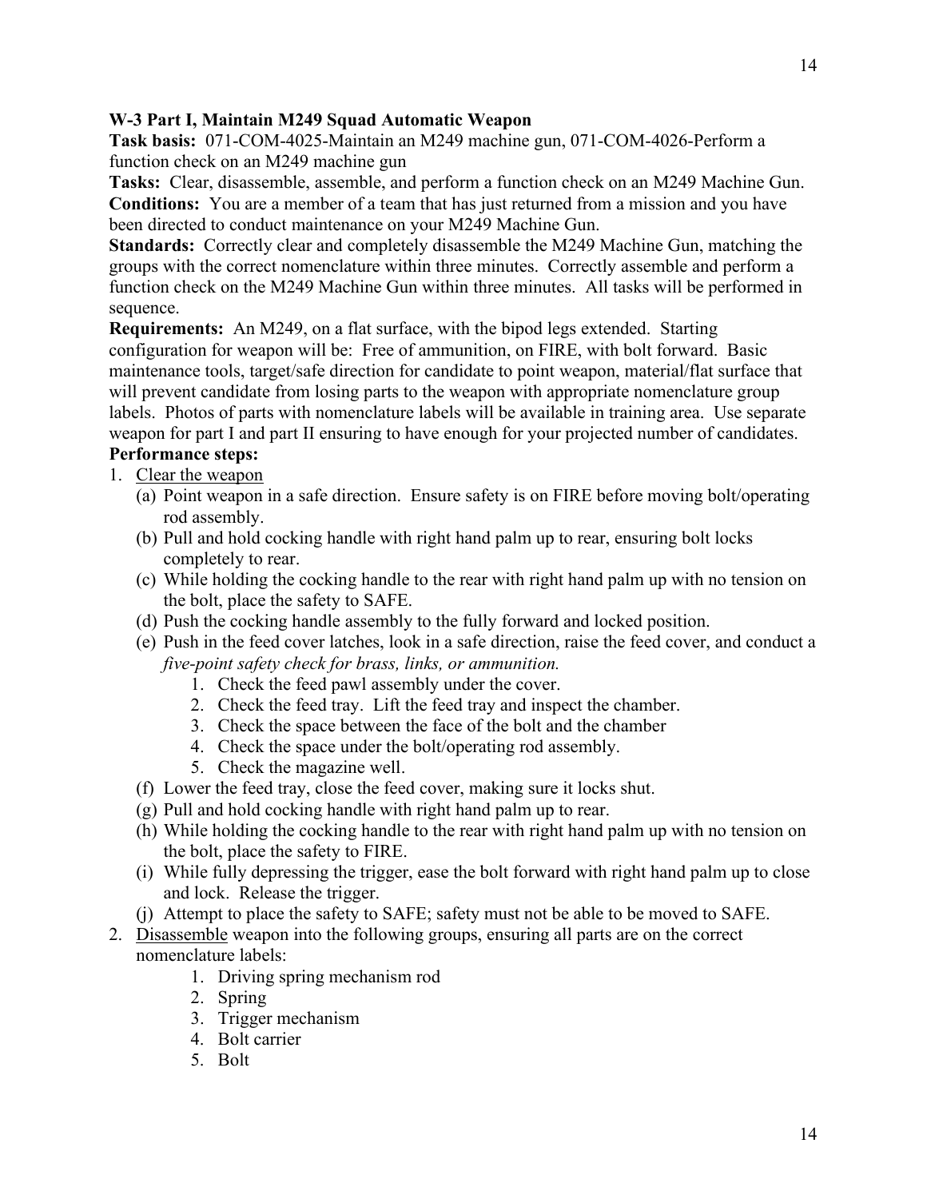**W-3 Part I, Maintain M249 Squad Automatic Weapon**

**Task basis:** 071-COM-4025-Maintain an M249 machine gun, 071-COM-4026-Perform a function check on an M249 machine gun

**Tasks:** Clear, disassemble, assemble, and perform a function check on an M249 Machine Gun.

**Conditions:** You are a member of a team that has just returned from a mission and you have been directed to conduct maintenance on your M249 Machine Gun.

**Standards:** Correctly clear and completely disassemble the M249 Machine Gun, matching the groups with the correct nomenclature within three minutes. Correctly assemble and perform a function check on the M249 Machine Gun within three minutes. All tasks will be performed in sequence.

**Requirements:** An M249, on a flat surface, with the bipod legs extended. Starting configuration for weapon will be: Free of ammunition, on FIRE, with bolt forward. Basic maintenance tools, target/safe direction for candidate to point weapon, material/flat surface that will prevent candidate from losing parts to the weapon with appropriate nomenclature group labels. Photos of parts with nomenclature labels will be available in training area. Use separate weapon for part I and part II ensuring to have enough for your projected number of candidates.

**Performance steps:**

1. <u>Clear the weapon</u>
   (a) Point weapon in a safe direction. Ensure safety is on FIRE before moving bolt/operating rod assembly.
   (b) Pull and hold cocking handle with right hand palm up to rear, ensuring bolt locks completely to rear.
   (c) While holding the cocking handle to the rear with right hand palm up with no tension on the bolt, place the safety to SAFE.
   (d) Push the cocking handle assembly to the fully forward and locked position.
   (e) Push in the feed cover latches, look in a safe direction, raise the feed cover, and conduct a *five-point safety check for brass, links, or ammunition.*
      1. Check the feed pawl assembly under the cover.
      2. Check the feed tray. Lift the feed tray and inspect the chamber.
      3. Check the space between the face of the bolt and the chamber
      4. Check the space under the bolt/operating rod assembly.
      5. Check the magazine well.
   (f) Lower the feed tray, close the feed cover, making sure it locks shut.
   (g) Pull and hold cocking handle with right hand palm up to rear.
   (h) While holding the cocking handle to the rear with right hand palm up with no tension on the bolt, place the safety to FIRE.
   (i) While fully depressing the trigger, ease the bolt forward with right hand palm up to close and lock. Release the trigger.
   (j) Attempt to place the safety to SAFE; safety must not be able to be moved to SAFE.
2. <u>Disassemble</u> weapon into the following groups, ensuring all parts are on the correct nomenclature labels:
      1. Driving spring mechanism rod
      2. Spring
      3. Trigger mechanism
      4. Bolt carrier
      5. Bolt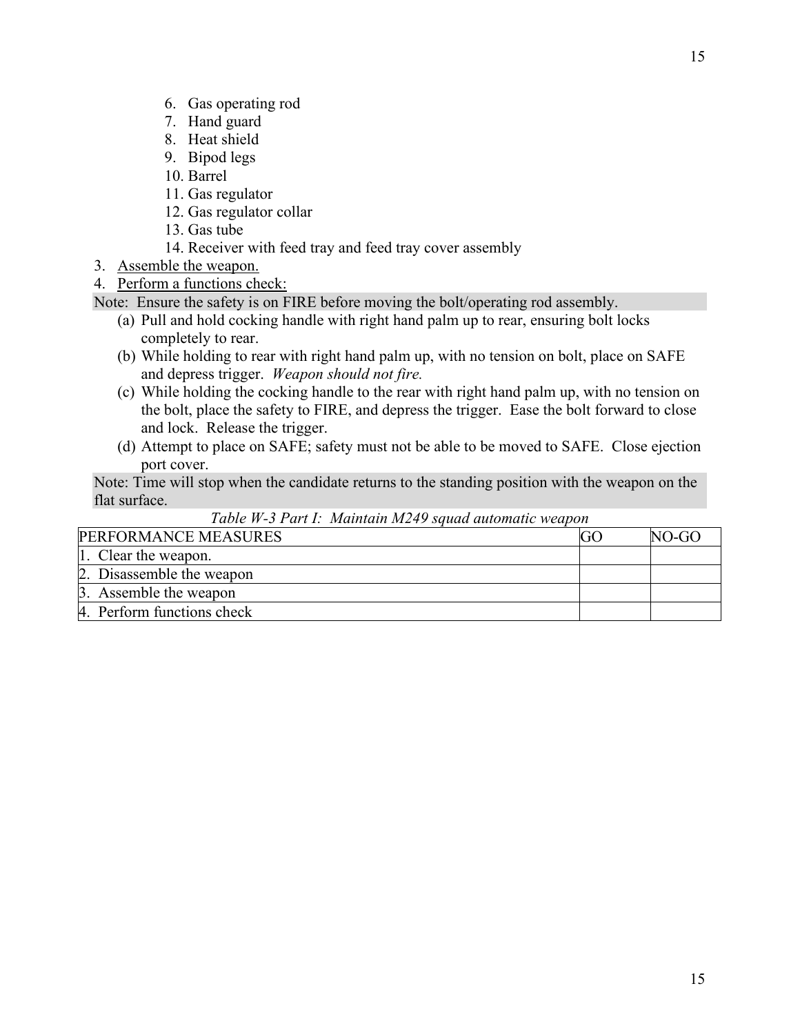6. Gas operating rod
7. Hand guard
8. Heat shield
9. Bipod legs
10. Barrel
11. Gas regulator
12. Gas regulator collar
13. Gas tube
14. Receiver with feed tray and feed tray cover assembly

3. Assemble the weapon.
4. Perform a functions check:

Note: Ensure the safety is on FIRE before moving the bolt/operating rod assembly.

(a) Pull and hold cocking handle with right hand palm up to rear, ensuring bolt locks completely to rear.
(b) While holding to rear with right hand palm up, with no tension on bolt, place on SAFE and depress trigger. *Weapon should not fire.*
(c) While holding the cocking handle to the rear with right hand palm up, with no tension on the bolt, place the safety to FIRE, and depress the trigger. Ease the bolt forward to close and lock. Release the trigger.
(d) Attempt to place on SAFE; safety must not be able to be moved to SAFE. Close ejection port cover.

Note: Time will stop when the candidate returns to the standing position with the weapon on the flat surface.

*Table W-3 Part I: Maintain M249 squad automatic weapon*

| PERFORMANCE MEASURES | GO | NO-GO |
|---|---|---|
| 1. Clear the weapon. | | |
| 2. Disassemble the weapon | | |
| 3. Assemble the weapon | | |
| 4. Perform functions check | | |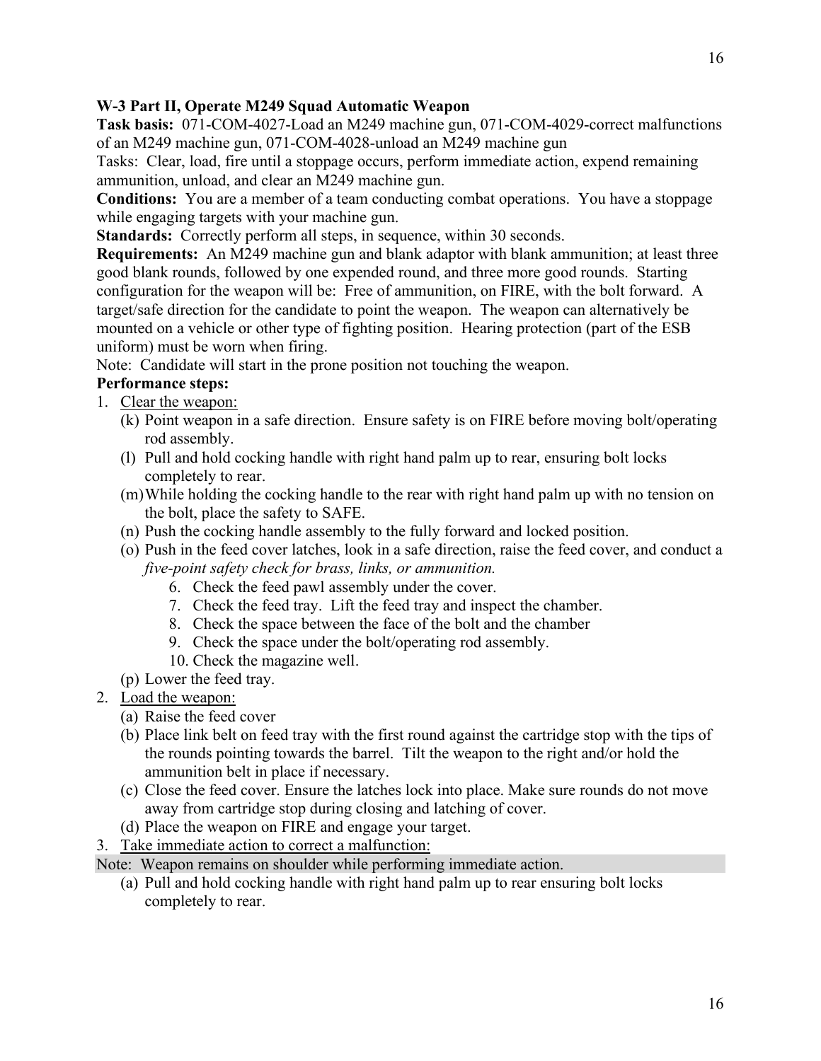**W-3 Part II, Operate M249 Squad Automatic Weapon**

**Task basis:** 071-COM-4027-Load an M249 machine gun, 071-COM-4029-correct malfunctions of an M249 machine gun, 071-COM-4028-unload an M249 machine gun

Tasks: Clear, load, fire until a stoppage occurs, perform immediate action, expend remaining ammunition, unload, and clear an M249 machine gun.

**Conditions:** You are a member of a team conducting combat operations. You have a stoppage while engaging targets with your machine gun.

**Standards:** Correctly perform all steps, in sequence, within 30 seconds.

**Requirements:** An M249 machine gun and blank adaptor with blank ammunition; at least three good blank rounds, followed by one expended round, and three more good rounds. Starting configuration for the weapon will be: Free of ammunition, on FIRE, with the bolt forward. A target/safe direction for the candidate to point the weapon. The weapon can alternatively be mounted on a vehicle or other type of fighting position. Hearing protection (part of the ESB uniform) must be worn when firing.

Note: Candidate will start in the prone position not touching the weapon.

**Performance steps:**

1. <u>Clear the weapon:</u>
   - (k) Point weapon in a safe direction. Ensure safety is on FIRE before moving bolt/operating rod assembly.
   - (l) Pull and hold cocking handle with right hand palm up to rear, ensuring bolt locks completely to rear.
   - (m) While holding the cocking handle to the rear with right hand palm up with no tension on the bolt, place the safety to SAFE.
   - (n) Push the cocking handle assembly to the fully forward and locked position.
   - (o) Push in the feed cover latches, look in a safe direction, raise the feed cover, and conduct a *five-point safety check for brass, links, or ammunition.*
     6. Check the feed pawl assembly under the cover.
     7. Check the feed tray. Lift the feed tray and inspect the chamber.
     8. Check the space between the face of the bolt and the chamber
     9. Check the space under the bolt/operating rod assembly.
     10. Check the magazine well.
   - (p) Lower the feed tray.
2. <u>Load the weapon:</u>
   - (a) Raise the feed cover
   - (b) Place link belt on feed tray with the first round against the cartridge stop with the tips of the rounds pointing towards the barrel. Tilt the weapon to the right and/or hold the ammunition belt in place if necessary.
   - (c) Close the feed cover. Ensure the latches lock into place. Make sure rounds do not move away from cartridge stop during closing and latching of cover.
   - (d) Place the weapon on FIRE and engage your target.
3. <u>Take immediate action to correct a malfunction:</u>

Note: Weapon remains on shoulder while performing immediate action.

   - (a) Pull and hold cocking handle with right hand palm up to rear ensuring bolt locks completely to rear.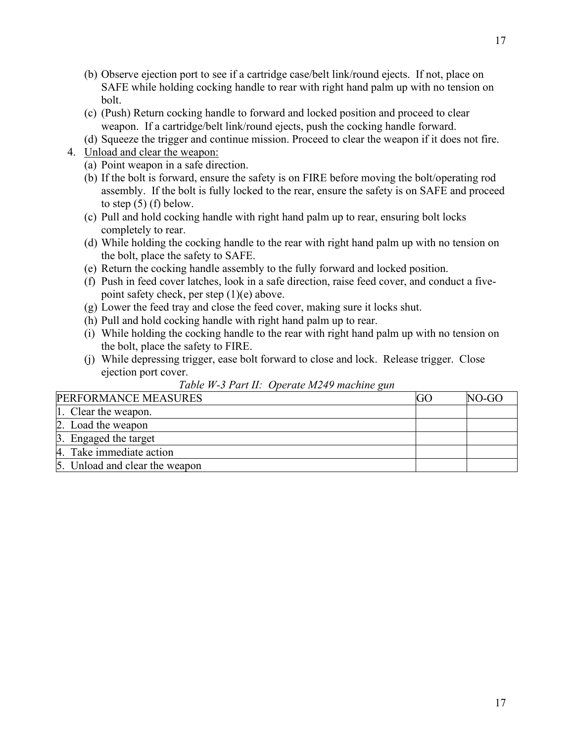(b) Observe ejection port to see if a cartridge case/belt link/round ejects. If not, place on SAFE while holding cocking handle to rear with right hand palm up with no tension on bolt.

(c) (Push) Return cocking handle to forward and locked position and proceed to clear weapon. If a cartridge/belt link/round ejects, push the cocking handle forward.

(d) Squeeze the trigger and continue mission. Proceed to clear the weapon if it does not fire.

4. Unload and clear the weapon:

   (a) Point weapon in a safe direction.

   (b) If the bolt is forward, ensure the safety is on FIRE before moving the bolt/operating rod assembly. If the bolt is fully locked to the rear, ensure the safety is on SAFE and proceed to step (5) (f) below.

   (c) Pull and hold cocking handle with right hand palm up to rear, ensuring bolt locks completely to rear.

   (d) While holding the cocking handle to the rear with right hand palm up with no tension on the bolt, place the safety to SAFE.

   (e) Return the cocking handle assembly to the fully forward and locked position.

   (f) Push in feed cover latches, look in a safe direction, raise feed cover, and conduct a five-point safety check, per step (1)(e) above.

   (g) Lower the feed tray and close the feed cover, making sure it locks shut.

   (h) Pull and hold cocking handle with right hand palm up to rear.

   (i) While holding the cocking handle to the rear with right hand palm up with no tension on the bolt, place the safety to FIRE.

   (j) While depressing trigger, ease bolt forward to close and lock. Release trigger. Close ejection port cover.

*Table W-3 Part II: Operate M249 machine gun*

| PERFORMANCE MEASURES | GO | NO-GO |
|---|---|---|
| 1. Clear the weapon. | | |
| 2. Load the weapon | | |
| 3. Engaged the target | | |
| 4. Take immediate action | | |
| 5. Unload and clear the weapon | | |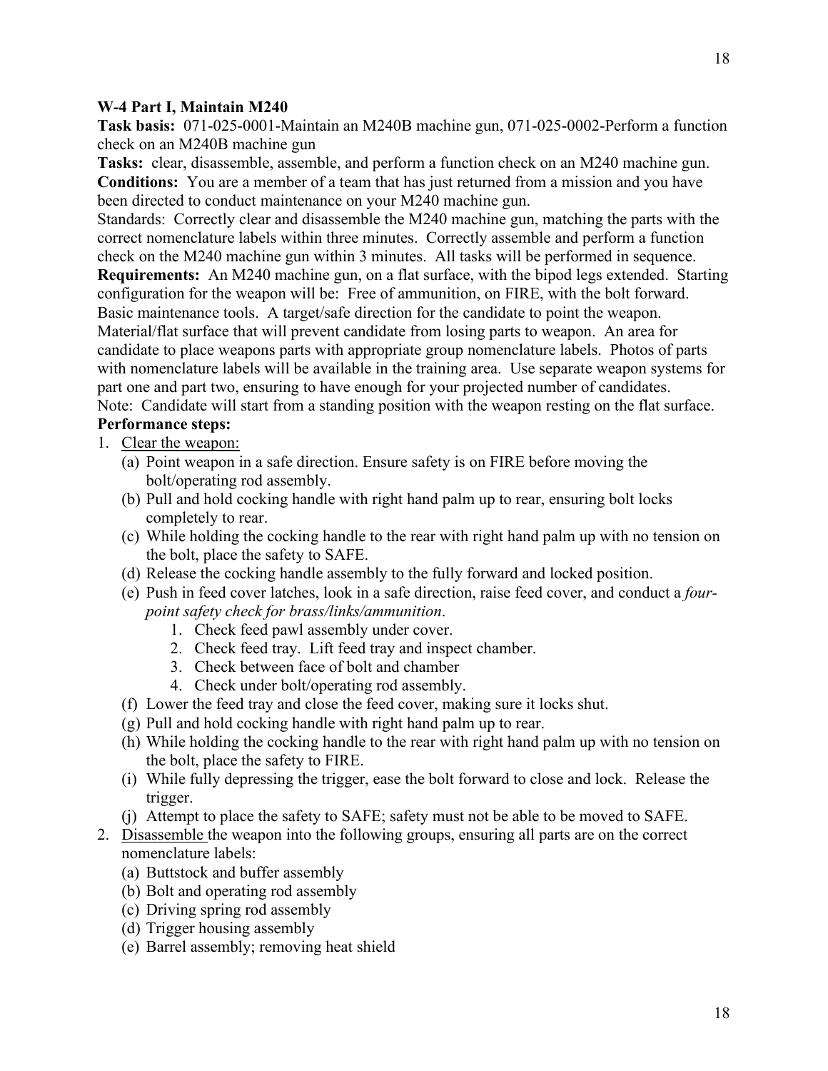**W-4 Part I, Maintain M240**

**Task basis:** 071-025-0001-Maintain an M240B machine gun, 071-025-0002-Perform a function check on an M240B machine gun

**Tasks:** clear, disassemble, assemble, and perform a function check on an M240 machine gun.

**Conditions:** You are a member of a team that has just returned from a mission and you have been directed to conduct maintenance on your M240 machine gun.

Standards: Correctly clear and disassemble the M240 machine gun, matching the parts with the correct nomenclature labels within three minutes. Correctly assemble and perform a function check on the M240 machine gun within 3 minutes. All tasks will be performed in sequence.

**Requirements:** An M240 machine gun, on a flat surface, with the bipod legs extended. Starting configuration for the weapon will be: Free of ammunition, on FIRE, with the bolt forward. Basic maintenance tools. A target/safe direction for the candidate to point the weapon. Material/flat surface that will prevent candidate from losing parts to weapon. An area for candidate to place weapons parts with appropriate group nomenclature labels. Photos of parts with nomenclature labels will be available in the training area. Use separate weapon systems for part one and part two, ensuring to have enough for your projected number of candidates.

Note: Candidate will start from a standing position with the weapon resting on the flat surface.

**Performance steps:**

1. Clear the weapon:
   - (a) Point weapon in a safe direction. Ensure safety is on FIRE before moving the bolt/operating rod assembly.
   - (b) Pull and hold cocking handle with right hand palm up to rear, ensuring bolt locks completely to rear.
   - (c) While holding the cocking handle to the rear with right hand palm up with no tension on the bolt, place the safety to SAFE.
   - (d) Release the cocking handle assembly to the fully forward and locked position.
   - (e) Push in feed cover latches, look in a safe direction, raise feed cover, and conduct a *four-point safety check for brass/links/ammunition*.
     1. Check feed pawl assembly under cover.
     2. Check feed tray. Lift feed tray and inspect chamber.
     3. Check between face of bolt and chamber
     4. Check under bolt/operating rod assembly.
   - (f) Lower the feed tray and close the feed cover, making sure it locks shut.
   - (g) Pull and hold cocking handle with right hand palm up to rear.
   - (h) While holding the cocking handle to the rear with right hand palm up with no tension on the bolt, place the safety to FIRE.
   - (i) While fully depressing the trigger, ease the bolt forward to close and lock. Release the trigger.
   - (j) Attempt to place the safety to SAFE; safety must not be able to be moved to SAFE.
2. Disassemble the weapon into the following groups, ensuring all parts are on the correct nomenclature labels:
   - (a) Buttstock and buffer assembly
   - (b) Bolt and operating rod assembly
   - (c) Driving spring rod assembly
   - (d) Trigger housing assembly
   - (e) Barrel assembly; removing heat shield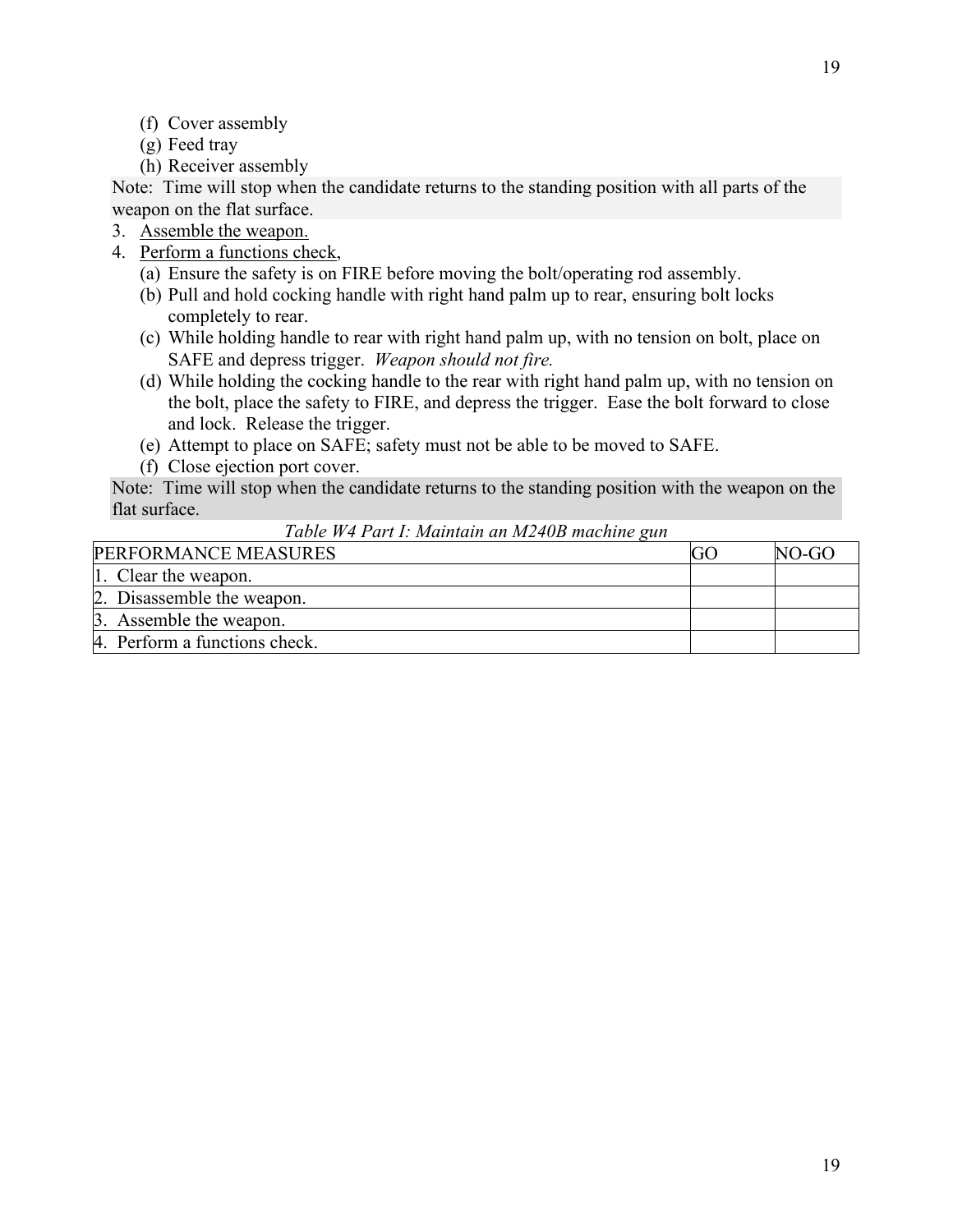(f) Cover assembly
(g) Feed tray
(h) Receiver assembly

Note: Time will stop when the candidate returns to the standing position with all parts of the weapon on the flat surface.

3. Assemble the weapon.
4. Perform a functions check,
   (a) Ensure the safety is on FIRE before moving the bolt/operating rod assembly.
   (b) Pull and hold cocking handle with right hand palm up to rear, ensuring bolt locks completely to rear.
   (c) While holding handle to rear with right hand palm up, with no tension on bolt, place on SAFE and depress trigger. *Weapon should not fire.*
   (d) While holding the cocking handle to the rear with right hand palm up, with no tension on the bolt, place the safety to FIRE, and depress the trigger. Ease the bolt forward to close and lock. Release the trigger.
   (e) Attempt to place on SAFE; safety must not be able to be moved to SAFE.
   (f) Close ejection port cover.

Note: Time will stop when the candidate returns to the standing position with the weapon on the flat surface.

*Table W4 Part I: Maintain an M240B machine gun*

| PERFORMANCE MEASURES | GO | NO-GO |
|---|---|---|
| 1. Clear the weapon. | | |
| 2. Disassemble the weapon. | | |
| 3. Assemble the weapon. | | |
| 4. Perform a functions check. | | |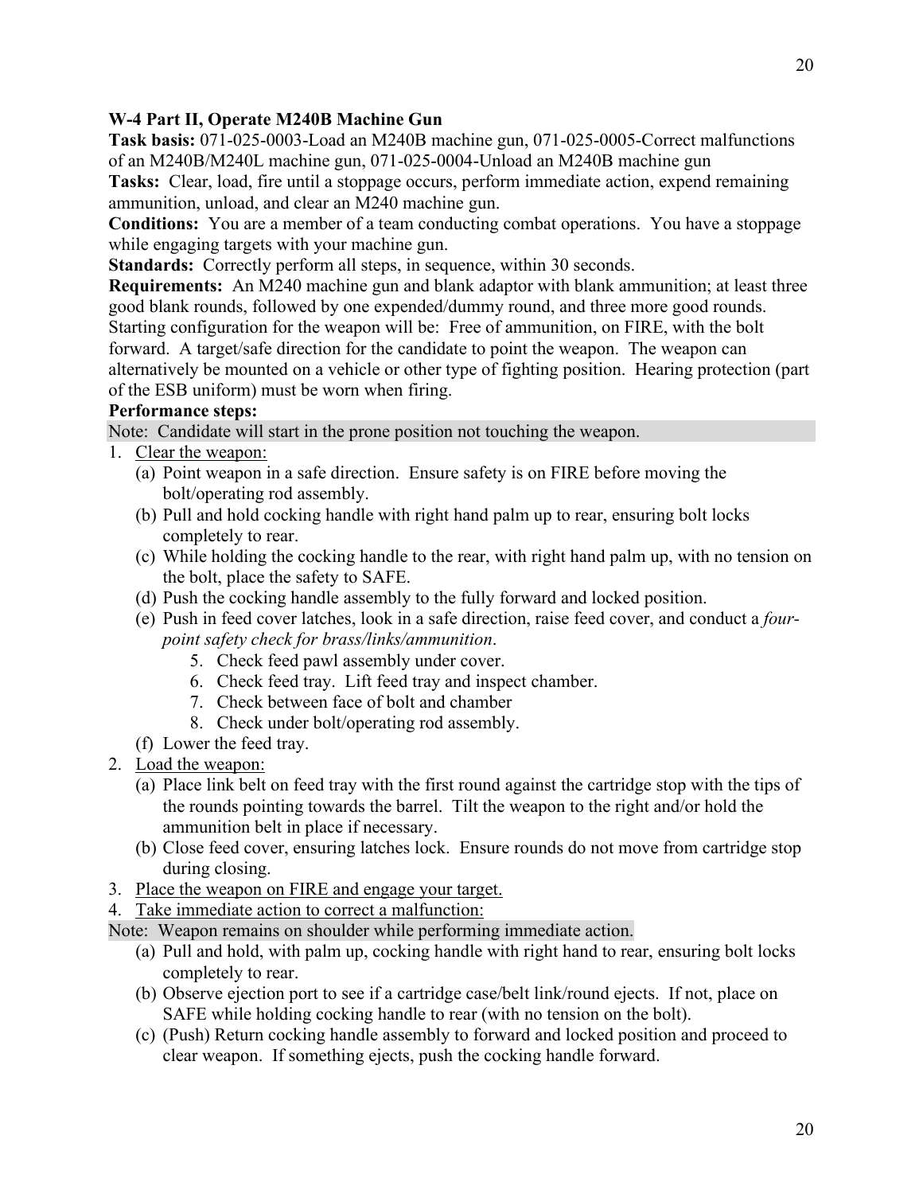**W-4 Part II, Operate M240B Machine Gun**

**Task basis:** 071-025-0003-Load an M240B machine gun, 071-025-0005-Correct malfunctions of an M240B/M240L machine gun, 071-025-0004-Unload an M240B machine gun

**Tasks:** Clear, load, fire until a stoppage occurs, perform immediate action, expend remaining ammunition, unload, and clear an M240 machine gun.

**Conditions:** You are a member of a team conducting combat operations. You have a stoppage while engaging targets with your machine gun.

**Standards:** Correctly perform all steps, in sequence, within 30 seconds.

**Requirements:** An M240 machine gun and blank adaptor with blank ammunition; at least three good blank rounds, followed by one expended/dummy round, and three more good rounds. Starting configuration for the weapon will be: Free of ammunition, on FIRE, with the bolt forward. A target/safe direction for the candidate to point the weapon. The weapon can alternatively be mounted on a vehicle or other type of fighting position. Hearing protection (part of the ESB uniform) must be worn when firing.

**Performance steps:**

Note: Candidate will start in the prone position not touching the weapon.

1. Clear the weapon:
   - (a) Point weapon in a safe direction. Ensure safety is on FIRE before moving the bolt/operating rod assembly.
   - (b) Pull and hold cocking handle with right hand palm up to rear, ensuring bolt locks completely to rear.
   - (c) While holding the cocking handle to the rear, with right hand palm up, with no tension on the bolt, place the safety to SAFE.
   - (d) Push the cocking handle assembly to the fully forward and locked position.
   - (e) Push in feed cover latches, look in a safe direction, raise feed cover, and conduct a *four-point safety check for brass/links/ammunition*.
     5. Check feed pawl assembly under cover.
     6. Check feed tray. Lift feed tray and inspect chamber.
     7. Check between face of bolt and chamber
     8. Check under bolt/operating rod assembly.
   - (f) Lower the feed tray.
2. Load the weapon:
   - (a) Place link belt on feed tray with the first round against the cartridge stop with the tips of the rounds pointing towards the barrel. Tilt the weapon to the right and/or hold the ammunition belt in place if necessary.
   - (b) Close feed cover, ensuring latches lock. Ensure rounds do not move from cartridge stop during closing.
3. Place the weapon on FIRE and engage your target.
4. Take immediate action to correct a malfunction:

Note: Weapon remains on shoulder while performing immediate action.

   - (a) Pull and hold, with palm up, cocking handle with right hand to rear, ensuring bolt locks completely to rear.
   - (b) Observe ejection port to see if a cartridge case/belt link/round ejects. If not, place on SAFE while holding cocking handle to rear (with no tension on the bolt).
   - (c) (Push) Return cocking handle assembly to forward and locked position and proceed to clear weapon. If something ejects, push the cocking handle forward.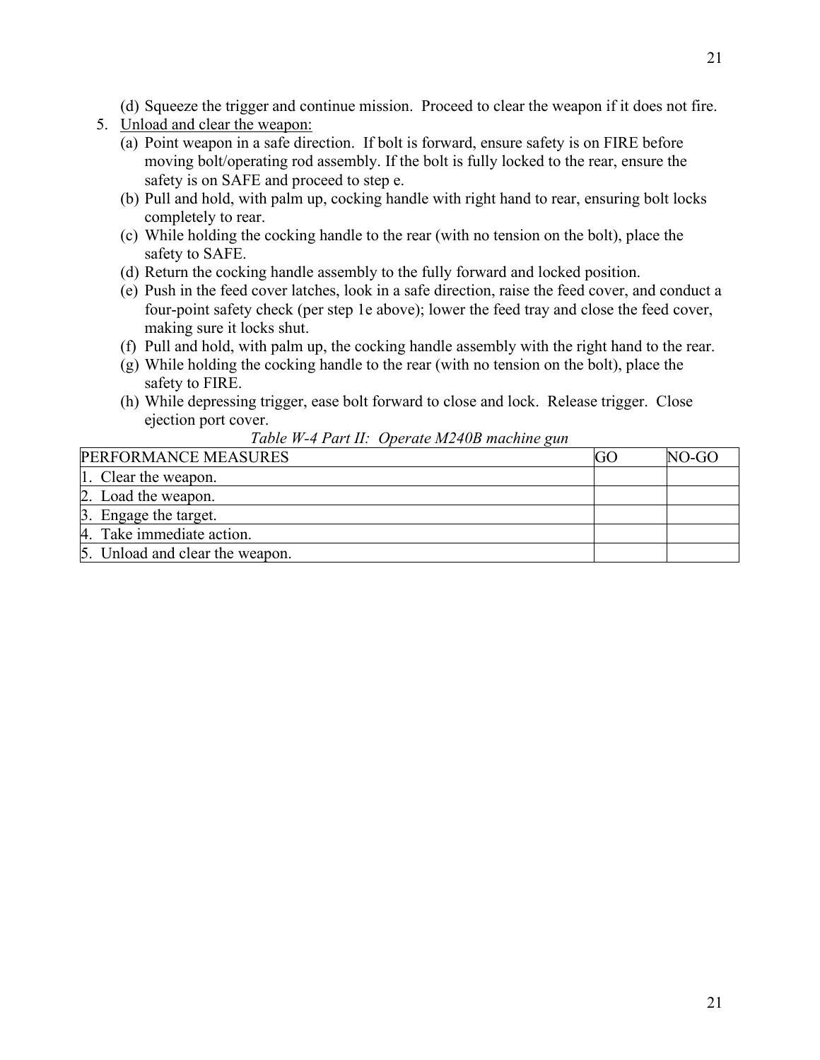(d) Squeeze the trigger and continue mission. Proceed to clear the weapon if it does not fire.

5. Unload and clear the weapon:
   (a) Point weapon in a safe direction. If bolt is forward, ensure safety is on FIRE before moving bolt/operating rod assembly. If the bolt is fully locked to the rear, ensure the safety is on SAFE and proceed to step e.
   (b) Pull and hold, with palm up, cocking handle with right hand to rear, ensuring bolt locks completely to rear.
   (c) While holding the cocking handle to the rear (with no tension on the bolt), place the safety to SAFE.
   (d) Return the cocking handle assembly to the fully forward and locked position.
   (e) Push in the feed cover latches, look in a safe direction, raise the feed cover, and conduct a four-point safety check (per step 1e above); lower the feed tray and close the feed cover, making sure it locks shut.
   (f) Pull and hold, with palm up, the cocking handle assembly with the right hand to the rear.
   (g) While holding the cocking handle to the rear (with no tension on the bolt), place the safety to FIRE.
   (h) While depressing trigger, ease bolt forward to close and lock. Release trigger. Close ejection port cover.

*Table W-4 Part II: Operate M240B machine gun*

| PERFORMANCE MEASURES | GO | NO-GO |
|---|---|---|
| 1. Clear the weapon. | | |
| 2. Load the weapon. | | |
| 3. Engage the target. | | |
| 4. Take immediate action. | | |
| 5. Unload and clear the weapon. | | |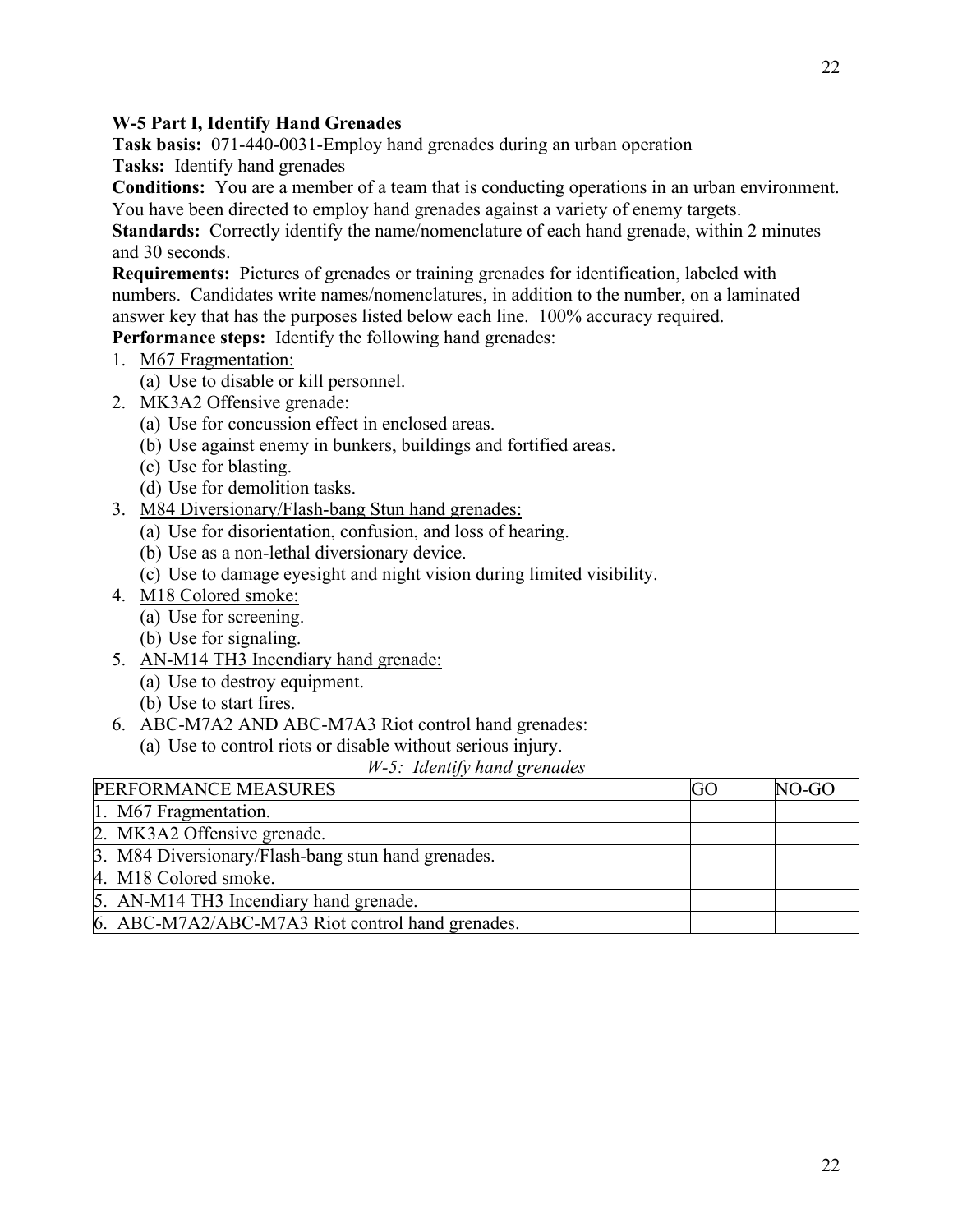### W-5 Part I, Identify Hand Grenades

**Task basis:** 071-440-0031-Employ hand grenades during an urban operation

**Tasks:** Identify hand grenades

**Conditions:** You are a member of a team that is conducting operations in an urban environment. You have been directed to employ hand grenades against a variety of enemy targets.

**Standards:** Correctly identify the name/nomenclature of each hand grenade, within 2 minutes and 30 seconds.

**Requirements:** Pictures of grenades or training grenades for identification, labeled with numbers. Candidates write names/nomenclatures, in addition to the number, on a laminated answer key that has the purposes listed below each line. 100% accuracy required.

**Performance steps:** Identify the following hand grenades:

1. M67 Fragmentation:
   (a) Use to disable or kill personnel.
2. MK3A2 Offensive grenade:
   (a) Use for concussion effect in enclosed areas.
   (b) Use against enemy in bunkers, buildings and fortified areas.
   (c) Use for blasting.
   (d) Use for demolition tasks.
3. M84 Diversionary/Flash-bang Stun hand grenades:
   (a) Use for disorientation, confusion, and loss of hearing.
   (b) Use as a non-lethal diversionary device.
   (c) Use to damage eyesight and night vision during limited visibility.
4. M18 Colored smoke:
   (a) Use for screening.
   (b) Use for signaling.
5. AN-M14 TH3 Incendiary hand grenade:
   (a) Use to destroy equipment.
   (b) Use to start fires.
6. ABC-M7A2 AND ABC-M7A3 Riot control hand grenades:
   (a) Use to control riots or disable without serious injury.

*W-5: Identify hand grenades*

| PERFORMANCE MEASURES | GO | NO-GO |
|---|---|---|
| 1. M67 Fragmentation. | | |
| 2. MK3A2 Offensive grenade. | | |
| 3. M84 Diversionary/Flash-bang stun hand grenades. | | |
| 4. M18 Colored smoke. | | |
| 5. AN-M14 TH3 Incendiary hand grenade. | | |
| 6. ABC-M7A2/ABC-M7A3 Riot control hand grenades. | | |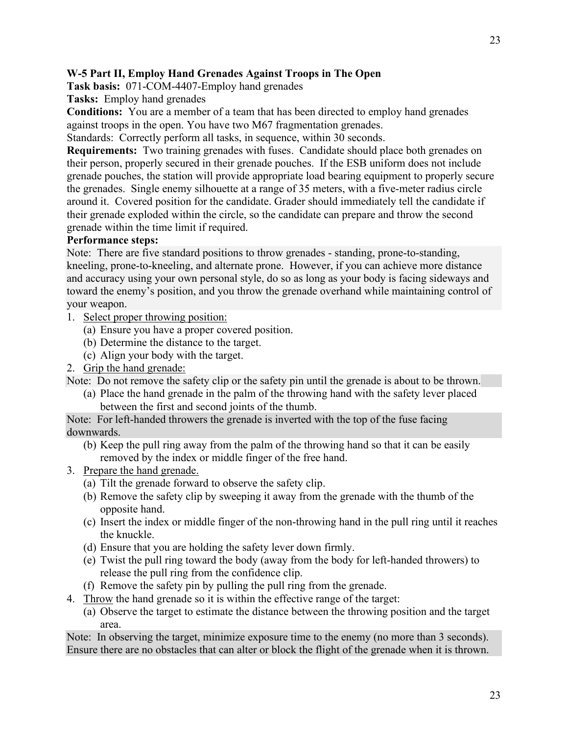**W-5 Part II, Employ Hand Grenades Against Troops in The Open**

**Task basis:** 071-COM-4407-Employ hand grenades

**Tasks:** Employ hand grenades

**Conditions:** You are a member of a team that has been directed to employ hand grenades against troops in the open. You have two M67 fragmentation grenades.

Standards: Correctly perform all tasks, in sequence, within 30 seconds.

**Requirements:** Two training grenades with fuses. Candidate should place both grenades on their person, properly secured in their grenade pouches. If the ESB uniform does not include grenade pouches, the station will provide appropriate load bearing equipment to properly secure the grenades. Single enemy silhouette at a range of 35 meters, with a five-meter radius circle around it. Covered position for the candidate. Grader should immediately tell the candidate if their grenade exploded within the circle, so the candidate can prepare and throw the second grenade within the time limit if required.

**Performance steps:**

Note: There are five standard positions to throw grenades - standing, prone-to-standing, kneeling, prone-to-kneeling, and alternate prone. However, if you can achieve more distance and accuracy using your own personal style, do so as long as your body is facing sideways and toward the enemy's position, and you throw the grenade overhand while maintaining control of your weapon.

1. Select proper throwing position:
   (a) Ensure you have a proper covered position.
   (b) Determine the distance to the target.
   (c) Align your body with the target.
2. Grip the hand grenade:

Note: Do not remove the safety clip or the safety pin until the grenade is about to be thrown.

   (a) Place the hand grenade in the palm of the throwing hand with the safety lever placed between the first and second joints of the thumb.

Note: For left-handed throwers the grenade is inverted with the top of the fuse facing downwards.

   (b) Keep the pull ring away from the palm of the throwing hand so that it can be easily removed by the index or middle finger of the free hand.
3. Prepare the hand grenade.
   (a) Tilt the grenade forward to observe the safety clip.
   (b) Remove the safety clip by sweeping it away from the grenade with the thumb of the opposite hand.
   (c) Insert the index or middle finger of the non-throwing hand in the pull ring until it reaches the knuckle.
   (d) Ensure that you are holding the safety lever down firmly.
   (e) Twist the pull ring toward the body (away from the body for left-handed throwers) to release the pull ring from the confidence clip.
   (f) Remove the safety pin by pulling the pull ring from the grenade.
4. Throw the hand grenade so it is within the effective range of the target:
   (a) Observe the target to estimate the distance between the throwing position and the target area.

Note: In observing the target, minimize exposure time to the enemy (no more than 3 seconds). Ensure there are no obstacles that can alter or block the flight of the grenade when it is thrown.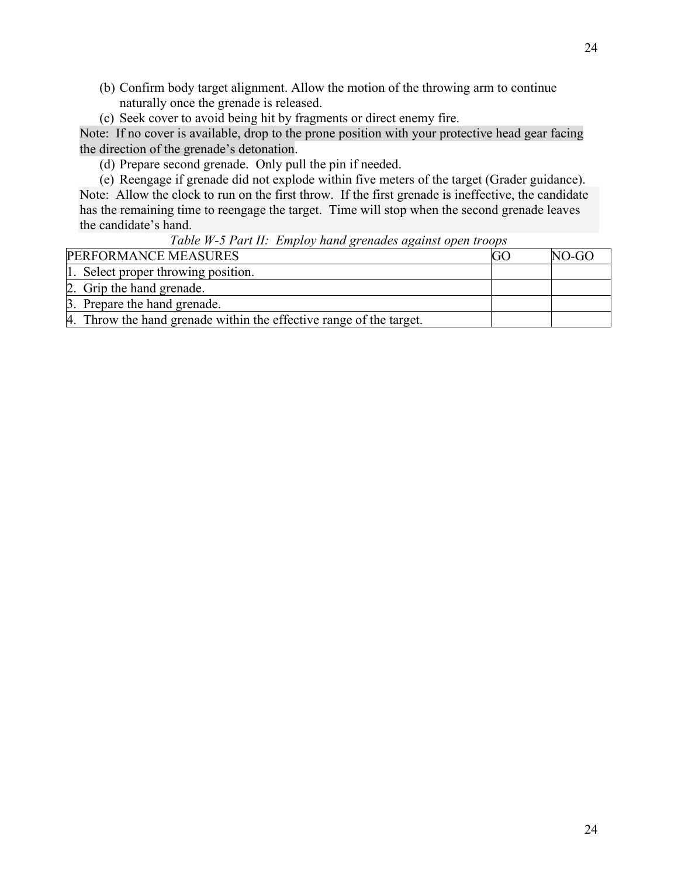(b) Confirm body target alignment. Allow the motion of the throwing arm to continue naturally once the grenade is released.

(c) Seek cover to avoid being hit by fragments or direct enemy fire.

Note: If no cover is available, drop to the prone position with your protective head gear facing the direction of the grenade's detonation.

(d) Prepare second grenade. Only pull the pin if needed.

(e) Reengage if grenade did not explode within five meters of the target (Grader guidance).

Note: Allow the clock to run on the first throw. If the first grenade is ineffective, the candidate has the remaining time to reengage the target. Time will stop when the second grenade leaves the candidate's hand.

*Table W-5 Part II: Employ hand grenades against open troops*

| PERFORMANCE MEASURES | GO | NO-GO |
|---|---|---|
| 1. Select proper throwing position. | | |
| 2. Grip the hand grenade. | | |
| 3. Prepare the hand grenade. | | |
| 4. Throw the hand grenade within the effective range of the target. | | |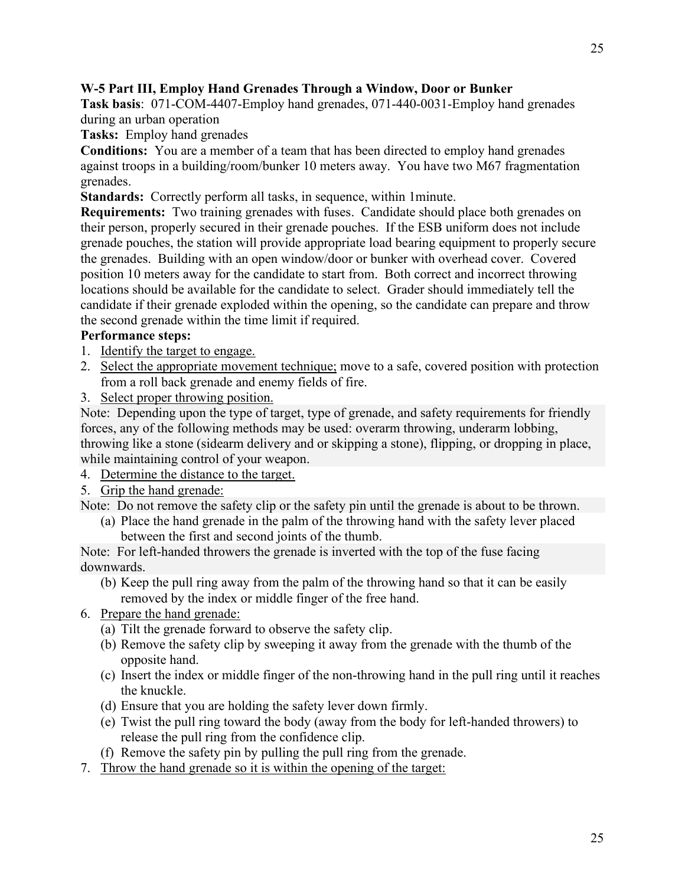**W-5 Part III, Employ Hand Grenades Through a Window, Door or Bunker**

**Task basis**: 071-COM-4407-Employ hand grenades, 071-440-0031-Employ hand grenades during an urban operation

**Tasks:** Employ hand grenades

**Conditions:** You are a member of a team that has been directed to employ hand grenades against troops in a building/room/bunker 10 meters away. You have two M67 fragmentation grenades.

**Standards:** Correctly perform all tasks, in sequence, within 1minute.

**Requirements:** Two training grenades with fuses. Candidate should place both grenades on their person, properly secured in their grenade pouches. If the ESB uniform does not include grenade pouches, the station will provide appropriate load bearing equipment to properly secure the grenades. Building with an open window/door or bunker with overhead cover. Covered position 10 meters away for the candidate to start from. Both correct and incorrect throwing locations should be available for the candidate to select. Grader should immediately tell the candidate if their grenade exploded within the opening, so the candidate can prepare and throw the second grenade within the time limit if required.

**Performance steps:**

1. Identify the target to engage.
2. Select the appropriate movement technique; move to a safe, covered position with protection from a roll back grenade and enemy fields of fire.
3. Select proper throwing position.

Note: Depending upon the type of target, type of grenade, and safety requirements for friendly forces, any of the following methods may be used: overarm throwing, underarm lobbing, throwing like a stone (sidearm delivery and or skipping a stone), flipping, or dropping in place, while maintaining control of your weapon.

4. Determine the distance to the target.
5. Grip the hand grenade:

Note: Do not remove the safety clip or the safety pin until the grenade is about to be thrown.

   (a) Place the hand grenade in the palm of the throwing hand with the safety lever placed between the first and second joints of the thumb.

Note: For left-handed throwers the grenade is inverted with the top of the fuse facing downwards.

   (b) Keep the pull ring away from the palm of the throwing hand so that it can be easily removed by the index or middle finger of the free hand.

6. Prepare the hand grenade:
   (a) Tilt the grenade forward to observe the safety clip.
   (b) Remove the safety clip by sweeping it away from the grenade with the thumb of the opposite hand.
   (c) Insert the index or middle finger of the non-throwing hand in the pull ring until it reaches the knuckle.
   (d) Ensure that you are holding the safety lever down firmly.
   (e) Twist the pull ring toward the body (away from the body for left-handed throwers) to release the pull ring from the confidence clip.
   (f) Remove the safety pin by pulling the pull ring from the grenade.
7. Throw the hand grenade so it is within the opening of the target: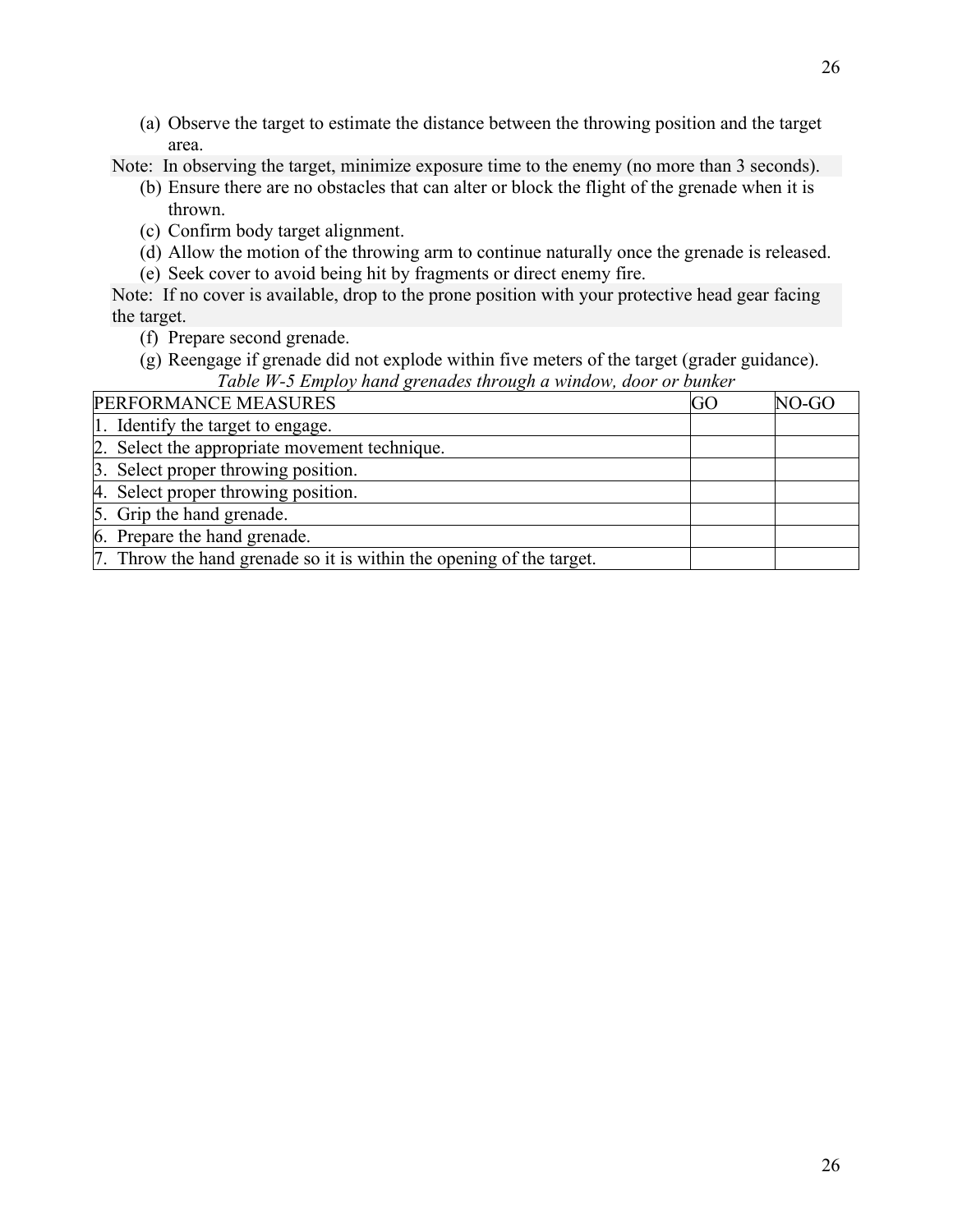(a) Observe the target to estimate the distance between the throwing position and the target area.

Note: In observing the target, minimize exposure time to the enemy (no more than 3 seconds).

(b) Ensure there are no obstacles that can alter or block the flight of the grenade when it is thrown.

(c) Confirm body target alignment.

(d) Allow the motion of the throwing arm to continue naturally once the grenade is released.

(e) Seek cover to avoid being hit by fragments or direct enemy fire.

Note: If no cover is available, drop to the prone position with your protective head gear facing the target.

(f) Prepare second grenade.

(g) Reengage if grenade did not explode within five meters of the target (grader guidance).

*Table W-5 Employ hand grenades through a window, door or bunker*

| PERFORMANCE MEASURES | GO | NO-GO |
|---|---|---|
| 1. Identify the target to engage. | | |
| 2. Select the appropriate movement technique. | | |
| 3. Select proper throwing position. | | |
| 4. Select proper throwing position. | | |
| 5. Grip the hand grenade. | | |
| 6. Prepare the hand grenade. | | |
| 7. Throw the hand grenade so it is within the opening of the target. | | |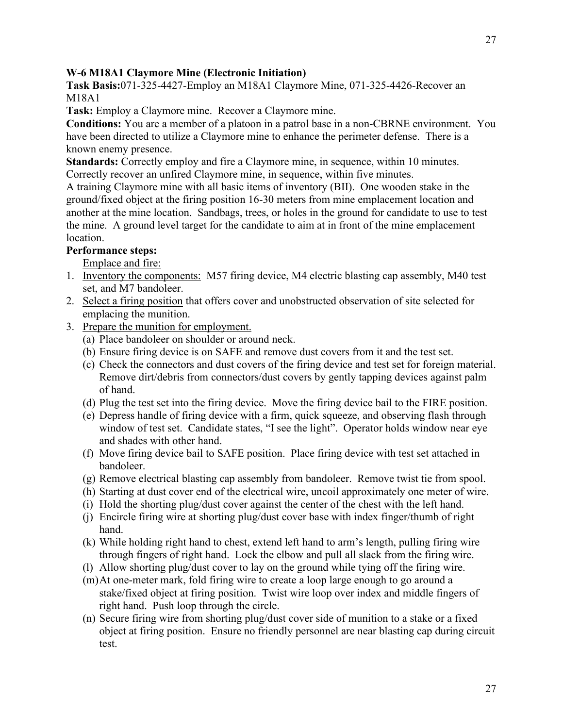**W-6 M18A1 Claymore Mine (Electronic Initiation)**

**Task Basis:**071-325-4427-Employ an M18A1 Claymore Mine, 071-325-4426-Recover an M18A1

**Task:** Employ a Claymore mine. Recover a Claymore mine.

**Conditions:** You are a member of a platoon in a patrol base in a non-CBRNE environment. You have been directed to utilize a Claymore mine to enhance the perimeter defense. There is a known enemy presence.

**Standards:** Correctly employ and fire a Claymore mine, in sequence, within 10 minutes. Correctly recover an unfired Claymore mine, in sequence, within five minutes.

A training Claymore mine with all basic items of inventory (BII). One wooden stake in the ground/fixed object at the firing position 16-30 meters from mine emplacement location and another at the mine location. Sandbags, trees, or holes in the ground for candidate to use to test the mine. A ground level target for the candidate to aim at in front of the mine emplacement location.

**Performance steps:**

Emplace and fire:

1. Inventory the components: M57 firing device, M4 electric blasting cap assembly, M40 test set, and M7 bandoleer.
2. Select a firing position that offers cover and unobstructed observation of site selected for emplacing the munition.
3. Prepare the munition for employment.
   (a) Place bandoleer on shoulder or around neck.
   (b) Ensure firing device is on SAFE and remove dust covers from it and the test set.
   (c) Check the connectors and dust covers of the firing device and test set for foreign material. Remove dirt/debris from connectors/dust covers by gently tapping devices against palm of hand.
   (d) Plug the test set into the firing device. Move the firing device bail to the FIRE position.
   (e) Depress handle of firing device with a firm, quick squeeze, and observing flash through window of test set. Candidate states, "I see the light". Operator holds window near eye and shades with other hand.
   (f) Move firing device bail to SAFE position. Place firing device with test set attached in bandoleer.
   (g) Remove electrical blasting cap assembly from bandoleer. Remove twist tie from spool.
   (h) Starting at dust cover end of the electrical wire, uncoil approximately one meter of wire.
   (i) Hold the shorting plug/dust cover against the center of the chest with the left hand.
   (j) Encircle firing wire at shorting plug/dust cover base with index finger/thumb of right hand.
   (k) While holding right hand to chest, extend left hand to arm's length, pulling firing wire through fingers of right hand. Lock the elbow and pull all slack from the firing wire.
   (l) Allow shorting plug/dust cover to lay on the ground while tying off the firing wire.
   (m) At one-meter mark, fold firing wire to create a loop large enough to go around a stake/fixed object at firing position. Twist wire loop over index and middle fingers of right hand. Push loop through the circle.
   (n) Secure firing wire from shorting plug/dust cover side of munition to a stake or a fixed object at firing position. Ensure no friendly personnel are near blasting cap during circuit test.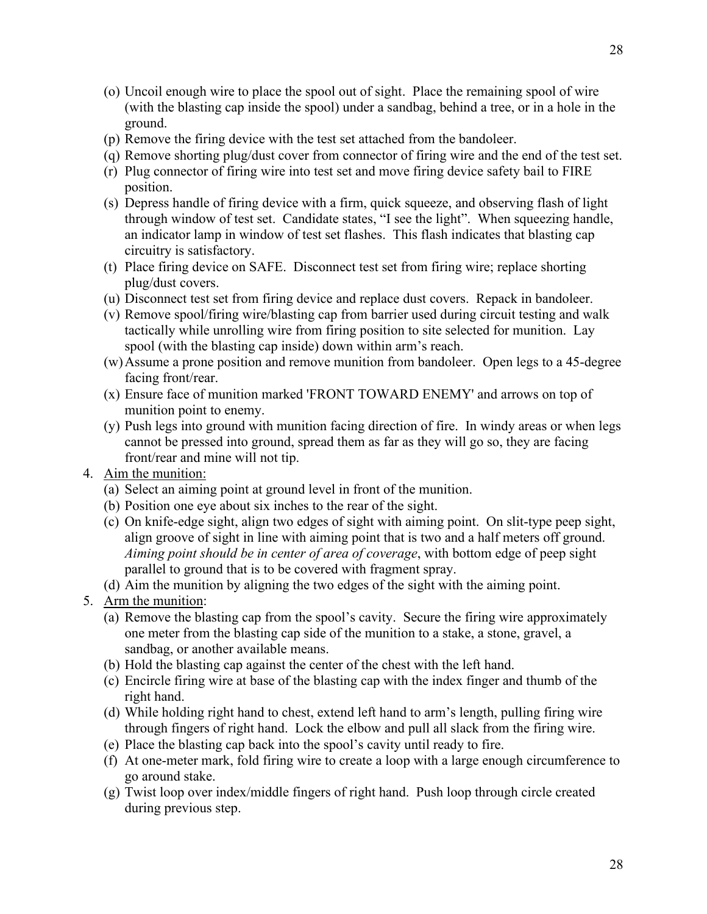(o) Uncoil enough wire to place the spool out of sight. Place the remaining spool of wire (with the blasting cap inside the spool) under a sandbag, behind a tree, or in a hole in the ground.

(p) Remove the firing device with the test set attached from the bandoleer.

(q) Remove shorting plug/dust cover from connector of firing wire and the end of the test set.

(r) Plug connector of firing wire into test set and move firing device safety bail to FIRE position.

(s) Depress handle of firing device with a firm, quick squeeze, and observing flash of light through window of test set. Candidate states, "I see the light". When squeezing handle, an indicator lamp in window of test set flashes. This flash indicates that blasting cap circuitry is satisfactory.

(t) Place firing device on SAFE. Disconnect test set from firing wire; replace shorting plug/dust covers.

(u) Disconnect test set from firing device and replace dust covers. Repack in bandoleer.

(v) Remove spool/firing wire/blasting cap from barrier used during circuit testing and walk tactically while unrolling wire from firing position to site selected for munition. Lay spool (with the blasting cap inside) down within arm's reach.

(w) Assume a prone position and remove munition from bandoleer. Open legs to a 45-degree facing front/rear.

(x) Ensure face of munition marked 'FRONT TOWARD ENEMY' and arrows on top of munition point to enemy.

(y) Push legs into ground with munition facing direction of fire. In windy areas or when legs cannot be pressed into ground, spread them as far as they will go so, they are facing front/rear and mine will not tip.

4. Aim the munition:

   (a) Select an aiming point at ground level in front of the munition.

   (b) Position one eye about six inches to the rear of the sight.

   (c) On knife-edge sight, align two edges of sight with aiming point. On slit-type peep sight, align groove of sight in line with aiming point that is two and a half meters off ground. *Aiming point should be in center of area of coverage*, with bottom edge of peep sight parallel to ground that is to be covered with fragment spray.

   (d) Aim the munition by aligning the two edges of the sight with the aiming point.

5. Arm the munition:

   (a) Remove the blasting cap from the spool's cavity. Secure the firing wire approximately one meter from the blasting cap side of the munition to a stake, a stone, gravel, a sandbag, or another available means.

   (b) Hold the blasting cap against the center of the chest with the left hand.

   (c) Encircle firing wire at base of the blasting cap with the index finger and thumb of the right hand.

   (d) While holding right hand to chest, extend left hand to arm's length, pulling firing wire through fingers of right hand. Lock the elbow and pull all slack from the firing wire.

   (e) Place the blasting cap back into the spool's cavity until ready to fire.

   (f) At one-meter mark, fold firing wire to create a loop with a large enough circumference to go around stake.

   (g) Twist loop over index/middle fingers of right hand. Push loop through circle created during previous step.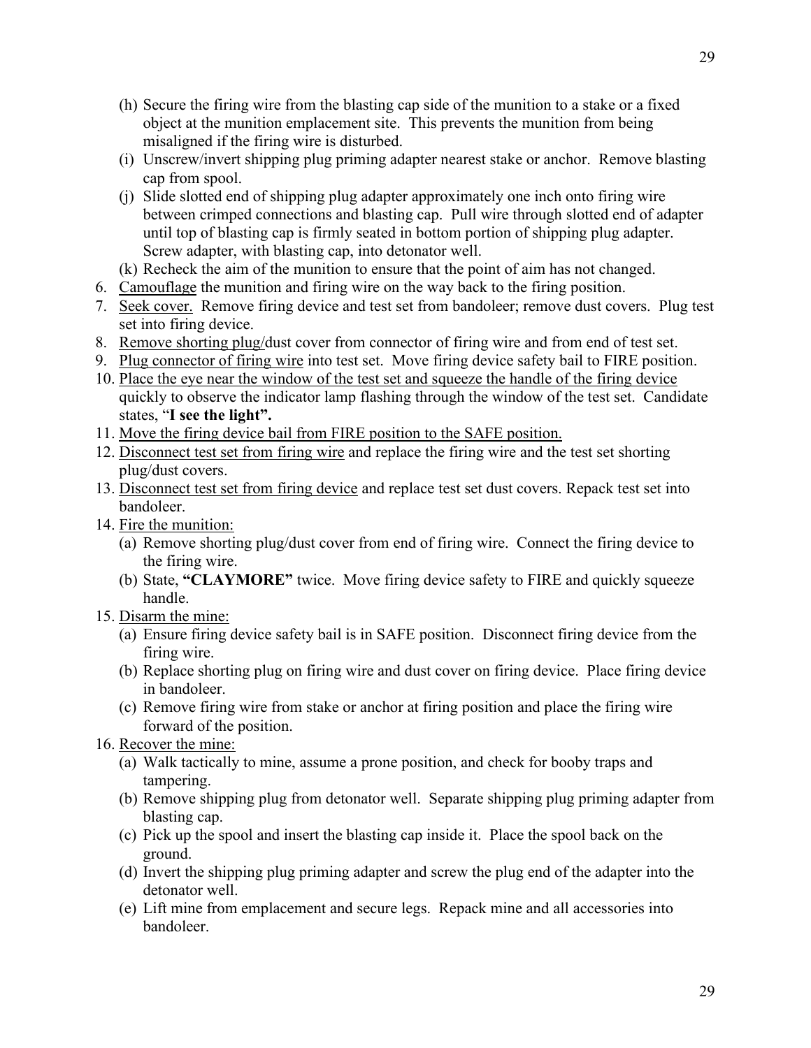(h) Secure the firing wire from the blasting cap side of the munition to a stake or a fixed object at the munition emplacement site. This prevents the munition from being misaligned if the firing wire is disturbed.
   (i) Unscrew/invert shipping plug priming adapter nearest stake or anchor. Remove blasting cap from spool.
   (j) Slide slotted end of shipping plug adapter approximately one inch onto firing wire between crimped connections and blasting cap. Pull wire through slotted end of adapter until top of blasting cap is firmly seated in bottom portion of shipping plug adapter. Screw adapter, with blasting cap, into detonator well.
   (k) Recheck the aim of the munition to ensure that the point of aim has not changed.

6. <u>Camouflage</u> the munition and firing wire on the way back to the firing position.
7. <u>Seek cover.</u> Remove firing device and test set from bandoleer; remove dust covers. Plug test set into firing device.
8. <u>Remove shorting plug/</u>dust cover from connector of firing wire and from end of test set.
9. <u>Plug connector of firing wire</u> into test set. Move firing device safety bail to FIRE position.
10. <u>Place the eye near the window of the test set and squeeze the handle of the firing device</u> quickly to observe the indicator lamp flashing through the window of the test set. Candidate states, "**I see the light".**
11. <u>Move the firing device bail from FIRE position to the SAFE position.</u>
12. <u>Disconnect test set from firing wire</u> and replace the firing wire and the test set shorting plug/dust covers.
13. <u>Disconnect test set from firing device</u> and replace test set dust covers. Repack test set into bandoleer.
14. <u>Fire the munition:</u>
   (a) Remove shorting plug/dust cover from end of firing wire. Connect the firing device to the firing wire.
   (b) State, **"CLAYMORE"** twice. Move firing device safety to FIRE and quickly squeeze handle.
15. <u>Disarm the mine:</u>
   (a) Ensure firing device safety bail is in SAFE position. Disconnect firing device from the firing wire.
   (b) Replace shorting plug on firing wire and dust cover on firing device. Place firing device in bandoleer.
   (c) Remove firing wire from stake or anchor at firing position and place the firing wire forward of the position.
16. <u>Recover the mine:</u>
   (a) Walk tactically to mine, assume a prone position, and check for booby traps and tampering.
   (b) Remove shipping plug from detonator well. Separate shipping plug priming adapter from blasting cap.
   (c) Pick up the spool and insert the blasting cap inside it. Place the spool back on the ground.
   (d) Invert the shipping plug priming adapter and screw the plug end of the adapter into the detonator well.
   (e) Lift mine from emplacement and secure legs. Repack mine and all accessories into bandoleer.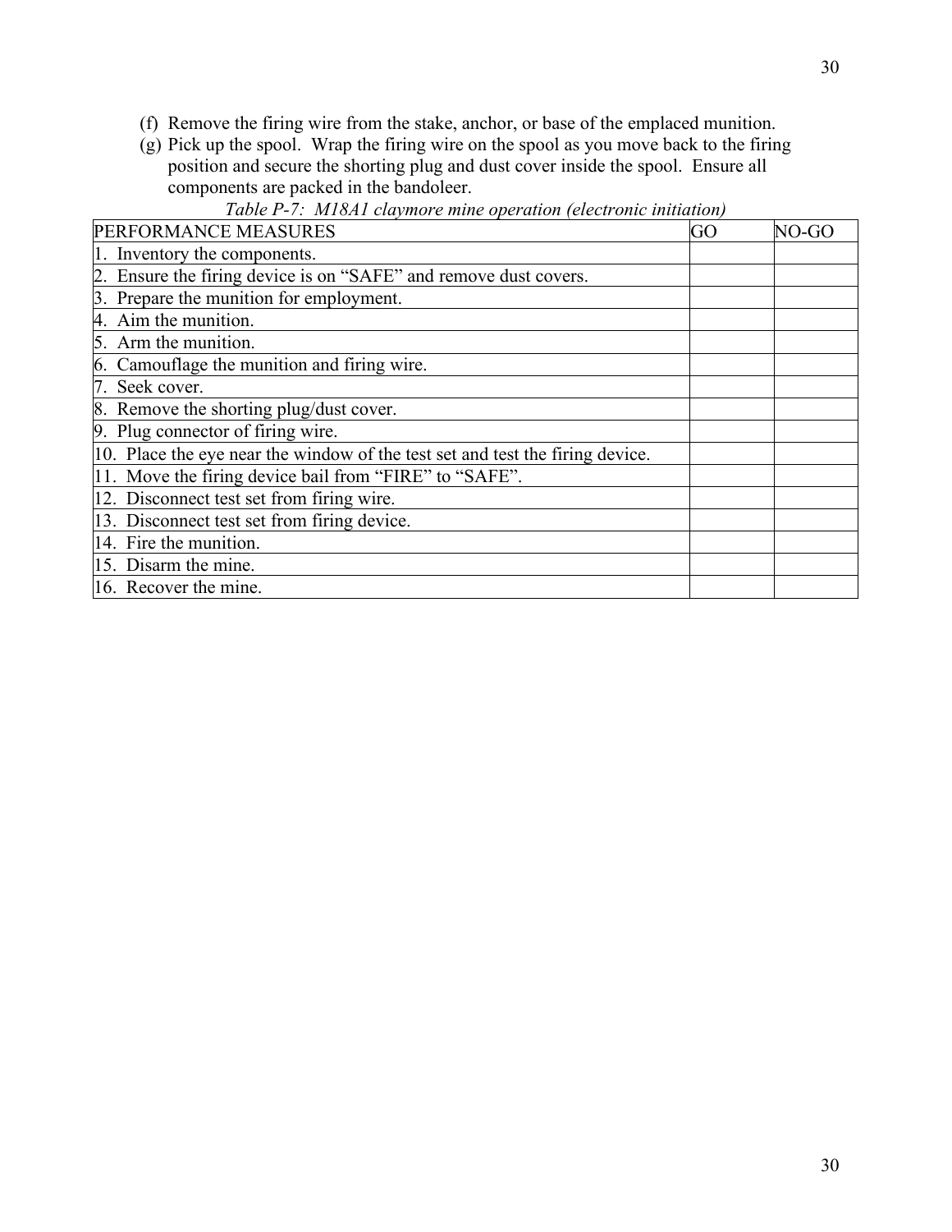(f) Remove the firing wire from the stake, anchor, or base of the emplaced munition.

(g) Pick up the spool. Wrap the firing wire on the spool as you move back to the firing position and secure the shorting plug and dust cover inside the spool. Ensure all components are packed in the bandoleer.

*Table P-7: M18A1 claymore mine operation (electronic initiation)*

| PERFORMANCE MEASURES | GO | NO-GO |
|---|---|---|
| 1. Inventory the components. | | |
| 2. Ensure the firing device is on "SAFE" and remove dust covers. | | |
| 3. Prepare the munition for employment. | | |
| 4. Aim the munition. | | |
| 5. Arm the munition. | | |
| 6. Camouflage the munition and firing wire. | | |
| 7. Seek cover. | | |
| 8. Remove the shorting plug/dust cover. | | |
| 9. Plug connector of firing wire. | | |
| 10. Place the eye near the window of the test set and test the firing device. | | |
| 11. Move the firing device bail from "FIRE" to "SAFE". | | |
| 12. Disconnect test set from firing wire. | | |
| 13. Disconnect test set from firing device. | | |
| 14. Fire the munition. | | |
| 15. Disarm the mine. | | |
| 16. Recover the mine. | | |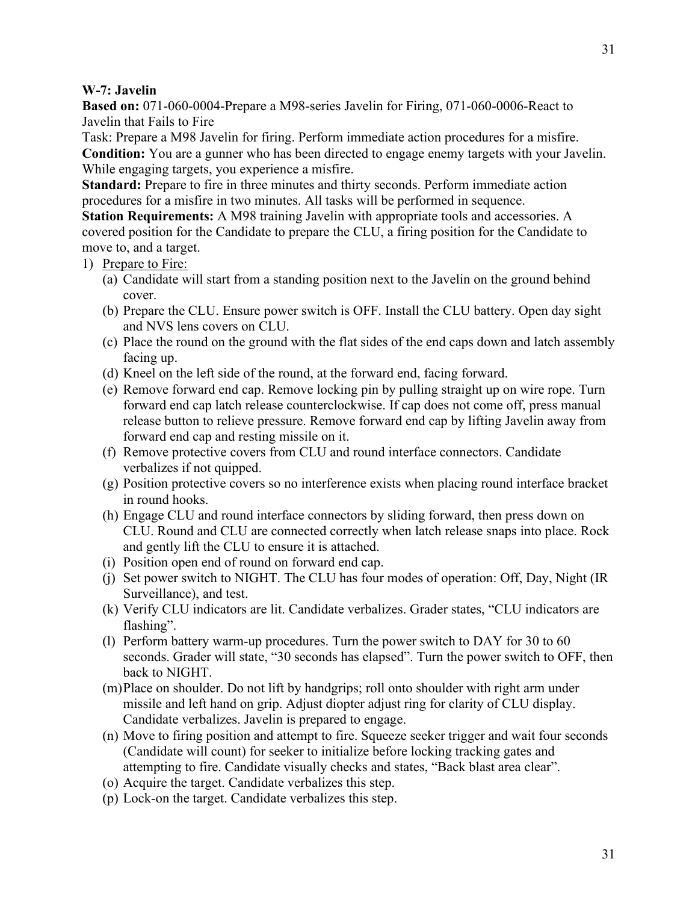**W-7: Javelin**

**Based on:** 071-060-0004-Prepare a M98-series Javelin for Firing, 071-060-0006-React to Javelin that Fails to Fire

Task: Prepare a M98 Javelin for firing. Perform immediate action procedures for a misfire.

**Condition:** You are a gunner who has been directed to engage enemy targets with your Javelin. While engaging targets, you experience a misfire.

**Standard:** Prepare to fire in three minutes and thirty seconds. Perform immediate action procedures for a misfire in two minutes. All tasks will be performed in sequence.

**Station Requirements:** A M98 training Javelin with appropriate tools and accessories. A covered position for the Candidate to prepare the CLU, a firing position for the Candidate to move to, and a target.

1) Prepare to Fire:
   (a) Candidate will start from a standing position next to the Javelin on the ground behind cover.
   (b) Prepare the CLU. Ensure power switch is OFF. Install the CLU battery. Open day sight and NVS lens covers on CLU.
   (c) Place the round on the ground with the flat sides of the end caps down and latch assembly facing up.
   (d) Kneel on the left side of the round, at the forward end, facing forward.
   (e) Remove forward end cap. Remove locking pin by pulling straight up on wire rope. Turn forward end cap latch release counterclockwise. If cap does not come off, press manual release button to relieve pressure. Remove forward end cap by lifting Javelin away from forward end cap and resting missile on it.
   (f) Remove protective covers from CLU and round interface connectors. Candidate verbalizes if not quipped.
   (g) Position protective covers so no interference exists when placing round interface bracket in round hooks.
   (h) Engage CLU and round interface connectors by sliding forward, then press down on CLU. Round and CLU are connected correctly when latch release snaps into place. Rock and gently lift the CLU to ensure it is attached.
   (i) Position open end of round on forward end cap.
   (j) Set power switch to NIGHT. The CLU has four modes of operation: Off, Day, Night (IR Surveillance), and test.
   (k) Verify CLU indicators are lit. Candidate verbalizes. Grader states, "CLU indicators are flashing".
   (l) Perform battery warm-up procedures. Turn the power switch to DAY for 30 to 60 seconds. Grader will state, "30 seconds has elapsed". Turn the power switch to OFF, then back to NIGHT.
   (m) Place on shoulder. Do not lift by handgrips; roll onto shoulder with right arm under missile and left hand on grip. Adjust diopter adjust ring for clarity of CLU display. Candidate verbalizes. Javelin is prepared to engage.
   (n) Move to firing position and attempt to fire. Squeeze seeker trigger and wait four seconds (Candidate will count) for seeker to initialize before locking tracking gates and attempting to fire. Candidate visually checks and states, "Back blast area clear".
   (o) Acquire the target. Candidate verbalizes this step.
   (p) Lock-on the target. Candidate verbalizes this step.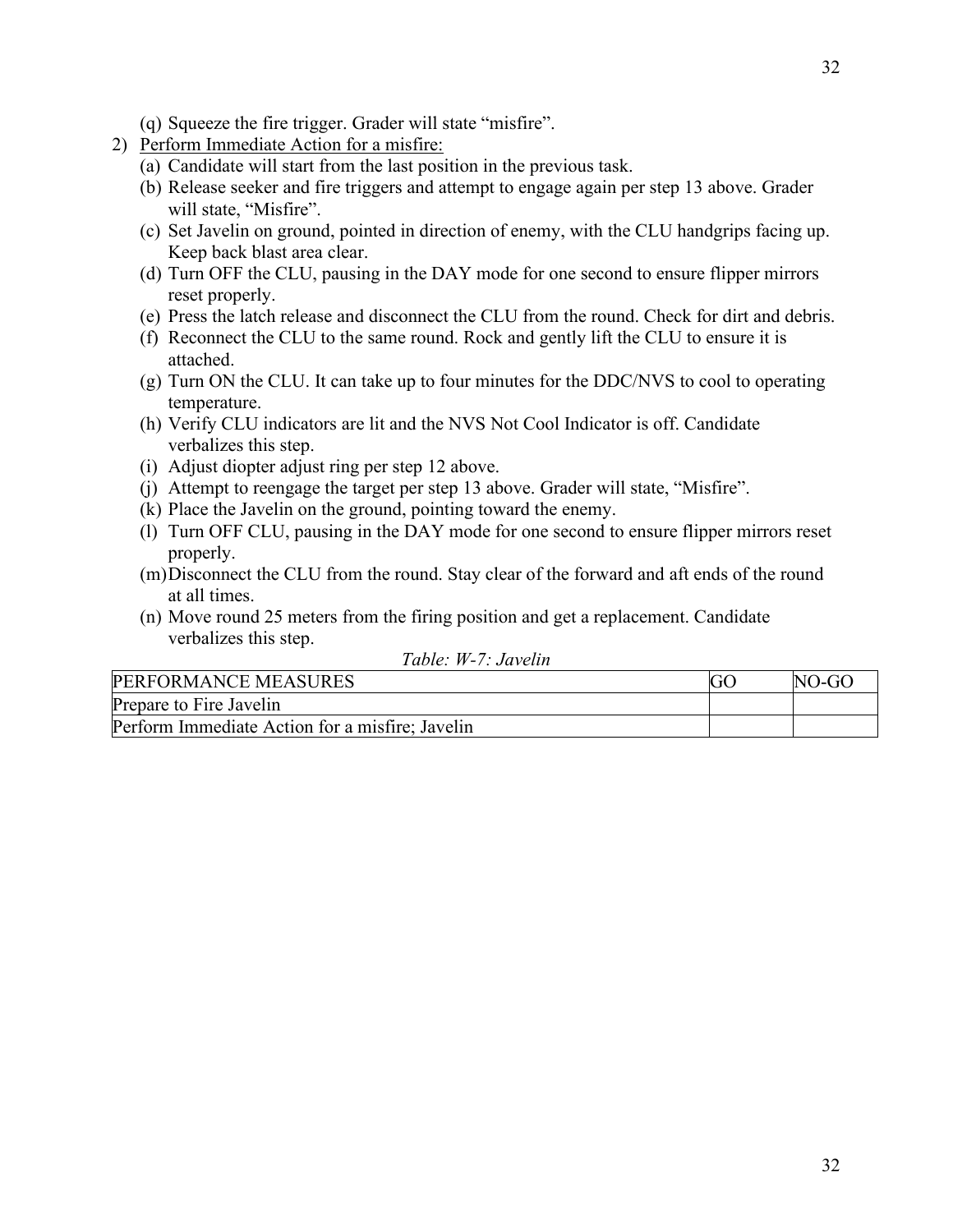(q) Squeeze the fire trigger. Grader will state "misfire".

2) Perform Immediate Action for a misfire:
   (a) Candidate will start from the last position in the previous task.
   (b) Release seeker and fire triggers and attempt to engage again per step 13 above. Grader will state, "Misfire".
   (c) Set Javelin on ground, pointed in direction of enemy, with the CLU handgrips facing up. Keep back blast area clear.
   (d) Turn OFF the CLU, pausing in the DAY mode for one second to ensure flipper mirrors reset properly.
   (e) Press the latch release and disconnect the CLU from the round. Check for dirt and debris.
   (f) Reconnect the CLU to the same round. Rock and gently lift the CLU to ensure it is attached.
   (g) Turn ON the CLU. It can take up to four minutes for the DDC/NVS to cool to operating temperature.
   (h) Verify CLU indicators are lit and the NVS Not Cool Indicator is off. Candidate verbalizes this step.
   (i) Adjust diopter adjust ring per step 12 above.
   (j) Attempt to reengage the target per step 13 above. Grader will state, "Misfire".
   (k) Place the Javelin on the ground, pointing toward the enemy.
   (l) Turn OFF CLU, pausing in the DAY mode for one second to ensure flipper mirrors reset properly.
   (m) Disconnect the CLU from the round. Stay clear of the forward and aft ends of the round at all times.
   (n) Move round 25 meters from the firing position and get a replacement. Candidate verbalizes this step.

*Table: W-7: Javelin*

| PERFORMANCE MEASURES | GO | NO-GO |
|---|---|---|
| Prepare to Fire Javelin | | |
| Perform Immediate Action for a misfire; Javelin | | |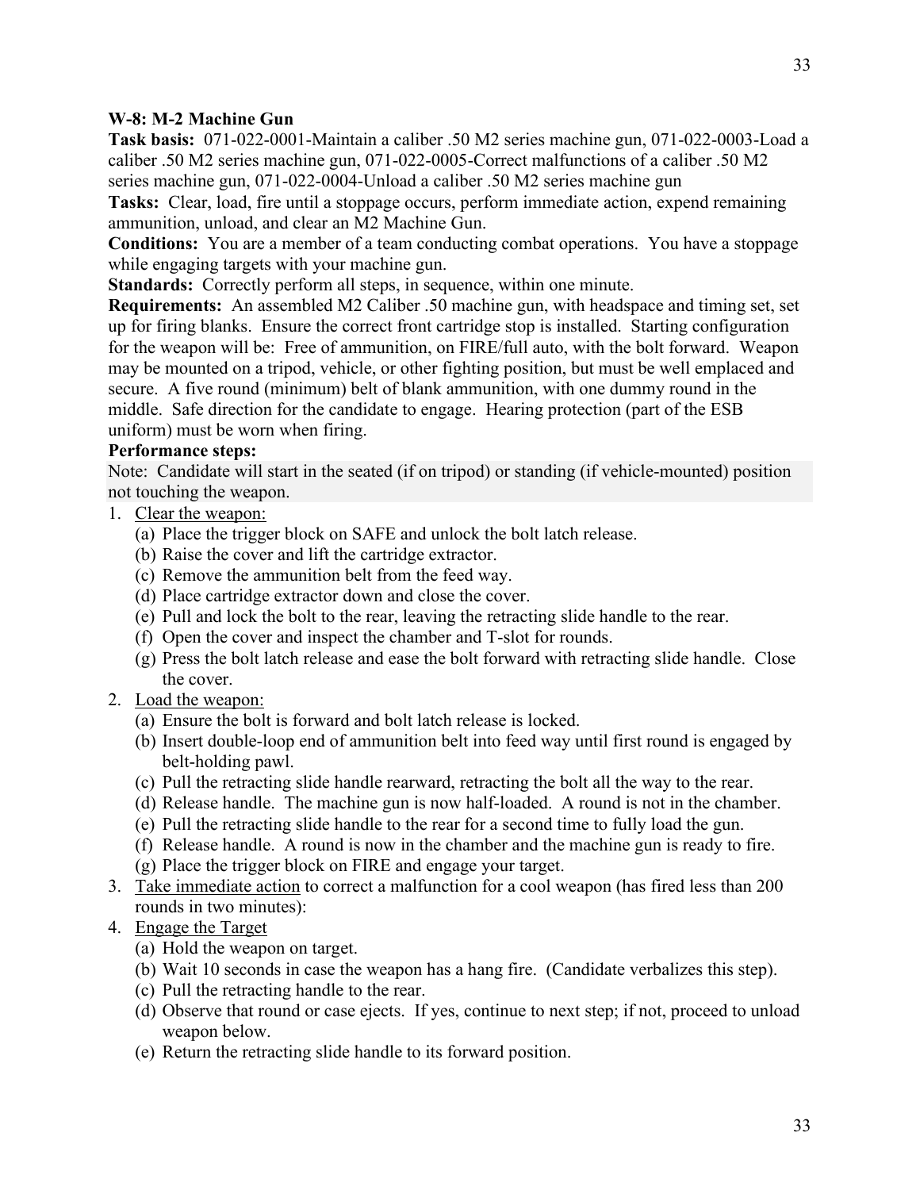**W-8: M-2 Machine Gun**

**Task basis:** 071-022-0001-Maintain a caliber .50 M2 series machine gun, 071-022-0003-Load a caliber .50 M2 series machine gun, 071-022-0005-Correct malfunctions of a caliber .50 M2 series machine gun, 071-022-0004-Unload a caliber .50 M2 series machine gun

**Tasks:** Clear, load, fire until a stoppage occurs, perform immediate action, expend remaining ammunition, unload, and clear an M2 Machine Gun.

**Conditions:** You are a member of a team conducting combat operations. You have a stoppage while engaging targets with your machine gun.

**Standards:** Correctly perform all steps, in sequence, within one minute.

**Requirements:** An assembled M2 Caliber .50 machine gun, with headspace and timing set, set up for firing blanks. Ensure the correct front cartridge stop is installed. Starting configuration for the weapon will be: Free of ammunition, on FIRE/full auto, with the bolt forward. Weapon may be mounted on a tripod, vehicle, or other fighting position, but must be well emplaced and secure. A five round (minimum) belt of blank ammunition, with one dummy round in the middle. Safe direction for the candidate to engage. Hearing protection (part of the ESB uniform) must be worn when firing.

**Performance steps:**

Note: Candidate will start in the seated (if on tripod) or standing (if vehicle-mounted) position not touching the weapon.

1. Clear the weapon:
   (a) Place the trigger block on SAFE and unlock the bolt latch release.
   (b) Raise the cover and lift the cartridge extractor.
   (c) Remove the ammunition belt from the feed way.
   (d) Place cartridge extractor down and close the cover.
   (e) Pull and lock the bolt to the rear, leaving the retracting slide handle to the rear.
   (f) Open the cover and inspect the chamber and T-slot for rounds.
   (g) Press the bolt latch release and ease the bolt forward with retracting slide handle. Close the cover.
2. Load the weapon:
   (a) Ensure the bolt is forward and bolt latch release is locked.
   (b) Insert double-loop end of ammunition belt into feed way until first round is engaged by belt-holding pawl.
   (c) Pull the retracting slide handle rearward, retracting the bolt all the way to the rear.
   (d) Release handle. The machine gun is now half-loaded. A round is not in the chamber.
   (e) Pull the retracting slide handle to the rear for a second time to fully load the gun.
   (f) Release handle. A round is now in the chamber and the machine gun is ready to fire.
   (g) Place the trigger block on FIRE and engage your target.
3. Take immediate action to correct a malfunction for a cool weapon (has fired less than 200 rounds in two minutes):
4. Engage the Target
   (a) Hold the weapon on target.
   (b) Wait 10 seconds in case the weapon has a hang fire. (Candidate verbalizes this step).
   (c) Pull the retracting handle to the rear.
   (d) Observe that round or case ejects. If yes, continue to next step; if not, proceed to unload weapon below.
   (e) Return the retracting slide handle to its forward position.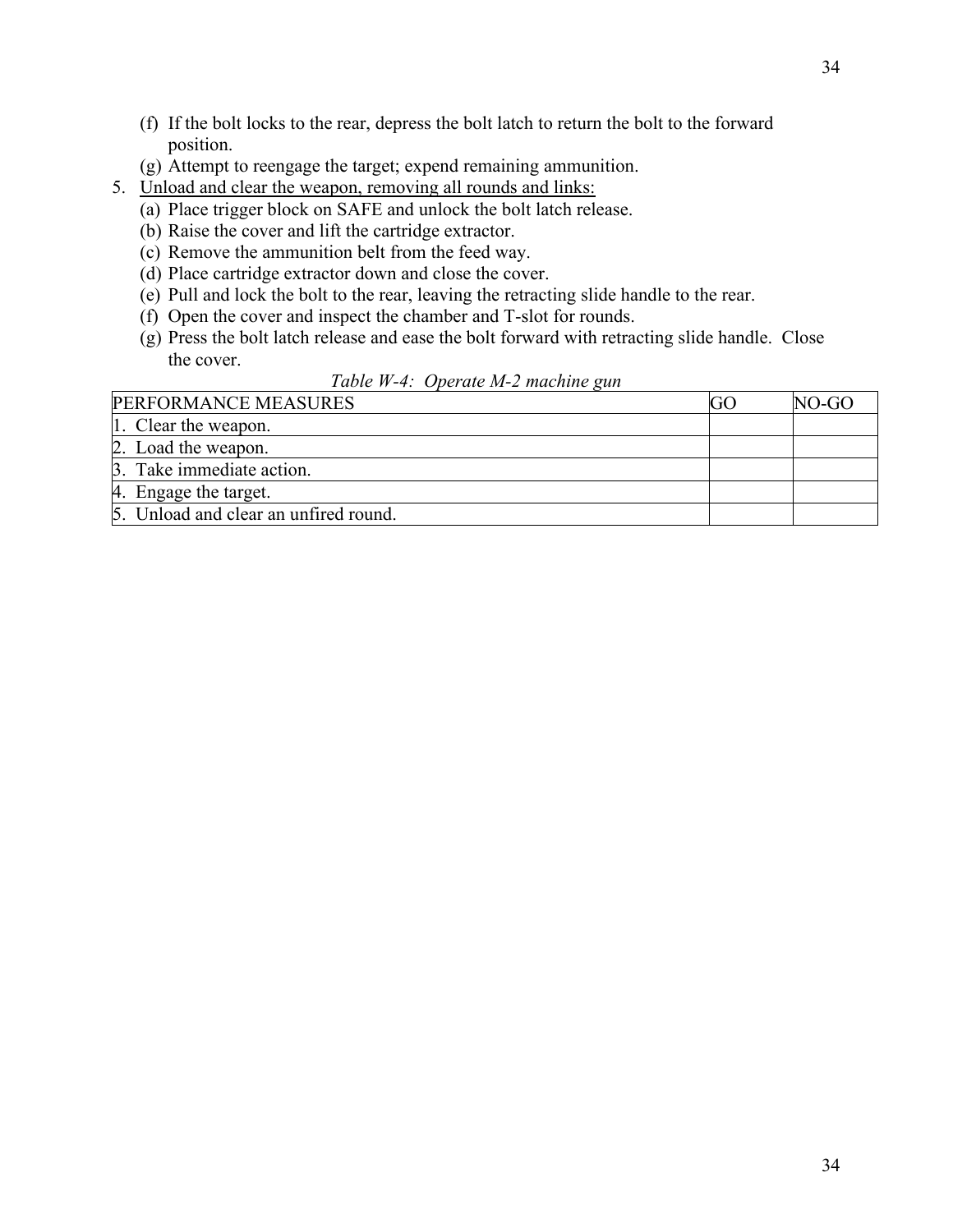(f) If the bolt locks to the rear, depress the bolt latch to return the bolt to the forward position.

(g) Attempt to reengage the target; expend remaining ammunition.

5. <u>Unload and clear the weapon, removing all rounds and links:</u>
   (a) Place trigger block on SAFE and unlock the bolt latch release.
   (b) Raise the cover and lift the cartridge extractor.
   (c) Remove the ammunition belt from the feed way.
   (d) Place cartridge extractor down and close the cover.
   (e) Pull and lock the bolt to the rear, leaving the retracting slide handle to the rear.
   (f) Open the cover and inspect the chamber and T-slot for rounds.
   (g) Press the bolt latch release and ease the bolt forward with retracting slide handle. Close the cover.

*Table W-4: Operate M-2 machine gun*

| PERFORMANCE MEASURES | GO | NO-GO |
|---|---|---|
| 1. Clear the weapon. | | |
| 2. Load the weapon. | | |
| 3. Take immediate action. | | |
| 4. Engage the target. | | |
| 5. Unload and clear an unfired round. | | |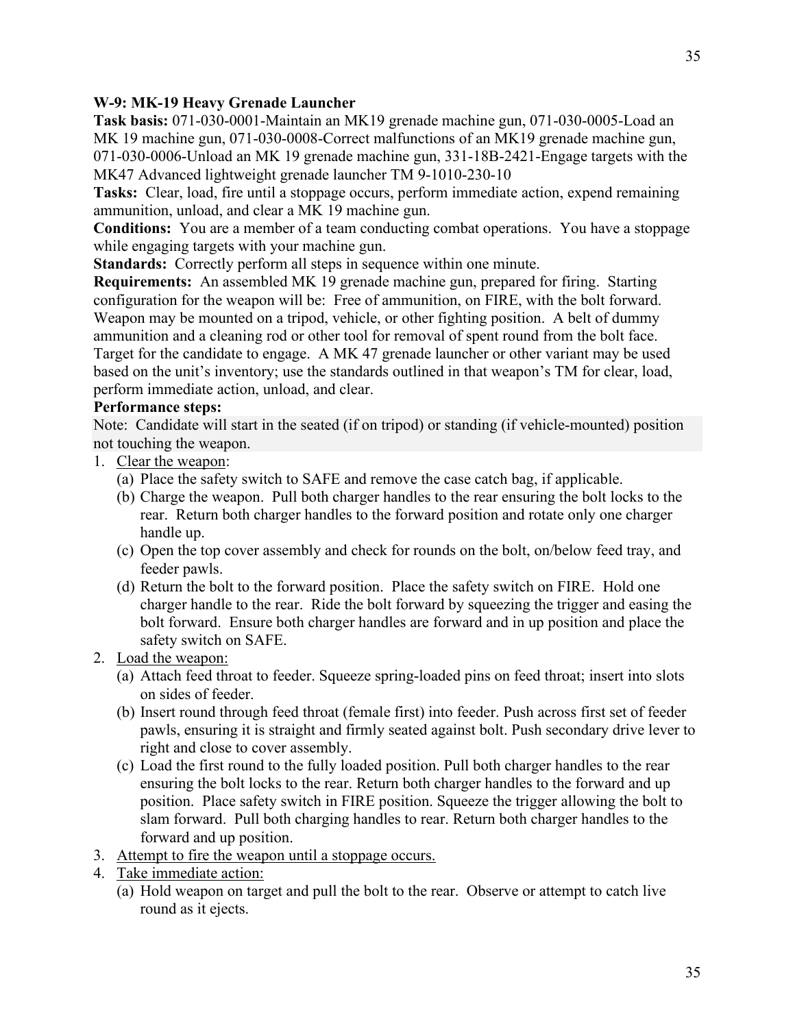**W-9: MK-19 Heavy Grenade Launcher**

**Task basis:** 071-030-0001-Maintain an MK19 grenade machine gun, 071-030-0005-Load an MK 19 machine gun, 071-030-0008-Correct malfunctions of an MK19 grenade machine gun, 071-030-0006-Unload an MK 19 grenade machine gun, 331-18B-2421-Engage targets with the MK47 Advanced lightweight grenade launcher TM 9-1010-230-10

**Tasks:** Clear, load, fire until a stoppage occurs, perform immediate action, expend remaining ammunition, unload, and clear a MK 19 machine gun.

**Conditions:** You are a member of a team conducting combat operations. You have a stoppage while engaging targets with your machine gun.

**Standards:** Correctly perform all steps in sequence within one minute.

**Requirements:** An assembled MK 19 grenade machine gun, prepared for firing. Starting configuration for the weapon will be: Free of ammunition, on FIRE, with the bolt forward. Weapon may be mounted on a tripod, vehicle, or other fighting position. A belt of dummy ammunition and a cleaning rod or other tool for removal of spent round from the bolt face. Target for the candidate to engage. A MK 47 grenade launcher or other variant may be used based on the unit's inventory; use the standards outlined in that weapon's TM for clear, load, perform immediate action, unload, and clear.

**Performance steps:**

Note: Candidate will start in the seated (if on tripod) or standing (if vehicle-mounted) position not touching the weapon.

1. Clear the weapon:
   (a) Place the safety switch to SAFE and remove the case catch bag, if applicable.
   (b) Charge the weapon. Pull both charger handles to the rear ensuring the bolt locks to the rear. Return both charger handles to the forward position and rotate only one charger handle up.
   (c) Open the top cover assembly and check for rounds on the bolt, on/below feed tray, and feeder pawls.
   (d) Return the bolt to the forward position. Place the safety switch on FIRE. Hold one charger handle to the rear. Ride the bolt forward by squeezing the trigger and easing the bolt forward. Ensure both charger handles are forward and in up position and place the safety switch on SAFE.
2. Load the weapon:
   (a) Attach feed throat to feeder. Squeeze spring-loaded pins on feed throat; insert into slots on sides of feeder.
   (b) Insert round through feed throat (female first) into feeder. Push across first set of feeder pawls, ensuring it is straight and firmly seated against bolt. Push secondary drive lever to right and close to cover assembly.
   (c) Load the first round to the fully loaded position. Pull both charger handles to the rear ensuring the bolt locks to the rear. Return both charger handles to the forward and up position. Place safety switch in FIRE position. Squeeze the trigger allowing the bolt to slam forward. Pull both charging handles to rear. Return both charger handles to the forward and up position.
3. Attempt to fire the weapon until a stoppage occurs.
4. Take immediate action:
   (a) Hold weapon on target and pull the bolt to the rear. Observe or attempt to catch live round as it ejects.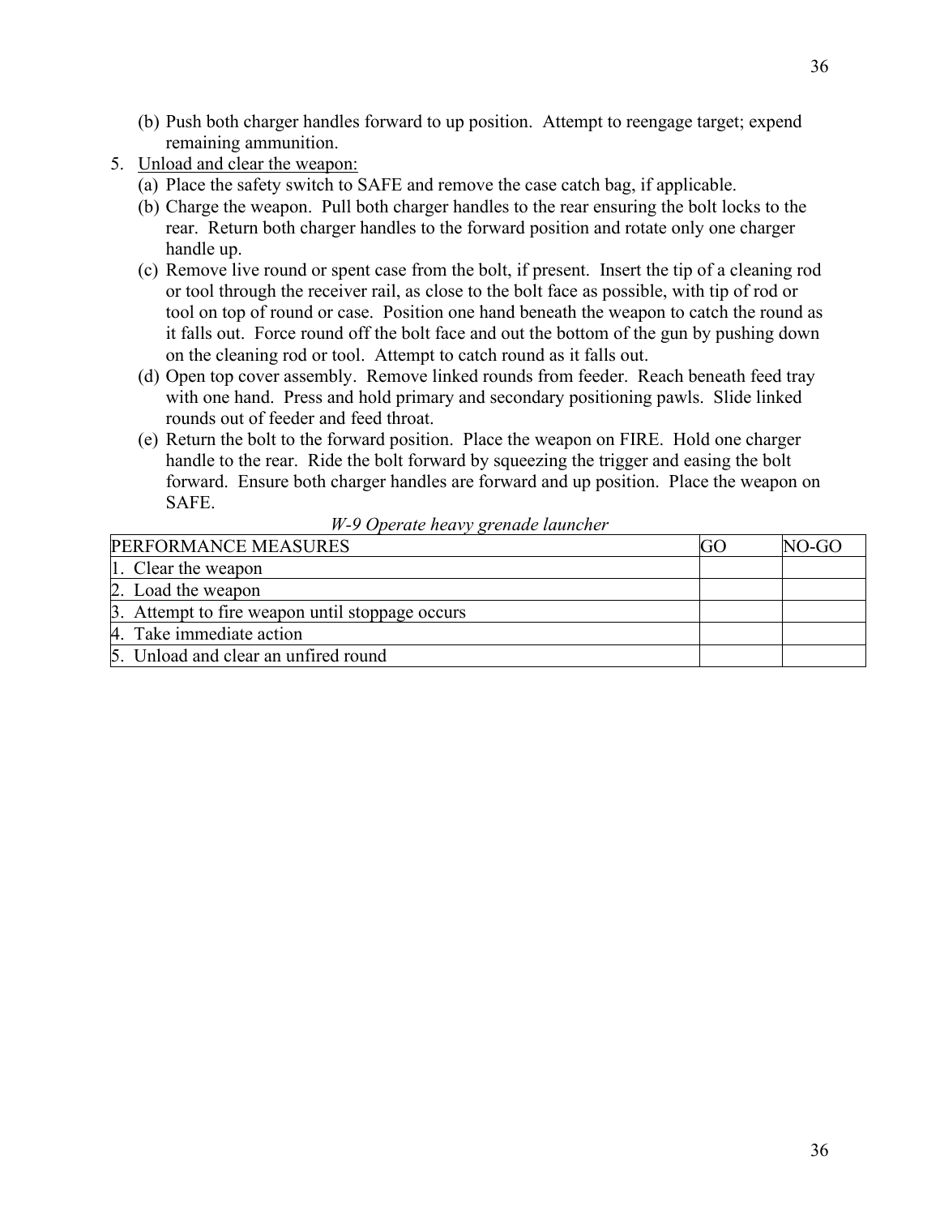(b) Push both charger handles forward to up position. Attempt to reengage target; expend remaining ammunition.

5. Unload and clear the weapon:
   (a) Place the safety switch to SAFE and remove the case catch bag, if applicable.
   (b) Charge the weapon. Pull both charger handles to the rear ensuring the bolt locks to the rear. Return both charger handles to the forward position and rotate only one charger handle up.
   (c) Remove live round or spent case from the bolt, if present. Insert the tip of a cleaning rod or tool through the receiver rail, as close to the bolt face as possible, with tip of rod or tool on top of round or case. Position one hand beneath the weapon to catch the round as it falls out. Force round off the bolt face and out the bottom of the gun by pushing down on the cleaning rod or tool. Attempt to catch round as it falls out.
   (d) Open top cover assembly. Remove linked rounds from feeder. Reach beneath feed tray with one hand. Press and hold primary and secondary positioning pawls. Slide linked rounds out of feeder and feed throat.
   (e) Return the bolt to the forward position. Place the weapon on FIRE. Hold one charger handle to the rear. Ride the bolt forward by squeezing the trigger and easing the bolt forward. Ensure both charger handles are forward and up position. Place the weapon on SAFE.

*W-9 Operate heavy grenade launcher*

| PERFORMANCE MEASURES | GO | NO-GO |
|---|---|---|
| 1. Clear the weapon | | |
| 2. Load the weapon | | |
| 3. Attempt to fire weapon until stoppage occurs | | |
| 4. Take immediate action | | |
| 5. Unload and clear an unfired round | | |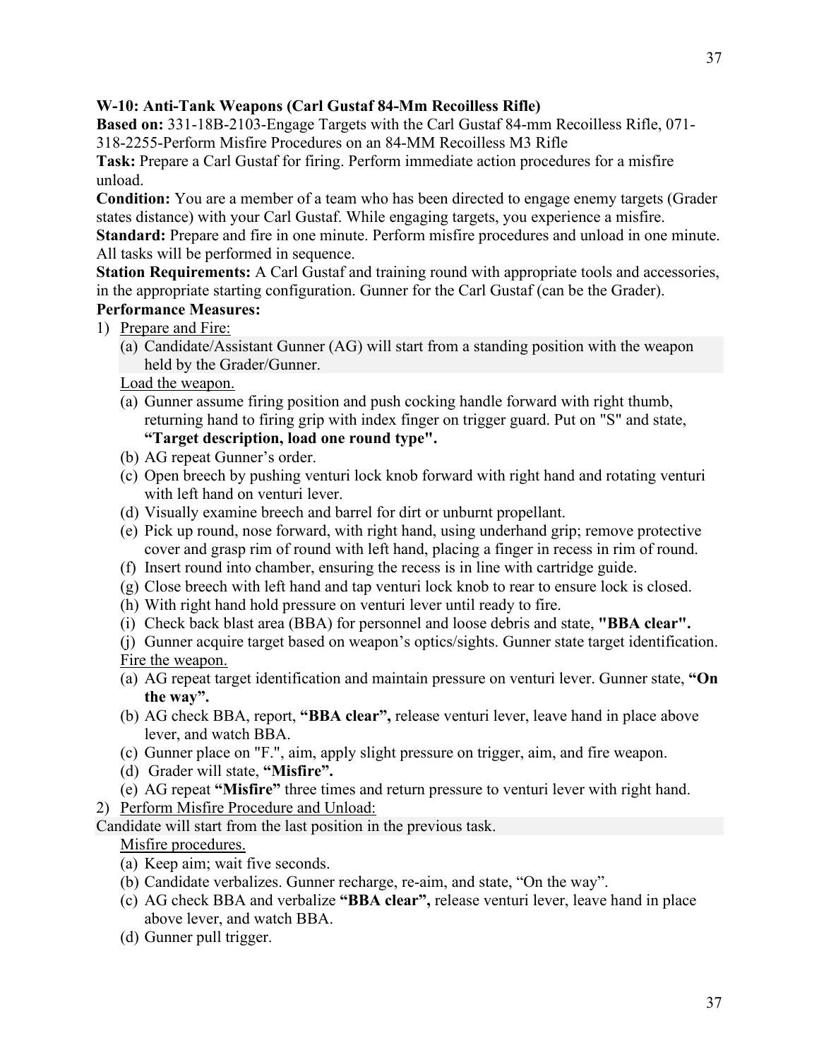**W-10: Anti-Tank Weapons (Carl Gustaf 84-Mm Recoilless Rifle)**

**Based on:** 331-18B-2103-Engage Targets with the Carl Gustaf 84-mm Recoilless Rifle, 071-318-2255-Perform Misfire Procedures on an 84-MM Recoilless M3 Rifle

**Task:** Prepare a Carl Gustaf for firing. Perform immediate action procedures for a misfire unload.

**Condition:** You are a member of a team who has been directed to engage enemy targets (Grader states distance) with your Carl Gustaf. While engaging targets, you experience a misfire.

**Standard:** Prepare and fire in one minute. Perform misfire procedures and unload in one minute. All tasks will be performed in sequence.

**Station Requirements:** A Carl Gustaf and training round with appropriate tools and accessories, in the appropriate starting configuration. Gunner for the Carl Gustaf (can be the Grader).

**Performance Measures:**

1) Prepare and Fire:
   (a) Candidate/Assistant Gunner (AG) will start from a standing position with the weapon held by the Grader/Gunner.

   Load the weapon.
   (a) Gunner assume firing position and push cocking handle forward with right thumb, returning hand to firing grip with index finger on trigger guard. Put on "S" and state, **"Target description, load one round type".**
   (b) AG repeat Gunner's order.
   (c) Open breech by pushing venturi lock knob forward with right hand and rotating venturi with left hand on venturi lever.
   (d) Visually examine breech and barrel for dirt or unburnt propellant.
   (e) Pick up round, nose forward, with right hand, using underhand grip; remove protective cover and grasp rim of round with left hand, placing a finger in recess in rim of round.
   (f) Insert round into chamber, ensuring the recess is in line with cartridge guide.
   (g) Close breech with left hand and tap venturi lock knob to rear to ensure lock is closed.
   (h) With right hand hold pressure on venturi lever until ready to fire.
   (i) Check back blast area (BBA) for personnel and loose debris and state, **"BBA clear".**
   (j) Gunner acquire target based on weapon's optics/sights. Gunner state target identification.

   Fire the weapon.
   (a) AG repeat target identification and maintain pressure on venturi lever. Gunner state, **"On the way".**
   (b) AG check BBA, report, **"BBA clear",** release venturi lever, leave hand in place above lever, and watch BBA.
   (c) Gunner place on "F.", aim, apply slight pressure on trigger, aim, and fire weapon.
   (d) Grader will state, **"Misfire".**
   (e) AG repeat **"Misfire"** three times and return pressure to venturi lever with right hand.

2) Perform Misfire Procedure and Unload:

Candidate will start from the last position in the previous task.

   Misfire procedures.
   (a) Keep aim; wait five seconds.
   (b) Candidate verbalizes. Gunner recharge, re-aim, and state, "On the way".
   (c) AG check BBA and verbalize **"BBA clear",** release venturi lever, leave hand in place above lever, and watch BBA.
   (d) Gunner pull trigger.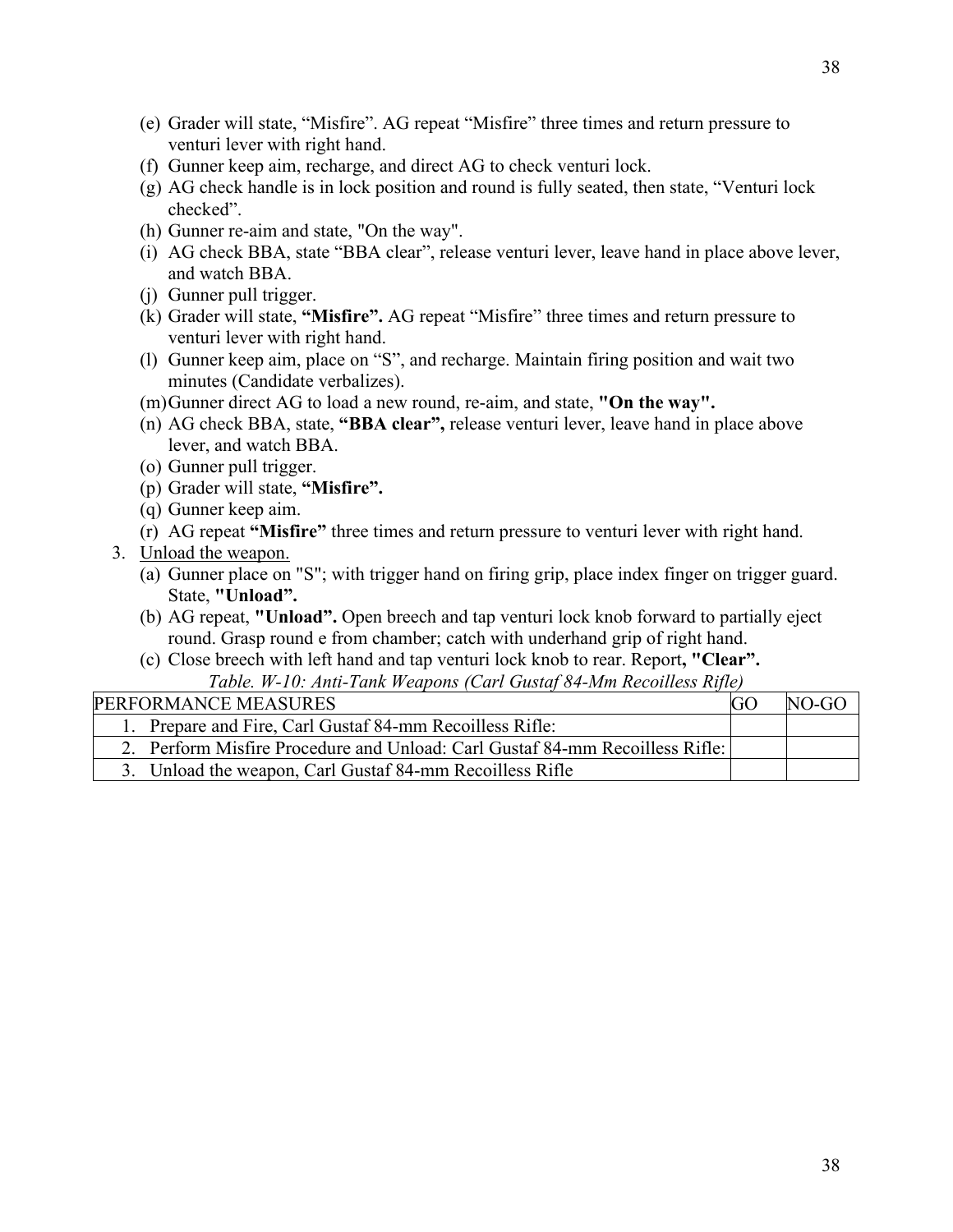(e) Grader will state, “Misfire”. AG repeat “Misfire” three times and return pressure to venturi lever with right hand.
(f) Gunner keep aim, recharge, and direct AG to check venturi lock.
(g) AG check handle is in lock position and round is fully seated, then state, “Venturi lock checked”.
(h) Gunner re-aim and state, "On the way".
(i) AG check BBA, state “BBA clear”, release venturi lever, leave hand in place above lever, and watch BBA.
(j) Gunner pull trigger.
(k) Grader will state, **“Misfire”.** AG repeat “Misfire” three times and return pressure to venturi lever with right hand.
(l) Gunner keep aim, place on “S”, and recharge. Maintain firing position and wait two minutes (Candidate verbalizes).
(m) Gunner direct AG to load a new round, re-aim, and state, **"On the way".**
(n) AG check BBA, state, **“BBA clear”,** release venturi lever, leave hand in place above lever, and watch BBA.
(o) Gunner pull trigger.
(p) Grader will state, **“Misfire”.**
(q) Gunner keep aim.
(r) AG repeat **“Misfire”** three times and return pressure to venturi lever with right hand.

3. Unload the weapon.
   (a) Gunner place on "S"; with trigger hand on firing grip, place index finger on trigger guard. State, **"Unload”.**
   (b) AG repeat, **"Unload”.** Open breech and tap venturi lock knob forward to partially eject round. Grasp round e from chamber; catch with underhand grip of right hand.
   (c) Close breech with left hand and tap venturi lock knob to rear. Report**, "Clear”.**

*Table. W-10: Anti-Tank Weapons (Carl Gustaf 84-Mm Recoilless Rifle)*

| PERFORMANCE MEASURES | GO | NO-GO |
|---|---|---|
| 1. Prepare and Fire, Carl Gustaf 84-mm Recoilless Rifle: | | |
| 2. Perform Misfire Procedure and Unload: Carl Gustaf 84-mm Recoilless Rifle: | | |
| 3. Unload the weapon, Carl Gustaf 84-mm Recoilless Rifle | | |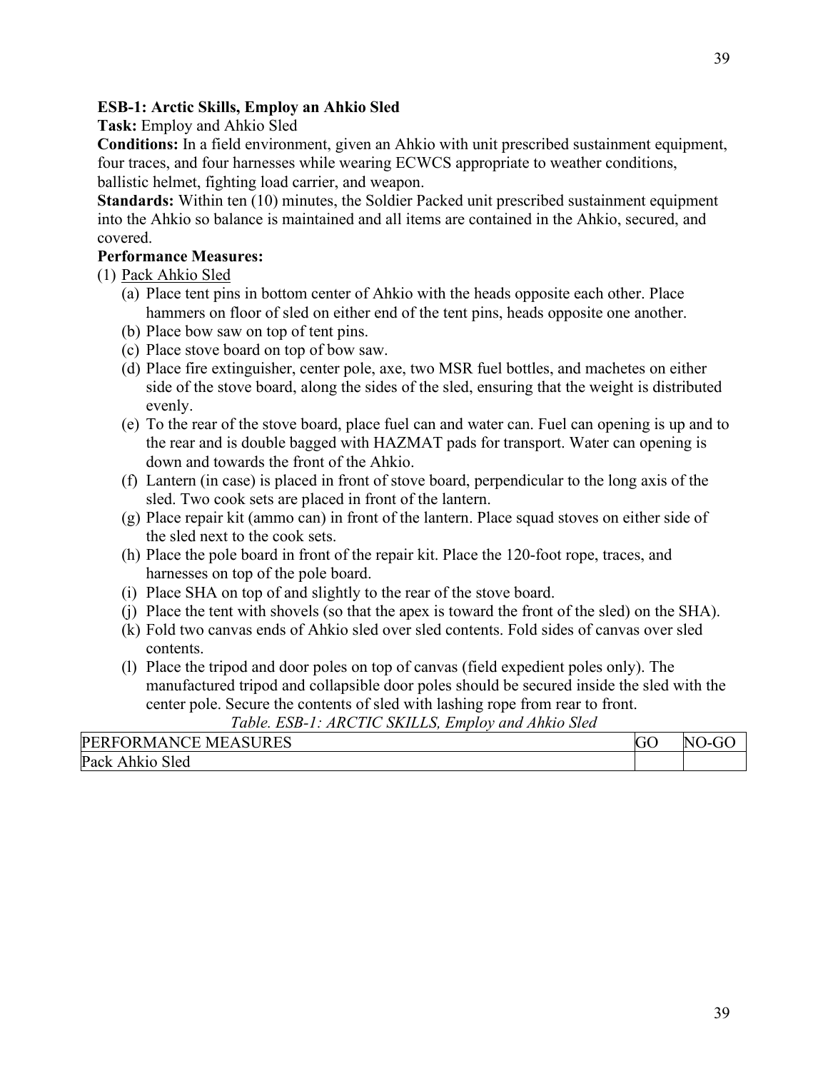**ESB-1: Arctic Skills, Employ an Ahkio Sled**

**Task:** Employ and Ahkio Sled

**Conditions:** In a field environment, given an Ahkio with unit prescribed sustainment equipment, four traces, and four harnesses while wearing ECWCS appropriate to weather conditions, ballistic helmet, fighting load carrier, and weapon.

**Standards:** Within ten (10) minutes, the Soldier Packed unit prescribed sustainment equipment into the Ahkio so balance is maintained and all items are contained in the Ahkio, secured, and covered.

**Performance Measures:**

(1) Pack Ahkio Sled

- (a) Place tent pins in bottom center of Ahkio with the heads opposite each other. Place hammers on floor of sled on either end of the tent pins, heads opposite one another.
- (b) Place bow saw on top of tent pins.
- (c) Place stove board on top of bow saw.
- (d) Place fire extinguisher, center pole, axe, two MSR fuel bottles, and machetes on either side of the stove board, along the sides of the sled, ensuring that the weight is distributed evenly.
- (e) To the rear of the stove board, place fuel can and water can. Fuel can opening is up and to the rear and is double bagged with HAZMAT pads for transport. Water can opening is down and towards the front of the Ahkio.
- (f) Lantern (in case) is placed in front of stove board, perpendicular to the long axis of the sled. Two cook sets are placed in front of the lantern.
- (g) Place repair kit (ammo can) in front of the lantern. Place squad stoves on either side of the sled next to the cook sets.
- (h) Place the pole board in front of the repair kit. Place the 120-foot rope, traces, and harnesses on top of the pole board.
- (i) Place SHA on top of and slightly to the rear of the stove board.
- (j) Place the tent with shovels (so that the apex is toward the front of the sled) on the SHA).
- (k) Fold two canvas ends of Ahkio sled over sled contents. Fold sides of canvas over sled contents.
- (l) Place the tripod and door poles on top of canvas (field expedient poles only). The manufactured tripod and collapsible door poles should be secured inside the sled with the center pole. Secure the contents of sled with lashing rope from rear to front.

*Table. ESB-1: ARCTIC SKILLS, Employ and Ahkio Sled*

| PERFORMANCE MEASURES | GO | NO-GO |
|---|---|---|
| Pack Ahkio Sled | | |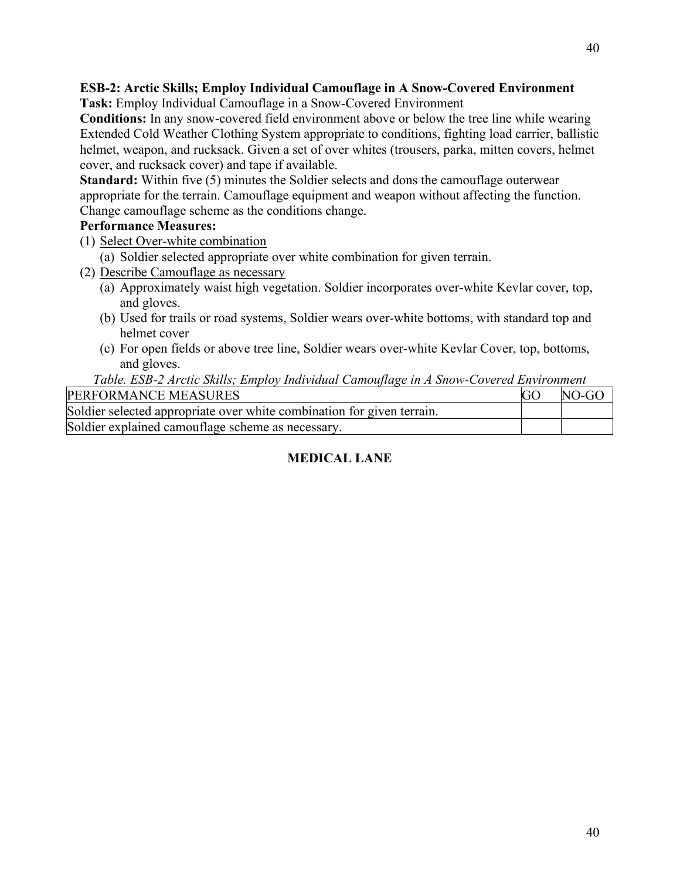**ESB-2: Arctic Skills; Employ Individual Camouflage in A Snow-Covered Environment**

**Task:** Employ Individual Camouflage in a Snow-Covered Environment

**Conditions:** In any snow-covered field environment above or below the tree line while wearing Extended Cold Weather Clothing System appropriate to conditions, fighting load carrier, ballistic helmet, weapon, and rucksack. Given a set of over whites (trousers, parka, mitten covers, helmet cover, and rucksack cover) and tape if available.

**Standard:** Within five (5) minutes the Soldier selects and dons the camouflage outerwear appropriate for the terrain. Camouflage equipment and weapon without affecting the function. Change camouflage scheme as the conditions change.

**Performance Measures:**

(1) Select Over-white combination
   (a) Soldier selected appropriate over white combination for given terrain.

(2) Describe Camouflage as necessary
   (a) Approximately waist high vegetation. Soldier incorporates over-white Kevlar cover, top, and gloves.
   (b) Used for trails or road systems, Soldier wears over-white bottoms, with standard top and helmet cover
   (c) For open fields or above tree line, Soldier wears over-white Kevlar Cover, top, bottoms, and gloves.

*Table. ESB-2 Arctic Skills; Employ Individual Camouflage in A Snow-Covered Environment*

| PERFORMANCE MEASURES | GO | NO-GO |
|---|---|---|
| Soldier selected appropriate over white combination for given terrain. | | |
| Soldier explained camouflage scheme as necessary. | | |

## MEDICAL LANE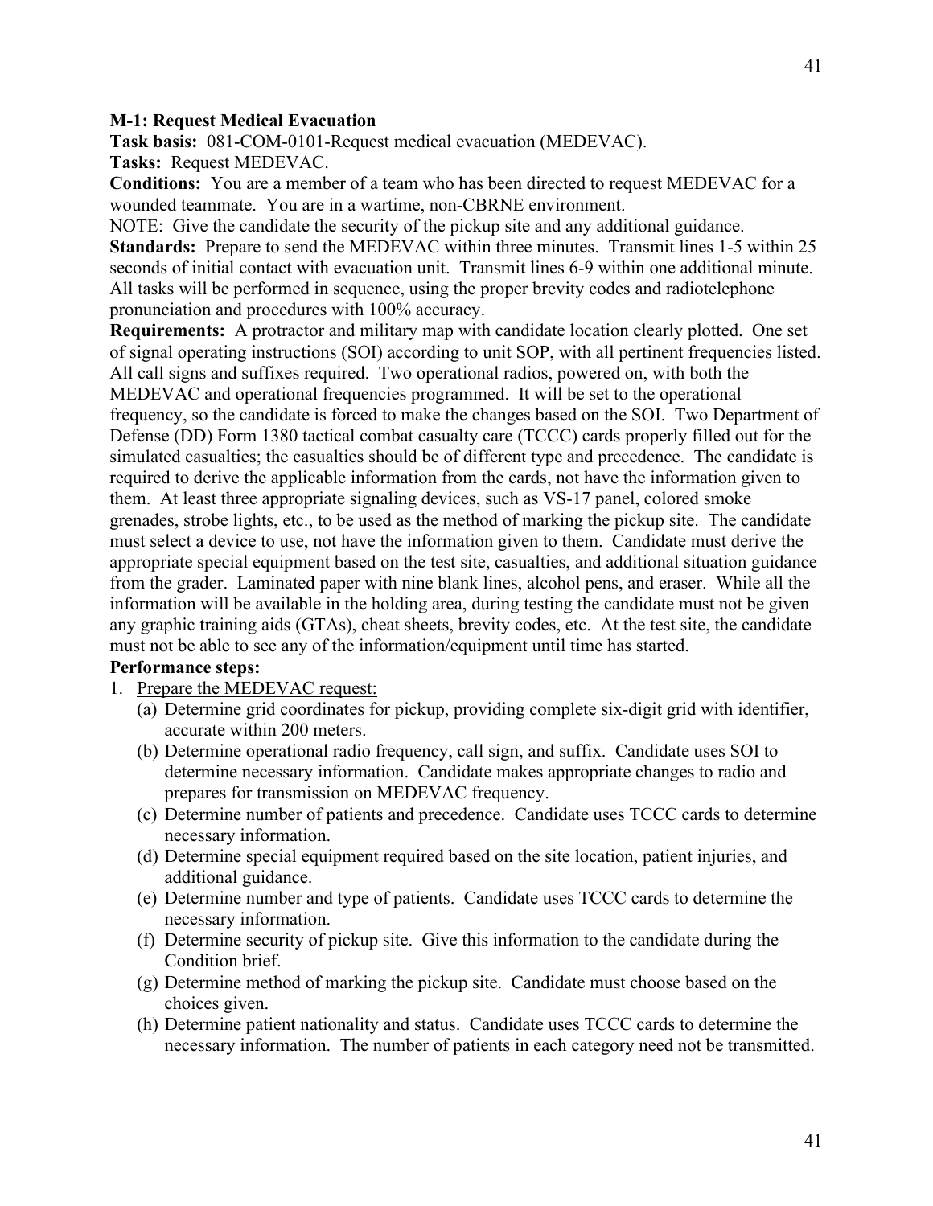**M-1: Request Medical Evacuation**

**Task basis:** 081-COM-0101-Request medical evacuation (MEDEVAC).

**Tasks:** Request MEDEVAC.

**Conditions:** You are a member of a team who has been directed to request MEDEVAC for a wounded teammate. You are in a wartime, non-CBRNE environment.

NOTE: Give the candidate the security of the pickup site and any additional guidance.

**Standards:** Prepare to send the MEDEVAC within three minutes. Transmit lines 1-5 within 25 seconds of initial contact with evacuation unit. Transmit lines 6-9 within one additional minute. All tasks will be performed in sequence, using the proper brevity codes and radiotelephone pronunciation and procedures with 100% accuracy.

**Requirements:** A protractor and military map with candidate location clearly plotted. One set of signal operating instructions (SOI) according to unit SOP, with all pertinent frequencies listed. All call signs and suffixes required. Two operational radios, powered on, with both the MEDEVAC and operational frequencies programmed. It will be set to the operational frequency, so the candidate is forced to make the changes based on the SOI. Two Department of Defense (DD) Form 1380 tactical combat casualty care (TCCC) cards properly filled out for the simulated casualties; the casualties should be of different type and precedence. The candidate is required to derive the applicable information from the cards, not have the information given to them. At least three appropriate signaling devices, such as VS-17 panel, colored smoke grenades, strobe lights, etc., to be used as the method of marking the pickup site. The candidate must select a device to use, not have the information given to them. Candidate must derive the appropriate special equipment based on the test site, casualties, and additional situation guidance from the grader. Laminated paper with nine blank lines, alcohol pens, and eraser. While all the information will be available in the holding area, during testing the candidate must not be given any graphic training aids (GTAs), cheat sheets, brevity codes, etc. At the test site, the candidate must not be able to see any of the information/equipment until time has started.

**Performance steps:**

1. Prepare the MEDEVAC request:
   - (a) Determine grid coordinates for pickup, providing complete six-digit grid with identifier, accurate within 200 meters.
   - (b) Determine operational radio frequency, call sign, and suffix. Candidate uses SOI to determine necessary information. Candidate makes appropriate changes to radio and prepares for transmission on MEDEVAC frequency.
   - (c) Determine number of patients and precedence. Candidate uses TCCC cards to determine necessary information.
   - (d) Determine special equipment required based on the site location, patient injuries, and additional guidance.
   - (e) Determine number and type of patients. Candidate uses TCCC cards to determine the necessary information.
   - (f) Determine security of pickup site. Give this information to the candidate during the Condition brief.
   - (g) Determine method of marking the pickup site. Candidate must choose based on the choices given.
   - (h) Determine patient nationality and status. Candidate uses TCCC cards to determine the necessary information. The number of patients in each category need not be transmitted.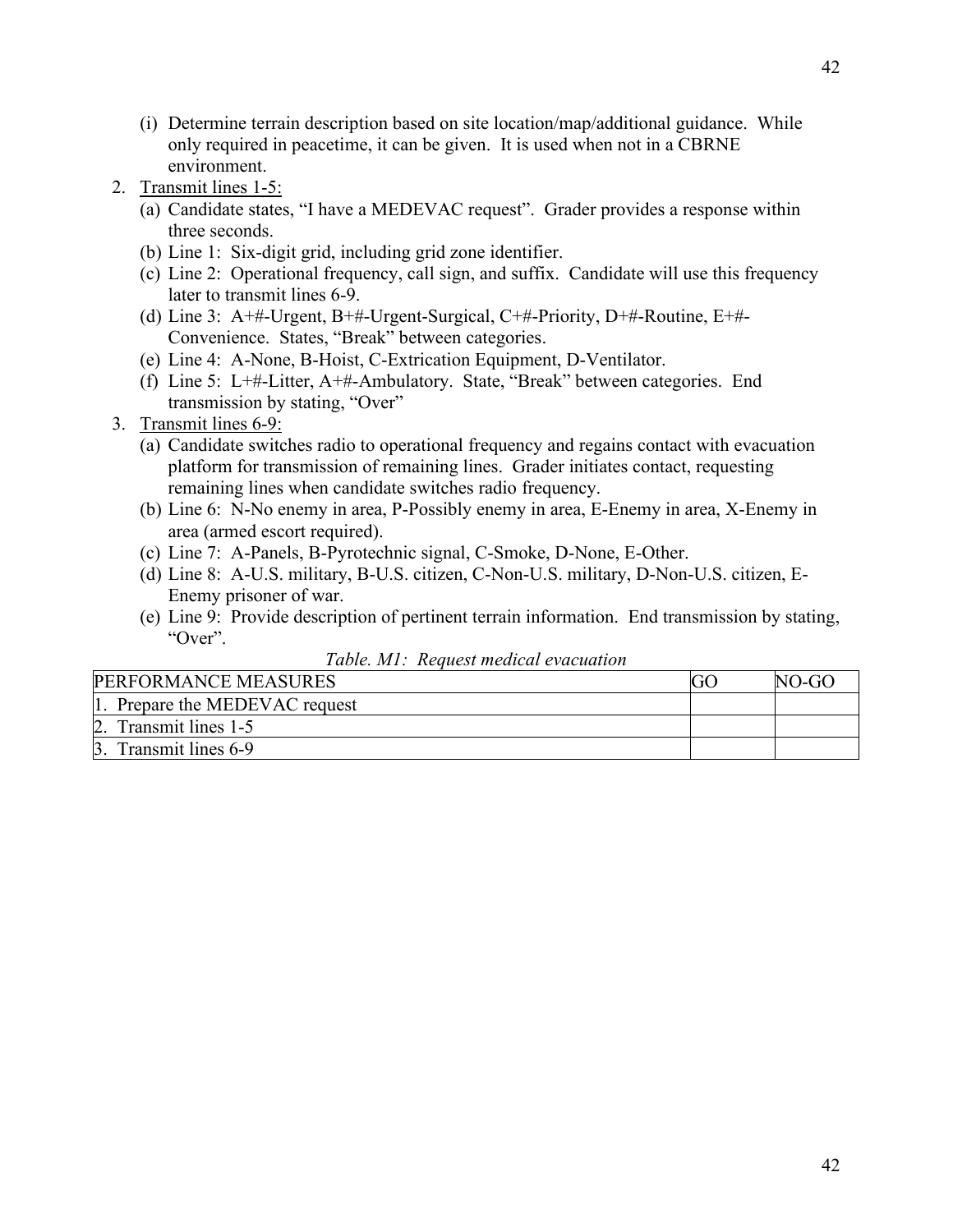(i) Determine terrain description based on site location/map/additional guidance. While only required in peacetime, it can be given. It is used when not in a CBRNE environment.

2. <u>Transmit lines 1-5:</u>
   (a) Candidate states, "I have a MEDEVAC request". Grader provides a response within three seconds.
   (b) Line 1: Six-digit grid, including grid zone identifier.
   (c) Line 2: Operational frequency, call sign, and suffix. Candidate will use this frequency later to transmit lines 6-9.
   (d) Line 3: A+#-Urgent, B+#-Urgent-Surgical, C+#-Priority, D+#-Routine, E+#-Convenience. States, "Break" between categories.
   (e) Line 4: A-None, B-Hoist, C-Extrication Equipment, D-Ventilator.
   (f) Line 5: L+#-Litter, A+#-Ambulatory. State, "Break" between categories. End transmission by stating, "Over"

3. <u>Transmit lines 6-9:</u>
   (a) Candidate switches radio to operational frequency and regains contact with evacuation platform for transmission of remaining lines. Grader initiates contact, requesting remaining lines when candidate switches radio frequency.
   (b) Line 6: N-No enemy in area, P-Possibly enemy in area, E-Enemy in area, X-Enemy in area (armed escort required).
   (c) Line 7: A-Panels, B-Pyrotechnic signal, C-Smoke, D-None, E-Other.
   (d) Line 8: A-U.S. military, B-U.S. citizen, C-Non-U.S. military, D-Non-U.S. citizen, E-Enemy prisoner of war.
   (e) Line 9: Provide description of pertinent terrain information. End transmission by stating, "Over".

*Table. M1: Request medical evacuation*

| PERFORMANCE MEASURES | GO | NO-GO |
|---|---|---|
| 1. Prepare the MEDEVAC request | | |
| 2. Transmit lines 1-5 | | |
| 3. Transmit lines 6-9 | | |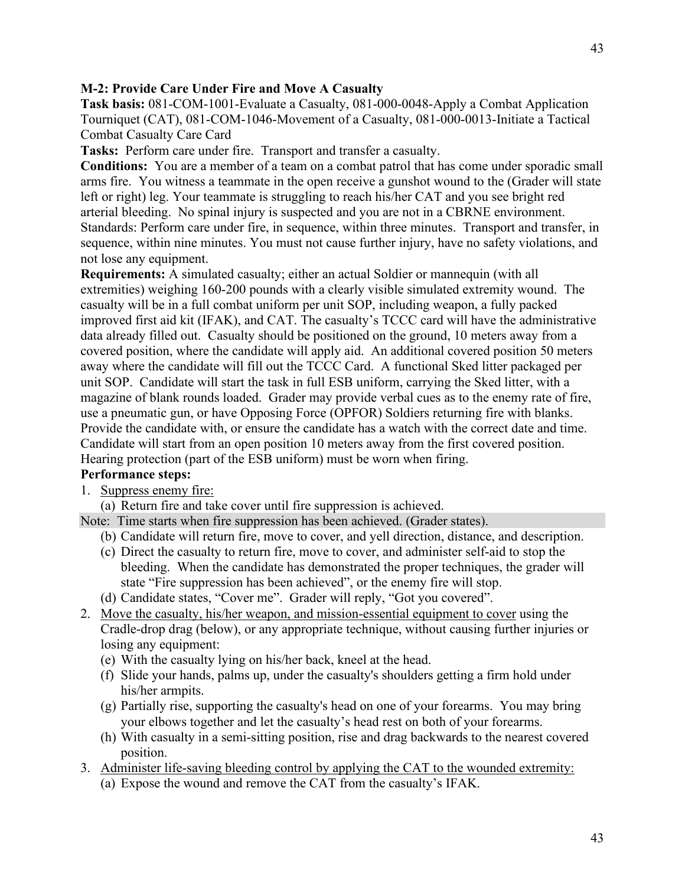**M-2: Provide Care Under Fire and Move A Casualty**

**Task basis:** 081-COM-1001-Evaluate a Casualty, 081-000-0048-Apply a Combat Application Tourniquet (CAT), 081-COM-1046-Movement of a Casualty, 081-000-0013-Initiate a Tactical Combat Casualty Care Card

**Tasks:** Perform care under fire. Transport and transfer a casualty.

**Conditions:** You are a member of a team on a combat patrol that has come under sporadic small arms fire. You witness a teammate in the open receive a gunshot wound to the (Grader will state left or right) leg. Your teammate is struggling to reach his/her CAT and you see bright red arterial bleeding. No spinal injury is suspected and you are not in a CBRNE environment.

Standards: Perform care under fire, in sequence, within three minutes. Transport and transfer, in sequence, within nine minutes. You must not cause further injury, have no safety violations, and not lose any equipment.

**Requirements:** A simulated casualty; either an actual Soldier or mannequin (with all extremities) weighing 160-200 pounds with a clearly visible simulated extremity wound. The casualty will be in a full combat uniform per unit SOP, including weapon, a fully packed improved first aid kit (IFAK), and CAT. The casualty's TCCC card will have the administrative data already filled out. Casualty should be positioned on the ground, 10 meters away from a covered position, where the candidate will apply aid. An additional covered position 50 meters away where the candidate will fill out the TCCC Card. A functional Sked litter packaged per unit SOP. Candidate will start the task in full ESB uniform, carrying the Sked litter, with a magazine of blank rounds loaded. Grader may provide verbal cues as to the enemy rate of fire, use a pneumatic gun, or have Opposing Force (OPFOR) Soldiers returning fire with blanks. Provide the candidate with, or ensure the candidate has a watch with the correct date and time. Candidate will start from an open position 10 meters away from the first covered position. Hearing protection (part of the ESB uniform) must be worn when firing.

**Performance steps:**

1. Suppress enemy fire:
   - (a) Return fire and take cover until fire suppression is achieved.

Note: Time starts when fire suppression has been achieved. (Grader states).

   - (b) Candidate will return fire, move to cover, and yell direction, distance, and description.
   - (c) Direct the casualty to return fire, move to cover, and administer self-aid to stop the bleeding. When the candidate has demonstrated the proper techniques, the grader will state "Fire suppression has been achieved", or the enemy fire will stop.
   - (d) Candidate states, "Cover me". Grader will reply, "Got you covered".
2. Move the casualty, his/her weapon, and mission-essential equipment to cover using the Cradle-drop drag (below), or any appropriate technique, without causing further injuries or losing any equipment:
   - (e) With the casualty lying on his/her back, kneel at the head.
   - (f) Slide your hands, palms up, under the casualty's shoulders getting a firm hold under his/her armpits.
   - (g) Partially rise, supporting the casualty's head on one of your forearms. You may bring your elbows together and let the casualty's head rest on both of your forearms.
   - (h) With casualty in a semi-sitting position, rise and drag backwards to the nearest covered position.
3. Administer life-saving bleeding control by applying the CAT to the wounded extremity:
   - (a) Expose the wound and remove the CAT from the casualty's IFAK.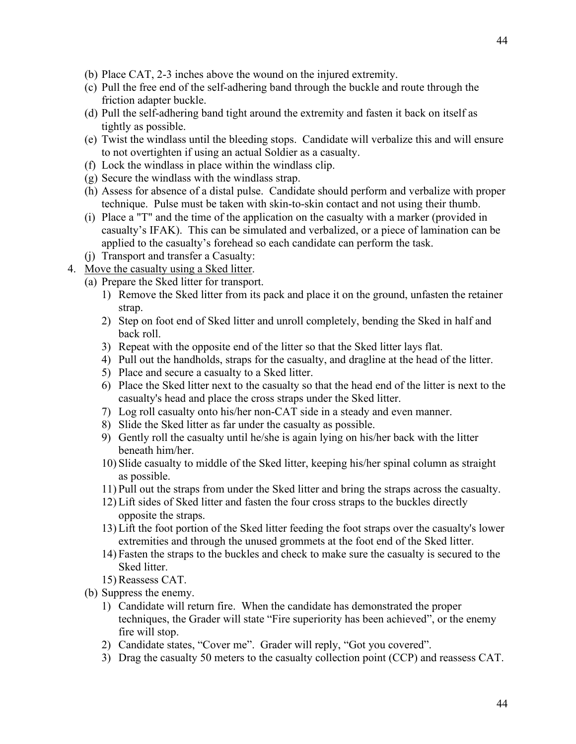(b) Place CAT, 2-3 inches above the wound on the injured extremity.

(c) Pull the free end of the self-adhering band through the buckle and route through the friction adapter buckle.

(d) Pull the self-adhering band tight around the extremity and fasten it back on itself as tightly as possible.

(e) Twist the windlass until the bleeding stops. Candidate will verbalize this and will ensure to not overtighten if using an actual Soldier as a casualty.

(f) Lock the windlass in place within the windlass clip.

(g) Secure the windlass with the windlass strap.

(h) Assess for absence of a distal pulse. Candidate should perform and verbalize with proper technique. Pulse must be taken with skin-to-skin contact and not using their thumb.

(i) Place a "T" and the time of the application on the casualty with a marker (provided in casualty's IFAK). This can be simulated and verbalized, or a piece of lamination can be applied to the casualty's forehead so each candidate can perform the task.

(j) Transport and transfer a Casualty:

4. <u>Move the casualty using a Sked litter</u>.

   (a) Prepare the Sked litter for transport.

   1) Remove the Sked litter from its pack and place it on the ground, unfasten the retainer strap.
   2) Step on foot end of Sked litter and unroll completely, bending the Sked in half and back roll.
   3) Repeat with the opposite end of the litter so that the Sked litter lays flat.
   4) Pull out the handholds, straps for the casualty, and dragline at the head of the litter.
   5) Place and secure a casualty to a Sked litter.
   6) Place the Sked litter next to the casualty so that the head end of the litter is next to the casualty's head and place the cross straps under the Sked litter.
   7) Log roll casualty onto his/her non-CAT side in a steady and even manner.
   8) Slide the Sked litter as far under the casualty as possible.
   9) Gently roll the casualty until he/she is again lying on his/her back with the litter beneath him/her.
   10) Slide casualty to middle of the Sked litter, keeping his/her spinal column as straight as possible.
   11) Pull out the straps from under the Sked litter and bring the straps across the casualty.
   12) Lift sides of Sked litter and fasten the four cross straps to the buckles directly opposite the straps.
   13) Lift the foot portion of the Sked litter feeding the foot straps over the casualty's lower extremities and through the unused grommets at the foot end of the Sked litter.
   14) Fasten the straps to the buckles and check to make sure the casualty is secured to the Sked litter.
   15) Reassess CAT.

   (b) Suppress the enemy.

   1) Candidate will return fire. When the candidate has demonstrated the proper techniques, the Grader will state "Fire superiority has been achieved", or the enemy fire will stop.
   2) Candidate states, "Cover me". Grader will reply, "Got you covered".
   3) Drag the casualty 50 meters to the casualty collection point (CCP) and reassess CAT.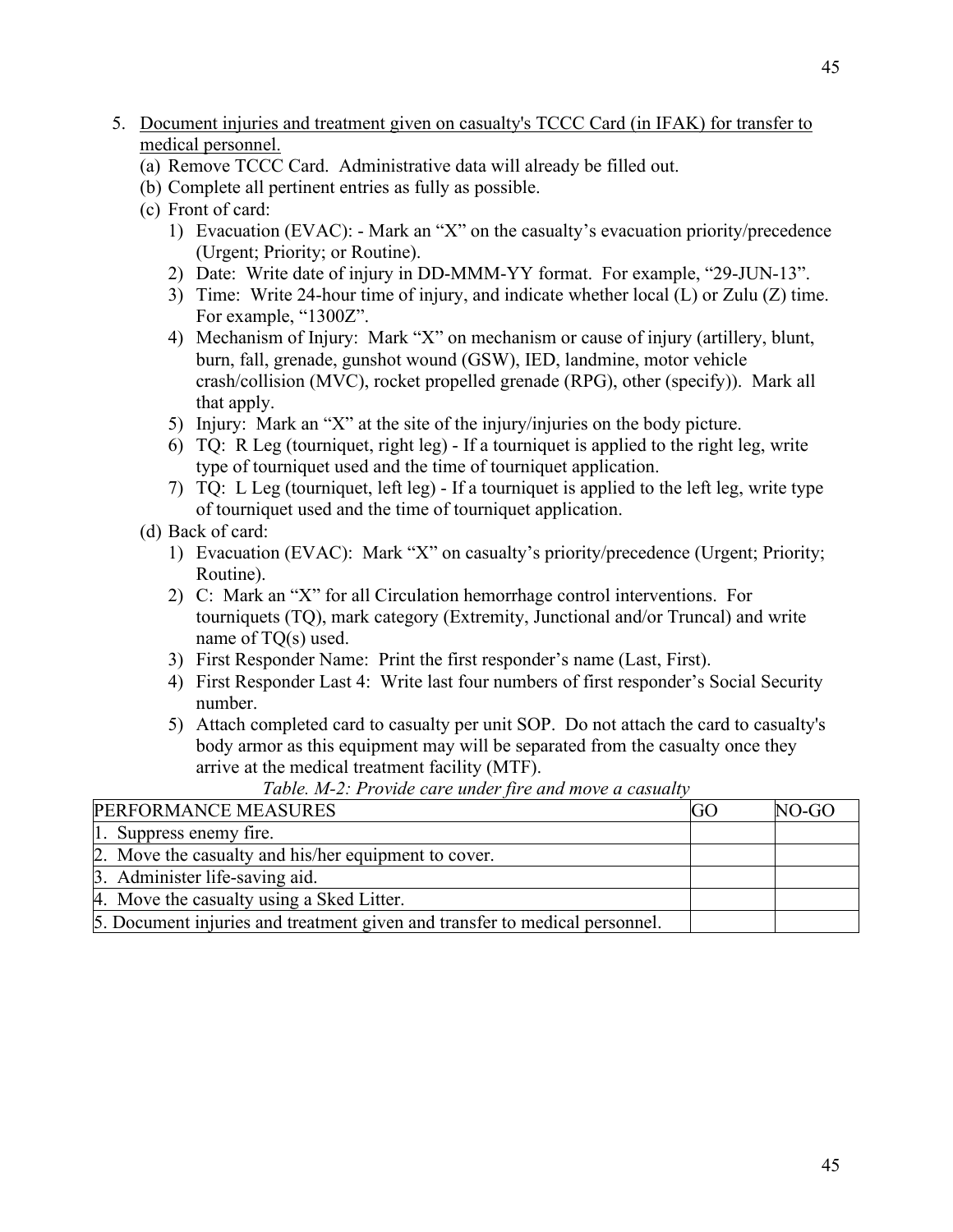5. <u>Document injuries and treatment given on casualty's TCCC Card (in IFAK) for transfer to medical personnel.</u>
   (a) Remove TCCC Card. Administrative data will already be filled out.
   (b) Complete all pertinent entries as fully as possible.
   (c) Front of card:
      1) Evacuation (EVAC): - Mark an "X" on the casualty's evacuation priority/precedence (Urgent; Priority; or Routine).
      2) Date: Write date of injury in DD-MMM-YY format. For example, "29-JUN-13".
      3) Time: Write 24-hour time of injury, and indicate whether local (L) or Zulu (Z) time. For example, "1300Z".
      4) Mechanism of Injury: Mark "X" on mechanism or cause of injury (artillery, blunt, burn, fall, grenade, gunshot wound (GSW), IED, landmine, motor vehicle crash/collision (MVC), rocket propelled grenade (RPG), other (specify)). Mark all that apply.
      5) Injury: Mark an "X" at the site of the injury/injuries on the body picture.
      6) TQ: R Leg (tourniquet, right leg) - If a tourniquet is applied to the right leg, write type of tourniquet used and the time of tourniquet application.
      7) TQ: L Leg (tourniquet, left leg) - If a tourniquet is applied to the left leg, write type of tourniquet used and the time of tourniquet application.
   (d) Back of card:
      1) Evacuation (EVAC): Mark "X" on casualty's priority/precedence (Urgent; Priority; Routine).
      2) C: Mark an "X" for all Circulation hemorrhage control interventions. For tourniquets (TQ), mark category (Extremity, Junctional and/or Truncal) and write name of TQ(s) used.
      3) First Responder Name: Print the first responder's name (Last, First).
      4) First Responder Last 4: Write last four numbers of first responder's Social Security number.
      5) Attach completed card to casualty per unit SOP. Do not attach the card to casualty's body armor as this equipment may will be separated from the casualty once they arrive at the medical treatment facility (MTF).

*Table. M-2: Provide care under fire and move a casualty*

| PERFORMANCE MEASURES | GO | NO-GO |
|---|---|---|
| 1. Suppress enemy fire. | | |
| 2. Move the casualty and his/her equipment to cover. | | |
| 3. Administer life-saving aid. | | |
| 4. Move the casualty using a Sked Litter. | | |
| 5. Document injuries and treatment given and transfer to medical personnel. | | |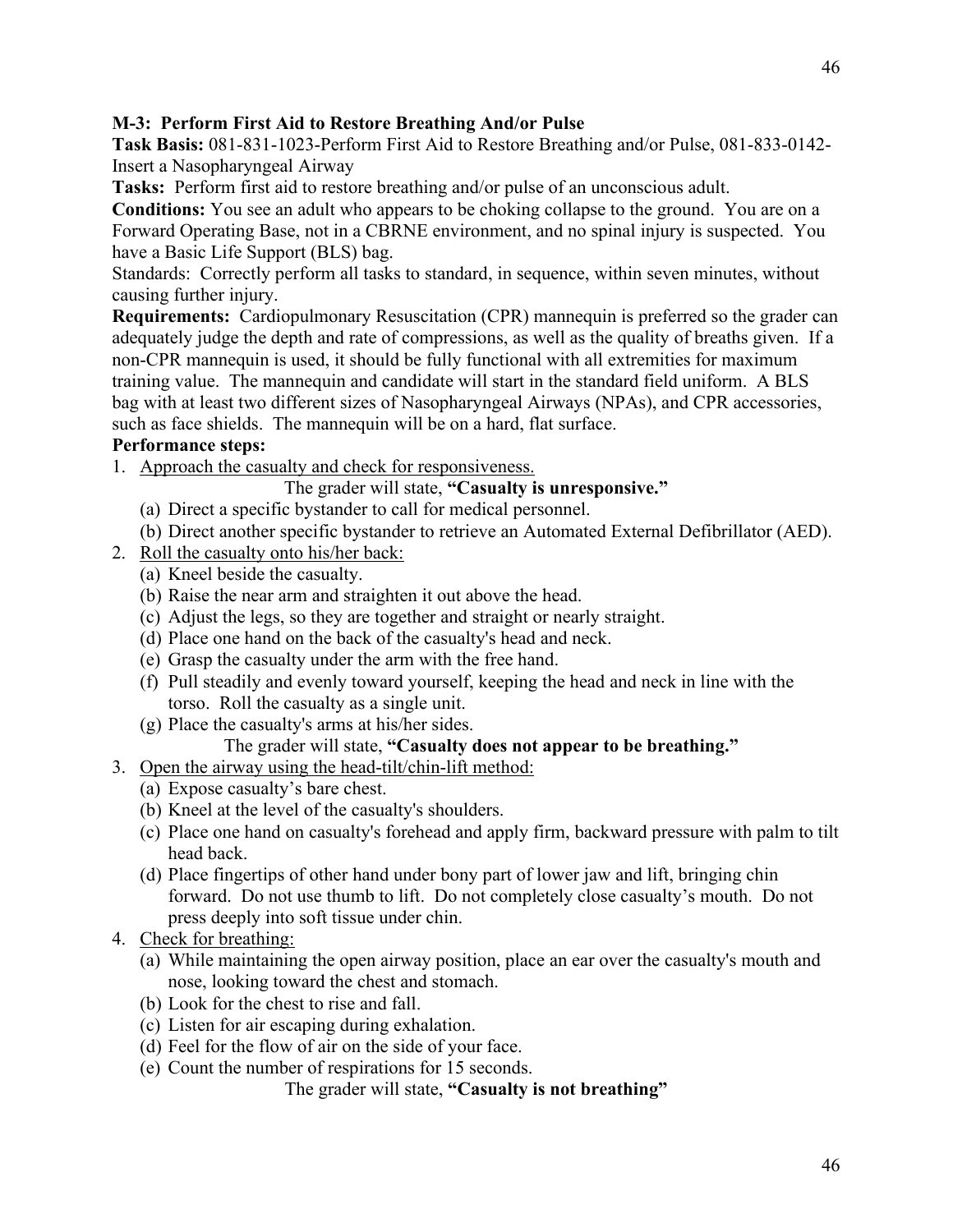**M-3: Perform First Aid to Restore Breathing And/or Pulse**

**Task Basis:** 081-831-1023-Perform First Aid to Restore Breathing and/or Pulse, 081-833-0142-Insert a Nasopharyngeal Airway

**Tasks:** Perform first aid to restore breathing and/or pulse of an unconscious adult.

**Conditions:** You see an adult who appears to be choking collapse to the ground. You are on a Forward Operating Base, not in a CBRNE environment, and no spinal injury is suspected. You have a Basic Life Support (BLS) bag.

Standards: Correctly perform all tasks to standard, in sequence, within seven minutes, without causing further injury.

**Requirements:** Cardiopulmonary Resuscitation (CPR) mannequin is preferred so the grader can adequately judge the depth and rate of compressions, as well as the quality of breaths given. If a non-CPR mannequin is used, it should be fully functional with all extremities for maximum training value. The mannequin and candidate will start in the standard field uniform. A BLS bag with at least two different sizes of Nasopharyngeal Airways (NPAs), and CPR accessories, such as face shields. The mannequin will be on a hard, flat surface.

**Performance steps:**

1. <u>Approach the casualty and check for responsiveness.</u>

   The grader will state, **"Casualty is unresponsive."**

   (a) Direct a specific bystander to call for medical personnel.
   (b) Direct another specific bystander to retrieve an Automated External Defibrillator (AED).

2. <u>Roll the casualty onto his/her back:</u>

   (a) Kneel beside the casualty.
   (b) Raise the near arm and straighten it out above the head.
   (c) Adjust the legs, so they are together and straight or nearly straight.
   (d) Place one hand on the back of the casualty's head and neck.
   (e) Grasp the casualty under the arm with the free hand.
   (f) Pull steadily and evenly toward yourself, keeping the head and neck in line with the torso. Roll the casualty as a single unit.
   (g) Place the casualty's arms at his/her sides.

   The grader will state, **"Casualty does not appear to be breathing."**

3. <u>Open the airway using the head-tilt/chin-lift method:</u>

   (a) Expose casualty's bare chest.
   (b) Kneel at the level of the casualty's shoulders.
   (c) Place one hand on casualty's forehead and apply firm, backward pressure with palm to tilt head back.
   (d) Place fingertips of other hand under bony part of lower jaw and lift, bringing chin forward. Do not use thumb to lift. Do not completely close casualty's mouth. Do not press deeply into soft tissue under chin.

4. <u>Check for breathing:</u>

   (a) While maintaining the open airway position, place an ear over the casualty's mouth and nose, looking toward the chest and stomach.
   (b) Look for the chest to rise and fall.
   (c) Listen for air escaping during exhalation.
   (d) Feel for the flow of air on the side of your face.
   (e) Count the number of respirations for 15 seconds.

   The grader will state, **"Casualty is not breathing"**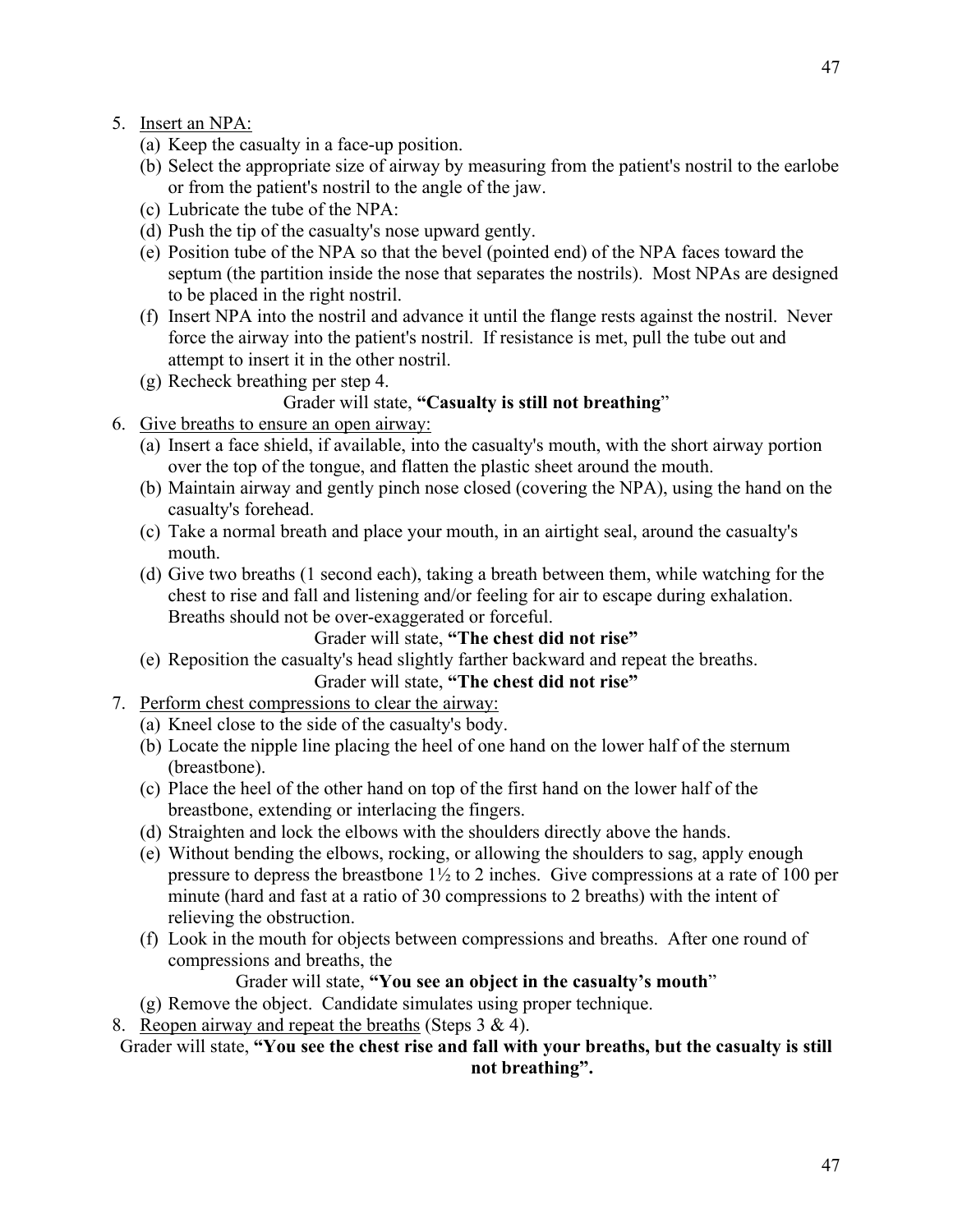5. Insert an NPA:
   (a) Keep the casualty in a face-up position.
   (b) Select the appropriate size of airway by measuring from the patient's nostril to the earlobe or from the patient's nostril to the angle of the jaw.
   (c) Lubricate the tube of the NPA:
   (d) Push the tip of the casualty's nose upward gently.
   (e) Position tube of the NPA so that the bevel (pointed end) of the NPA faces toward the septum (the partition inside the nose that separates the nostrils). Most NPAs are designed to be placed in the right nostril.
   (f) Insert NPA into the nostril and advance it until the flange rests against the nostril. Never force the airway into the patient's nostril. If resistance is met, pull the tube out and attempt to insert it in the other nostril.
   (g) Recheck breathing per step 4.

   Grader will state, **"Casualty is still not breathing**"

6. Give breaths to ensure an open airway:
   (a) Insert a face shield, if available, into the casualty's mouth, with the short airway portion over the top of the tongue, and flatten the plastic sheet around the mouth.
   (b) Maintain airway and gently pinch nose closed (covering the NPA), using the hand on the casualty's forehead.
   (c) Take a normal breath and place your mouth, in an airtight seal, around the casualty's mouth.
   (d) Give two breaths (1 second each), taking a breath between them, while watching for the chest to rise and fall and listening and/or feeling for air to escape during exhalation. Breaths should not be over-exaggerated or forceful.

   Grader will state, **"The chest did not rise"**

   (e) Reposition the casualty's head slightly farther backward and repeat the breaths.

   Grader will state, **"The chest did not rise"**

7. Perform chest compressions to clear the airway:
   (a) Kneel close to the side of the casualty's body.
   (b) Locate the nipple line placing the heel of one hand on the lower half of the sternum (breastbone).
   (c) Place the heel of the other hand on top of the first hand on the lower half of the breastbone, extending or interlacing the fingers.
   (d) Straighten and lock the elbows with the shoulders directly above the hands.
   (e) Without bending the elbows, rocking, or allowing the shoulders to sag, apply enough pressure to depress the breastbone 1½ to 2 inches. Give compressions at a rate of 100 per minute (hard and fast at a ratio of 30 compressions to 2 breaths) with the intent of relieving the obstruction.
   (f) Look in the mouth for objects between compressions and breaths. After one round of compressions and breaths, the

   Grader will state, **"You see an object in the casualty's mouth**"

   (g) Remove the object. Candidate simulates using proper technique.

8. Reopen airway and repeat the breaths (Steps 3 & 4).

Grader will state, **"You see the chest rise and fall with your breaths, but the casualty is still not breathing".**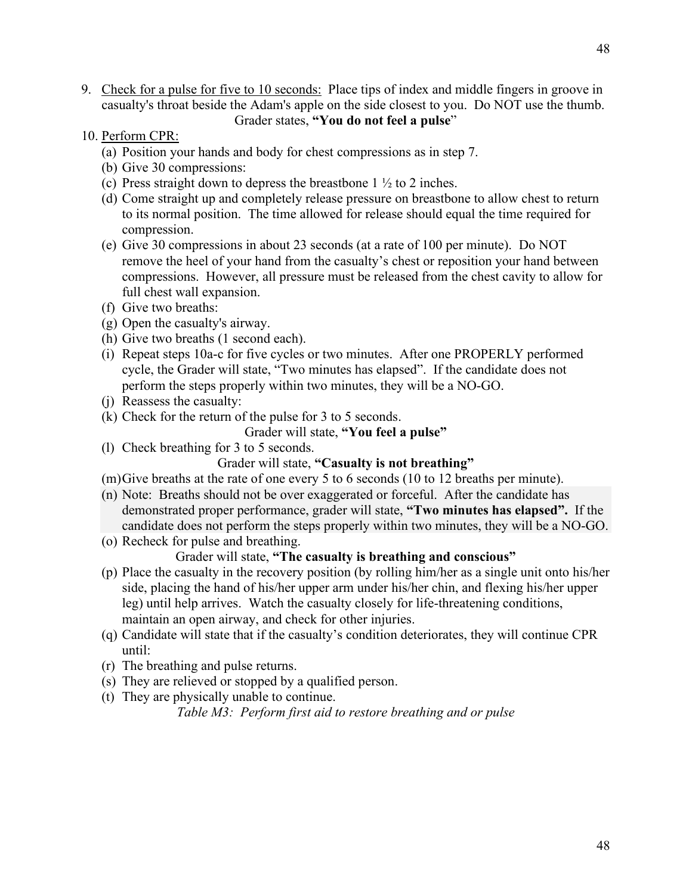9. Check for a pulse for five to 10 seconds: Place tips of index and middle fingers in groove in casualty's throat beside the Adam's apple on the side closest to you. Do NOT use the thumb.

   Grader states, **"You do not feel a pulse"**

10. Perform CPR:
    (a) Position your hands and body for chest compressions as in step 7.
    (b) Give 30 compressions:
    (c) Press straight down to depress the breastbone 1 ½ to 2 inches.
    (d) Come straight up and completely release pressure on breastbone to allow chest to return to its normal position. The time allowed for release should equal the time required for compression.
    (e) Give 30 compressions in about 23 seconds (at a rate of 100 per minute). Do NOT remove the heel of your hand from the casualty's chest or reposition your hand between compressions. However, all pressure must be released from the chest cavity to allow for full chest wall expansion.
    (f) Give two breaths:
    (g) Open the casualty's airway.
    (h) Give two breaths (1 second each).
    (i) Repeat steps 10a-c for five cycles or two minutes. After one PROPERLY performed cycle, the Grader will state, "Two minutes has elapsed". If the candidate does not perform the steps properly within two minutes, they will be a NO-GO.
    (j) Reassess the casualty:
    (k) Check for the return of the pulse for 3 to 5 seconds.

    Grader will state, **"You feel a pulse"**

    (l) Check breathing for 3 to 5 seconds.

    Grader will state, **"Casualty is not breathing"**

    (m) Give breaths at the rate of one every 5 to 6 seconds (10 to 12 breaths per minute).
    (n) Note: Breaths should not be over exaggerated or forceful. After the candidate has demonstrated proper performance, grader will state, **"Two minutes has elapsed".** If the candidate does not perform the steps properly within two minutes, they will be a NO-GO.
    (o) Recheck for pulse and breathing.

    Grader will state, **"The casualty is breathing and conscious"**

    (p) Place the casualty in the recovery position (by rolling him/her as a single unit onto his/her side, placing the hand of his/her upper arm under his/her chin, and flexing his/her upper leg) until help arrives. Watch the casualty closely for life-threatening conditions, maintain an open airway, and check for other injuries.
    (q) Candidate will state that if the casualty's condition deteriorates, they will continue CPR until:
    (r) The breathing and pulse returns.
    (s) They are relieved or stopped by a qualified person.
    (t) They are physically unable to continue.

*Table M3: Perform first aid to restore breathing and or pulse*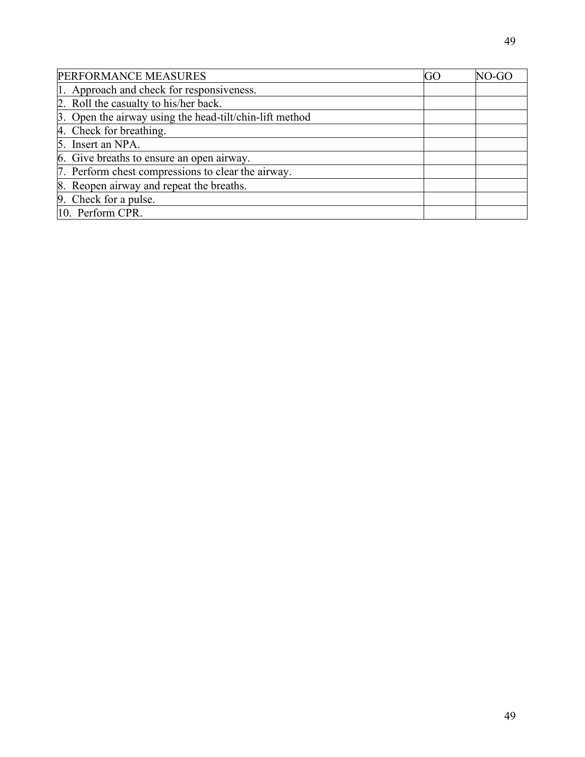| PERFORMANCE MEASURES | GO | NO-GO |
| --- | --- | --- |
| 1. Approach and check for responsiveness. | | |
| 2. Roll the casualty to his/her back. | | |
| 3. Open the airway using the head-tilt/chin-lift method | | |
| 4. Check for breathing. | | |
| 5. Insert an NPA. | | |
| 6. Give breaths to ensure an open airway. | | |
| 7. Perform chest compressions to clear the airway. | | |
| 8. Reopen airway and repeat the breaths. | | |
| 9. Check for a pulse. | | |
| 10. Perform CPR. | | |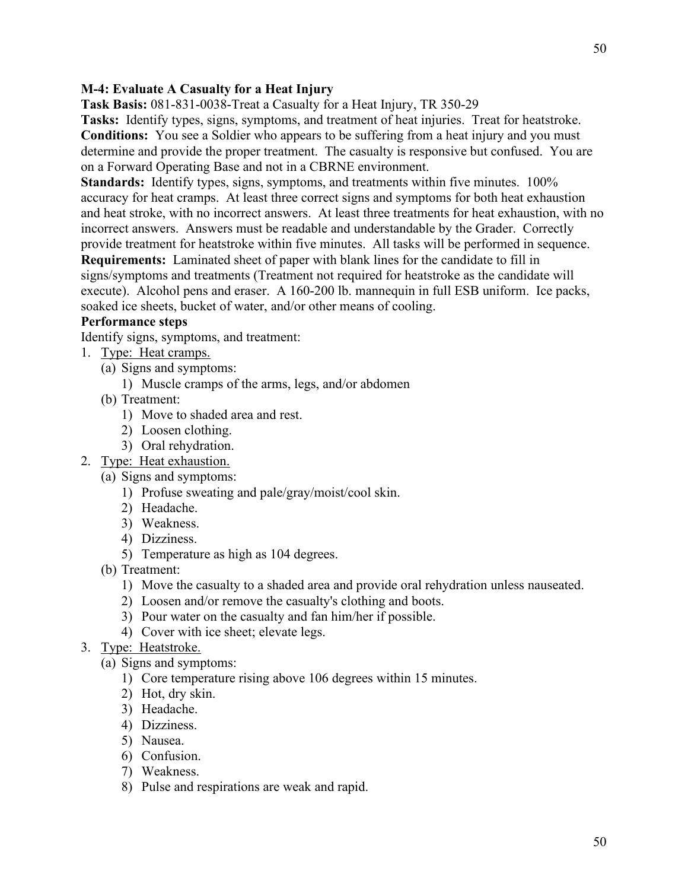**M-4: Evaluate A Casualty for a Heat Injury**

**Task Basis:** 081-831-0038-Treat a Casualty for a Heat Injury, TR 350-29

**Tasks:** Identify types, signs, symptoms, and treatment of heat injuries. Treat for heatstroke.

**Conditions:** You see a Soldier who appears to be suffering from a heat injury and you must determine and provide the proper treatment. The casualty is responsive but confused. You are on a Forward Operating Base and not in a CBRNE environment.

**Standards:** Identify types, signs, symptoms, and treatments within five minutes. 100% accuracy for heat cramps. At least three correct signs and symptoms for both heat exhaustion and heat stroke, with no incorrect answers. At least three treatments for heat exhaustion, with no incorrect answers. Answers must be readable and understandable by the Grader. Correctly provide treatment for heatstroke within five minutes. All tasks will be performed in sequence.

**Requirements:** Laminated sheet of paper with blank lines for the candidate to fill in signs/symptoms and treatments (Treatment not required for heatstroke as the candidate will execute). Alcohol pens and eraser. A 160-200 lb. mannequin in full ESB uniform. Ice packs, soaked ice sheets, bucket of water, and/or other means of cooling.

**Performance steps**

Identify signs, symptoms, and treatment:

1. Type: Heat cramps.
   - (a) Signs and symptoms:
     1) Muscle cramps of the arms, legs, and/or abdomen
   - (b) Treatment:
     1) Move to shaded area and rest.
     2) Loosen clothing.
     3) Oral rehydration.
2. Type: Heat exhaustion.
   - (a) Signs and symptoms:
     1) Profuse sweating and pale/gray/moist/cool skin.
     2) Headache.
     3) Weakness.
     4) Dizziness.
     5) Temperature as high as 104 degrees.
   - (b) Treatment:
     1) Move the casualty to a shaded area and provide oral rehydration unless nauseated.
     2) Loosen and/or remove the casualty's clothing and boots.
     3) Pour water on the casualty and fan him/her if possible.
     4) Cover with ice sheet; elevate legs.
3. Type: Heatstroke.
   - (a) Signs and symptoms:
     1) Core temperature rising above 106 degrees within 15 minutes.
     2) Hot, dry skin.
     3) Headache.
     4) Dizziness.
     5) Nausea.
     6) Confusion.
     7) Weakness.
     8) Pulse and respirations are weak and rapid.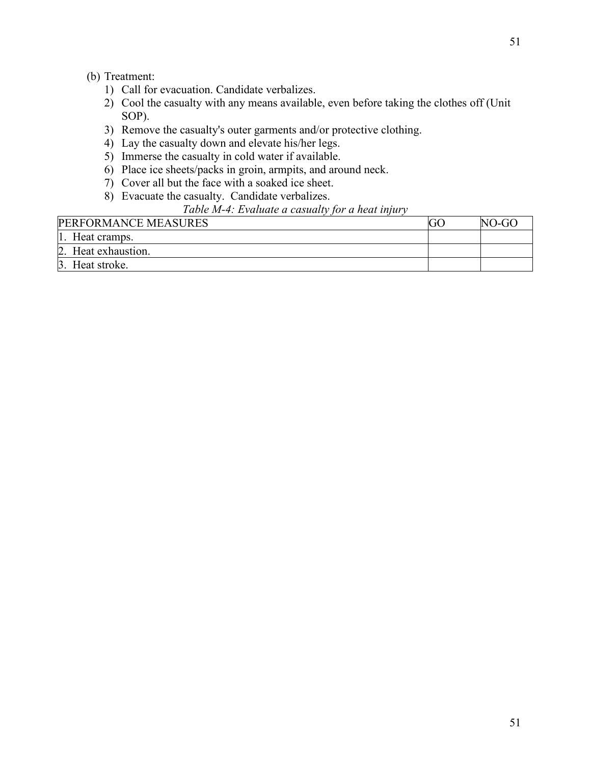(b) Treatment:

1) Call for evacuation. Candidate verbalizes.
2) Cool the casualty with any means available, even before taking the clothes off (Unit SOP).
3) Remove the casualty's outer garments and/or protective clothing.
4) Lay the casualty down and elevate his/her legs.
5) Immerse the casualty in cold water if available.
6) Place ice sheets/packs in groin, armpits, and around neck.
7) Cover all but the face with a soaked ice sheet.
8) Evacuate the casualty. Candidate verbalizes.

*Table M-4: Evaluate a casualty for a heat injury*

| PERFORMANCE MEASURES | GO | NO-GO |
|---|---|---|
| 1. Heat cramps. | | |
| 2. Heat exhaustion. | | |
| 3. Heat stroke. | | |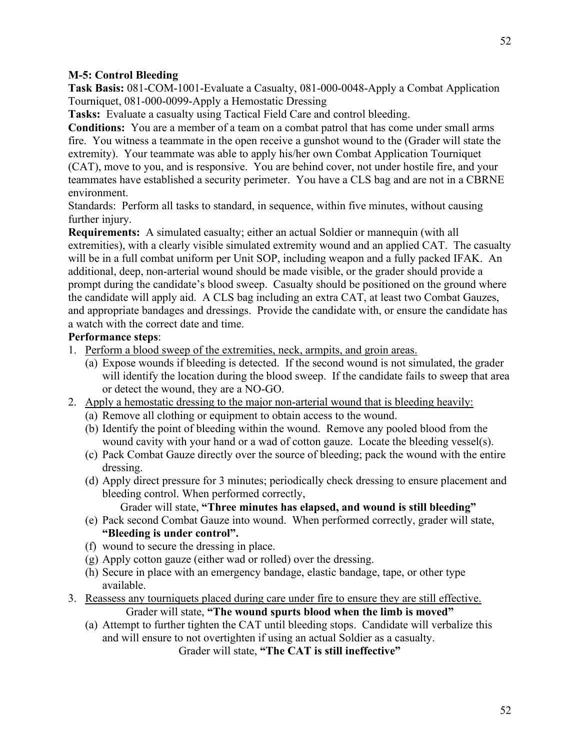**M-5: Control Bleeding**

**Task Basis:** 081-COM-1001-Evaluate a Casualty, 081-000-0048-Apply a Combat Application Tourniquet, 081-000-0099-Apply a Hemostatic Dressing

**Tasks:** Evaluate a casualty using Tactical Field Care and control bleeding.

**Conditions:** You are a member of a team on a combat patrol that has come under small arms fire. You witness a teammate in the open receive a gunshot wound to the (Grader will state the extremity). Your teammate was able to apply his/her own Combat Application Tourniquet (CAT), move to you, and is responsive. You are behind cover, not under hostile fire, and your teammates have established a security perimeter. You have a CLS bag and are not in a CBRNE environment.

Standards: Perform all tasks to standard, in sequence, within five minutes, without causing further injury.

**Requirements:** A simulated casualty; either an actual Soldier or mannequin (with all extremities), with a clearly visible simulated extremity wound and an applied CAT. The casualty will be in a full combat uniform per Unit SOP, including weapon and a fully packed IFAK. An additional, deep, non-arterial wound should be made visible, or the grader should provide a prompt during the candidate's blood sweep. Casualty should be positioned on the ground where the candidate will apply aid. A CLS bag including an extra CAT, at least two Combat Gauzes, and appropriate bandages and dressings. Provide the candidate with, or ensure the candidate has a watch with the correct date and time.

**Performance steps**:

1. <u>Perform a blood sweep of the extremities, neck, armpits, and groin areas.</u>
   (a) Expose wounds if bleeding is detected. If the second wound is not simulated, the grader will identify the location during the blood sweep. If the candidate fails to sweep that area or detect the wound, they are a NO-GO.
2. <u>Apply a hemostatic dressing to the major non-arterial wound that is bleeding heavily:</u>
   (a) Remove all clothing or equipment to obtain access to the wound.
   (b) Identify the point of bleeding within the wound. Remove any pooled blood from the wound cavity with your hand or a wad of cotton gauze. Locate the bleeding vessel(s).
   (c) Pack Combat Gauze directly over the source of bleeding; pack the wound with the entire dressing.
   (d) Apply direct pressure for 3 minutes; periodically check dressing to ensure placement and bleeding control. When performed correctly,
   Grader will state, **"Three minutes has elapsed, and wound is still bleeding"**
   (e) Pack second Combat Gauze into wound. When performed correctly, grader will state, **"Bleeding is under control".**
   (f) wound to secure the dressing in place.
   (g) Apply cotton gauze (either wad or rolled) over the dressing.
   (h) Secure in place with an emergency bandage, elastic bandage, tape, or other type available.
3. <u>Reassess any tourniquets placed during care under fire to ensure they are still effective.</u>
   Grader will state, **"The wound spurts blood when the limb is moved"**
   (a) Attempt to further tighten the CAT until bleeding stops. Candidate will verbalize this and will ensure to not overtighten if using an actual Soldier as a casualty.
   Grader will state, **"The CAT is still ineffective"**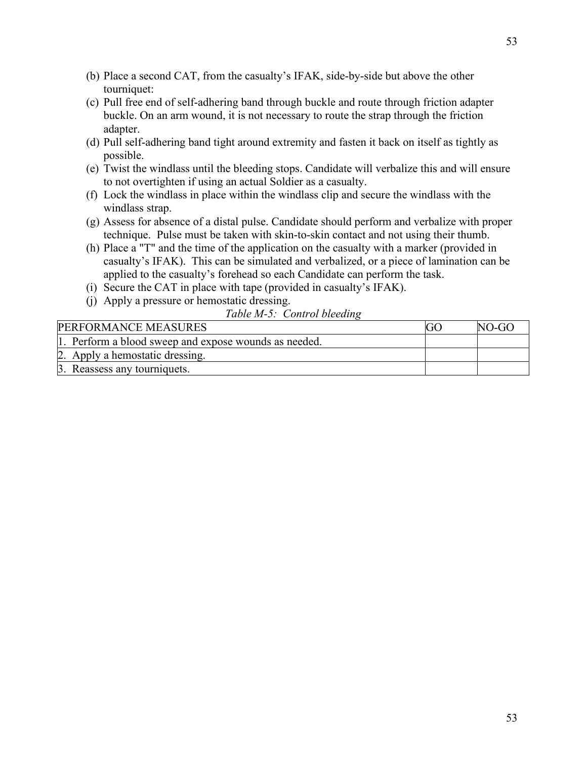(b) Place a second CAT, from the casualty's IFAK, side-by-side but above the other tourniquet:

(c) Pull free end of self-adhering band through buckle and route through friction adapter buckle. On an arm wound, it is not necessary to route the strap through the friction adapter.

(d) Pull self-adhering band tight around extremity and fasten it back on itself as tightly as possible.

(e) Twist the windlass until the bleeding stops. Candidate will verbalize this and will ensure to not overtighten if using an actual Soldier as a casualty.

(f) Lock the windlass in place within the windlass clip and secure the windlass with the windlass strap.

(g) Assess for absence of a distal pulse. Candidate should perform and verbalize with proper technique. Pulse must be taken with skin-to-skin contact and not using their thumb.

(h) Place a "T" and the time of the application on the casualty with a marker (provided in casualty's IFAK). This can be simulated and verbalized, or a piece of lamination can be applied to the casualty's forehead so each Candidate can perform the task.

(i) Secure the CAT in place with tape (provided in casualty's IFAK).

(j) Apply a pressure or hemostatic dressing.

*Table M-5: Control bleeding*

| PERFORMANCE MEASURES | GO | NO-GO |
|---|---|---|
| 1. Perform a blood sweep and expose wounds as needed. | | |
| 2. Apply a hemostatic dressing. | | |
| 3. Reassess any tourniquets. | | |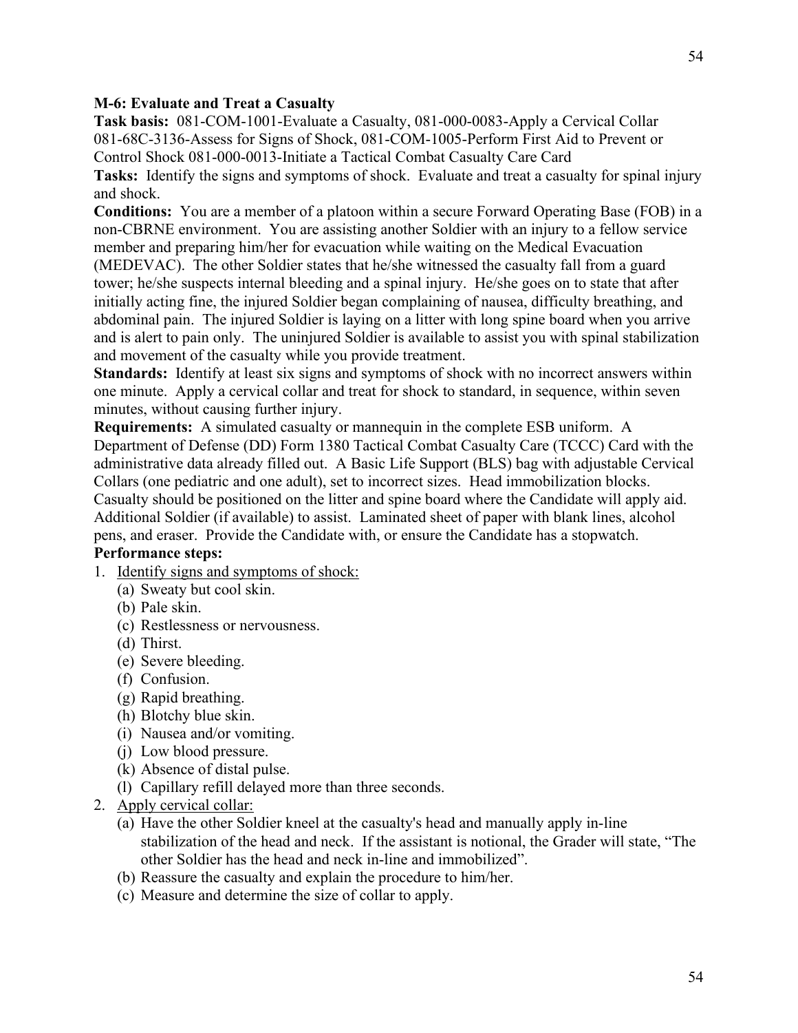**M-6: Evaluate and Treat a Casualty**

**Task basis:** 081-COM-1001-Evaluate a Casualty, 081-000-0083-Apply a Cervical Collar 081-68C-3136-Assess for Signs of Shock, 081-COM-1005-Perform First Aid to Prevent or Control Shock 081-000-0013-Initiate a Tactical Combat Casualty Care Card

**Tasks:** Identify the signs and symptoms of shock. Evaluate and treat a casualty for spinal injury and shock.

**Conditions:** You are a member of a platoon within a secure Forward Operating Base (FOB) in a non-CBRNE environment. You are assisting another Soldier with an injury to a fellow service member and preparing him/her for evacuation while waiting on the Medical Evacuation (MEDEVAC). The other Soldier states that he/she witnessed the casualty fall from a guard tower; he/she suspects internal bleeding and a spinal injury. He/she goes on to state that after initially acting fine, the injured Soldier began complaining of nausea, difficulty breathing, and abdominal pain. The injured Soldier is laying on a litter with long spine board when you arrive and is alert to pain only. The uninjured Soldier is available to assist you with spinal stabilization and movement of the casualty while you provide treatment.

**Standards:** Identify at least six signs and symptoms of shock with no incorrect answers within one minute. Apply a cervical collar and treat for shock to standard, in sequence, within seven minutes, without causing further injury.

**Requirements:** A simulated casualty or mannequin in the complete ESB uniform. A Department of Defense (DD) Form 1380 Tactical Combat Casualty Care (TCCC) Card with the administrative data already filled out. A Basic Life Support (BLS) bag with adjustable Cervical Collars (one pediatric and one adult), set to incorrect sizes. Head immobilization blocks. Casualty should be positioned on the litter and spine board where the Candidate will apply aid. Additional Soldier (if available) to assist. Laminated sheet of paper with blank lines, alcohol pens, and eraser. Provide the Candidate with, or ensure the Candidate has a stopwatch.

**Performance steps:**

1. <u>Identify signs and symptoms of shock:</u>
   - (a) Sweaty but cool skin.
   - (b) Pale skin.
   - (c) Restlessness or nervousness.
   - (d) Thirst.
   - (e) Severe bleeding.
   - (f) Confusion.
   - (g) Rapid breathing.
   - (h) Blotchy blue skin.
   - (i) Nausea and/or vomiting.
   - (j) Low blood pressure.
   - (k) Absence of distal pulse.
   - (l) Capillary refill delayed more than three seconds.
2. <u>Apply cervical collar:</u>
   - (a) Have the other Soldier kneel at the casualty's head and manually apply in-line stabilization of the head and neck. If the assistant is notional, the Grader will state, “The other Soldier has the head and neck in-line and immobilized”.
   - (b) Reassure the casualty and explain the procedure to him/her.
   - (c) Measure and determine the size of collar to apply.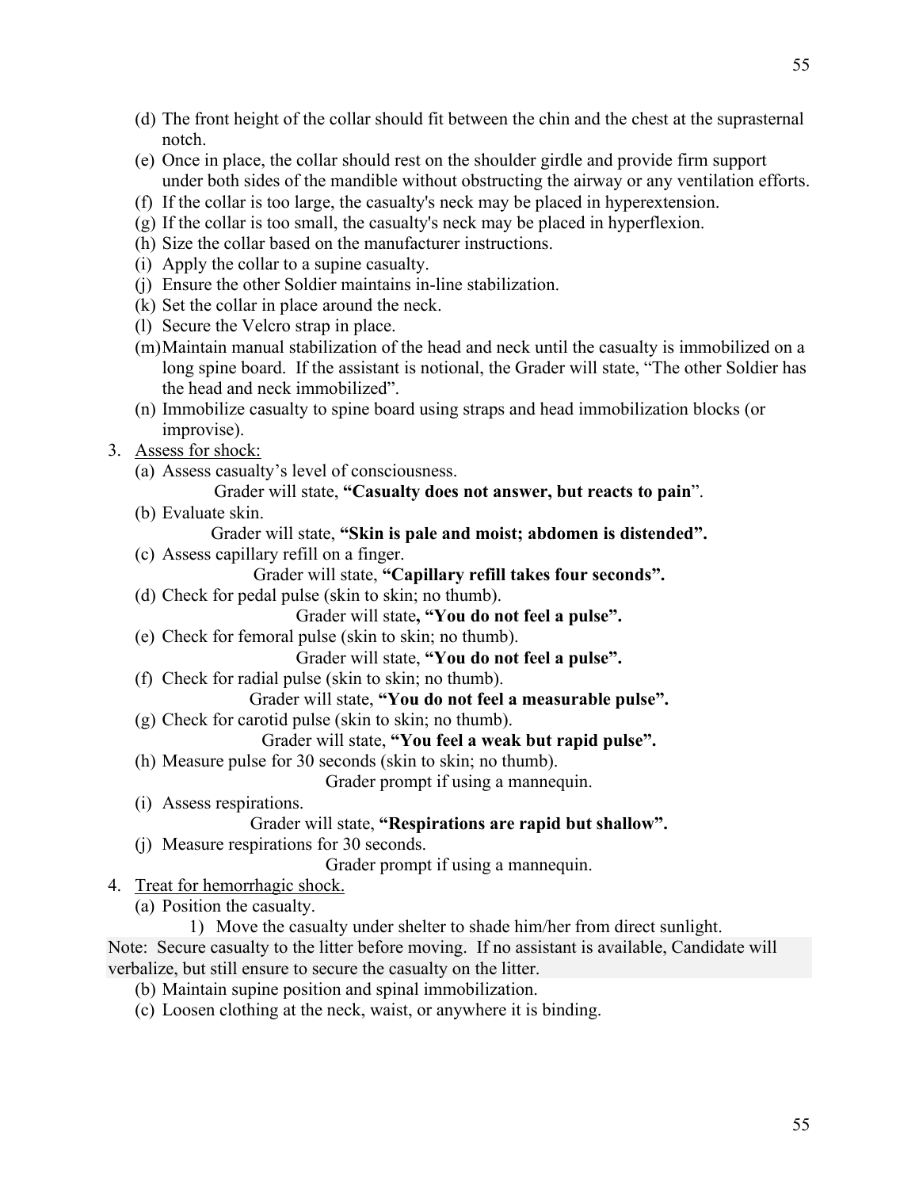(d) The front height of the collar should fit between the chin and the chest at the suprasternal notch.

(e) Once in place, the collar should rest on the shoulder girdle and provide firm support under both sides of the mandible without obstructing the airway or any ventilation efforts.

(f) If the collar is too large, the casualty's neck may be placed in hyperextension.

(g) If the collar is too small, the casualty's neck may be placed in hyperflexion.

(h) Size the collar based on the manufacturer instructions.

(i) Apply the collar to a supine casualty.

(j) Ensure the other Soldier maintains in-line stabilization.

(k) Set the collar in place around the neck.

(l) Secure the Velcro strap in place.

(m) Maintain manual stabilization of the head and neck until the casualty is immobilized on a long spine board. If the assistant is notional, the Grader will state, "The other Soldier has the head and neck immobilized".

(n) Immobilize casualty to spine board using straps and head immobilization blocks (or improvise).

3. Assess for shock:

(a) Assess casualty's level of consciousness.

Grader will state, **"Casualty does not answer, but reacts to pain"**.

(b) Evaluate skin.

Grader will state, **"Skin is pale and moist; abdomen is distended".**

(c) Assess capillary refill on a finger.

Grader will state, **"Capillary refill takes four seconds".**

(d) Check for pedal pulse (skin to skin; no thumb).

Grader will state**, "You do not feel a pulse".**

(e) Check for femoral pulse (skin to skin; no thumb).

Grader will state, **"You do not feel a pulse".**

(f) Check for radial pulse (skin to skin; no thumb).

Grader will state, **"You do not feel a measurable pulse".**

(g) Check for carotid pulse (skin to skin; no thumb).

Grader will state, **"You feel a weak but rapid pulse".**

(h) Measure pulse for 30 seconds (skin to skin; no thumb).

Grader prompt if using a mannequin.

(i) Assess respirations.

Grader will state, **"Respirations are rapid but shallow".**

(j) Measure respirations for 30 seconds.

Grader prompt if using a mannequin.

4. Treat for hemorrhagic shock.

(a) Position the casualty.

1) Move the casualty under shelter to shade him/her from direct sunlight.

Note: Secure casualty to the litter before moving. If no assistant is available, Candidate will verbalize, but still ensure to secure the casualty on the litter.

(b) Maintain supine position and spinal immobilization.

(c) Loosen clothing at the neck, waist, or anywhere it is binding.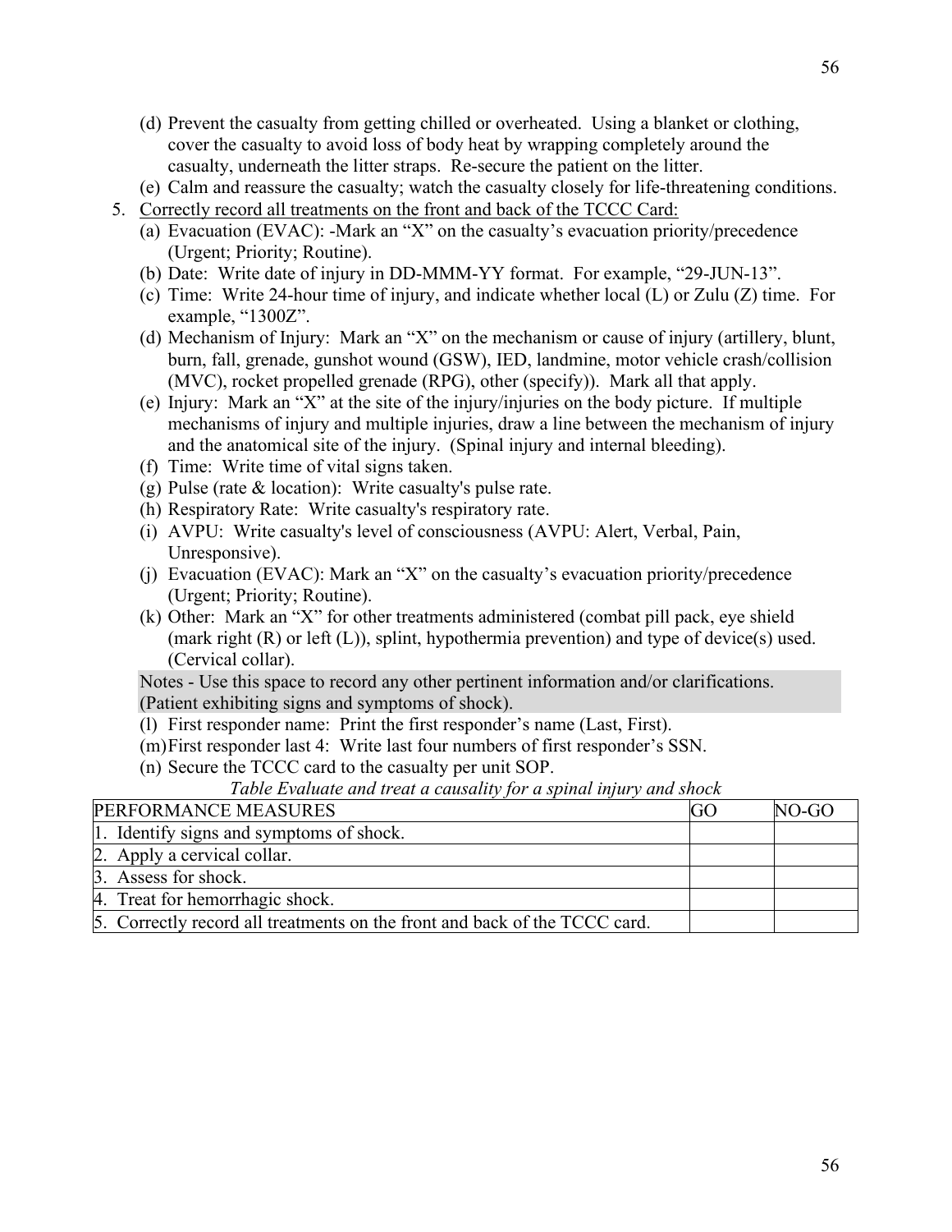(d) Prevent the casualty from getting chilled or overheated. Using a blanket or clothing, cover the casualty to avoid loss of body heat by wrapping completely around the casualty, underneath the litter straps. Re-secure the patient on the litter.

(e) Calm and reassure the casualty; watch the casualty closely for life-threatening conditions.

5. <u>Correctly record all treatments on the front and back of the TCCC Card:</u>

(a) Evacuation (EVAC): -Mark an "X" on the casualty's evacuation priority/precedence (Urgent; Priority; Routine).

(b) Date: Write date of injury in DD-MMM-YY format. For example, "29-JUN-13".

(c) Time: Write 24-hour time of injury, and indicate whether local (L) or Zulu (Z) time. For example, "1300Z".

(d) Mechanism of Injury: Mark an "X" on the mechanism or cause of injury (artillery, blunt, burn, fall, grenade, gunshot wound (GSW), IED, landmine, motor vehicle crash/collision (MVC), rocket propelled grenade (RPG), other (specify)). Mark all that apply.

(e) Injury: Mark an "X" at the site of the injury/injuries on the body picture. If multiple mechanisms of injury and multiple injuries, draw a line between the mechanism of injury and the anatomical site of the injury. (Spinal injury and internal bleeding).

(f) Time: Write time of vital signs taken.

(g) Pulse (rate & location): Write casualty's pulse rate.

(h) Respiratory Rate: Write casualty's respiratory rate.

(i) AVPU: Write casualty's level of consciousness (AVPU: Alert, Verbal, Pain, Unresponsive).

(j) Evacuation (EVAC): Mark an "X" on the casualty's evacuation priority/precedence (Urgent; Priority; Routine).

(k) Other: Mark an "X" for other treatments administered (combat pill pack, eye shield (mark right (R) or left (L)), splint, hypothermia prevention) and type of device(s) used. (Cervical collar).

Notes - Use this space to record any other pertinent information and/or clarifications. (Patient exhibiting signs and symptoms of shock).

(l) First responder name: Print the first responder's name (Last, First).

(m) First responder last 4: Write last four numbers of first responder's SSN.

(n) Secure the TCCC card to the casualty per unit SOP.

*Table Evaluate and treat a causality for a spinal injury and shock*

| PERFORMANCE MEASURES | GO | NO-GO |
|---|---|---|
| 1. Identify signs and symptoms of shock. | | |
| 2. Apply a cervical collar. | | |
| 3. Assess for shock. | | |
| 4. Treat for hemorrhagic shock. | | |
| 5. Correctly record all treatments on the front and back of the TCCC card. | | |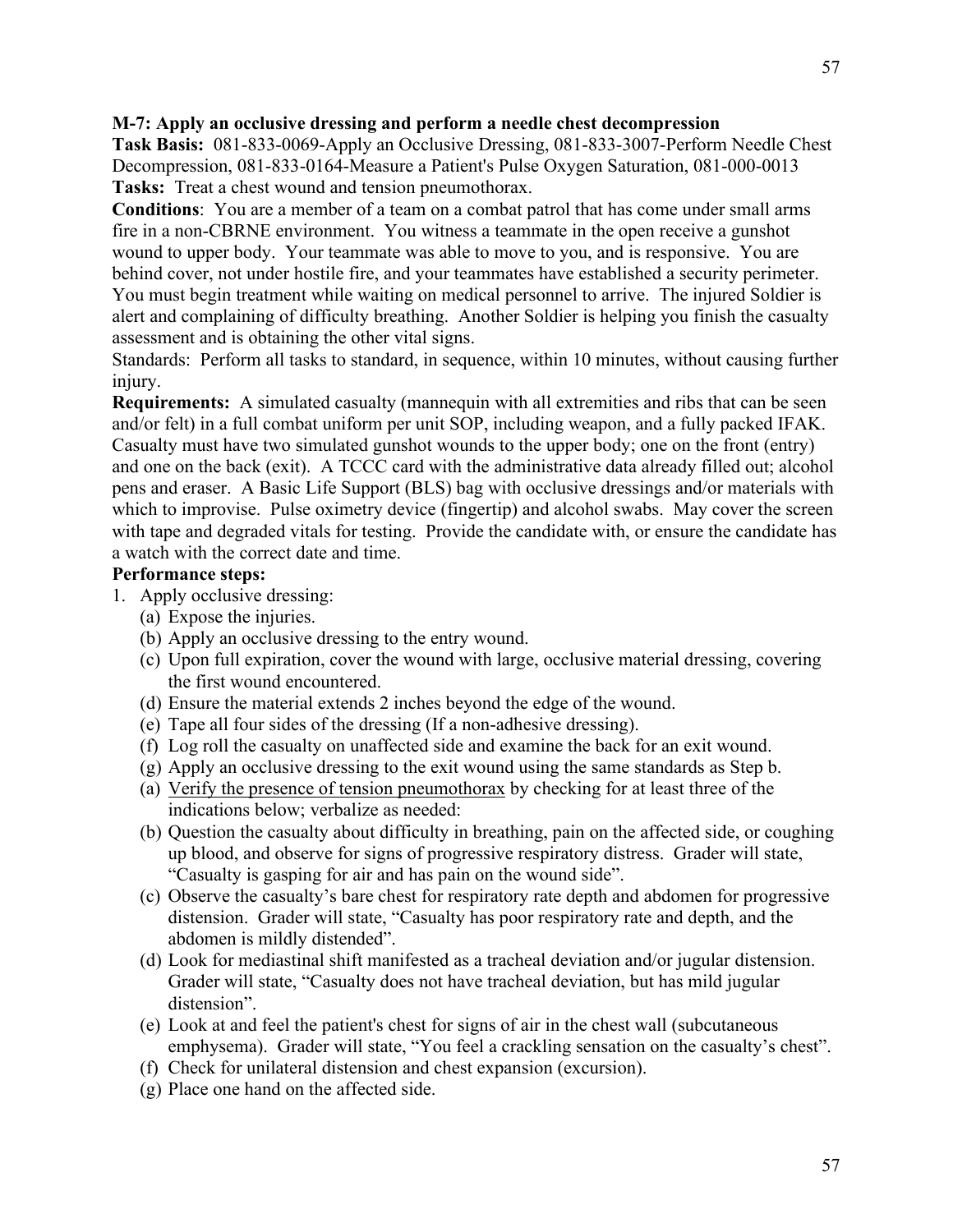**M-7: Apply an occlusive dressing and perform a needle chest decompression**

**Task Basis:** 081-833-0069-Apply an Occlusive Dressing, 081-833-3007-Perform Needle Chest Decompression, 081-833-0164-Measure a Patient's Pulse Oxygen Saturation, 081-000-0013

**Tasks:** Treat a chest wound and tension pneumothorax.

**Conditions**: You are a member of a team on a combat patrol that has come under small arms fire in a non-CBRNE environment. You witness a teammate in the open receive a gunshot wound to upper body. Your teammate was able to move to you, and is responsive. You are behind cover, not under hostile fire, and your teammates have established a security perimeter. You must begin treatment while waiting on medical personnel to arrive. The injured Soldier is alert and complaining of difficulty breathing. Another Soldier is helping you finish the casualty assessment and is obtaining the other vital signs.

Standards: Perform all tasks to standard, in sequence, within 10 minutes, without causing further injury.

**Requirements:** A simulated casualty (mannequin with all extremities and ribs that can be seen and/or felt) in a full combat uniform per unit SOP, including weapon, and a fully packed IFAK. Casualty must have two simulated gunshot wounds to the upper body; one on the front (entry) and one on the back (exit). A TCCC card with the administrative data already filled out; alcohol pens and eraser. A Basic Life Support (BLS) bag with occlusive dressings and/or materials with which to improvise. Pulse oximetry device (fingertip) and alcohol swabs. May cover the screen with tape and degraded vitals for testing. Provide the candidate with, or ensure the candidate has a watch with the correct date and time.

**Performance steps:**

1. Apply occlusive dressing:
   - (a) Expose the injuries.
   - (b) Apply an occlusive dressing to the entry wound.
   - (c) Upon full expiration, cover the wound with large, occlusive material dressing, covering the first wound encountered.
   - (d) Ensure the material extends 2 inches beyond the edge of the wound.
   - (e) Tape all four sides of the dressing (If a non-adhesive dressing).
   - (f) Log roll the casualty on unaffected side and examine the back for an exit wound.
   - (g) Apply an occlusive dressing to the exit wound using the same standards as Step b.
   - (a) <u>Verify the presence of tension pneumothorax</u> by checking for at least three of the indications below; verbalize as needed:
   - (b) Question the casualty about difficulty in breathing, pain on the affected side, or coughing up blood, and observe for signs of progressive respiratory distress. Grader will state, “Casualty is gasping for air and has pain on the wound side”.
   - (c) Observe the casualty’s bare chest for respiratory rate depth and abdomen for progressive distension. Grader will state, “Casualty has poor respiratory rate and depth, and the abdomen is mildly distended”.
   - (d) Look for mediastinal shift manifested as a tracheal deviation and/or jugular distension. Grader will state, “Casualty does not have tracheal deviation, but has mild jugular distension”.
   - (e) Look at and feel the patient's chest for signs of air in the chest wall (subcutaneous emphysema). Grader will state, “You feel a crackling sensation on the casualty’s chest”.
   - (f) Check for unilateral distension and chest expansion (excursion).
   - (g) Place one hand on the affected side.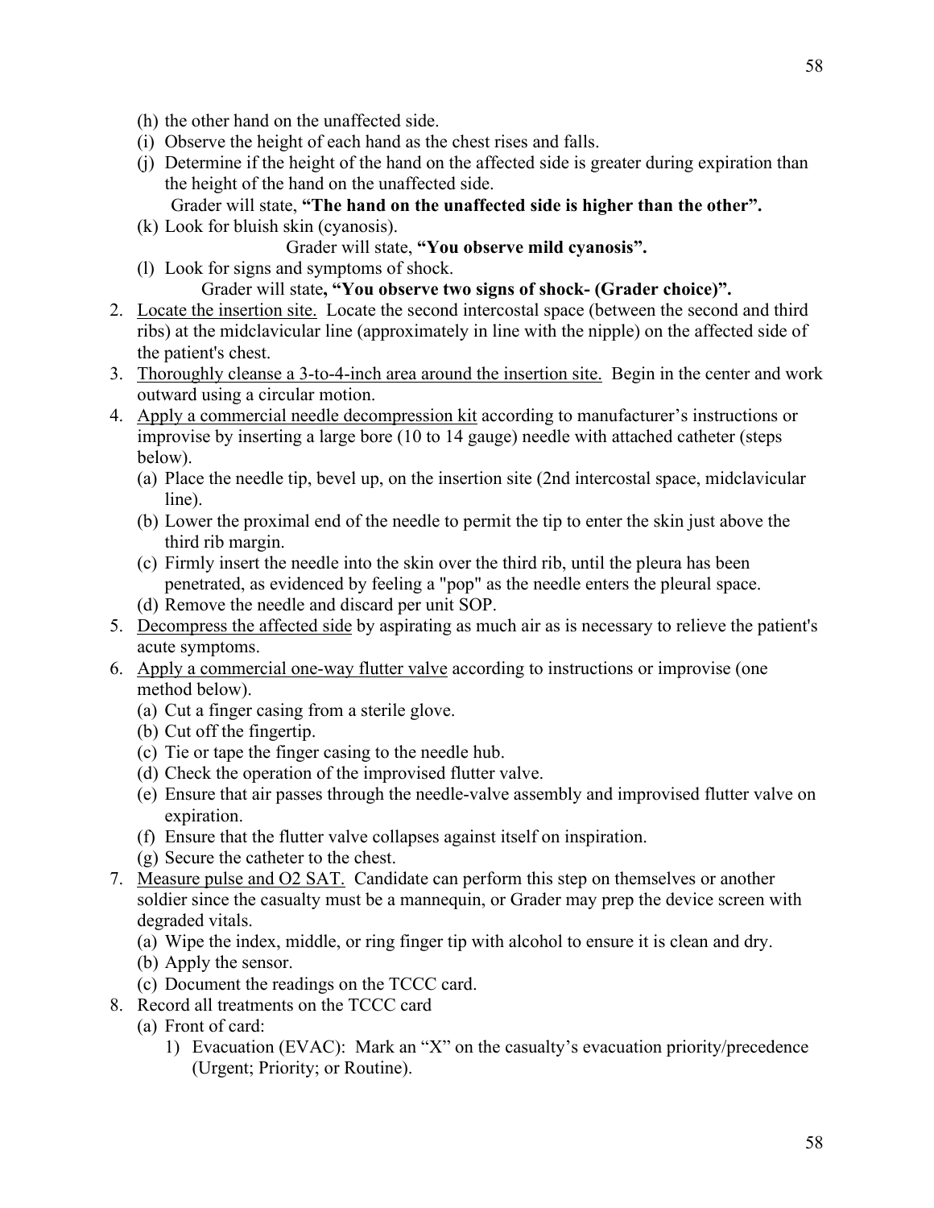(h) the other hand on the unaffected side.
(i) Observe the height of each hand as the chest rises and falls.
(j) Determine if the height of the hand on the affected side is greater during expiration than the height of the hand on the unaffected side.

Grader will state, **"The hand on the unaffected side is higher than the other".**

(k) Look for bluish skin (cyanosis).

Grader will state, **"You observe mild cyanosis".**

(l) Look for signs and symptoms of shock.

Grader will state**, "You observe two signs of shock- (Grader choice)".**

2. Locate the insertion site. Locate the second intercostal space (between the second and third ribs) at the midclavicular line (approximately in line with the nipple) on the affected side of the patient's chest.
3. Thoroughly cleanse a 3-to-4-inch area around the insertion site. Begin in the center and work outward using a circular motion.
4. Apply a commercial needle decompression kit according to manufacturer's instructions or improvise by inserting a large bore (10 to 14 gauge) needle with attached catheter (steps below).
   (a) Place the needle tip, bevel up, on the insertion site (2nd intercostal space, midclavicular line).
   (b) Lower the proximal end of the needle to permit the tip to enter the skin just above the third rib margin.
   (c) Firmly insert the needle into the skin over the third rib, until the pleura has been penetrated, as evidenced by feeling a "pop" as the needle enters the pleural space.
   (d) Remove the needle and discard per unit SOP.
5. Decompress the affected side by aspirating as much air as is necessary to relieve the patient's acute symptoms.
6. Apply a commercial one-way flutter valve according to instructions or improvise (one method below).
   (a) Cut a finger casing from a sterile glove.
   (b) Cut off the fingertip.
   (c) Tie or tape the finger casing to the needle hub.
   (d) Check the operation of the improvised flutter valve.
   (e) Ensure that air passes through the needle-valve assembly and improvised flutter valve on expiration.
   (f) Ensure that the flutter valve collapses against itself on inspiration.
   (g) Secure the catheter to the chest.
7. Measure pulse and O2 SAT. Candidate can perform this step on themselves or another soldier since the casualty must be a mannequin, or Grader may prep the device screen with degraded vitals.
   (a) Wipe the index, middle, or ring finger tip with alcohol to ensure it is clean and dry.
   (b) Apply the sensor.
   (c) Document the readings on the TCCC card.
8. Record all treatments on the TCCC card
   (a) Front of card:
      1) Evacuation (EVAC): Mark an "X" on the casualty's evacuation priority/precedence (Urgent; Priority; or Routine).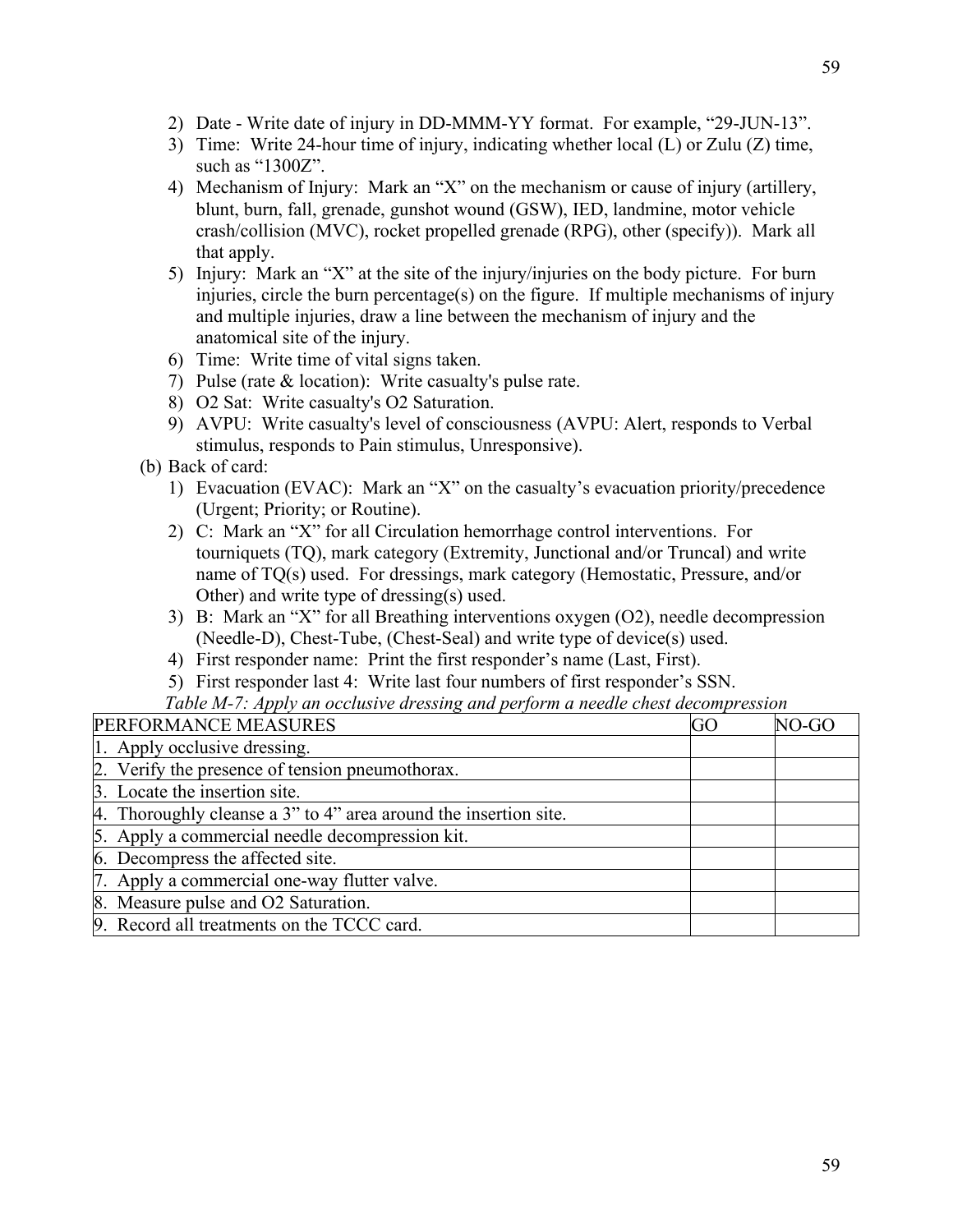2) Date - Write date of injury in DD-MMM-YY format. For example, "29-JUN-13".
3) Time: Write 24-hour time of injury, indicating whether local (L) or Zulu (Z) time, such as "1300Z".
4) Mechanism of Injury: Mark an "X" on the mechanism or cause of injury (artillery, blunt, burn, fall, grenade, gunshot wound (GSW), IED, landmine, motor vehicle crash/collision (MVC), rocket propelled grenade (RPG), other (specify)). Mark all that apply.
5) Injury: Mark an "X" at the site of the injury/injuries on the body picture. For burn injuries, circle the burn percentage(s) on the figure. If multiple mechanisms of injury and multiple injuries, draw a line between the mechanism of injury and the anatomical site of the injury.
6) Time: Write time of vital signs taken.
7) Pulse (rate & location): Write casualty's pulse rate.
8) O2 Sat: Write casualty's O2 Saturation.
9) AVPU: Write casualty's level of consciousness (AVPU: Alert, responds to Verbal stimulus, responds to Pain stimulus, Unresponsive).

(b) Back of card:

1) Evacuation (EVAC): Mark an "X" on the casualty's evacuation priority/precedence (Urgent; Priority; or Routine).
2) C: Mark an "X" for all Circulation hemorrhage control interventions. For tourniquets (TQ), mark category (Extremity, Junctional and/or Truncal) and write name of TQ(s) used. For dressings, mark category (Hemostatic, Pressure, and/or Other) and write type of dressing(s) used.
3) B: Mark an "X" for all Breathing interventions oxygen (O2), needle decompression (Needle-D), Chest-Tube, (Chest-Seal) and write type of device(s) used.
4) First responder name: Print the first responder's name (Last, First).
5) First responder last 4: Write last four numbers of first responder's SSN.

*Table M-7: Apply an occlusive dressing and perform a needle chest decompression*

| PERFORMANCE MEASURES | GO | NO-GO |
|---|---|---|
| 1. Apply occlusive dressing. | | |
| 2. Verify the presence of tension pneumothorax. | | |
| 3. Locate the insertion site. | | |
| 4. Thoroughly cleanse a 3" to 4" area around the insertion site. | | |
| 5. Apply a commercial needle decompression kit. | | |
| 6. Decompress the affected site. | | |
| 7. Apply a commercial one-way flutter valve. | | |
| 8. Measure pulse and O2 Saturation. | | |
| 9. Record all treatments on the TCCC card. | | |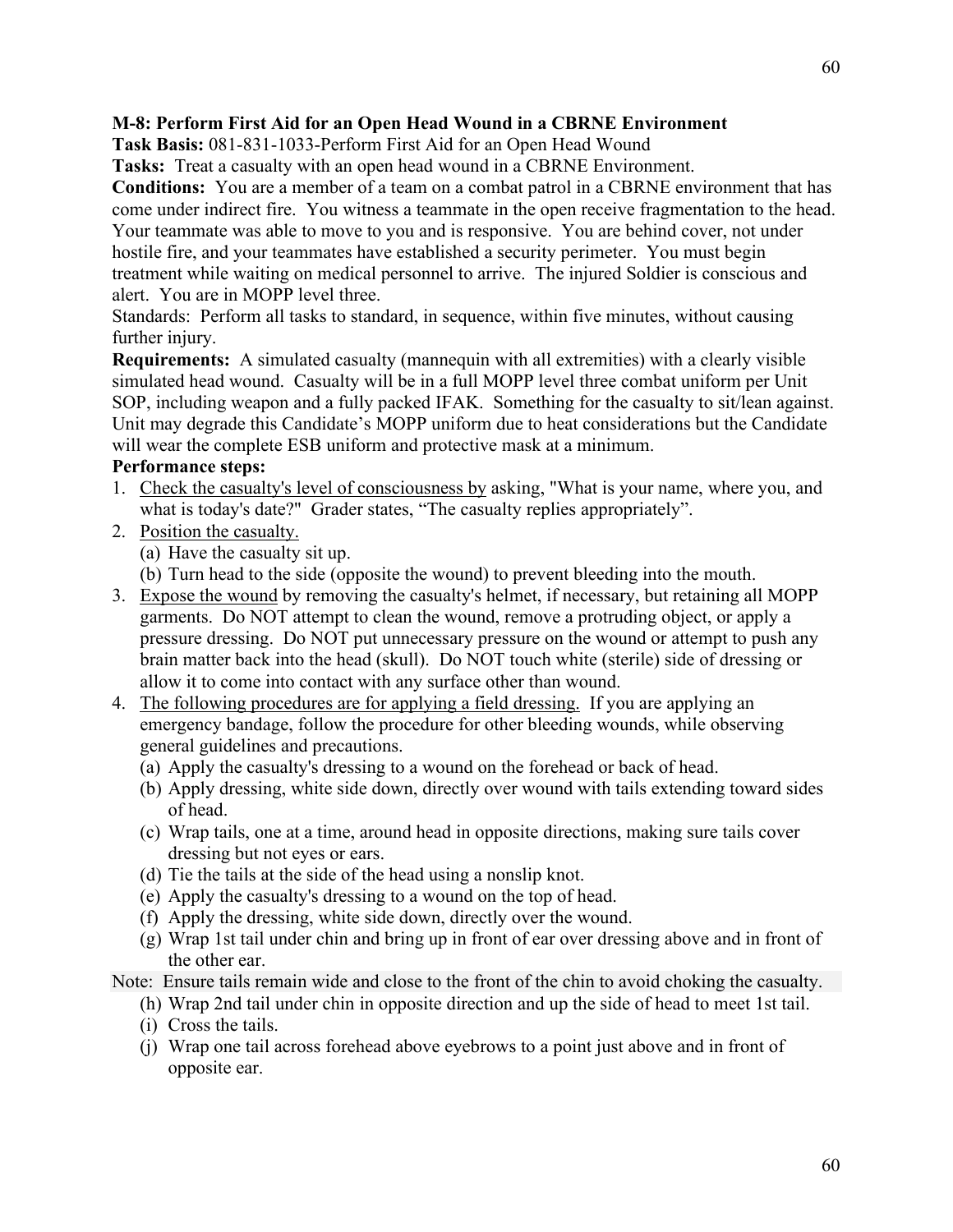**M-8: Perform First Aid for an Open Head Wound in a CBRNE Environment**

**Task Basis:** 081-831-1033-Perform First Aid for an Open Head Wound

**Tasks:** Treat a casualty with an open head wound in a CBRNE Environment.

**Conditions:** You are a member of a team on a combat patrol in a CBRNE environment that has come under indirect fire. You witness a teammate in the open receive fragmentation to the head. Your teammate was able to move to you and is responsive. You are behind cover, not under hostile fire, and your teammates have established a security perimeter. You must begin treatment while waiting on medical personnel to arrive. The injured Soldier is conscious and alert. You are in MOPP level three.

Standards: Perform all tasks to standard, in sequence, within five minutes, without causing further injury.

**Requirements:** A simulated casualty (mannequin with all extremities) with a clearly visible simulated head wound. Casualty will be in a full MOPP level three combat uniform per Unit SOP, including weapon and a fully packed IFAK. Something for the casualty to sit/lean against. Unit may degrade this Candidate's MOPP uniform due to heat considerations but the Candidate will wear the complete ESB uniform and protective mask at a minimum.

**Performance steps:**

1. <u>Check the casualty's level of consciousness by</u> asking, "What is your name, where you, and what is today's date?" Grader states, "The casualty replies appropriately".
2. <u>Position the casualty.</u>
   (a) Have the casualty sit up.
   (b) Turn head to the side (opposite the wound) to prevent bleeding into the mouth.
3. <u>Expose the wound</u> by removing the casualty's helmet, if necessary, but retaining all MOPP garments. Do NOT attempt to clean the wound, remove a protruding object, or apply a pressure dressing. Do NOT put unnecessary pressure on the wound or attempt to push any brain matter back into the head (skull). Do NOT touch white (sterile) side of dressing or allow it to come into contact with any surface other than wound.
4. <u>The following procedures are for applying a field dressing.</u> If you are applying an emergency bandage, follow the procedure for other bleeding wounds, while observing general guidelines and precautions.
   (a) Apply the casualty's dressing to a wound on the forehead or back of head.
   (b) Apply dressing, white side down, directly over wound with tails extending toward sides of head.
   (c) Wrap tails, one at a time, around head in opposite directions, making sure tails cover dressing but not eyes or ears.
   (d) Tie the tails at the side of the head using a nonslip knot.
   (e) Apply the casualty's dressing to a wound on the top of head.
   (f) Apply the dressing, white side down, directly over the wound.
   (g) Wrap 1st tail under chin and bring up in front of ear over dressing above and in front of the other ear.

Note: Ensure tails remain wide and close to the front of the chin to avoid choking the casualty.

   (h) Wrap 2nd tail under chin in opposite direction and up the side of head to meet 1st tail.
   (i) Cross the tails.
   (j) Wrap one tail across forehead above eyebrows to a point just above and in front of opposite ear.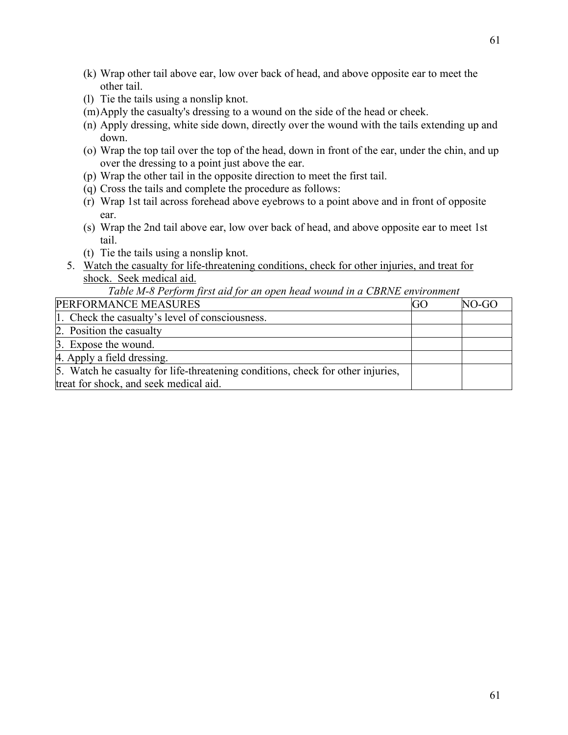(k) Wrap other tail above ear, low over back of head, and above opposite ear to meet the other tail.
(l) Tie the tails using a nonslip knot.
(m) Apply the casualty's dressing to a wound on the side of the head or cheek.
(n) Apply dressing, white side down, directly over the wound with the tails extending up and down.
(o) Wrap the top tail over the top of the head, down in front of the ear, under the chin, and up over the dressing to a point just above the ear.
(p) Wrap the other tail in the opposite direction to meet the first tail.
(q) Cross the tails and complete the procedure as follows:
(r) Wrap 1st tail across forehead above eyebrows to a point above and in front of opposite ear.
(s) Wrap the 2nd tail above ear, low over back of head, and above opposite ear to meet 1st tail.
(t) Tie the tails using a nonslip knot.

5. Watch the casualty for life-threatening conditions, check for other injuries, and treat for shock. Seek medical aid.

*Table M-8 Perform first aid for an open head wound in a CBRNE environment*

| PERFORMANCE MEASURES | GO | NO-GO |
|---|---|---|
| 1. Check the casualty’s level of consciousness. | | |
| 2. Position the casualty | | |
| 3. Expose the wound. | | |
| 4. Apply a field dressing. | | |
| 5. Watch he casualty for life-threatening conditions, check for other injuries, treat for shock, and seek medical aid. | | |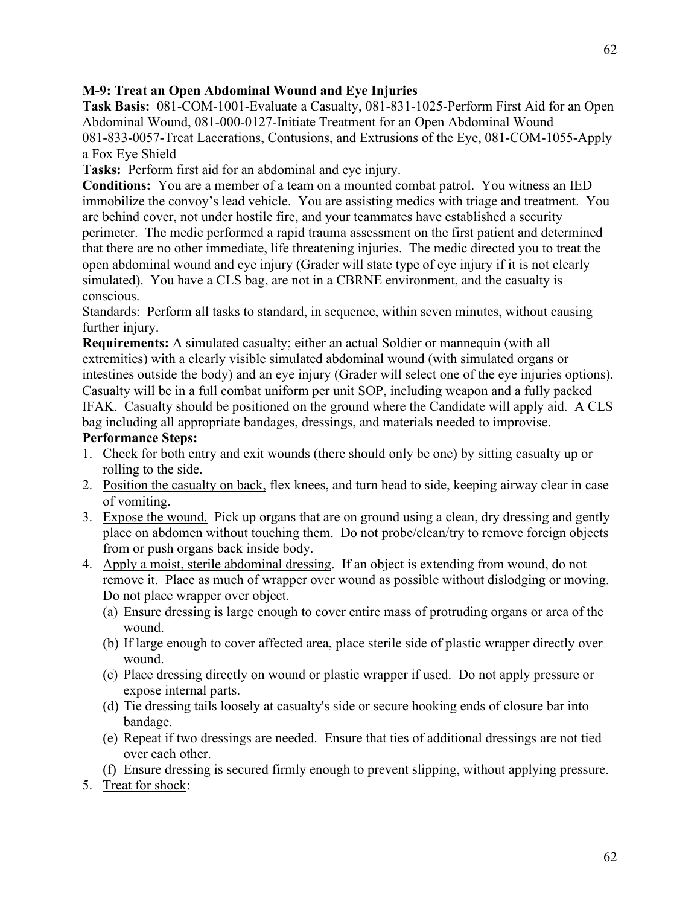**M-9: Treat an Open Abdominal Wound and Eye Injuries**

**Task Basis:** 081-COM-1001-Evaluate a Casualty, 081-831-1025-Perform First Aid for an Open Abdominal Wound, 081-000-0127-Initiate Treatment for an Open Abdominal Wound 081-833-0057-Treat Lacerations, Contusions, and Extrusions of the Eye, 081-COM-1055-Apply a Fox Eye Shield

**Tasks:** Perform first aid for an abdominal and eye injury.

**Conditions:** You are a member of a team on a mounted combat patrol. You witness an IED immobilize the convoy's lead vehicle. You are assisting medics with triage and treatment. You are behind cover, not under hostile fire, and your teammates have established a security perimeter. The medic performed a rapid trauma assessment on the first patient and determined that there are no other immediate, life threatening injuries. The medic directed you to treat the open abdominal wound and eye injury (Grader will state type of eye injury if it is not clearly simulated). You have a CLS bag, are not in a CBRNE environment, and the casualty is conscious.

Standards: Perform all tasks to standard, in sequence, within seven minutes, without causing further injury.

**Requirements:** A simulated casualty; either an actual Soldier or mannequin (with all extremities) with a clearly visible simulated abdominal wound (with simulated organs or intestines outside the body) and an eye injury (Grader will select one of the eye injuries options). Casualty will be in a full combat uniform per unit SOP, including weapon and a fully packed IFAK. Casualty should be positioned on the ground where the Candidate will apply aid. A CLS bag including all appropriate bandages, dressings, and materials needed to improvise.

**Performance Steps:**

1. Check for both entry and exit wounds (there should only be one) by sitting casualty up or rolling to the side.
2. Position the casualty on back, flex knees, and turn head to side, keeping airway clear in case of vomiting.
3. Expose the wound. Pick up organs that are on ground using a clean, dry dressing and gently place on abdomen without touching them. Do not probe/clean/try to remove foreign objects from or push organs back inside body.
4. Apply a moist, sterile abdominal dressing. If an object is extending from wound, do not remove it. Place as much of wrapper over wound as possible without dislodging or moving. Do not place wrapper over object.
   - (a) Ensure dressing is large enough to cover entire mass of protruding organs or area of the wound.
   - (b) If large enough to cover affected area, place sterile side of plastic wrapper directly over wound.
   - (c) Place dressing directly on wound or plastic wrapper if used. Do not apply pressure or expose internal parts.
   - (d) Tie dressing tails loosely at casualty's side or secure hooking ends of closure bar into bandage.
   - (e) Repeat if two dressings are needed. Ensure that ties of additional dressings are not tied over each other.
   - (f) Ensure dressing is secured firmly enough to prevent slipping, without applying pressure.
5. Treat for shock: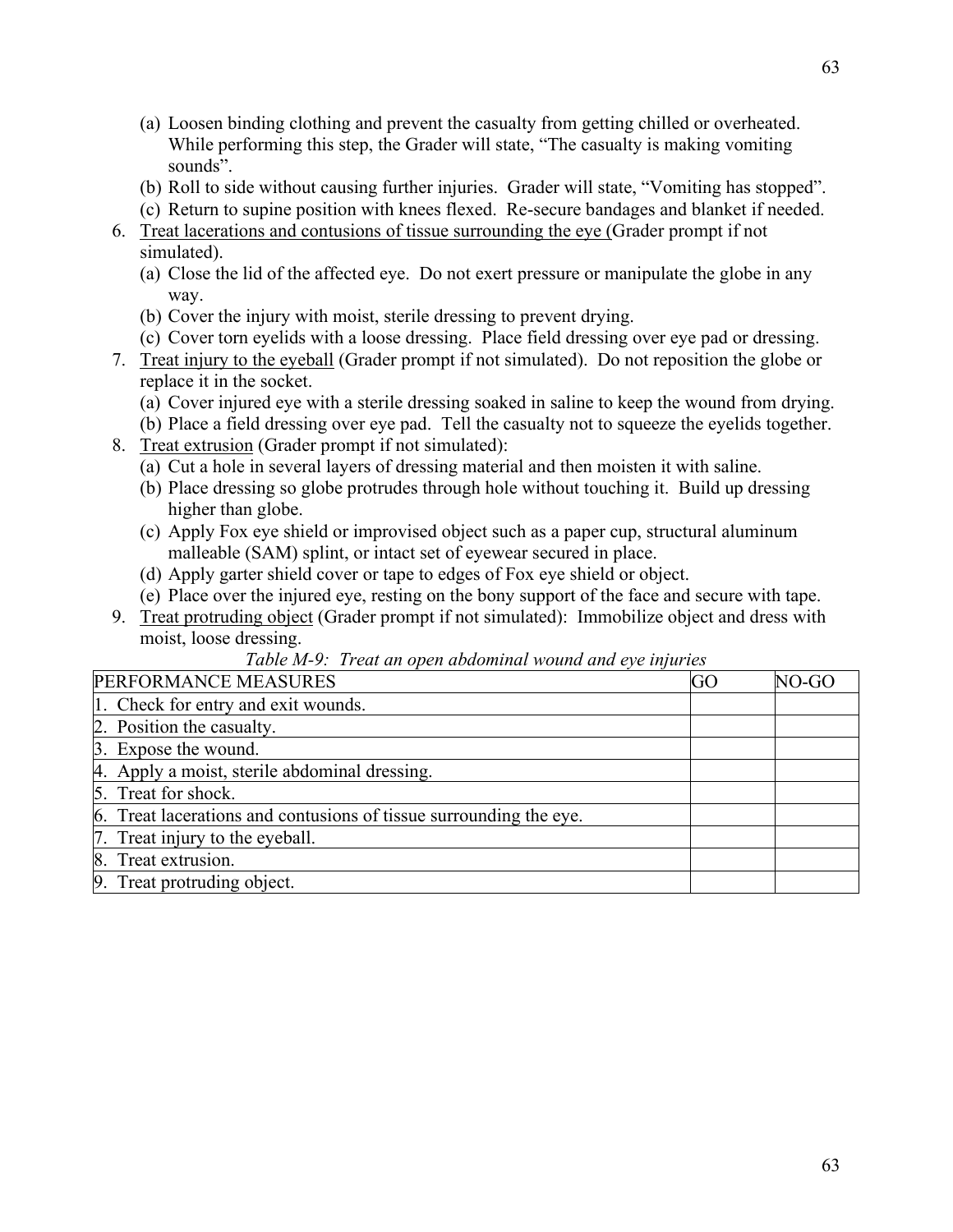(a) Loosen binding clothing and prevent the casualty from getting chilled or overheated. While performing this step, the Grader will state, "The casualty is making vomiting sounds".
(b) Roll to side without causing further injuries. Grader will state, "Vomiting has stopped".
(c) Return to supine position with knees flexed. Re-secure bandages and blanket if needed.

6. <u>Treat lacerations and contusions of tissue surrounding the eye</u> (Grader prompt if not simulated).
   (a) Close the lid of the affected eye. Do not exert pressure or manipulate the globe in any way.
   (b) Cover the injury with moist, sterile dressing to prevent drying.
   (c) Cover torn eyelids with a loose dressing. Place field dressing over eye pad or dressing.
7. <u>Treat injury to the eyeball</u> (Grader prompt if not simulated). Do not reposition the globe or replace it in the socket.
   (a) Cover injured eye with a sterile dressing soaked in saline to keep the wound from drying.
   (b) Place a field dressing over eye pad. Tell the casualty not to squeeze the eyelids together.
8. <u>Treat extrusion</u> (Grader prompt if not simulated):
   (a) Cut a hole in several layers of dressing material and then moisten it with saline.
   (b) Place dressing so globe protrudes through hole without touching it. Build up dressing higher than globe.
   (c) Apply Fox eye shield or improvised object such as a paper cup, structural aluminum malleable (SAM) splint, or intact set of eyewear secured in place.
   (d) Apply garter shield cover or tape to edges of Fox eye shield or object.
   (e) Place over the injured eye, resting on the bony support of the face and secure with tape.
9. <u>Treat protruding object</u> (Grader prompt if not simulated): Immobilize object and dress with moist, loose dressing.

*Table M-9: Treat an open abdominal wound and eye injuries*

| PERFORMANCE MEASURES | GO | NO-GO |
|---|---|---|
| 1. Check for entry and exit wounds. | | |
| 2. Position the casualty. | | |
| 3. Expose the wound. | | |
| 4. Apply a moist, sterile abdominal dressing. | | |
| 5. Treat for shock. | | |
| 6. Treat lacerations and contusions of tissue surrounding the eye. | | |
| 7. Treat injury to the eyeball. | | |
| 8. Treat extrusion. | | |
| 9. Treat protruding object. | | |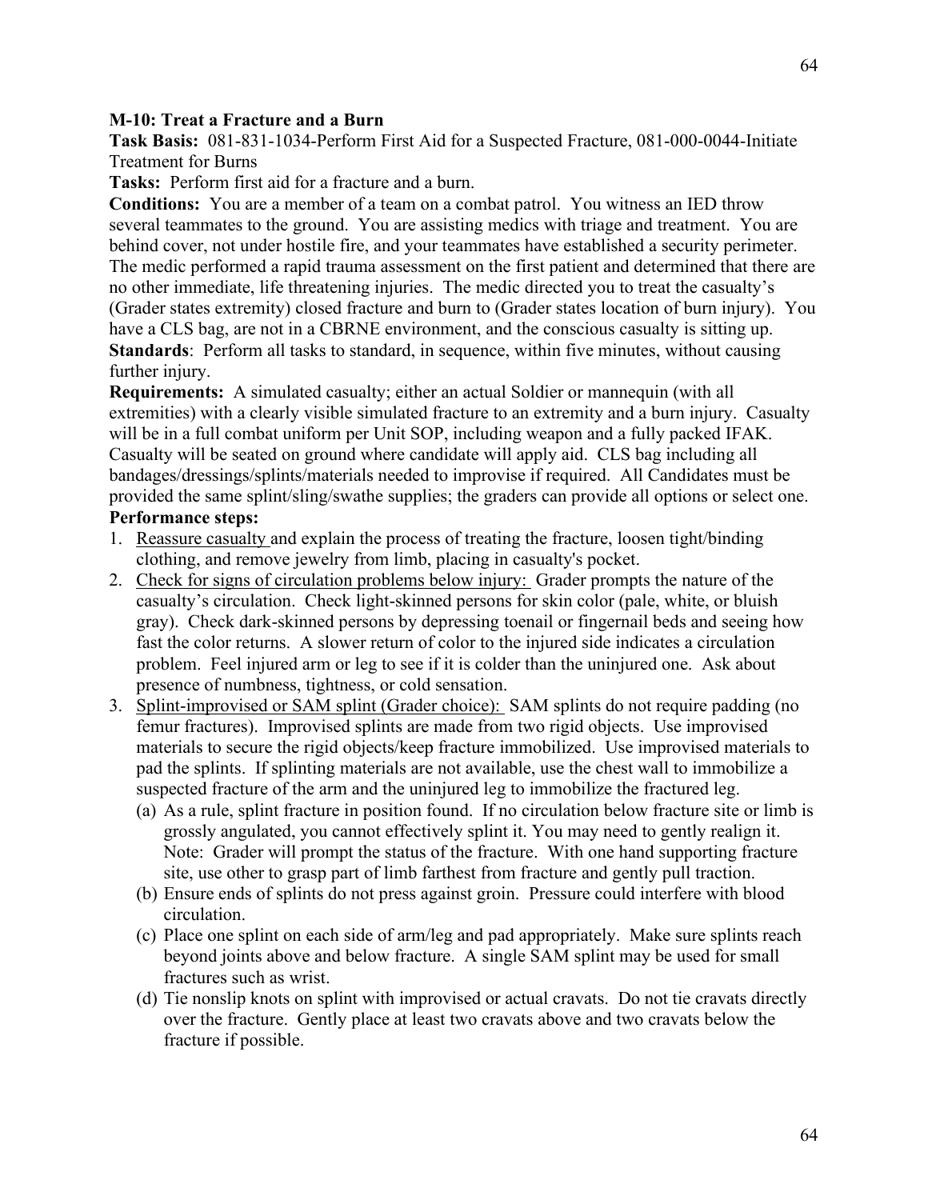**M-10: Treat a Fracture and a Burn**

**Task Basis:** 081-831-1034-Perform First Aid for a Suspected Fracture, 081-000-0044-Initiate Treatment for Burns

**Tasks:** Perform first aid for a fracture and a burn.

**Conditions:** You are a member of a team on a combat patrol. You witness an IED throw several teammates to the ground. You are assisting medics with triage and treatment. You are behind cover, not under hostile fire, and your teammates have established a security perimeter. The medic performed a rapid trauma assessment on the first patient and determined that there are no other immediate, life threatening injuries. The medic directed you to treat the casualty's (Grader states extremity) closed fracture and burn to (Grader states location of burn injury). You have a CLS bag, are not in a CBRNE environment, and the conscious casualty is sitting up.

**Standards**: Perform all tasks to standard, in sequence, within five minutes, without causing further injury.

**Requirements:** A simulated casualty; either an actual Soldier or mannequin (with all extremities) with a clearly visible simulated fracture to an extremity and a burn injury. Casualty will be in a full combat uniform per Unit SOP, including weapon and a fully packed IFAK. Casualty will be seated on ground where candidate will apply aid. CLS bag including all bandages/dressings/splints/materials needed to improvise if required. All Candidates must be provided the same splint/sling/swathe supplies; the graders can provide all options or select one.

**Performance steps:**

1. <u>Reassure casualty</u> and explain the process of treating the fracture, loosen tight/binding clothing, and remove jewelry from limb, placing in casualty's pocket.
2. <u>Check for signs of circulation problems below injury:</u> Grader prompts the nature of the casualty's circulation. Check light-skinned persons for skin color (pale, white, or bluish gray). Check dark-skinned persons by depressing toenail or fingernail beds and seeing how fast the color returns. A slower return of color to the injured side indicates a circulation problem. Feel injured arm or leg to see if it is colder than the uninjured one. Ask about presence of numbness, tightness, or cold sensation.
3. <u>Splint-improvised or SAM splint (Grader choice):</u> SAM splints do not require padding (no femur fractures). Improvised splints are made from two rigid objects. Use improvised materials to secure the rigid objects/keep fracture immobilized. Use improvised materials to pad the splints. If splinting materials are not available, use the chest wall to immobilize a suspected fracture of the arm and the uninjured leg to immobilize the fractured leg.
   (a) As a rule, splint fracture in position found. If no circulation below fracture site or limb is grossly angulated, you cannot effectively splint it. You may need to gently realign it. Note: Grader will prompt the status of the fracture. With one hand supporting fracture site, use other to grasp part of limb farthest from fracture and gently pull traction.
   (b) Ensure ends of splints do not press against groin. Pressure could interfere with blood circulation.
   (c) Place one splint on each side of arm/leg and pad appropriately. Make sure splints reach beyond joints above and below fracture. A single SAM splint may be used for small fractures such as wrist.
   (d) Tie nonslip knots on splint with improvised or actual cravats. Do not tie cravats directly over the fracture. Gently place at least two cravats above and two cravats below the fracture if possible.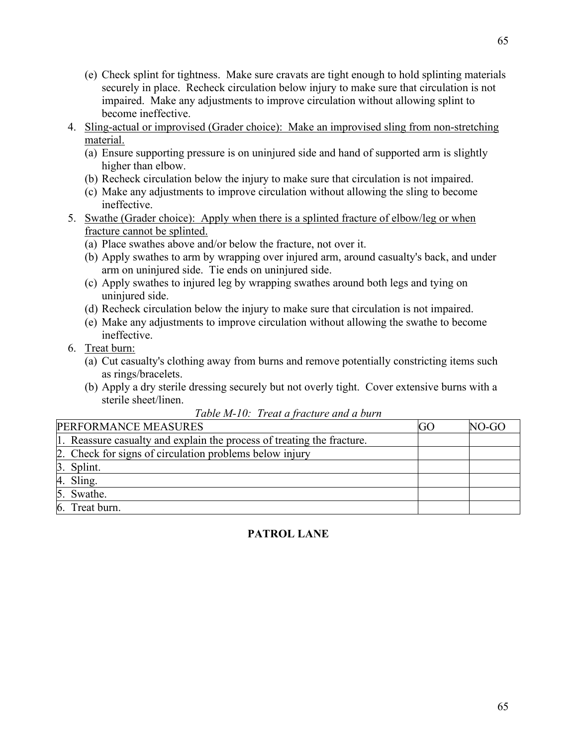(e) Check splint for tightness. Make sure cravats are tight enough to hold splinting materials securely in place. Recheck circulation below injury to make sure that circulation is not impaired. Make any adjustments to improve circulation without allowing splint to become ineffective.

4. Sling-actual or improvised (Grader choice): Make an improvised sling from non-stretching material.
   (a) Ensure supporting pressure is on uninjured side and hand of supported arm is slightly higher than elbow.
   (b) Recheck circulation below the injury to make sure that circulation is not impaired.
   (c) Make any adjustments to improve circulation without allowing the sling to become ineffective.
5. Swathe (Grader choice): Apply when there is a splinted fracture of elbow/leg or when fracture cannot be splinted.
   (a) Place swathes above and/or below the fracture, not over it.
   (b) Apply swathes to arm by wrapping over injured arm, around casualty's back, and under arm on uninjured side. Tie ends on uninjured side.
   (c) Apply swathes to injured leg by wrapping swathes around both legs and tying on uninjured side.
   (d) Recheck circulation below the injury to make sure that circulation is not impaired.
   (e) Make any adjustments to improve circulation without allowing the swathe to become ineffective.
6. Treat burn:
   (a) Cut casualty's clothing away from burns and remove potentially constricting items such as rings/bracelets.
   (b) Apply a dry sterile dressing securely but not overly tight. Cover extensive burns with a sterile sheet/linen.

*Table M-10: Treat a fracture and a burn*

| PERFORMANCE MEASURES | GO | NO-GO |
|---|---|---|
| 1. Reassure casualty and explain the process of treating the fracture. | | |
| 2. Check for signs of circulation problems below injury | | |
| 3. Splint. | | |
| 4. Sling. | | |
| 5. Swathe. | | |
| 6. Treat burn. | | |

**PATROL LANE**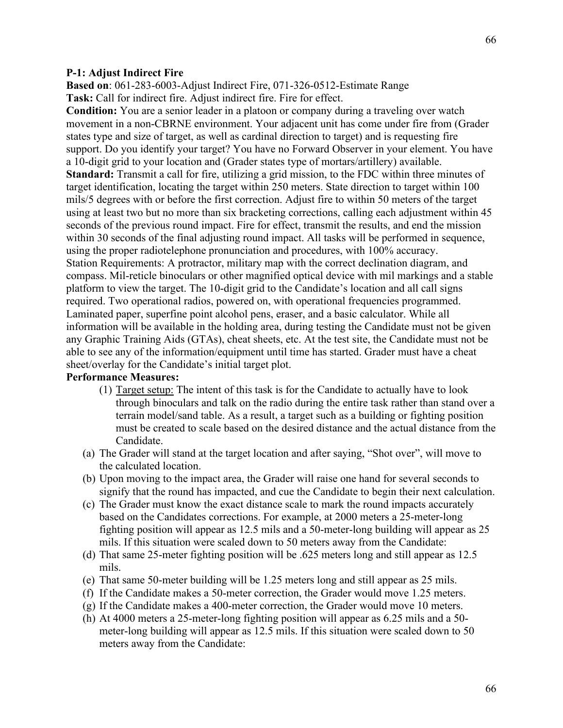**P-1: Adjust Indirect Fire**

**Based on**: 061-283-6003-Adjust Indirect Fire, 071-326-0512-Estimate Range

**Task:** Call for indirect fire. Adjust indirect fire. Fire for effect.

**Condition:** You are a senior leader in a platoon or company during a traveling over watch movement in a non-CBRNE environment. Your adjacent unit has come under fire from (Grader states type and size of target, as well as cardinal direction to target) and is requesting fire support. Do you identify your target? You have no Forward Observer in your element. You have a 10-digit grid to your location and (Grader states type of mortars/artillery) available.

**Standard:** Transmit a call for fire, utilizing a grid mission, to the FDC within three minutes of target identification, locating the target within 250 meters. State direction to target within 100 mils/5 degrees with or before the first correction. Adjust fire to within 50 meters of the target using at least two but no more than six bracketing corrections, calling each adjustment within 45 seconds of the previous round impact. Fire for effect, transmit the results, and end the mission within 30 seconds of the final adjusting round impact. All tasks will be performed in sequence, using the proper radiotelephone pronunciation and procedures, with 100% accuracy.

Station Requirements: A protractor, military map with the correct declination diagram, and compass. Mil-reticle binoculars or other magnified optical device with mil markings and a stable platform to view the target. The 10-digit grid to the Candidate's location and all call signs required. Two operational radios, powered on, with operational frequencies programmed. Laminated paper, superfine point alcohol pens, eraser, and a basic calculator. While all information will be available in the holding area, during testing the Candidate must not be given any Graphic Training Aids (GTAs), cheat sheets, etc. At the test site, the Candidate must not be able to see any of the information/equipment until time has started. Grader must have a cheat sheet/overlay for the Candidate's initial target plot.

**Performance Measures:**

(1) Target setup: The intent of this task is for the Candidate to actually have to look through binoculars and talk on the radio during the entire task rather than stand over a terrain model/sand table. As a result, a target such as a building or fighting position must be created to scale based on the desired distance and the actual distance from the Candidate.

(a) The Grader will stand at the target location and after saying, "Shot over", will move to the calculated location.

(b) Upon moving to the impact area, the Grader will raise one hand for several seconds to signify that the round has impacted, and cue the Candidate to begin their next calculation.

(c) The Grader must know the exact distance scale to mark the round impacts accurately based on the Candidates corrections. For example, at 2000 meters a 25-meter-long fighting position will appear as 12.5 mils and a 50-meter-long building will appear as 25 mils. If this situation were scaled down to 50 meters away from the Candidate:

(d) That same 25-meter fighting position will be .625 meters long and still appear as 12.5 mils.

(e) That same 50-meter building will be 1.25 meters long and still appear as 25 mils.

(f) If the Candidate makes a 50-meter correction, the Grader would move 1.25 meters.

(g) If the Candidate makes a 400-meter correction, the Grader would move 10 meters.

(h) At 4000 meters a 25-meter-long fighting position will appear as 6.25 mils and a 50-meter-long building will appear as 12.5 mils. If this situation were scaled down to 50 meters away from the Candidate: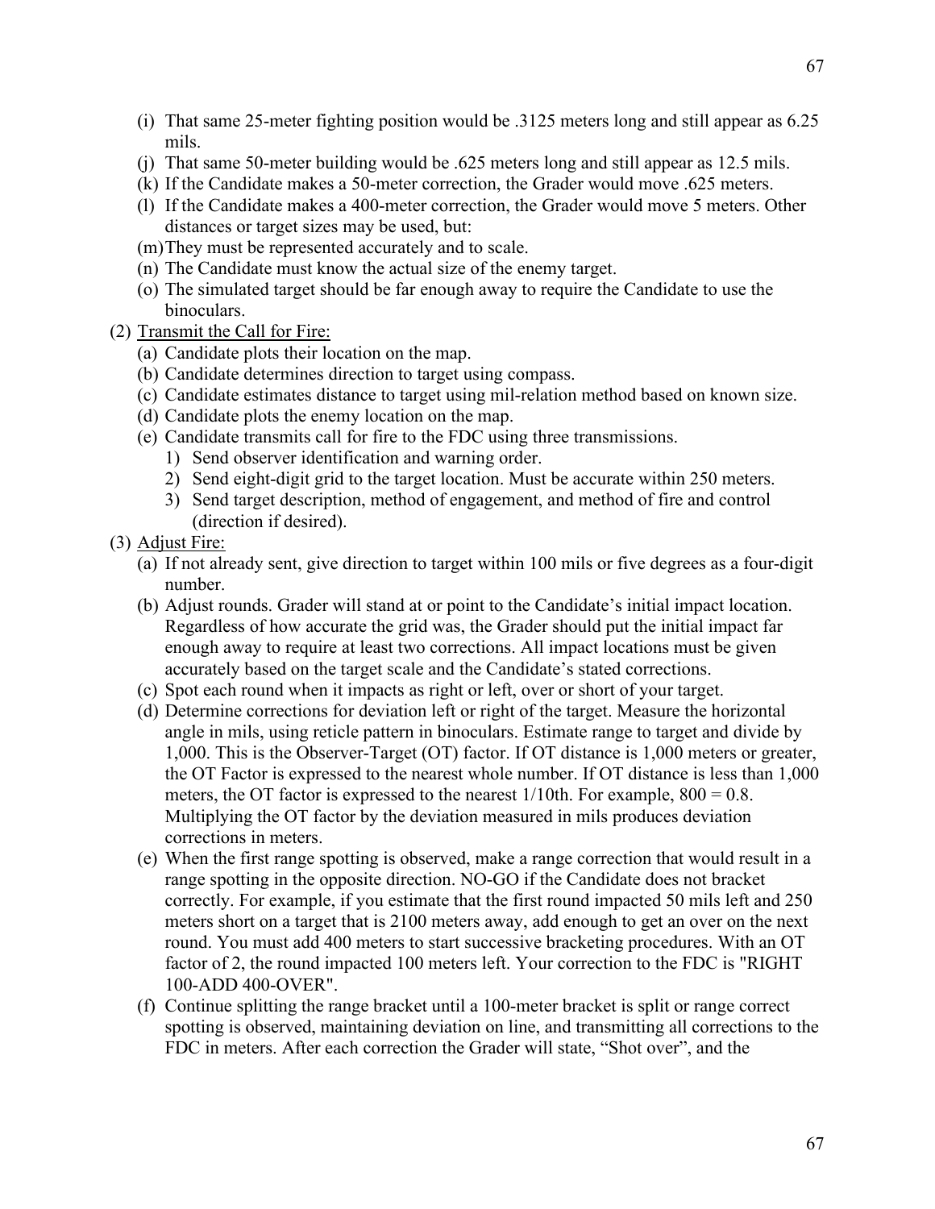(i) That same 25-meter fighting position would be .3125 meters long and still appear as 6.25 mils.

(j) That same 50-meter building would be .625 meters long and still appear as 12.5 mils.

(k) If the Candidate makes a 50-meter correction, the Grader would move .625 meters.

(l) If the Candidate makes a 400-meter correction, the Grader would move 5 meters. Other distances or target sizes may be used, but:

(m) They must be represented accurately and to scale.

(n) The Candidate must know the actual size of the enemy target.

(o) The simulated target should be far enough away to require the Candidate to use the binoculars.

(2) <u>Transmit the Call for Fire:</u>

(a) Candidate plots their location on the map.

(b) Candidate determines direction to target using compass.

(c) Candidate estimates distance to target using mil-relation method based on known size.

(d) Candidate plots the enemy location on the map.

(e) Candidate transmits call for fire to the FDC using three transmissions.

1) Send observer identification and warning order.

2) Send eight-digit grid to the target location. Must be accurate within 250 meters.

3) Send target description, method of engagement, and method of fire and control (direction if desired).

(3) <u>Adjust Fire:</u>

(a) If not already sent, give direction to target within 100 mils or five degrees as a four-digit number.

(b) Adjust rounds. Grader will stand at or point to the Candidate's initial impact location. Regardless of how accurate the grid was, the Grader should put the initial impact far enough away to require at least two corrections. All impact locations must be given accurately based on the target scale and the Candidate's stated corrections.

(c) Spot each round when it impacts as right or left, over or short of your target.

(d) Determine corrections for deviation left or right of the target. Measure the horizontal angle in mils, using reticle pattern in binoculars. Estimate range to target and divide by 1,000. This is the Observer-Target (OT) factor. If OT distance is 1,000 meters or greater, the OT Factor is expressed to the nearest whole number. If OT distance is less than 1,000 meters, the OT factor is expressed to the nearest 1/10th. For example, 800 = 0.8. Multiplying the OT factor by the deviation measured in mils produces deviation corrections in meters.

(e) When the first range spotting is observed, make a range correction that would result in a range spotting in the opposite direction. NO-GO if the Candidate does not bracket correctly. For example, if you estimate that the first round impacted 50 mils left and 250 meters short on a target that is 2100 meters away, add enough to get an over on the next round. You must add 400 meters to start successive bracketing procedures. With an OT factor of 2, the round impacted 100 meters left. Your correction to the FDC is "RIGHT 100-ADD 400-OVER".

(f) Continue splitting the range bracket until a 100-meter bracket is split or range correct spotting is observed, maintaining deviation on line, and transmitting all corrections to the FDC in meters. After each correction the Grader will state, "Shot over", and the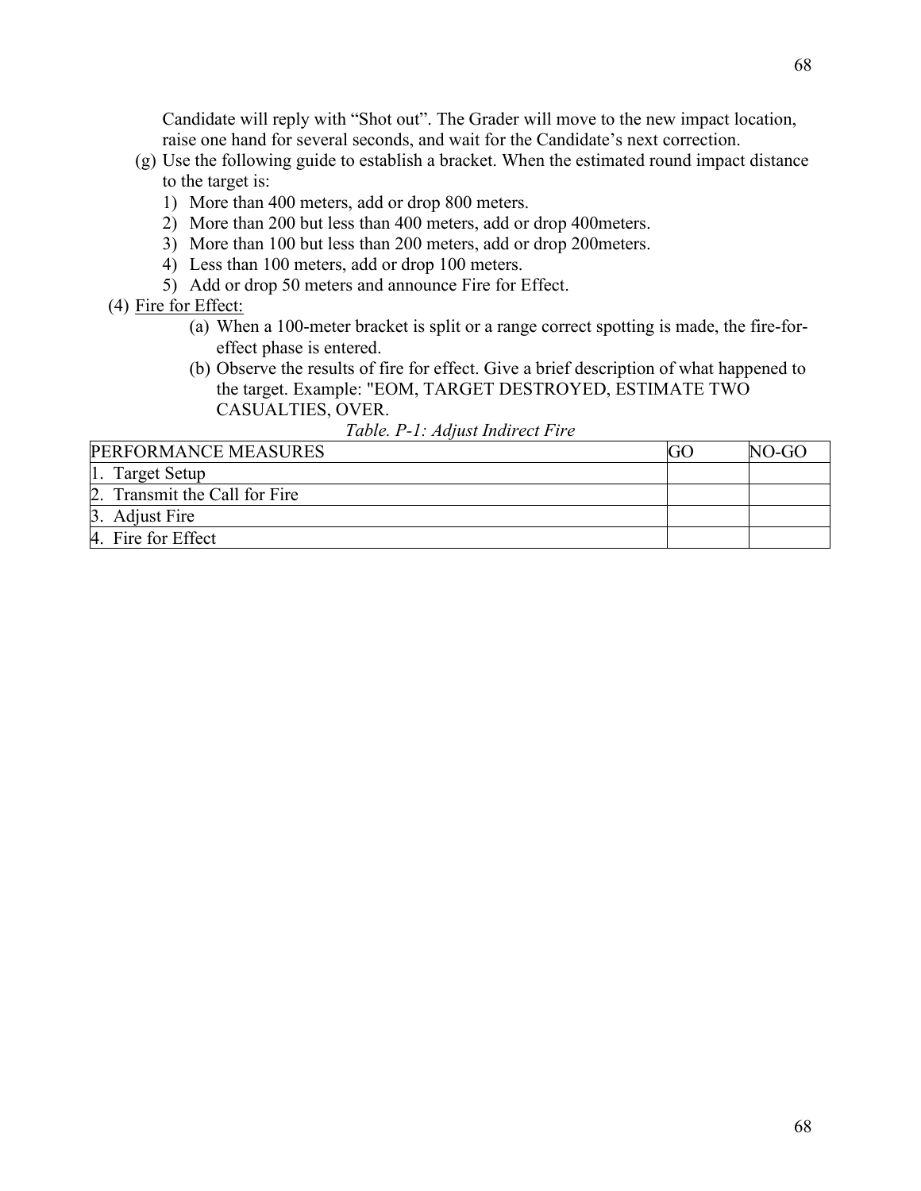Candidate will reply with “Shot out”. The Grader will move to the new impact location, raise one hand for several seconds, and wait for the Candidate’s next correction.

(g) Use the following guide to establish a bracket. When the estimated round impact distance to the target is:

1) More than 400 meters, add or drop 800 meters.
2) More than 200 but less than 400 meters, add or drop 400meters.
3) More than 100 but less than 200 meters, add or drop 200meters.
4) Less than 100 meters, add or drop 100 meters.
5) Add or drop 50 meters and announce Fire for Effect.

(4) <u>Fire for Effect:</u>

(a) When a 100-meter bracket is split or a range correct spotting is made, the fire-for-effect phase is entered.

(b) Observe the results of fire for effect. Give a brief description of what happened to the target. Example: "EOM, TARGET DESTROYED, ESTIMATE TWO CASUALTIES, OVER.

*Table. P-1: Adjust Indirect Fire*

| PERFORMANCE MEASURES | GO | NO-GO |
|---|---|---|
| 1. Target Setup | | |
| 2. Transmit the Call for Fire | | |
| 3. Adjust Fire | | |
| 4. Fire for Effect | | |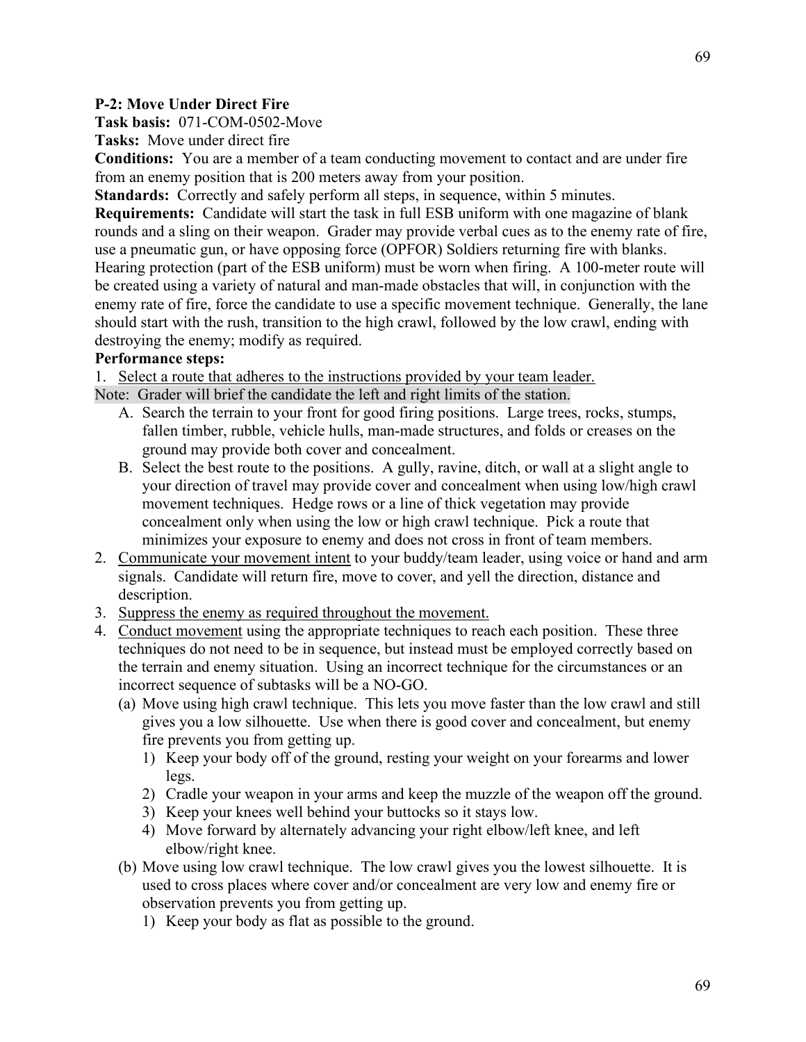**P-2: Move Under Direct Fire**

**Task basis:** 071-COM-0502-Move

**Tasks:** Move under direct fire

**Conditions:** You are a member of a team conducting movement to contact and are under fire from an enemy position that is 200 meters away from your position.

**Standards:** Correctly and safely perform all steps, in sequence, within 5 minutes.

**Requirements:** Candidate will start the task in full ESB uniform with one magazine of blank rounds and a sling on their weapon. Grader may provide verbal cues as to the enemy rate of fire, use a pneumatic gun, or have opposing force (OPFOR) Soldiers returning fire with blanks. Hearing protection (part of the ESB uniform) must be worn when firing. A 100-meter route will be created using a variety of natural and man-made obstacles that will, in conjunction with the enemy rate of fire, force the candidate to use a specific movement technique. Generally, the lane should start with the rush, transition to the high crawl, followed by the low crawl, ending with destroying the enemy; modify as required.

**Performance steps:**

1. Select a route that adheres to the instructions provided by your team leader.

Note: Grader will brief the candidate the left and right limits of the station.

   A. Search the terrain to your front for good firing positions. Large trees, rocks, stumps, fallen timber, rubble, vehicle hulls, man-made structures, and folds or creases on the ground may provide both cover and concealment.

   B. Select the best route to the positions. A gully, ravine, ditch, or wall at a slight angle to your direction of travel may provide cover and concealment when using low/high crawl movement techniques. Hedge rows or a line of thick vegetation may provide concealment only when using the low or high crawl technique. Pick a route that minimizes your exposure to enemy and does not cross in front of team members.

2. Communicate your movement intent to your buddy/team leader, using voice or hand and arm signals. Candidate will return fire, move to cover, and yell the direction, distance and description.
3. Suppress the enemy as required throughout the movement.
4. Conduct movement using the appropriate techniques to reach each position. These three techniques do not need to be in sequence, but instead must be employed correctly based on the terrain and enemy situation. Using an incorrect technique for the circumstances or an incorrect sequence of subtasks will be a NO-GO.
   (a) Move using high crawl technique. This lets you move faster than the low crawl and still gives you a low silhouette. Use when there is good cover and concealment, but enemy fire prevents you from getting up.
      1) Keep your body off of the ground, resting your weight on your forearms and lower legs.
      2) Cradle your weapon in your arms and keep the muzzle of the weapon off the ground.
      3) Keep your knees well behind your buttocks so it stays low.
      4) Move forward by alternately advancing your right elbow/left knee, and left elbow/right knee.

   (b) Move using low crawl technique. The low crawl gives you the lowest silhouette. It is used to cross places where cover and/or concealment are very low and enemy fire or observation prevents you from getting up.
      1) Keep your body as flat as possible to the ground.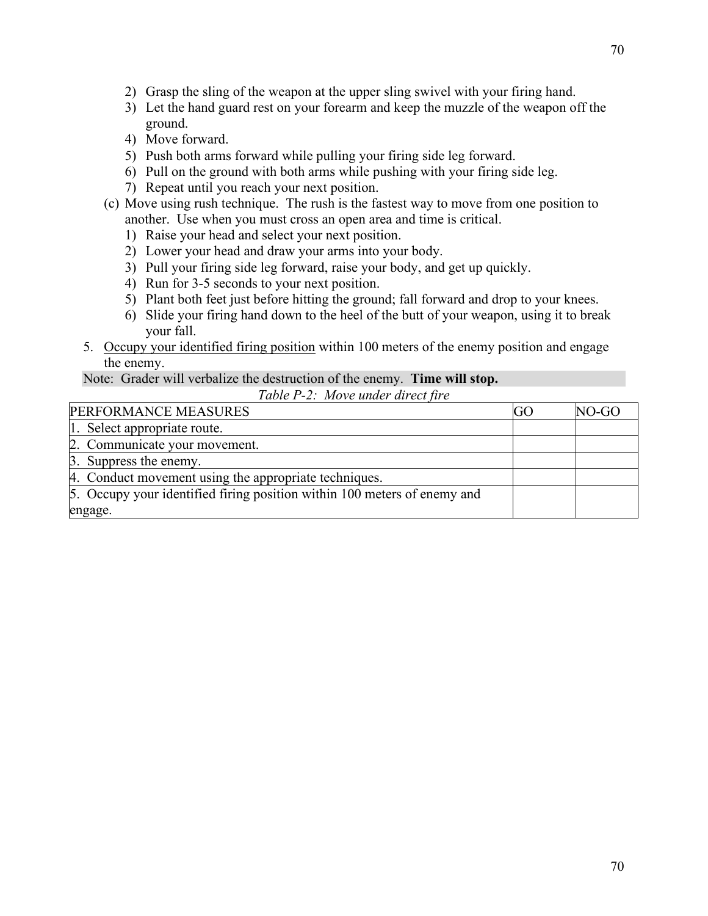2) Grasp the sling of the weapon at the upper sling swivel with your firing hand.
3) Let the hand guard rest on your forearm and keep the muzzle of the weapon off the ground.
4) Move forward.
5) Push both arms forward while pulling your firing side leg forward.
6) Pull on the ground with both arms while pushing with your firing side leg.
7) Repeat until you reach your next position.

(c) Move using rush technique. The rush is the fastest way to move from one position to another. Use when you must cross an open area and time is critical.

1) Raise your head and select your next position.
2) Lower your head and draw your arms into your body.
3) Pull your firing side leg forward, raise your body, and get up quickly.
4) Run for 3-5 seconds to your next position.
5) Plant both feet just before hitting the ground; fall forward and drop to your knees.
6) Slide your firing hand down to the heel of the butt of your weapon, using it to break your fall.

5. <u>Occupy your identified firing position</u> within 100 meters of the enemy position and engage the enemy.

Note: Grader will verbalize the destruction of the enemy. **Time will stop.**

*Table P-2: Move under direct fire*

| PERFORMANCE MEASURES | GO | NO-GO |
|---|---|---|
| 1. Select appropriate route. | | |
| 2. Communicate your movement. | | |
| 3. Suppress the enemy. | | |
| 4. Conduct movement using the appropriate techniques. | | |
| 5. Occupy your identified firing position within 100 meters of enemy and engage. | | |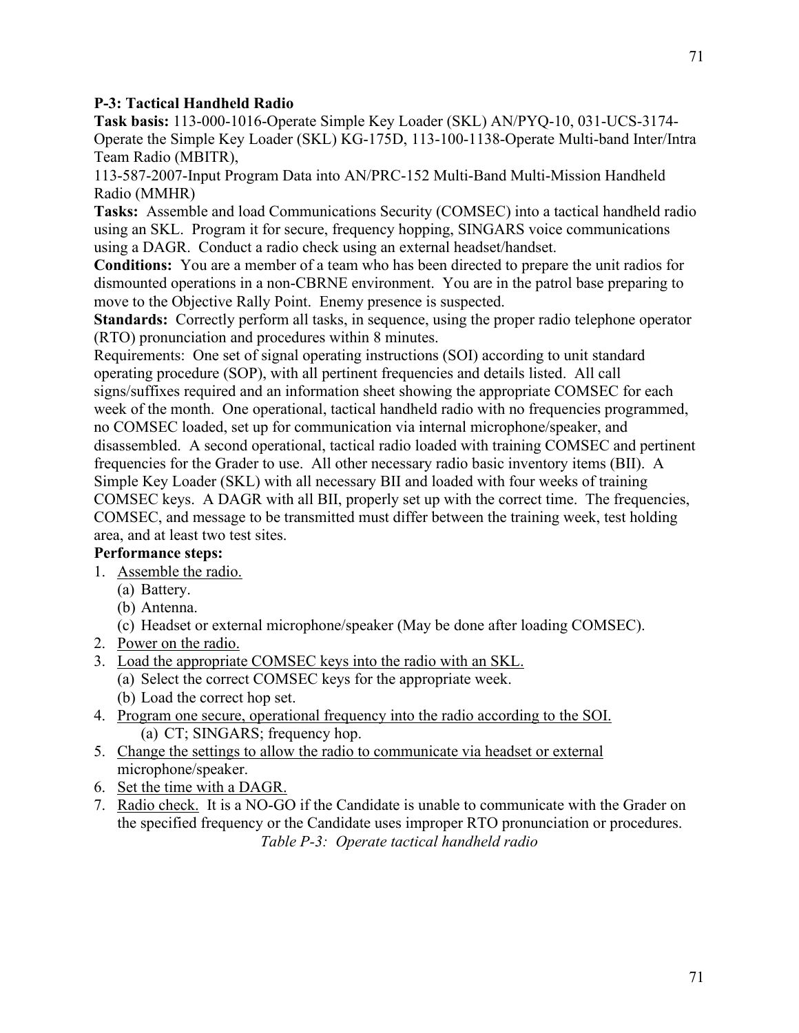**P-3: Tactical Handheld Radio**

**Task basis:** 113-000-1016-Operate Simple Key Loader (SKL) AN/PYQ-10, 031-UCS-3174-Operate the Simple Key Loader (SKL) KG-175D, 113-100-1138-Operate Multi-band Inter/Intra Team Radio (MBITR),
113-587-2007-Input Program Data into AN/PRC-152 Multi-Band Multi-Mission Handheld Radio (MMHR)

**Tasks:** Assemble and load Communications Security (COMSEC) into a tactical handheld radio using an SKL. Program it for secure, frequency hopping, SINGARS voice communications using a DAGR. Conduct a radio check using an external headset/handset.

**Conditions:** You are a member of a team who has been directed to prepare the unit radios for dismounted operations in a non-CBRNE environment. You are in the patrol base preparing to move to the Objective Rally Point. Enemy presence is suspected.

**Standards:** Correctly perform all tasks, in sequence, using the proper radio telephone operator (RTO) pronunciation and procedures within 8 minutes.

Requirements: One set of signal operating instructions (SOI) according to unit standard operating procedure (SOP), with all pertinent frequencies and details listed. All call signs/suffixes required and an information sheet showing the appropriate COMSEC for each week of the month. One operational, tactical handheld radio with no frequencies programmed, no COMSEC loaded, set up for communication via internal microphone/speaker, and disassembled. A second operational, tactical radio loaded with training COMSEC and pertinent frequencies for the Grader to use. All other necessary radio basic inventory items (BII). A Simple Key Loader (SKL) with all necessary BII and loaded with four weeks of training COMSEC keys. A DAGR with all BII, properly set up with the correct time. The frequencies, COMSEC, and message to be transmitted must differ between the training week, test holding area, and at least two test sites.

**Performance steps:**

1. Assemble the radio.
   - (a) Battery.
   - (b) Antenna.
   - (c) Headset or external microphone/speaker (May be done after loading COMSEC).
2. Power on the radio.
3. Load the appropriate COMSEC keys into the radio with an SKL.
   - (a) Select the correct COMSEC keys for the appropriate week.
   - (b) Load the correct hop set.
4. Program one secure, operational frequency into the radio according to the SOI.
   - (a) CT; SINGARS; frequency hop.
5. Change the settings to allow the radio to communicate via headset or external microphone/speaker.
6. Set the time with a DAGR.
7. Radio check. It is a NO-GO if the Candidate is unable to communicate with the Grader on the specified frequency or the Candidate uses improper RTO pronunciation or procedures.

*Table P-3: Operate tactical handheld radio*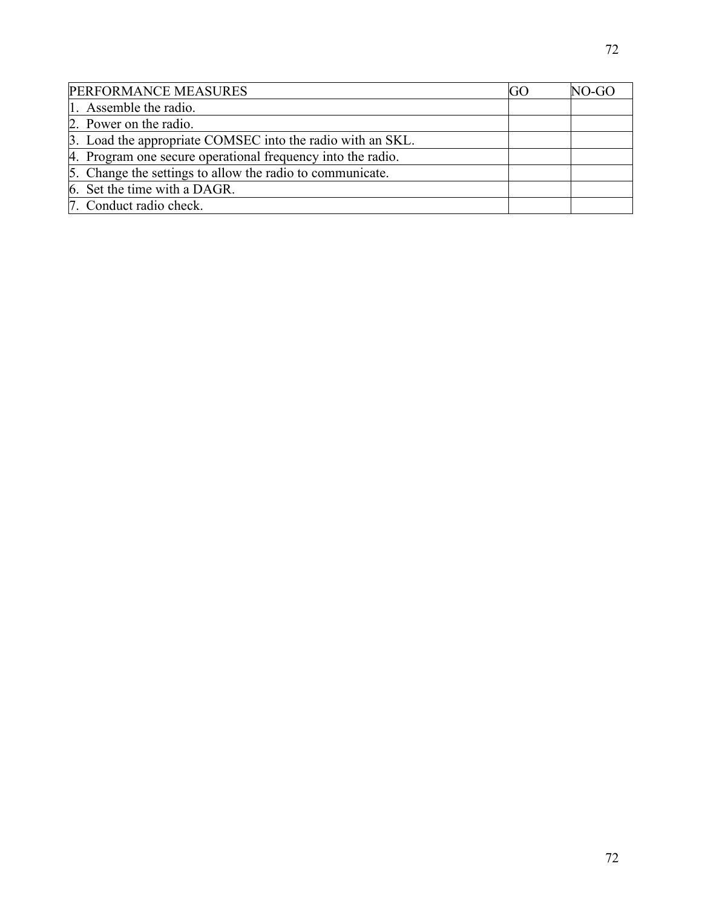| PERFORMANCE MEASURES | GO | NO-GO |
| --- | --- | --- |
| 1. Assemble the radio. | | |
| 2. Power on the radio. | | |
| 3. Load the appropriate COMSEC into the radio with an SKL. | | |
| 4. Program one secure operational frequency into the radio. | | |
| 5. Change the settings to allow the radio to communicate. | | |
| 6. Set the time with a DAGR. | | |
| 7. Conduct radio check. | | |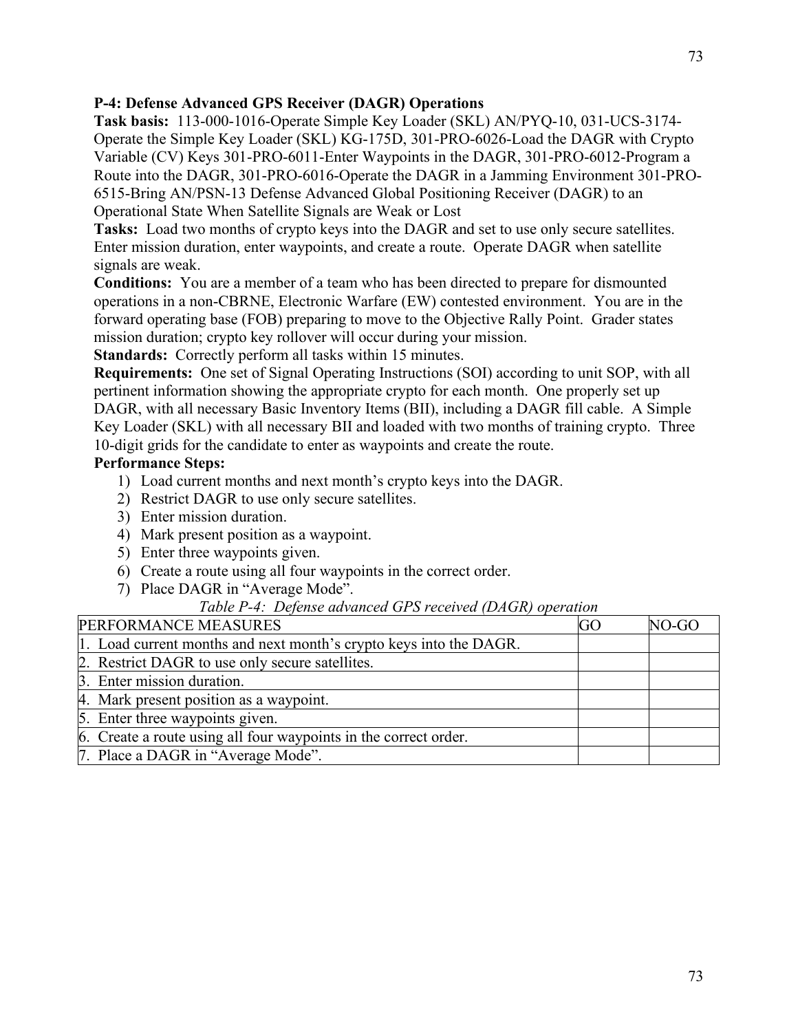**P-4: Defense Advanced GPS Receiver (DAGR) Operations**

**Task basis:** 113-000-1016-Operate Simple Key Loader (SKL) AN/PYQ-10, 031-UCS-3174-Operate the Simple Key Loader (SKL) KG-175D, 301-PRO-6026-Load the DAGR with Crypto Variable (CV) Keys 301-PRO-6011-Enter Waypoints in the DAGR, 301-PRO-6012-Program a Route into the DAGR, 301-PRO-6016-Operate the DAGR in a Jamming Environment 301-PRO-6515-Bring AN/PSN-13 Defense Advanced Global Positioning Receiver (DAGR) to an Operational State When Satellite Signals are Weak or Lost

**Tasks:** Load two months of crypto keys into the DAGR and set to use only secure satellites. Enter mission duration, enter waypoints, and create a route. Operate DAGR when satellite signals are weak.

**Conditions:** You are a member of a team who has been directed to prepare for dismounted operations in a non-CBRNE, Electronic Warfare (EW) contested environment. You are in the forward operating base (FOB) preparing to move to the Objective Rally Point. Grader states mission duration; crypto key rollover will occur during your mission.

**Standards:** Correctly perform all tasks within 15 minutes.

**Requirements:** One set of Signal Operating Instructions (SOI) according to unit SOP, with all pertinent information showing the appropriate crypto for each month. One properly set up DAGR, with all necessary Basic Inventory Items (BII), including a DAGR fill cable. A Simple Key Loader (SKL) with all necessary BII and loaded with two months of training crypto. Three 10-digit grids for the candidate to enter as waypoints and create the route.

**Performance Steps:**

1) Load current months and next month's crypto keys into the DAGR.
2) Restrict DAGR to use only secure satellites.
3) Enter mission duration.
4) Mark present position as a waypoint.
5) Enter three waypoints given.
6) Create a route using all four waypoints in the correct order.
7) Place DAGR in "Average Mode".

*Table P-4: Defense advanced GPS received (DAGR) operation*

| PERFORMANCE MEASURES | GO | NO-GO |
|---|---|---|
| 1. Load current months and next month's crypto keys into the DAGR. | | |
| 2. Restrict DAGR to use only secure satellites. | | |
| 3. Enter mission duration. | | |
| 4. Mark present position as a waypoint. | | |
| 5. Enter three waypoints given. | | |
| 6. Create a route using all four waypoints in the correct order. | | |
| 7. Place a DAGR in "Average Mode". | | |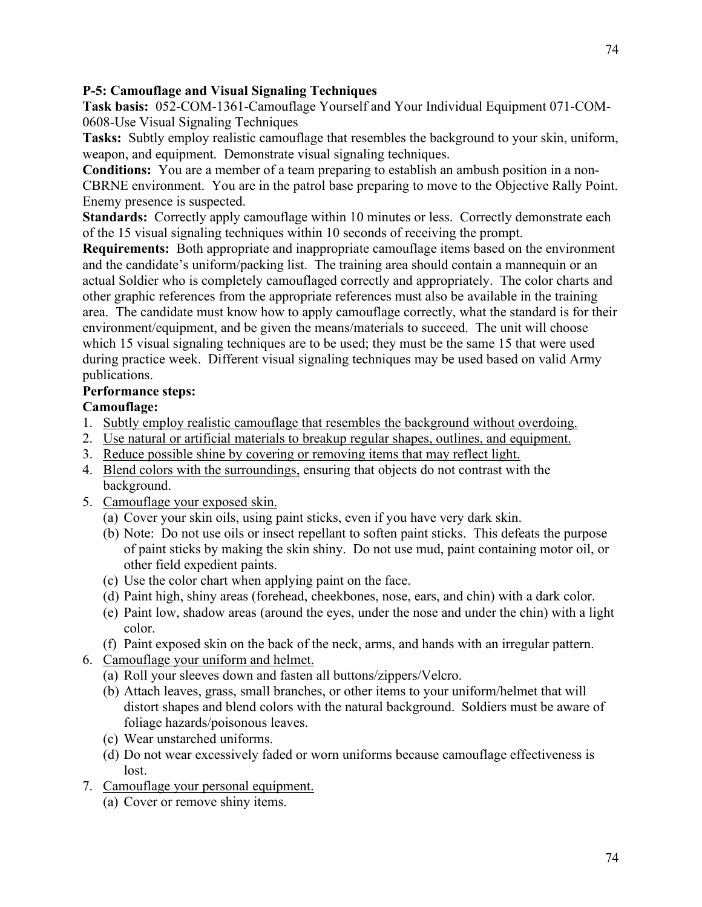**P-5: Camouflage and Visual Signaling Techniques**

**Task basis:** 052-COM-1361-Camouflage Yourself and Your Individual Equipment 071-COM-0608-Use Visual Signaling Techniques

**Tasks:** Subtly employ realistic camouflage that resembles the background to your skin, uniform, weapon, and equipment. Demonstrate visual signaling techniques.

**Conditions:** You are a member of a team preparing to establish an ambush position in a non-CBRNE environment. You are in the patrol base preparing to move to the Objective Rally Point. Enemy presence is suspected.

**Standards:** Correctly apply camouflage within 10 minutes or less. Correctly demonstrate each of the 15 visual signaling techniques within 10 seconds of receiving the prompt.

**Requirements:** Both appropriate and inappropriate camouflage items based on the environment and the candidate's uniform/packing list. The training area should contain a mannequin or an actual Soldier who is completely camouflaged correctly and appropriately. The color charts and other graphic references from the appropriate references must also be available in the training area. The candidate must know how to apply camouflage correctly, what the standard is for their environment/equipment, and be given the means/materials to succeed. The unit will choose which 15 visual signaling techniques are to be used; they must be the same 15 that were used during practice week. Different visual signaling techniques may be used based on valid Army publications.

**Performance steps:**

**Camouflage:**

1. <u>Subtly employ realistic camouflage that resembles the background without overdoing.</u>
2. <u>Use natural or artificial materials to breakup regular shapes, outlines, and equipment.</u>
3. <u>Reduce possible shine by covering or removing items that may reflect light.</u>
4. <u>Blend colors with the surroundings,</u> ensuring that objects do not contrast with the background.
5. <u>Camouflage your exposed skin.</u>
   (a) Cover your skin oils, using paint sticks, even if you have very dark skin.
   (b) Note: Do not use oils or insect repellant to soften paint sticks. This defeats the purpose of paint sticks by making the skin shiny. Do not use mud, paint containing motor oil, or other field expedient paints.
   (c) Use the color chart when applying paint on the face.
   (d) Paint high, shiny areas (forehead, cheekbones, nose, ears, and chin) with a dark color.
   (e) Paint low, shadow areas (around the eyes, under the nose and under the chin) with a light color.
   (f) Paint exposed skin on the back of the neck, arms, and hands with an irregular pattern.
6. <u>Camouflage your uniform and helmet.</u>
   (a) Roll your sleeves down and fasten all buttons/zippers/Velcro.
   (b) Attach leaves, grass, small branches, or other items to your uniform/helmet that will distort shapes and blend colors with the natural background. Soldiers must be aware of foliage hazards/poisonous leaves.
   (c) Wear unstarched uniforms.
   (d) Do not wear excessively faded or worn uniforms because camouflage effectiveness is lost.
7. <u>Camouflage your personal equipment.</u>
   (a) Cover or remove shiny items.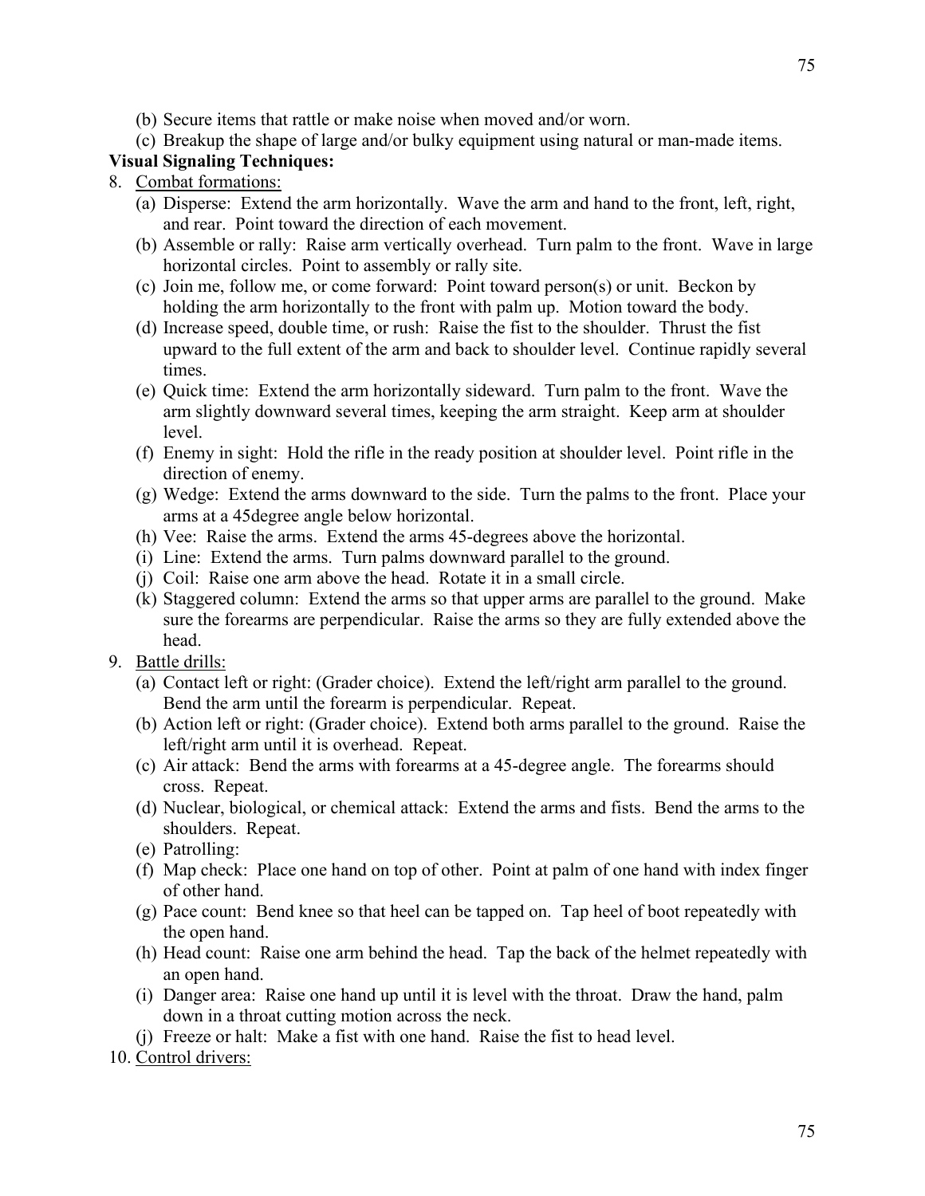(b) Secure items that rattle or make noise when moved and/or worn.

(c) Breakup the shape of large and/or bulky equipment using natural or man-made items.

**Visual Signaling Techniques:**

8. Combat formations:
   - (a) Disperse: Extend the arm horizontally. Wave the arm and hand to the front, left, right, and rear. Point toward the direction of each movement.
   - (b) Assemble or rally: Raise arm vertically overhead. Turn palm to the front. Wave in large horizontal circles. Point to assembly or rally site.
   - (c) Join me, follow me, or come forward: Point toward person(s) or unit. Beckon by holding the arm horizontally to the front with palm up. Motion toward the body.
   - (d) Increase speed, double time, or rush: Raise the fist to the shoulder. Thrust the fist upward to the full extent of the arm and back to shoulder level. Continue rapidly several times.
   - (e) Quick time: Extend the arm horizontally sideward. Turn palm to the front. Wave the arm slightly downward several times, keeping the arm straight. Keep arm at shoulder level.
   - (f) Enemy in sight: Hold the rifle in the ready position at shoulder level. Point rifle in the direction of enemy.
   - (g) Wedge: Extend the arms downward to the side. Turn the palms to the front. Place your arms at a 45degree angle below horizontal.
   - (h) Vee: Raise the arms. Extend the arms 45-degrees above the horizontal.
   - (i) Line: Extend the arms. Turn palms downward parallel to the ground.
   - (j) Coil: Raise one arm above the head. Rotate it in a small circle.
   - (k) Staggered column: Extend the arms so that upper arms are parallel to the ground. Make sure the forearms are perpendicular. Raise the arms so they are fully extended above the head.
9. Battle drills:
   - (a) Contact left or right: (Grader choice). Extend the left/right arm parallel to the ground. Bend the arm until the forearm is perpendicular. Repeat.
   - (b) Action left or right: (Grader choice). Extend both arms parallel to the ground. Raise the left/right arm until it is overhead. Repeat.
   - (c) Air attack: Bend the arms with forearms at a 45-degree angle. The forearms should cross. Repeat.
   - (d) Nuclear, biological, or chemical attack: Extend the arms and fists. Bend the arms to the shoulders. Repeat.
   - (e) Patrolling:
   - (f) Map check: Place one hand on top of other. Point at palm of one hand with index finger of other hand.
   - (g) Pace count: Bend knee so that heel can be tapped on. Tap heel of boot repeatedly with the open hand.
   - (h) Head count: Raise one arm behind the head. Tap the back of the helmet repeatedly with an open hand.
   - (i) Danger area: Raise one hand up until it is level with the throat. Draw the hand, palm down in a throat cutting motion across the neck.
   - (j) Freeze or halt: Make a fist with one hand. Raise the fist to head level.
10. Control drivers: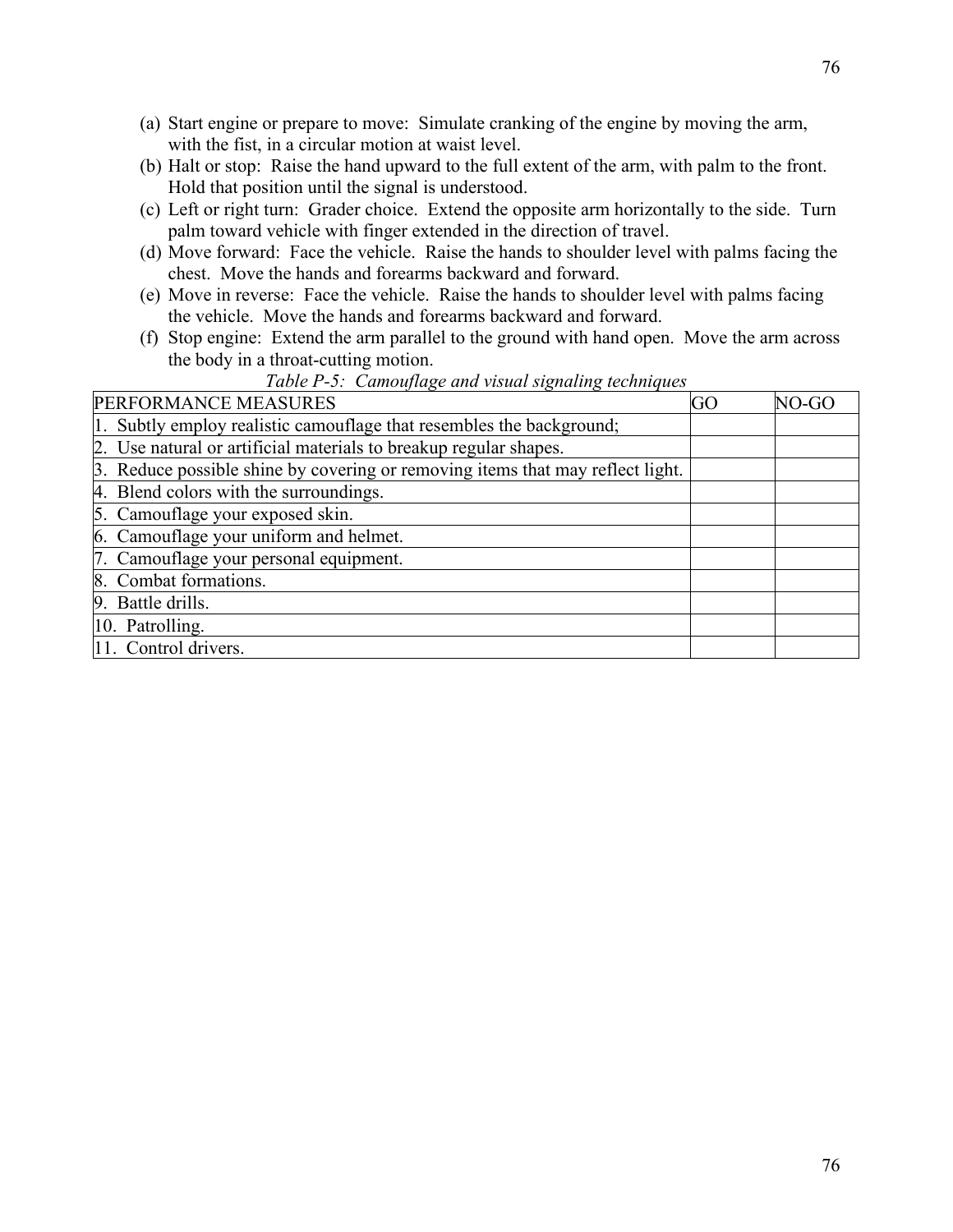(a) Start engine or prepare to move: Simulate cranking of the engine by moving the arm, with the fist, in a circular motion at waist level.
(b) Halt or stop: Raise the hand upward to the full extent of the arm, with palm to the front. Hold that position until the signal is understood.
(c) Left or right turn: Grader choice. Extend the opposite arm horizontally to the side. Turn palm toward vehicle with finger extended in the direction of travel.
(d) Move forward: Face the vehicle. Raise the hands to shoulder level with palms facing the chest. Move the hands and forearms backward and forward.
(e) Move in reverse: Face the vehicle. Raise the hands to shoulder level with palms facing the vehicle. Move the hands and forearms backward and forward.
(f) Stop engine: Extend the arm parallel to the ground with hand open. Move the arm across the body in a throat-cutting motion.

*Table P-5: Camouflage and visual signaling techniques*

| PERFORMANCE MEASURES | GO | NO-GO |
|---|---|---|
| 1. Subtly employ realistic camouflage that resembles the background; | | |
| 2. Use natural or artificial materials to breakup regular shapes. | | |
| 3. Reduce possible shine by covering or removing items that may reflect light. | | |
| 4. Blend colors with the surroundings. | | |
| 5. Camouflage your exposed skin. | | |
| 6. Camouflage your uniform and helmet. | | |
| 7. Camouflage your personal equipment. | | |
| 8. Combat formations. | | |
| 9. Battle drills. | | |
| 10. Patrolling. | | |
| 11. Control drivers. | | |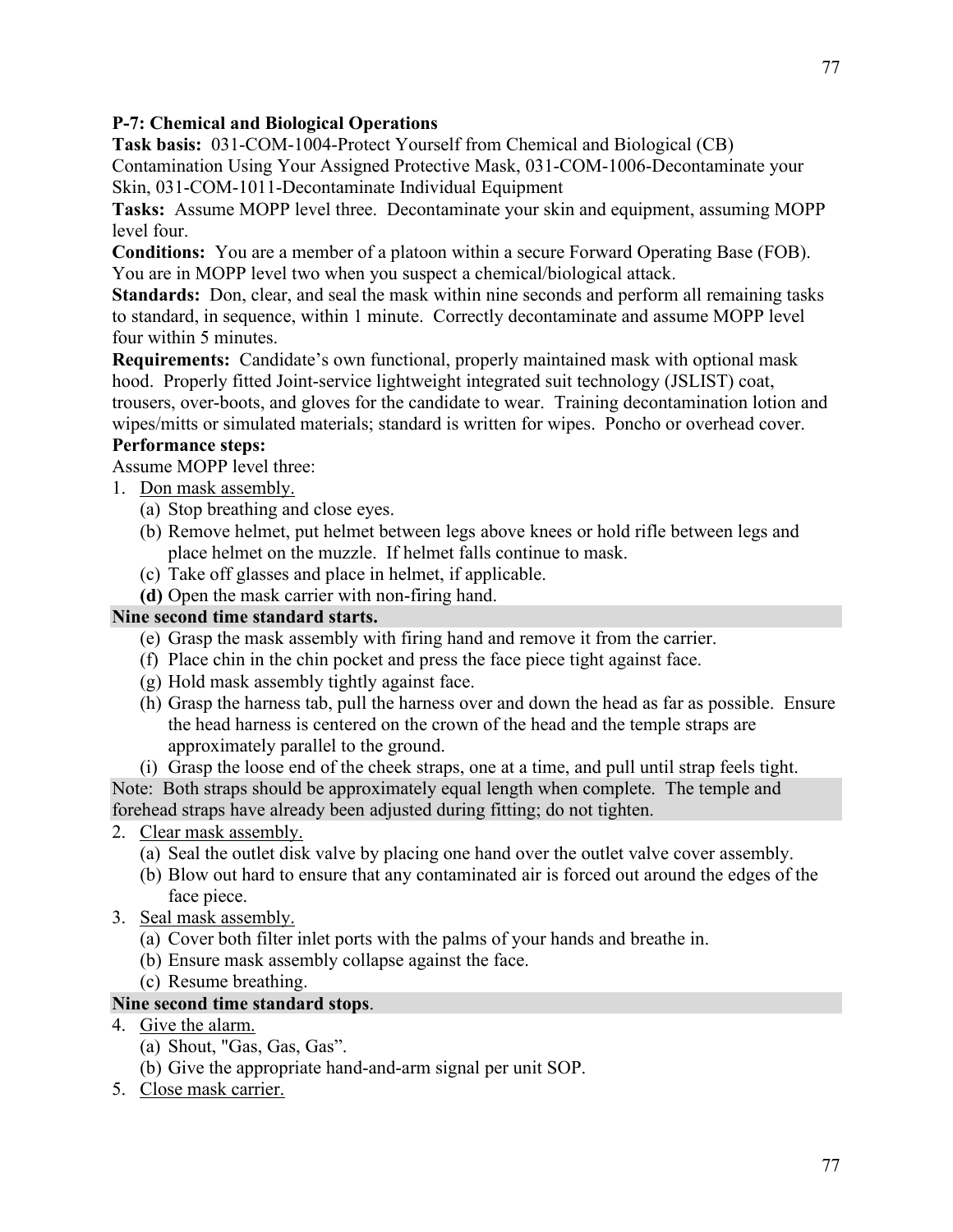**P-7: Chemical and Biological Operations**

**Task basis:** 031-COM-1004-Protect Yourself from Chemical and Biological (CB) Contamination Using Your Assigned Protective Mask, 031-COM-1006-Decontaminate your Skin, 031-COM-1011-Decontaminate Individual Equipment

**Tasks:** Assume MOPP level three. Decontaminate your skin and equipment, assuming MOPP level four.

**Conditions:** You are a member of a platoon within a secure Forward Operating Base (FOB). You are in MOPP level two when you suspect a chemical/biological attack.

**Standards:** Don, clear, and seal the mask within nine seconds and perform all remaining tasks to standard, in sequence, within 1 minute. Correctly decontaminate and assume MOPP level four within 5 minutes.

**Requirements:** Candidate's own functional, properly maintained mask with optional mask hood. Properly fitted Joint-service lightweight integrated suit technology (JSLIST) coat, trousers, over-boots, and gloves for the candidate to wear. Training decontamination lotion and wipes/mitts or simulated materials; standard is written for wipes. Poncho or overhead cover.

**Performance steps:**

Assume MOPP level three:

1. <u>Don mask assembly.</u>
   - (a) Stop breathing and close eyes.
   - (b) Remove helmet, put helmet between legs above knees or hold rifle between legs and place helmet on the muzzle. If helmet falls continue to mask.
   - (c) Take off glasses and place in helmet, if applicable.
   - **(d)** Open the mask carrier with non-firing hand.

**Nine second time standard starts.**

   - (e) Grasp the mask assembly with firing hand and remove it from the carrier.
   - (f) Place chin in the chin pocket and press the face piece tight against face.
   - (g) Hold mask assembly tightly against face.
   - (h) Grasp the harness tab, pull the harness over and down the head as far as possible. Ensure the head harness is centered on the crown of the head and the temple straps are approximately parallel to the ground.
   - (i) Grasp the loose end of the cheek straps, one at a time, and pull until strap feels tight.

Note: Both straps should be approximately equal length when complete. The temple and forehead straps have already been adjusted during fitting; do not tighten.

2. <u>Clear mask assembly.</u>
   - (a) Seal the outlet disk valve by placing one hand over the outlet valve cover assembly.
   - (b) Blow out hard to ensure that any contaminated air is forced out around the edges of the face piece.
3. <u>Seal mask assembly.</u>
   - (a) Cover both filter inlet ports with the palms of your hands and breathe in.
   - (b) Ensure mask assembly collapse against the face.
   - (c) Resume breathing.

**Nine second time standard stops**.

4. <u>Give the alarm.</u>
   - (a) Shout, "Gas, Gas, Gas".
   - (b) Give the appropriate hand-and-arm signal per unit SOP.
5. <u>Close mask carrier.</u>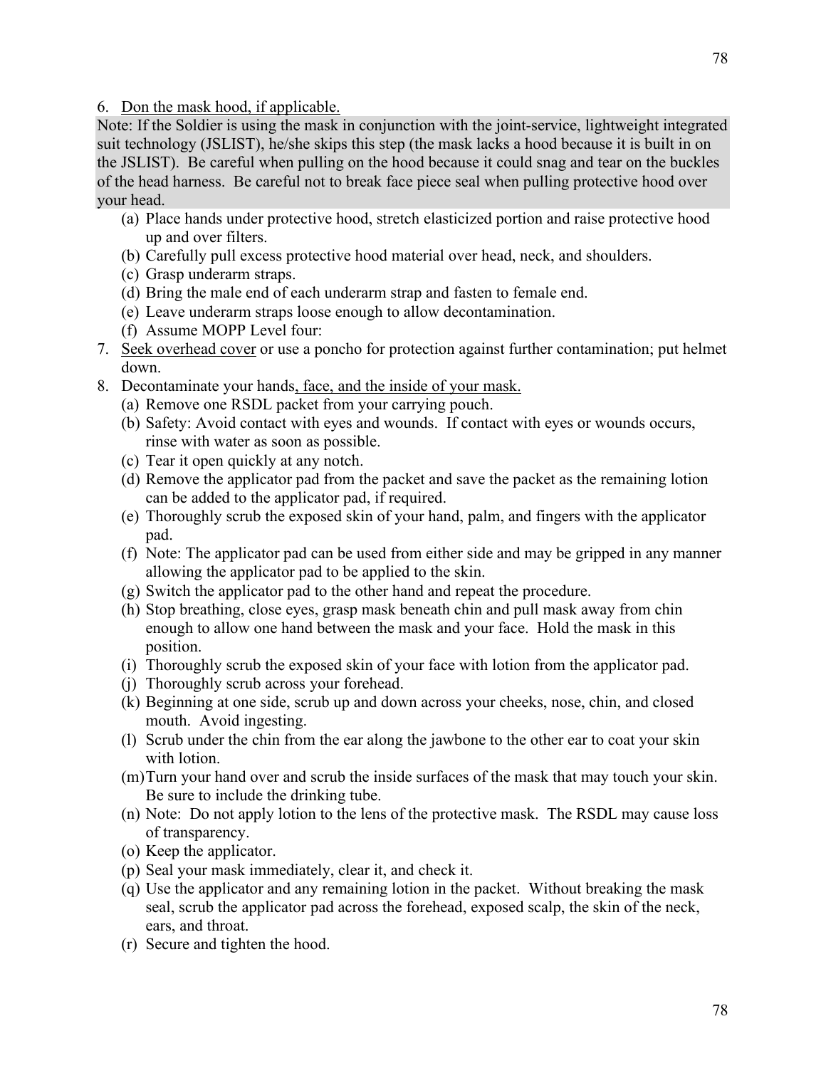6. <u>Don the mask hood, if applicable.</u>

Note: If the Soldier is using the mask in conjunction with the joint-service, lightweight integrated suit technology (JSLIST), he/she skips this step (the mask lacks a hood because it is built in on the JSLIST). Be careful when pulling on the hood because it could snag and tear on the buckles of the head harness. Be careful not to break face piece seal when pulling protective hood over your head.

   (a) Place hands under protective hood, stretch elasticized portion and raise protective hood up and over filters.
   (b) Carefully pull excess protective hood material over head, neck, and shoulders.
   (c) Grasp underarm straps.
   (d) Bring the male end of each underarm strap and fasten to female end.
   (e) Leave underarm straps loose enough to allow decontamination.
   (f) Assume MOPP Level four:

7. <u>Seek overhead cover</u> or use a poncho for protection against further contamination; put helmet down.
8. Decontaminate your hands<u>, face, and the inside of your mask.</u>
   (a) Remove one RSDL packet from your carrying pouch.
   (b) Safety: Avoid contact with eyes and wounds. If contact with eyes or wounds occurs, rinse with water as soon as possible.
   (c) Tear it open quickly at any notch.
   (d) Remove the applicator pad from the packet and save the packet as the remaining lotion can be added to the applicator pad, if required.
   (e) Thoroughly scrub the exposed skin of your hand, palm, and fingers with the applicator pad.
   (f) Note: The applicator pad can be used from either side and may be gripped in any manner allowing the applicator pad to be applied to the skin.
   (g) Switch the applicator pad to the other hand and repeat the procedure.
   (h) Stop breathing, close eyes, grasp mask beneath chin and pull mask away from chin enough to allow one hand between the mask and your face. Hold the mask in this position.
   (i) Thoroughly scrub the exposed skin of your face with lotion from the applicator pad.
   (j) Thoroughly scrub across your forehead.
   (k) Beginning at one side, scrub up and down across your cheeks, nose, chin, and closed mouth. Avoid ingesting.
   (l) Scrub under the chin from the ear along the jawbone to the other ear to coat your skin with lotion.
   (m) Turn your hand over and scrub the inside surfaces of the mask that may touch your skin. Be sure to include the drinking tube.
   (n) Note: Do not apply lotion to the lens of the protective mask. The RSDL may cause loss of transparency.
   (o) Keep the applicator.
   (p) Seal your mask immediately, clear it, and check it.
   (q) Use the applicator and any remaining lotion in the packet. Without breaking the mask seal, scrub the applicator pad across the forehead, exposed scalp, the skin of the neck, ears, and throat.
   (r) Secure and tighten the hood.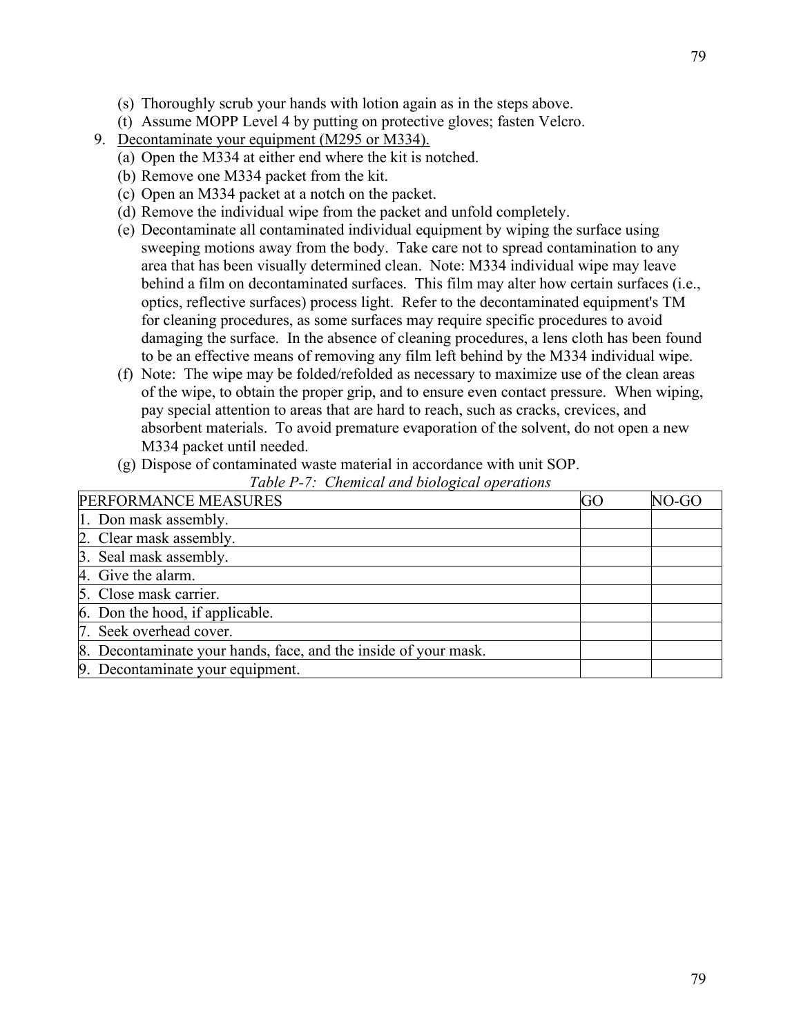(s) Thoroughly scrub your hands with lotion again as in the steps above.
(t) Assume MOPP Level 4 by putting on protective gloves; fasten Velcro.

9. Decontaminate your equipment (M295 or M334).
   (a) Open the M334 at either end where the kit is notched.
   (b) Remove one M334 packet from the kit.
   (c) Open an M334 packet at a notch on the packet.
   (d) Remove the individual wipe from the packet and unfold completely.
   (e) Decontaminate all contaminated individual equipment by wiping the surface using sweeping motions away from the body. Take care not to spread contamination to any area that has been visually determined clean. Note: M334 individual wipe may leave behind a film on decontaminated surfaces. This film may alter how certain surfaces (i.e., optics, reflective surfaces) process light. Refer to the decontaminated equipment's TM for cleaning procedures, as some surfaces may require specific procedures to avoid damaging the surface. In the absence of cleaning procedures, a lens cloth has been found to be an effective means of removing any film left behind by the M334 individual wipe.
   (f) Note: The wipe may be folded/refolded as necessary to maximize use of the clean areas of the wipe, to obtain the proper grip, and to ensure even contact pressure. When wiping, pay special attention to areas that are hard to reach, such as cracks, crevices, and absorbent materials. To avoid premature evaporation of the solvent, do not open a new M334 packet until needed.
   (g) Dispose of contaminated waste material in accordance with unit SOP.

*Table P-7: Chemical and biological operations*

| PERFORMANCE MEASURES | GO | NO-GO |
|---|---|---|
| 1. Don mask assembly. | | |
| 2. Clear mask assembly. | | |
| 3. Seal mask assembly. | | |
| 4. Give the alarm. | | |
| 5. Close mask carrier. | | |
| 6. Don the hood, if applicable. | | |
| 7. Seek overhead cover. | | |
| 8. Decontaminate your hands, face, and the inside of your mask. | | |
| 9. Decontaminate your equipment. | | |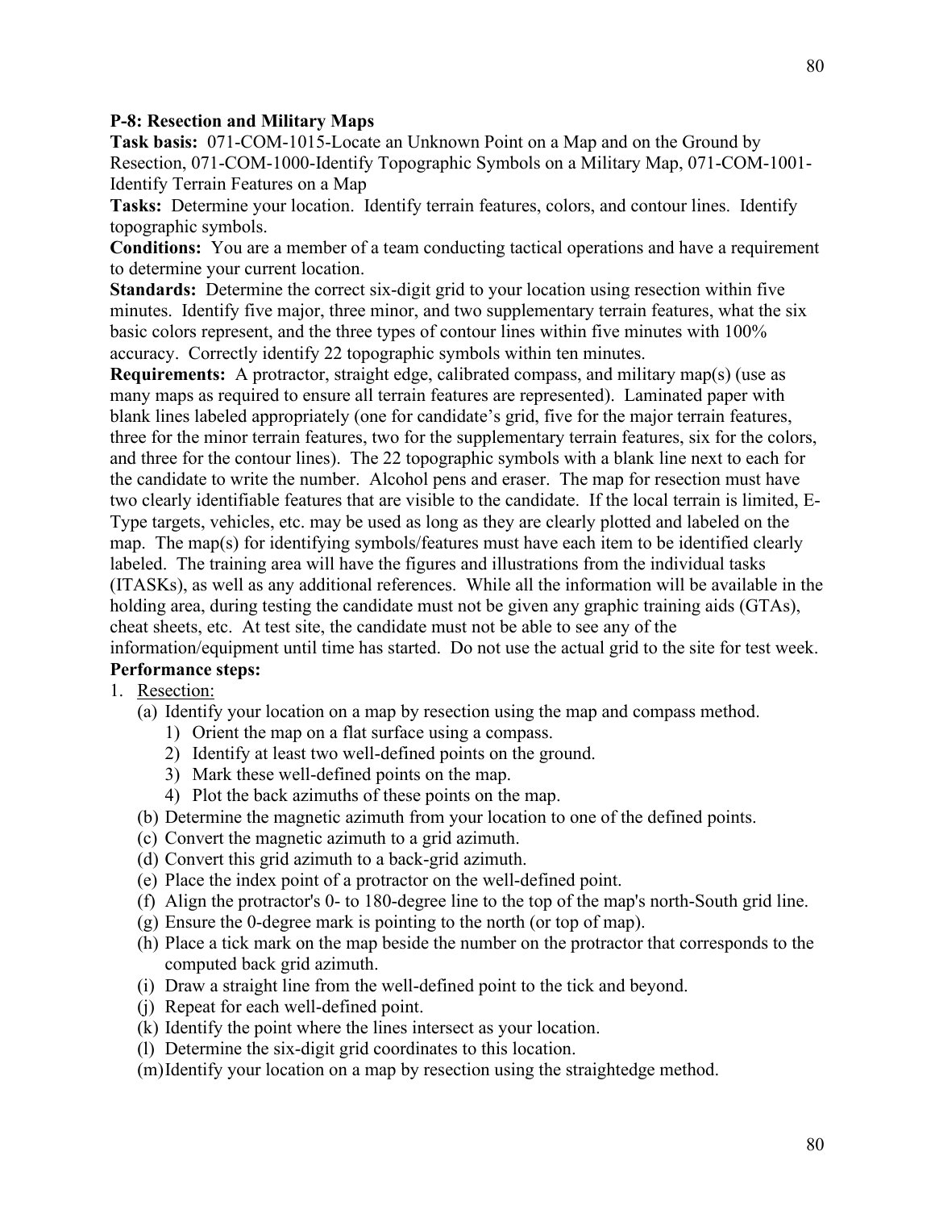**P-8: Resection and Military Maps**

**Task basis:** 071-COM-1015-Locate an Unknown Point on a Map and on the Ground by Resection, 071-COM-1000-Identify Topographic Symbols on a Military Map, 071-COM-1001-Identify Terrain Features on a Map

**Tasks:** Determine your location. Identify terrain features, colors, and contour lines. Identify topographic symbols.

**Conditions:** You are a member of a team conducting tactical operations and have a requirement to determine your current location.

**Standards:** Determine the correct six-digit grid to your location using resection within five minutes. Identify five major, three minor, and two supplementary terrain features, what the six basic colors represent, and the three types of contour lines within five minutes with 100% accuracy. Correctly identify 22 topographic symbols within ten minutes.

**Requirements:** A protractor, straight edge, calibrated compass, and military map(s) (use as many maps as required to ensure all terrain features are represented). Laminated paper with blank lines labeled appropriately (one for candidate's grid, five for the major terrain features, three for the minor terrain features, two for the supplementary terrain features, six for the colors, and three for the contour lines). The 22 topographic symbols with a blank line next to each for the candidate to write the number. Alcohol pens and eraser. The map for resection must have two clearly identifiable features that are visible to the candidate. If the local terrain is limited, E-Type targets, vehicles, etc. may be used as long as they are clearly plotted and labeled on the map. The map(s) for identifying symbols/features must have each item to be identified clearly labeled. The training area will have the figures and illustrations from the individual tasks (ITASKs), as well as any additional references. While all the information will be available in the holding area, during testing the candidate must not be given any graphic training aids (GTAs), cheat sheets, etc. At test site, the candidate must not be able to see any of the information/equipment until time has started. Do not use the actual grid to the site for test week.

**Performance steps:**

1. Resection:
   - (a) Identify your location on a map by resection using the map and compass method.
     1) Orient the map on a flat surface using a compass.
     2) Identify at least two well-defined points on the ground.
     3) Mark these well-defined points on the map.
     4) Plot the back azimuths of these points on the map.
   - (b) Determine the magnetic azimuth from your location to one of the defined points.
   - (c) Convert the magnetic azimuth to a grid azimuth.
   - (d) Convert this grid azimuth to a back-grid azimuth.
   - (e) Place the index point of a protractor on the well-defined point.
   - (f) Align the protractor's 0- to 180-degree line to the top of the map's north-South grid line.
   - (g) Ensure the 0-degree mark is pointing to the north (or top of map).
   - (h) Place a tick mark on the map beside the number on the protractor that corresponds to the computed back grid azimuth.
   - (i) Draw a straight line from the well-defined point to the tick and beyond.
   - (j) Repeat for each well-defined point.
   - (k) Identify the point where the lines intersect as your location.
   - (l) Determine the six-digit grid coordinates to this location.
   - (m) Identify your location on a map by resection using the straightedge method.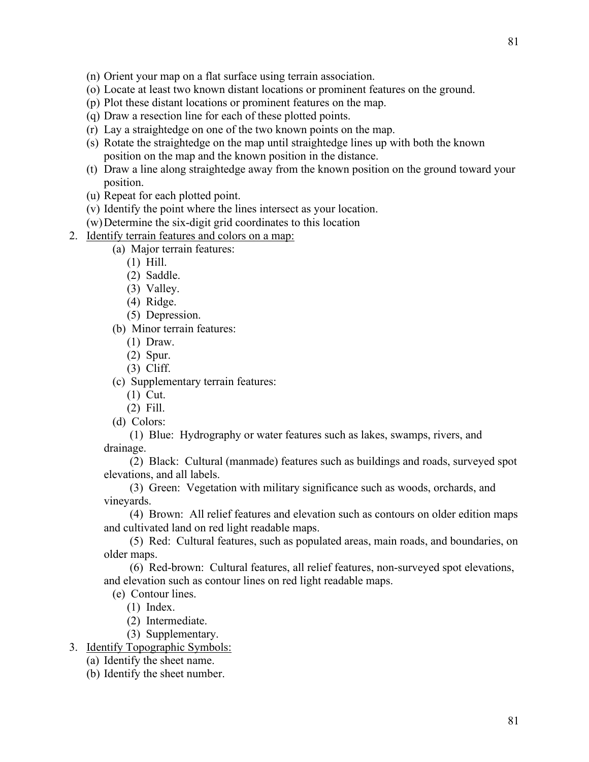(n) Orient your map on a flat surface using terrain association.
(o) Locate at least two known distant locations or prominent features on the ground.
(p) Plot these distant locations or prominent features on the map.
(q) Draw a resection line for each of these plotted points.
(r) Lay a straightedge on one of the two known points on the map.
(s) Rotate the straightedge on the map until straightedge lines up with both the known position on the map and the known position in the distance.
(t) Draw a line along straightedge away from the known position on the ground toward your position.
(u) Repeat for each plotted point.
(v) Identify the point where the lines intersect as your location.
(w) Determine the six-digit grid coordinates to this location

2. <u>Identify terrain features and colors on a map:</u>
   - (a) Major terrain features:
     - (1) Hill.
     - (2) Saddle.
     - (3) Valley.
     - (4) Ridge.
     - (5) Depression.
   - (b) Minor terrain features:
     - (1) Draw.
     - (2) Spur.
     - (3) Cliff.
   - (c) Supplementary terrain features:
     - (1) Cut.
     - (2) Fill.
   - (d) Colors:
     - (1) Blue: Hydrography or water features such as lakes, swamps, rivers, and drainage.
     - (2) Black: Cultural (manmade) features such as buildings and roads, surveyed spot elevations, and all labels.
     - (3) Green: Vegetation with military significance such as woods, orchards, and vineyards.
     - (4) Brown: All relief features and elevation such as contours on older edition maps and cultivated land on red light readable maps.
     - (5) Red: Cultural features, such as populated areas, main roads, and boundaries, on older maps.
     - (6) Red-brown: Cultural features, all relief features, non-surveyed spot elevations, and elevation such as contour lines on red light readable maps.
   - (e) Contour lines.
     - (1) Index.
     - (2) Intermediate.
     - (3) Supplementary.

3. <u>Identify Topographic Symbols:</u>
   - (a) Identify the sheet name.
   - (b) Identify the sheet number.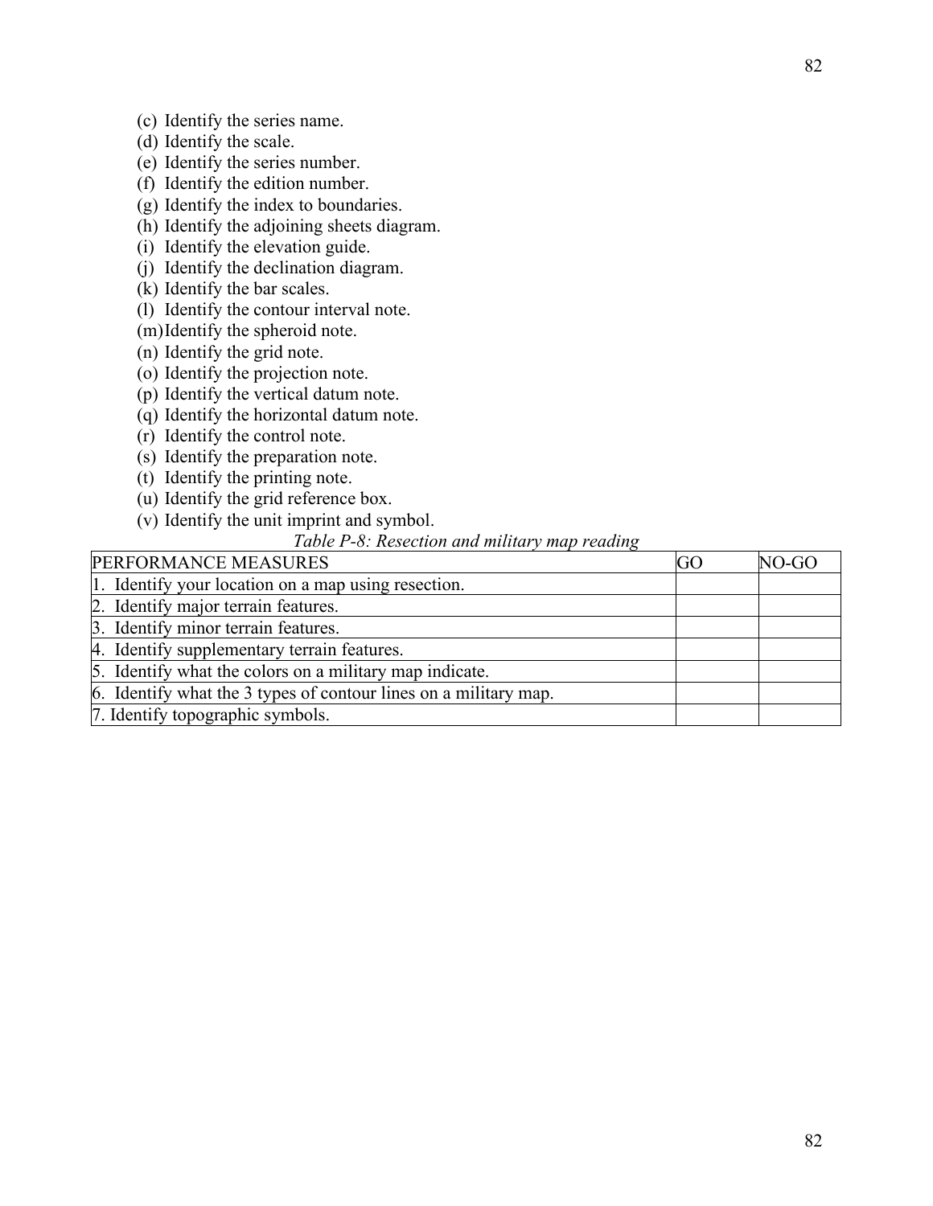(c) Identify the series name.
(d) Identify the scale.
(e) Identify the series number.
(f) Identify the edition number.
(g) Identify the index to boundaries.
(h) Identify the adjoining sheets diagram.
(i) Identify the elevation guide.
(j) Identify the declination diagram.
(k) Identify the bar scales.
(l) Identify the contour interval note.
(m) Identify the spheroid note.
(n) Identify the grid note.
(o) Identify the projection note.
(p) Identify the vertical datum note.
(q) Identify the horizontal datum note.
(r) Identify the control note.
(s) Identify the preparation note.
(t) Identify the printing note.
(u) Identify the grid reference box.
(v) Identify the unit imprint and symbol.

*Table P-8: Resection and military map reading*

| PERFORMANCE MEASURES | GO | NO-GO |
|---|---|---|
| 1. Identify your location on a map using resection. | | |
| 2. Identify major terrain features. | | |
| 3. Identify minor terrain features. | | |
| 4. Identify supplementary terrain features. | | |
| 5. Identify what the colors on a military map indicate. | | |
| 6. Identify what the 3 types of contour lines on a military map. | | |
| 7. Identify topographic symbols. | | |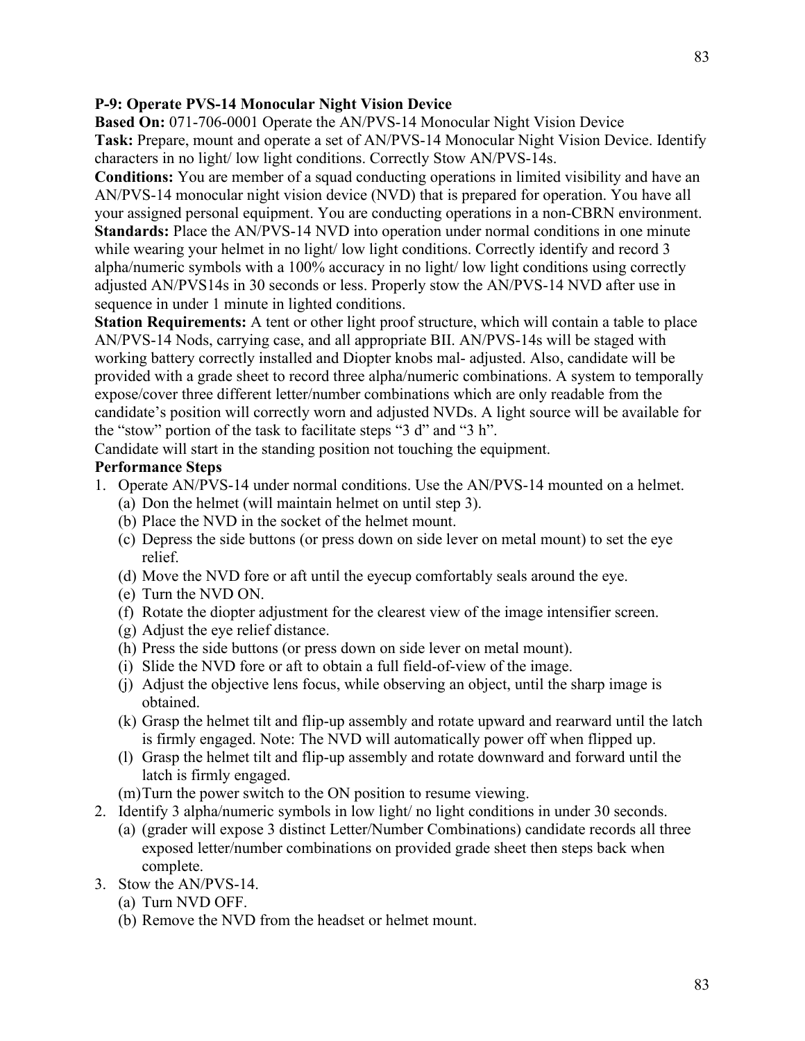**P-9: Operate PVS-14 Monocular Night Vision Device**

**Based On:** 071-706-0001 Operate the AN/PVS-14 Monocular Night Vision Device

**Task:** Prepare, mount and operate a set of AN/PVS-14 Monocular Night Vision Device. Identify characters in no light/ low light conditions. Correctly Stow AN/PVS-14s.

**Conditions:** You are member of a squad conducting operations in limited visibility and have an AN/PVS-14 monocular night vision device (NVD) that is prepared for operation. You have all your assigned personal equipment. You are conducting operations in a non-CBRN environment.

**Standards:** Place the AN/PVS-14 NVD into operation under normal conditions in one minute while wearing your helmet in no light/ low light conditions. Correctly identify and record 3 alpha/numeric symbols with a 100% accuracy in no light/ low light conditions using correctly adjusted AN/PVS14s in 30 seconds or less. Properly stow the AN/PVS-14 NVD after use in sequence in under 1 minute in lighted conditions.

**Station Requirements:** A tent or other light proof structure, which will contain a table to place AN/PVS-14 Nods, carrying case, and all appropriate BII. AN/PVS-14s will be staged with working battery correctly installed and Diopter knobs mal- adjusted. Also, candidate will be provided with a grade sheet to record three alpha/numeric combinations. A system to temporally expose/cover three different letter/number combinations which are only readable from the candidate's position will correctly worn and adjusted NVDs. A light source will be available for the "stow" portion of the task to facilitate steps "3 d" and "3 h".

Candidate will start in the standing position not touching the equipment.

**Performance Steps**

1. Operate AN/PVS-14 under normal conditions. Use the AN/PVS-14 mounted on a helmet.
   - (a) Don the helmet (will maintain helmet on until step 3).
   - (b) Place the NVD in the socket of the helmet mount.
   - (c) Depress the side buttons (or press down on side lever on metal mount) to set the eye relief.
   - (d) Move the NVD fore or aft until the eyecup comfortably seals around the eye.
   - (e) Turn the NVD ON.
   - (f) Rotate the diopter adjustment for the clearest view of the image intensifier screen.
   - (g) Adjust the eye relief distance.
   - (h) Press the side buttons (or press down on side lever on metal mount).
   - (i) Slide the NVD fore or aft to obtain a full field-of-view of the image.
   - (j) Adjust the objective lens focus, while observing an object, until the sharp image is obtained.
   - (k) Grasp the helmet tilt and flip-up assembly and rotate upward and rearward until the latch is firmly engaged. Note: The NVD will automatically power off when flipped up.
   - (l) Grasp the helmet tilt and flip-up assembly and rotate downward and forward until the latch is firmly engaged.
   - (m) Turn the power switch to the ON position to resume viewing.
2. Identify 3 alpha/numeric symbols in low light/ no light conditions in under 30 seconds.
   - (a) (grader will expose 3 distinct Letter/Number Combinations) candidate records all three exposed letter/number combinations on provided grade sheet then steps back when complete.
3. Stow the AN/PVS-14.
   - (a) Turn NVD OFF.
   - (b) Remove the NVD from the headset or helmet mount.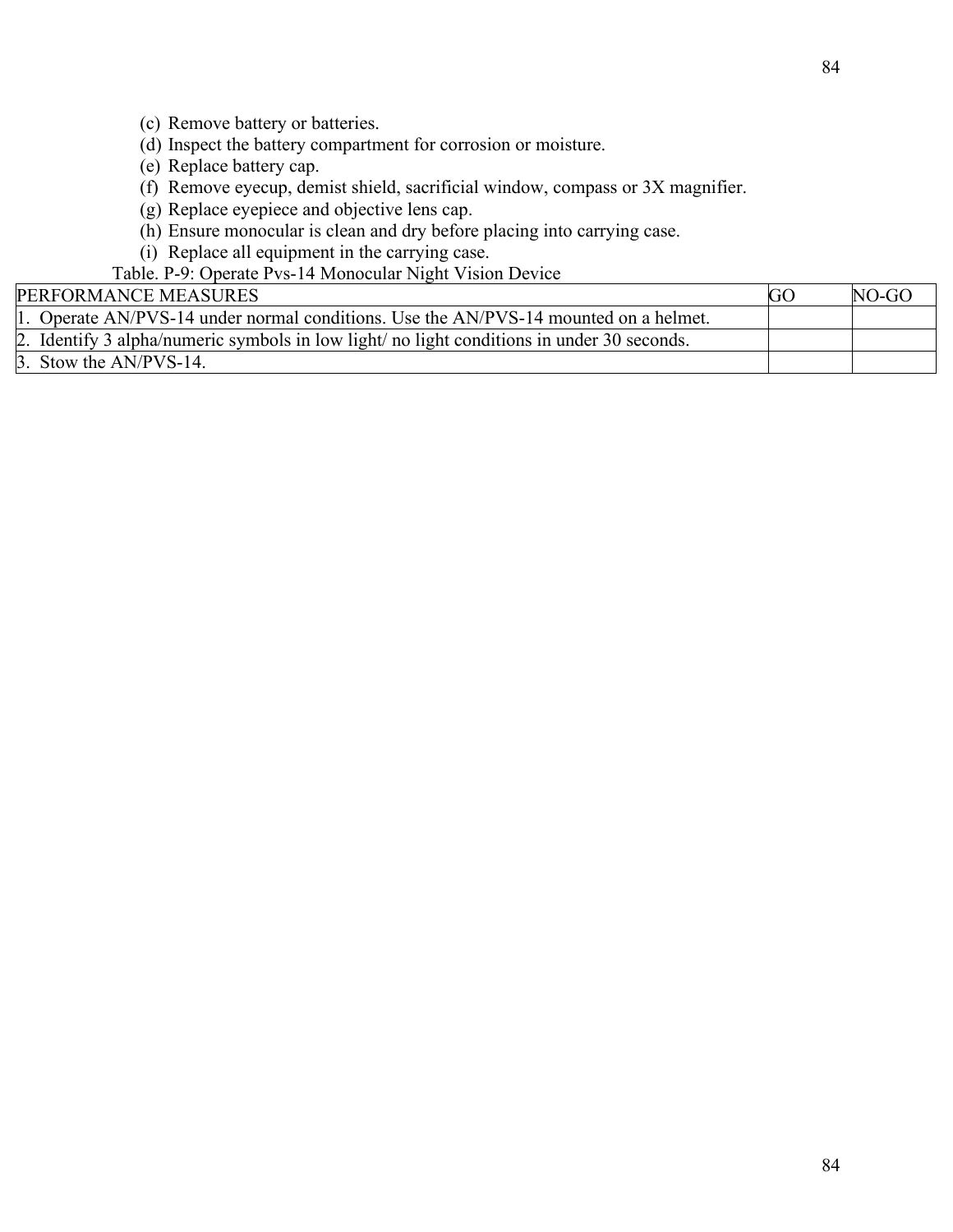(c) Remove battery or batteries.
(d) Inspect the battery compartment for corrosion or moisture.
(e) Replace battery cap.
(f) Remove eyecup, demist shield, sacrificial window, compass or 3X magnifier.
(g) Replace eyepiece and objective lens cap.
(h) Ensure monocular is clean and dry before placing into carrying case.
(i) Replace all equipment in the carrying case.

Table. P-9: Operate Pvs-14 Monocular Night Vision Device

| PERFORMANCE MEASURES | GO | NO-GO |
|---|---|---|
| 1. Operate AN/PVS-14 under normal conditions. Use the AN/PVS-14 mounted on a helmet. | | |
| 2. Identify 3 alpha/numeric symbols in low light/ no light conditions in under 30 seconds. | | |
| 3. Stow the AN/PVS-14. | | |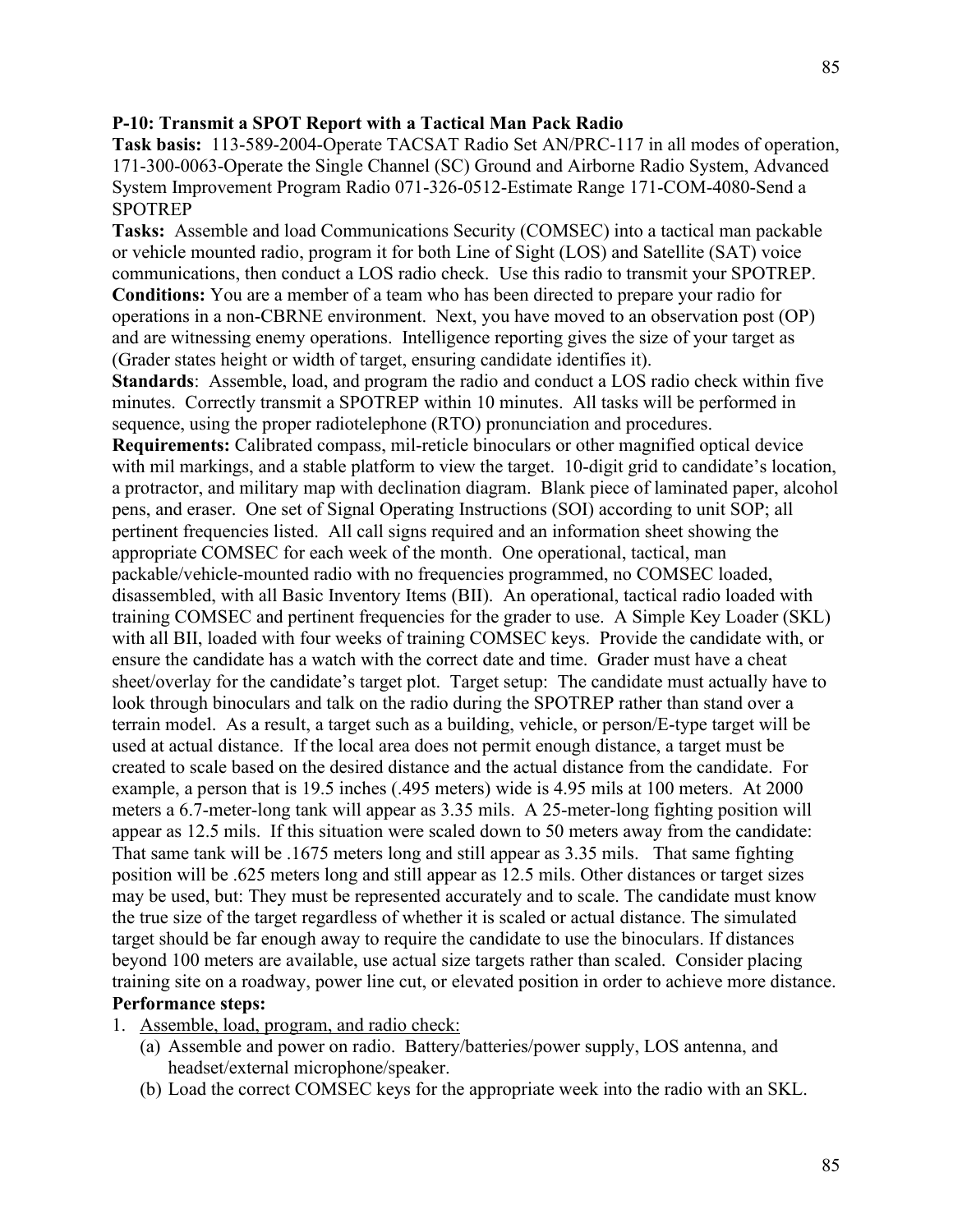**P-10: Transmit a SPOT Report with a Tactical Man Pack Radio**

**Task basis:** 113-589-2004-Operate TACSAT Radio Set AN/PRC-117 in all modes of operation, 171-300-0063-Operate the Single Channel (SC) Ground and Airborne Radio System, Advanced System Improvement Program Radio 071-326-0512-Estimate Range 171-COM-4080-Send a SPOTREP

**Tasks:** Assemble and load Communications Security (COMSEC) into a tactical man packable or vehicle mounted radio, program it for both Line of Sight (LOS) and Satellite (SAT) voice communications, then conduct a LOS radio check. Use this radio to transmit your SPOTREP.

**Conditions:** You are a member of a team who has been directed to prepare your radio for operations in a non-CBRNE environment. Next, you have moved to an observation post (OP) and are witnessing enemy operations. Intelligence reporting gives the size of your target as (Grader states height or width of target, ensuring candidate identifies it).

**Standards**: Assemble, load, and program the radio and conduct a LOS radio check within five minutes. Correctly transmit a SPOTREP within 10 minutes. All tasks will be performed in sequence, using the proper radiotelephone (RTO) pronunciation and procedures.

**Requirements:** Calibrated compass, mil-reticle binoculars or other magnified optical device with mil markings, and a stable platform to view the target. 10-digit grid to candidate's location, a protractor, and military map with declination diagram. Blank piece of laminated paper, alcohol pens, and eraser. One set of Signal Operating Instructions (SOI) according to unit SOP; all pertinent frequencies listed. All call signs required and an information sheet showing the appropriate COMSEC for each week of the month. One operational, tactical, man packable/vehicle-mounted radio with no frequencies programmed, no COMSEC loaded, disassembled, with all Basic Inventory Items (BII). An operational, tactical radio loaded with training COMSEC and pertinent frequencies for the grader to use. A Simple Key Loader (SKL) with all BII, loaded with four weeks of training COMSEC keys. Provide the candidate with, or ensure the candidate has a watch with the correct date and time. Grader must have a cheat sheet/overlay for the candidate's target plot. Target setup: The candidate must actually have to look through binoculars and talk on the radio during the SPOTREP rather than stand over a terrain model. As a result, a target such as a building, vehicle, or person/E-type target will be used at actual distance. If the local area does not permit enough distance, a target must be created to scale based on the desired distance and the actual distance from the candidate. For example, a person that is 19.5 inches (.495 meters) wide is 4.95 mils at 100 meters. At 2000 meters a 6.7-meter-long tank will appear as 3.35 mils. A 25-meter-long fighting position will appear as 12.5 mils. If this situation were scaled down to 50 meters away from the candidate: That same tank will be .1675 meters long and still appear as 3.35 mils. That same fighting position will be .625 meters long and still appear as 12.5 mils. Other distances or target sizes may be used, but: They must be represented accurately and to scale. The candidate must know the true size of the target regardless of whether it is scaled or actual distance. The simulated target should be far enough away to require the candidate to use the binoculars. If distances beyond 100 meters are available, use actual size targets rather than scaled. Consider placing training site on a roadway, power line cut, or elevated position in order to achieve more distance.

**Performance steps:**

1. <u>Assemble, load, program, and radio check:</u>
   - (a) Assemble and power on radio. Battery/batteries/power supply, LOS antenna, and headset/external microphone/speaker.
   - (b) Load the correct COMSEC keys for the appropriate week into the radio with an SKL.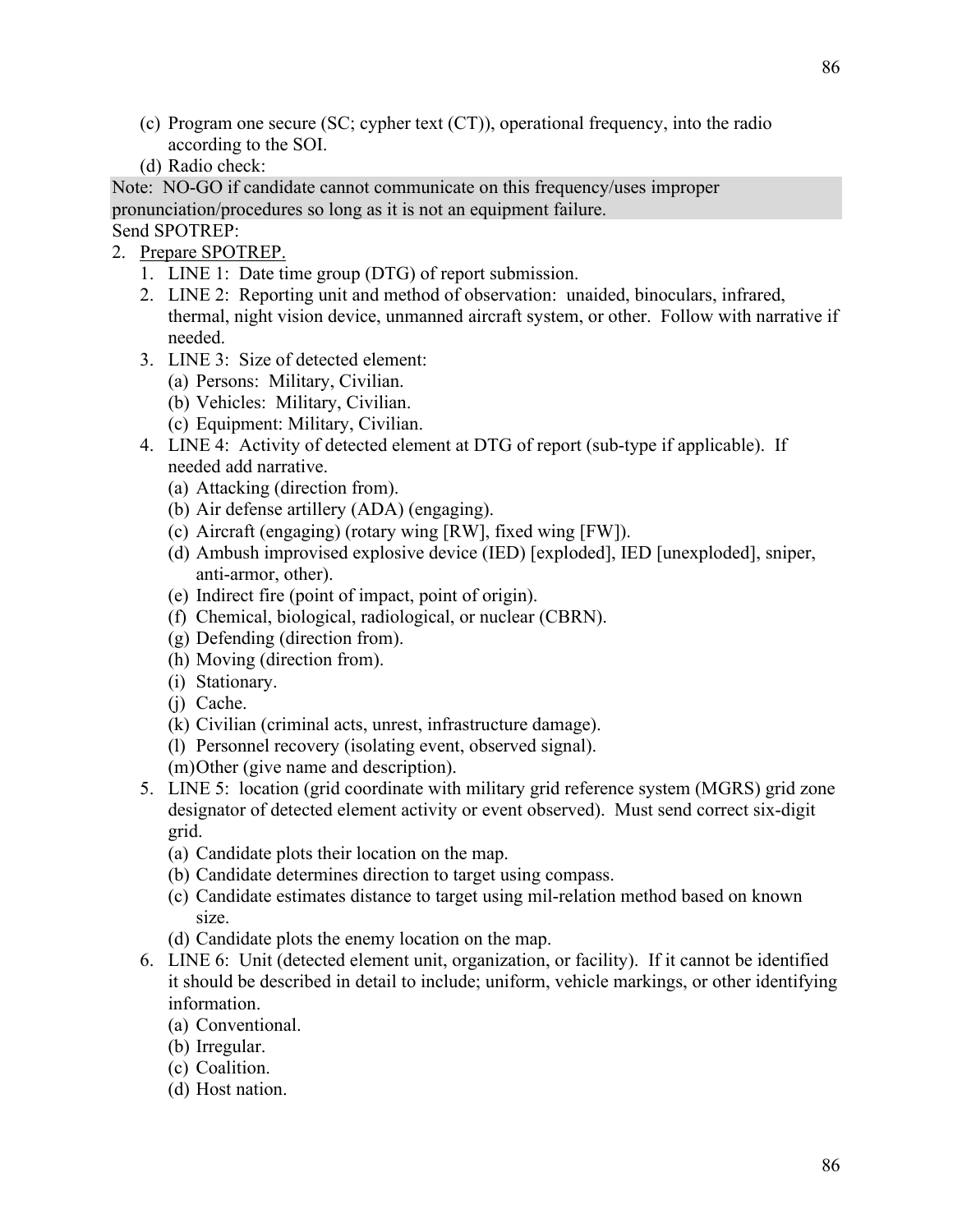(c) Program one secure (SC; cypher text (CT)), operational frequency, into the radio according to the SOI.

(d) Radio check:

Note: NO-GO if candidate cannot communicate on this frequency/uses improper pronunciation/procedures so long as it is not an equipment failure.

Send SPOTREP:

2. <u>Prepare SPOTREP.</u>
   1. LINE 1: Date time group (DTG) of report submission.
   2. LINE 2: Reporting unit and method of observation: unaided, binoculars, infrared, thermal, night vision device, unmanned aircraft system, or other. Follow with narrative if needed.
   3. LINE 3: Size of detected element:
      - (a) Persons: Military, Civilian.
      - (b) Vehicles: Military, Civilian.
      - (c) Equipment: Military, Civilian.
   4. LINE 4: Activity of detected element at DTG of report (sub-type if applicable). If needed add narrative.
      - (a) Attacking (direction from).
      - (b) Air defense artillery (ADA) (engaging).
      - (c) Aircraft (engaging) (rotary wing [RW], fixed wing [FW]).
      - (d) Ambush improvised explosive device (IED) [exploded], IED [unexploded], sniper, anti-armor, other).
      - (e) Indirect fire (point of impact, point of origin).
      - (f) Chemical, biological, radiological, or nuclear (CBRN).
      - (g) Defending (direction from).
      - (h) Moving (direction from).
      - (i) Stationary.
      - (j) Cache.
      - (k) Civilian (criminal acts, unrest, infrastructure damage).
      - (l) Personnel recovery (isolating event, observed signal).
      - (m) Other (give name and description).
   5. LINE 5: location (grid coordinate with military grid reference system (MGRS) grid zone designator of detected element activity or event observed). Must send correct six-digit grid.
      - (a) Candidate plots their location on the map.
      - (b) Candidate determines direction to target using compass.
      - (c) Candidate estimates distance to target using mil-relation method based on known size.
      - (d) Candidate plots the enemy location on the map.
   6. LINE 6: Unit (detected element unit, organization, or facility). If it cannot be identified it should be described in detail to include; uniform, vehicle markings, or other identifying information.
      - (a) Conventional.
      - (b) Irregular.
      - (c) Coalition.
      - (d) Host nation.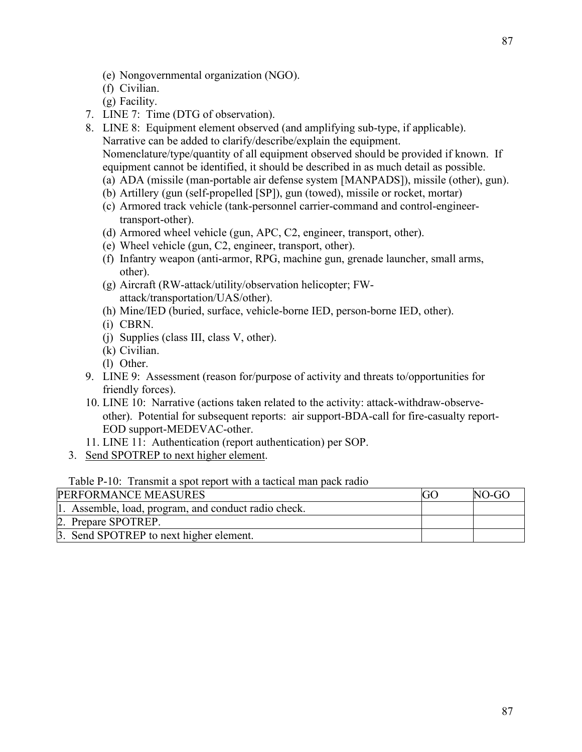(e) Nongovernmental organization (NGO).
(f) Civilian.
(g) Facility.

7. LINE 7: Time (DTG of observation).
8. LINE 8: Equipment element observed (and amplifying sub-type, if applicable). Narrative can be added to clarify/describe/explain the equipment. Nomenclature/type/quantity of all equipment observed should be provided if known. If equipment cannot be identified, it should be described in as much detail as possible.
   (a) ADA (missile (man-portable air defense system [MANPADS]), missile (other), gun).
   (b) Artillery (gun (self-propelled [SP]), gun (towed), missile or rocket, mortar)
   (c) Armored track vehicle (tank-personnel carrier-command and control-engineer-transport-other).
   (d) Armored wheel vehicle (gun, APC, C2, engineer, transport, other).
   (e) Wheel vehicle (gun, C2, engineer, transport, other).
   (f) Infantry weapon (anti-armor, RPG, machine gun, grenade launcher, small arms, other).
   (g) Aircraft (RW-attack/utility/observation helicopter; FW-attack/transportation/UAS/other).
   (h) Mine/IED (buried, surface, vehicle-borne IED, person-borne IED, other).
   (i) CBRN.
   (j) Supplies (class III, class V, other).
   (k) Civilian.
   (l) Other.
9. LINE 9: Assessment (reason for/purpose of activity and threats to/opportunities for friendly forces).
10. LINE 10: Narrative (actions taken related to the activity: attack-withdraw-observe-other). Potential for subsequent reports: air support-BDA-call for fire-casualty report-EOD support-MEDEVAC-other.
11. LINE 11: Authentication (report authentication) per SOP.

3. Send SPOTREP to next higher element.

Table P-10: Transmit a spot report with a tactical man pack radio

| PERFORMANCE MEASURES | GO | NO-GO |
|---|---|---|
| 1. Assemble, load, program, and conduct radio check. | | |
| 2. Prepare SPOTREP. | | |
| 3. Send SPOTREP to next higher element. | | |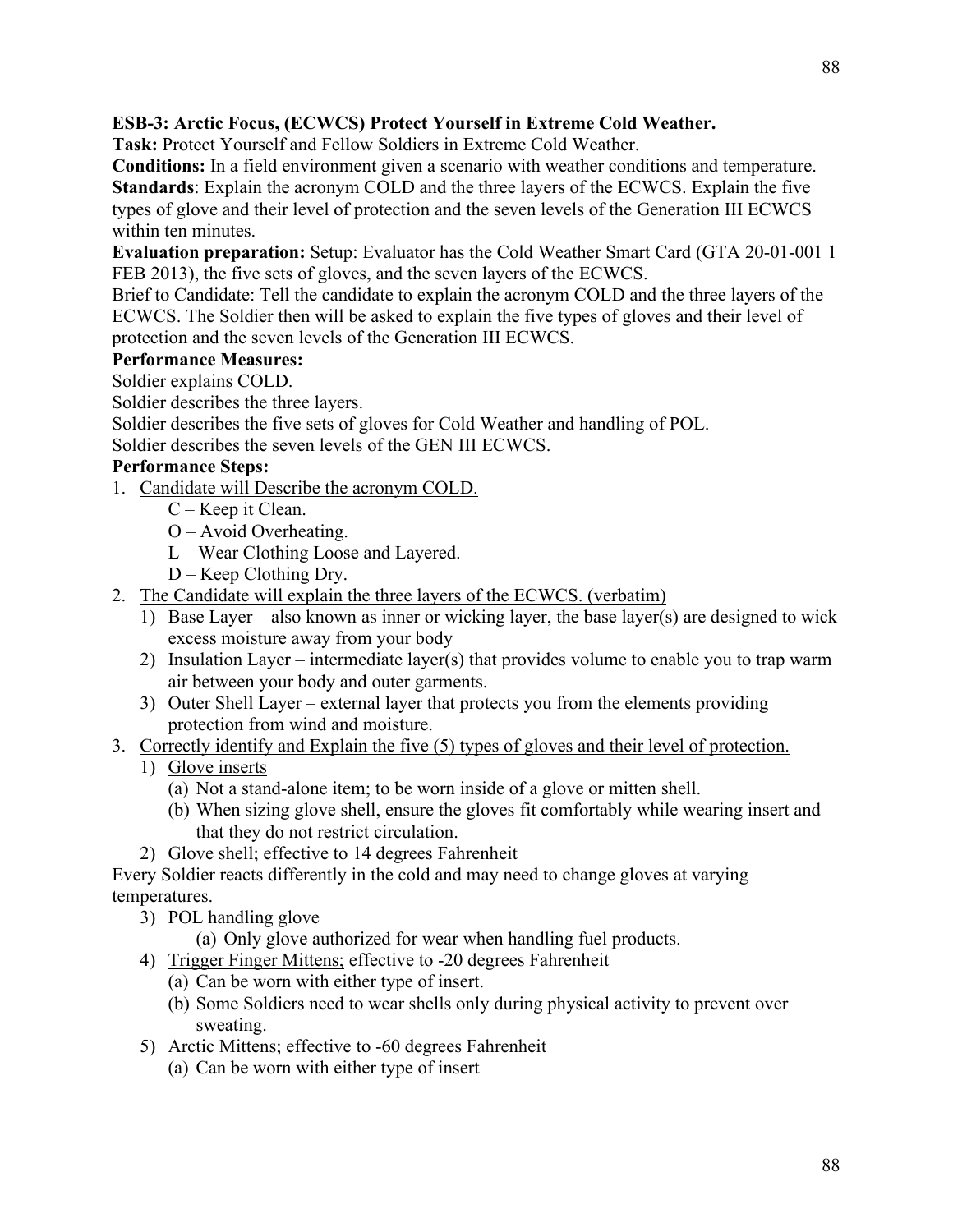**ESB-3: Arctic Focus, (ECWCS) Protect Yourself in Extreme Cold Weather.**

**Task:** Protect Yourself and Fellow Soldiers in Extreme Cold Weather.

**Conditions:** In a field environment given a scenario with weather conditions and temperature.

**Standards**: Explain the acronym COLD and the three layers of the ECWCS. Explain the five types of glove and their level of protection and the seven levels of the Generation III ECWCS within ten minutes.

**Evaluation preparation:** Setup: Evaluator has the Cold Weather Smart Card (GTA 20-01-001 1 FEB 2013), the five sets of gloves, and the seven layers of the ECWCS.

Brief to Candidate: Tell the candidate to explain the acronym COLD and the three layers of the ECWCS. The Soldier then will be asked to explain the five types of gloves and their level of protection and the seven levels of the Generation III ECWCS.

**Performance Measures:**

Soldier explains COLD.

Soldier describes the three layers.

Soldier describes the five sets of gloves for Cold Weather and handling of POL.

Soldier describes the seven levels of the GEN III ECWCS.

**Performance Steps:**

1. <u>Candidate will Describe the acronym COLD.</u>
   - C – Keep it Clean.
   - O – Avoid Overheating.
   - L – Wear Clothing Loose and Layered.
   - D – Keep Clothing Dry.
2. <u>The Candidate will explain the three layers of the ECWCS. (verbatim)</u>
   1) Base Layer – also known as inner or wicking layer, the base layer(s) are designed to wick excess moisture away from your body
   2) Insulation Layer – intermediate layer(s) that provides volume to enable you to trap warm air between your body and outer garments.
   3) Outer Shell Layer – external layer that protects you from the elements providing protection from wind and moisture.
3. <u>Correctly identify and Explain the five (5) types of gloves and their level of protection.</u>
   1) <u>Glove inserts</u>
      (a) Not a stand-alone item; to be worn inside of a glove or mitten shell.
      (b) When sizing glove shell, ensure the gloves fit comfortably while wearing insert and that they do not restrict circulation.
   2) <u>Glove shell;</u> effective to 14 degrees Fahrenheit

Every Soldier reacts differently in the cold and may need to change gloves at varying temperatures.

   3) <u>POL handling glove</u>
      (a) Only glove authorized for wear when handling fuel products.
   4) <u>Trigger Finger Mittens;</u> effective to -20 degrees Fahrenheit
      (a) Can be worn with either type of insert.
      (b) Some Soldiers need to wear shells only during physical activity to prevent over sweating.
   5) <u>Arctic Mittens;</u> effective to -60 degrees Fahrenheit
      (a) Can be worn with either type of insert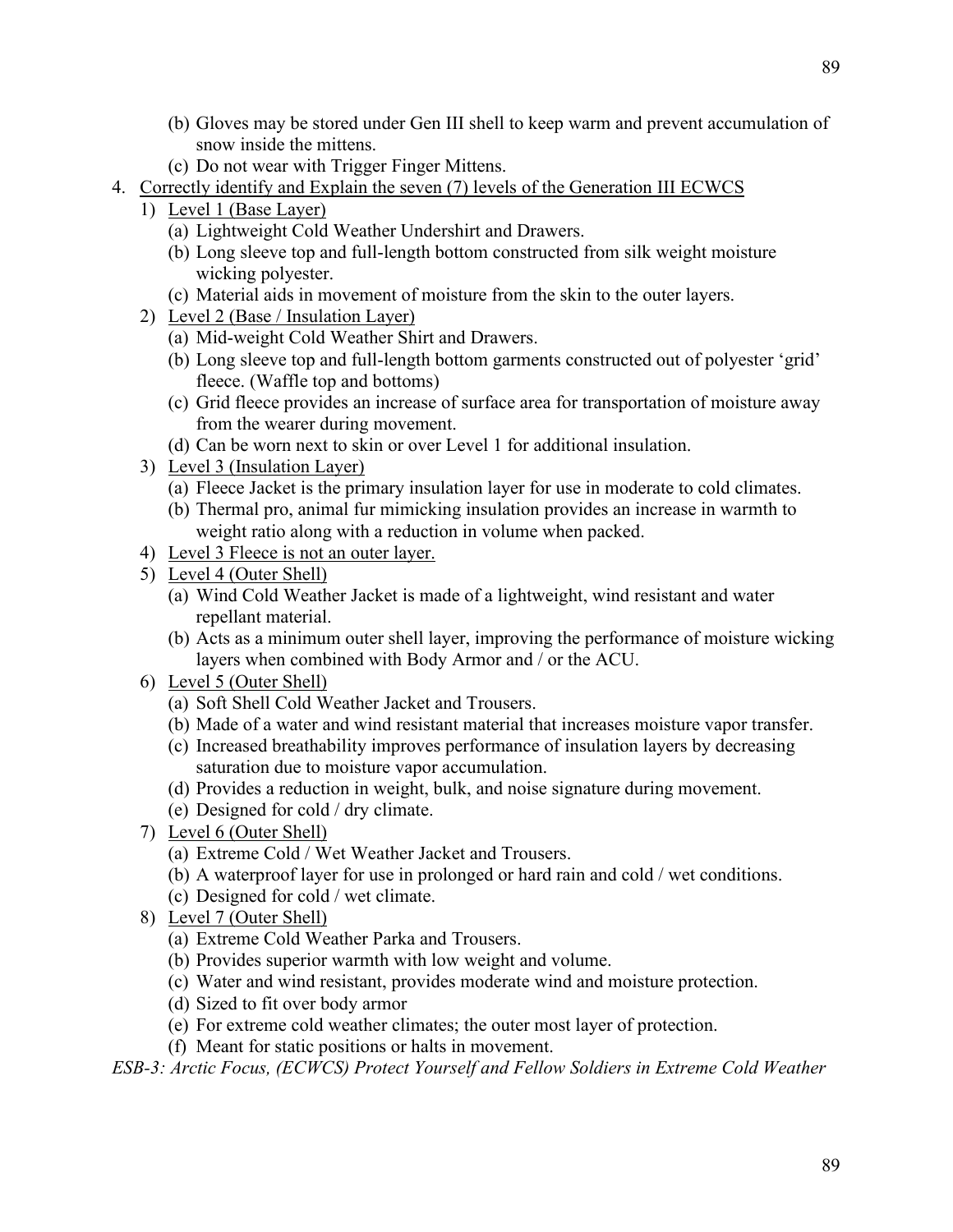(b) Gloves may be stored under Gen III shell to keep warm and prevent accumulation of snow inside the mittens.

(c) Do not wear with Trigger Finger Mittens.

4. <u>Correctly identify and Explain the seven (7) levels of the Generation III ECWCS</u>

   1) <u>Level 1 (Base Layer)</u>
      - (a) Lightweight Cold Weather Undershirt and Drawers.
      - (b) Long sleeve top and full-length bottom constructed from silk weight moisture wicking polyester.
      - (c) Material aids in movement of moisture from the skin to the outer layers.
   2) <u>Level 2 (Base / Insulation Layer)</u>
      - (a) Mid-weight Cold Weather Shirt and Drawers.
      - (b) Long sleeve top and full-length bottom garments constructed out of polyester 'grid' fleece. (Waffle top and bottoms)
      - (c) Grid fleece provides an increase of surface area for transportation of moisture away from the wearer during movement.
      - (d) Can be worn next to skin or over Level 1 for additional insulation.
   3) <u>Level 3 (Insulation Layer)</u>
      - (a) Fleece Jacket is the primary insulation layer for use in moderate to cold climates.
      - (b) Thermal pro, animal fur mimicking insulation provides an increase in warmth to weight ratio along with a reduction in volume when packed.
   4) <u>Level 3 Fleece is not an outer layer.</u>
   5) <u>Level 4 (Outer Shell)</u>
      - (a) Wind Cold Weather Jacket is made of a lightweight, wind resistant and water repellant material.
      - (b) Acts as a minimum outer shell layer, improving the performance of moisture wicking layers when combined with Body Armor and / or the ACU.
   6) <u>Level 5 (Outer Shell)</u>
      - (a) Soft Shell Cold Weather Jacket and Trousers.
      - (b) Made of a water and wind resistant material that increases moisture vapor transfer.
      - (c) Increased breathability improves performance of insulation layers by decreasing saturation due to moisture vapor accumulation.
      - (d) Provides a reduction in weight, bulk, and noise signature during movement.
      - (e) Designed for cold / dry climate.
   7) <u>Level 6 (Outer Shell)</u>
      - (a) Extreme Cold / Wet Weather Jacket and Trousers.
      - (b) A waterproof layer for use in prolonged or hard rain and cold / wet conditions.
      - (c) Designed for cold / wet climate.
   8) <u>Level 7 (Outer Shell)</u>
      - (a) Extreme Cold Weather Parka and Trousers.
      - (b) Provides superior warmth with low weight and volume.
      - (c) Water and wind resistant, provides moderate wind and moisture protection.
      - (d) Sized to fit over body armor
      - (e) For extreme cold weather climates; the outer most layer of protection.
      - (f) Meant for static positions or halts in movement.

*ESB-3: Arctic Focus, (ECWCS) Protect Yourself and Fellow Soldiers in Extreme Cold Weather*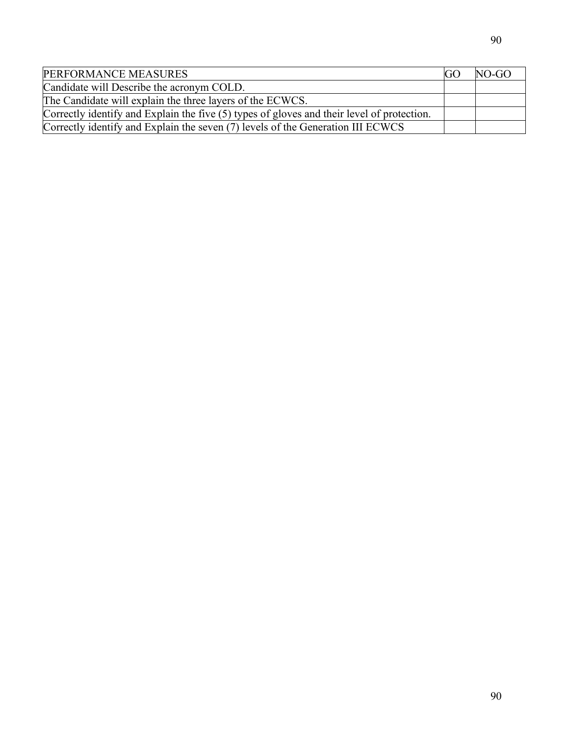| PERFORMANCE MEASURES | GO | NO-GO |
|---|---|---|
| Candidate will Describe the acronym COLD. | | |
| The Candidate will explain the three layers of the ECWCS. | | |
| Correctly identify and Explain the five (5) types of gloves and their level of protection. | | |
| Correctly identify and Explain the seven (7) levels of the Generation III ECWCS | | |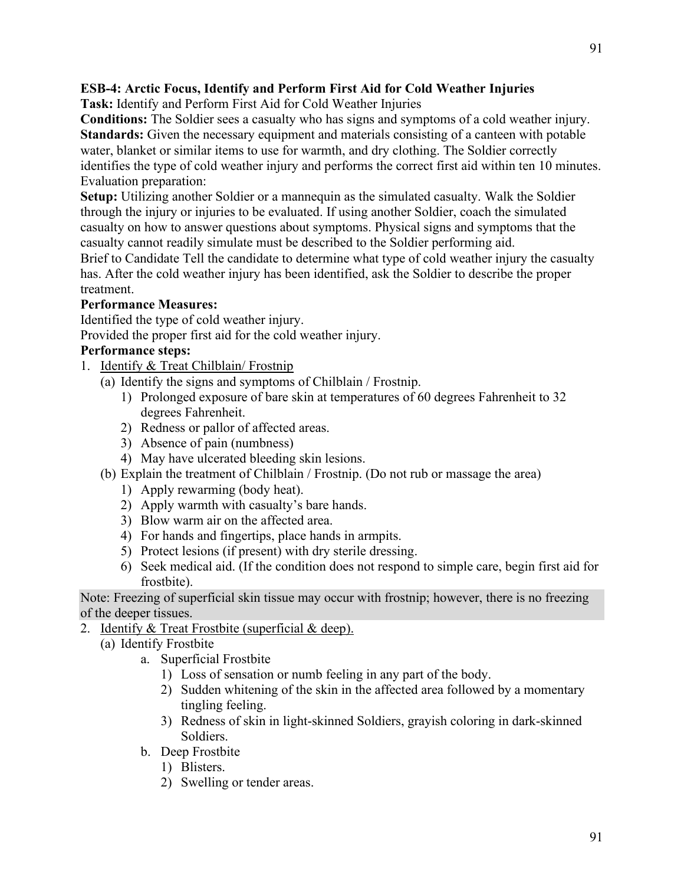**ESB-4: Arctic Focus, Identify and Perform First Aid for Cold Weather Injuries**

**Task:** Identify and Perform First Aid for Cold Weather Injuries

**Conditions:** The Soldier sees a casualty who has signs and symptoms of a cold weather injury.

**Standards:** Given the necessary equipment and materials consisting of a canteen with potable water, blanket or similar items to use for warmth, and dry clothing. The Soldier correctly identifies the type of cold weather injury and performs the correct first aid within ten 10 minutes.

Evaluation preparation:

**Setup:** Utilizing another Soldier or a mannequin as the simulated casualty. Walk the Soldier through the injury or injuries to be evaluated. If using another Soldier, coach the simulated casualty on how to answer questions about symptoms. Physical signs and symptoms that the casualty cannot readily simulate must be described to the Soldier performing aid.

Brief to Candidate Tell the candidate to determine what type of cold weather injury the casualty has. After the cold weather injury has been identified, ask the Soldier to describe the proper treatment.

**Performance Measures:**

Identified the type of cold weather injury.

Provided the proper first aid for the cold weather injury.

**Performance steps:**

1. Identify & Treat Chilblain/ Frostnip
   - (a) Identify the signs and symptoms of Chilblain / Frostnip.
     1) Prolonged exposure of bare skin at temperatures of 60 degrees Fahrenheit to 32 degrees Fahrenheit.
     2) Redness or pallor of affected areas.
     3) Absence of pain (numbness)
     4) May have ulcerated bleeding skin lesions.
   - (b) Explain the treatment of Chilblain / Frostnip. (Do not rub or massage the area)
     1) Apply rewarming (body heat).
     2) Apply warmth with casualty's bare hands.
     3) Blow warm air on the affected area.
     4) For hands and fingertips, place hands in armpits.
     5) Protect lesions (if present) with dry sterile dressing.
     6) Seek medical aid. (If the condition does not respond to simple care, begin first aid for frostbite).

Note: Freezing of superficial skin tissue may occur with frostnip; however, there is no freezing of the deeper tissues.

2. Identify & Treat Frostbite (superficial & deep).
   - (a) Identify Frostbite
     - a. Superficial Frostbite
       1) Loss of sensation or numb feeling in any part of the body.
       2) Sudden whitening of the skin in the affected area followed by a momentary tingling feeling.
       3) Redness of skin in light-skinned Soldiers, grayish coloring in dark-skinned Soldiers.
     - b. Deep Frostbite
       1) Blisters.
       2) Swelling or tender areas.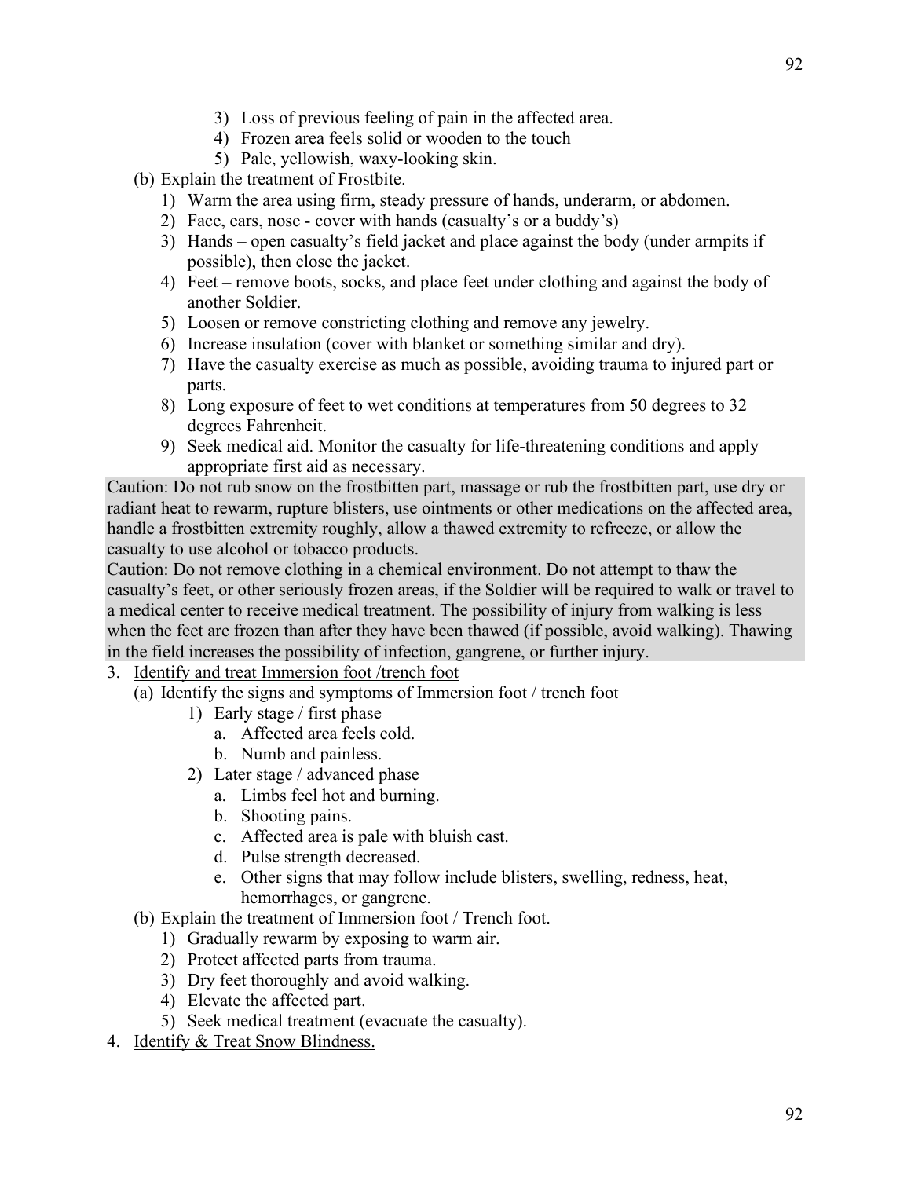3) Loss of previous feeling of pain in the affected area.
   4) Frozen area feels solid or wooden to the touch
   5) Pale, yellowish, waxy-looking skin.

(b) Explain the treatment of Frostbite.
   1) Warm the area using firm, steady pressure of hands, underarm, or abdomen.
   2) Face, ears, nose - cover with hands (casualty's or a buddy's)
   3) Hands – open casualty's field jacket and place against the body (under armpits if possible), then close the jacket.
   4) Feet – remove boots, socks, and place feet under clothing and against the body of another Soldier.
   5) Loosen or remove constricting clothing and remove any jewelry.
   6) Increase insulation (cover with blanket or something similar and dry).
   7) Have the casualty exercise as much as possible, avoiding trauma to injured part or parts.
   8) Long exposure of feet to wet conditions at temperatures from 50 degrees to 32 degrees Fahrenheit.
   9) Seek medical aid. Monitor the casualty for life-threatening conditions and apply appropriate first aid as necessary.

Caution: Do not rub snow on the frostbitten part, massage or rub the frostbitten part, use dry or radiant heat to rewarm, rupture blisters, use ointments or other medications on the affected area, handle a frostbitten extremity roughly, allow a thawed extremity to refreeze, or allow the casualty to use alcohol or tobacco products.

Caution: Do not remove clothing in a chemical environment. Do not attempt to thaw the casualty's feet, or other seriously frozen areas, if the Soldier will be required to walk or travel to a medical center to receive medical treatment. The possibility of injury from walking is less when the feet are frozen than after they have been thawed (if possible, avoid walking). Thawing in the field increases the possibility of infection, gangrene, or further injury.

3. Identify and treat Immersion foot /trench foot
   (a) Identify the signs and symptoms of Immersion foot / trench foot
      1) Early stage / first phase
         a. Affected area feels cold.
         b. Numb and painless.
      2) Later stage / advanced phase
         a. Limbs feel hot and burning.
         b. Shooting pains.
         c. Affected area is pale with bluish cast.
         d. Pulse strength decreased.
         e. Other signs that may follow include blisters, swelling, redness, heat, hemorrhages, or gangrene.
   (b) Explain the treatment of Immersion foot / Trench foot.
      1) Gradually rewarm by exposing to warm air.
      2) Protect affected parts from trauma.
      3) Dry feet thoroughly and avoid walking.
      4) Elevate the affected part.
      5) Seek medical treatment (evacuate the casualty).
4. Identify & Treat Snow Blindness.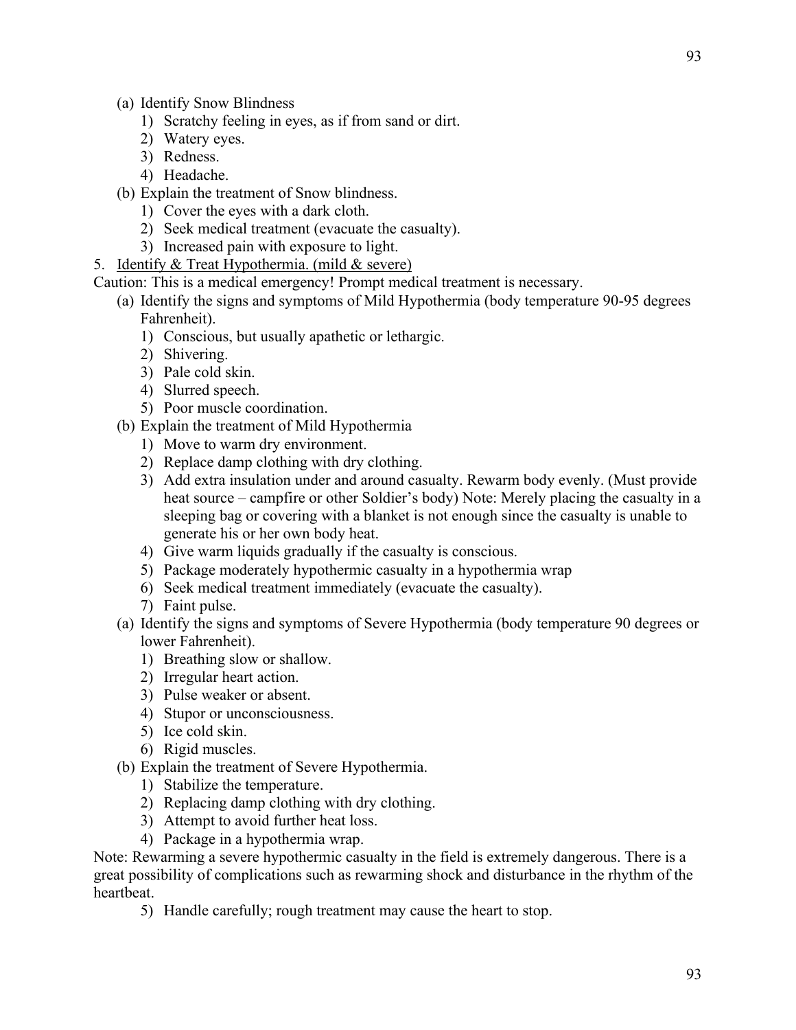(a) Identify Snow Blindness

1) Scratchy feeling in eyes, as if from sand or dirt.
2) Watery eyes.
3) Redness.
4) Headache.

(b) Explain the treatment of Snow blindness.

1) Cover the eyes with a dark cloth.
2) Seek medical treatment (evacuate the casualty).
3) Increased pain with exposure to light.

5. <u>Identify & Treat Hypothermia. (mild & severe)</u>

Caution: This is a medical emergency! Prompt medical treatment is necessary.

(a) Identify the signs and symptoms of Mild Hypothermia (body temperature 90-95 degrees Fahrenheit).

1) Conscious, but usually apathetic or lethargic.
2) Shivering.
3) Pale cold skin.
4) Slurred speech.
5) Poor muscle coordination.

(b) Explain the treatment of Mild Hypothermia

1) Move to warm dry environment.
2) Replace damp clothing with dry clothing.
3) Add extra insulation under and around casualty. Rewarm body evenly. (Must provide heat source – campfire or other Soldier's body) Note: Merely placing the casualty in a sleeping bag or covering with a blanket is not enough since the casualty is unable to generate his or her own body heat.
4) Give warm liquids gradually if the casualty is conscious.
5) Package moderately hypothermic casualty in a hypothermia wrap
6) Seek medical treatment immediately (evacuate the casualty).
7) Faint pulse.

(a) Identify the signs and symptoms of Severe Hypothermia (body temperature 90 degrees or lower Fahrenheit).

1) Breathing slow or shallow.
2) Irregular heart action.
3) Pulse weaker or absent.
4) Stupor or unconsciousness.
5) Ice cold skin.
6) Rigid muscles.

(b) Explain the treatment of Severe Hypothermia.

1) Stabilize the temperature.
2) Replacing damp clothing with dry clothing.
3) Attempt to avoid further heat loss.
4) Package in a hypothermia wrap.

Note: Rewarming a severe hypothermic casualty in the field is extremely dangerous. There is a great possibility of complications such as rewarming shock and disturbance in the rhythm of the heartbeat.

5) Handle carefully; rough treatment may cause the heart to stop.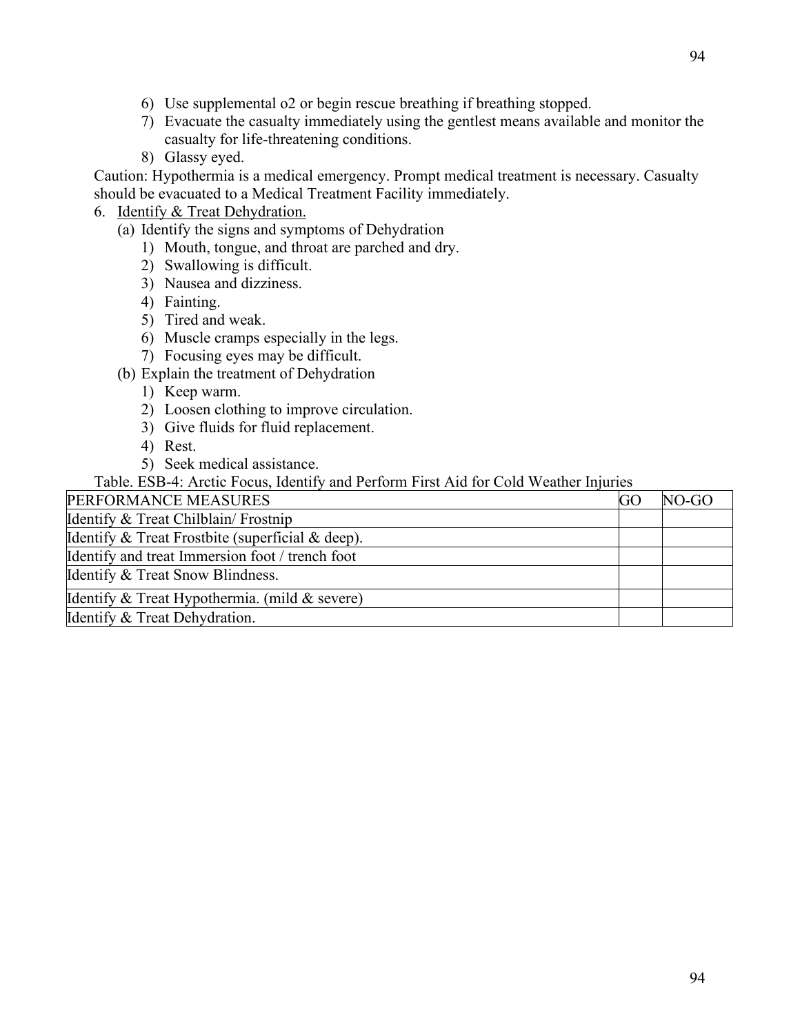6) Use supplemental o2 or begin rescue breathing if breathing stopped.
7) Evacuate the casualty immediately using the gentlest means available and monitor the casualty for life-threatening conditions.
8) Glassy eyed.

Caution: Hypothermia is a medical emergency. Prompt medical treatment is necessary. Casualty should be evacuated to a Medical Treatment Facility immediately.

6. Identify & Treat Dehydration.

(a) Identify the signs and symptoms of Dehydration

1) Mouth, tongue, and throat are parched and dry.
2) Swallowing is difficult.
3) Nausea and dizziness.
4) Fainting.
5) Tired and weak.
6) Muscle cramps especially in the legs.
7) Focusing eyes may be difficult.

(b) Explain the treatment of Dehydration

1) Keep warm.
2) Loosen clothing to improve circulation.
3) Give fluids for fluid replacement.
4) Rest.
5) Seek medical assistance.

Table. ESB-4: Arctic Focus, Identify and Perform First Aid for Cold Weather Injuries

| PERFORMANCE MEASURES | GO | NO-GO |
|---|---|---|
| Identify & Treat Chilblain/ Frostnip | | |
| Identify & Treat Frostbite (superficial & deep). | | |
| Identify and treat Immersion foot / trench foot | | |
| Identify & Treat Snow Blindness. | | |
| Identify & Treat Hypothermia. (mild & severe) | | |
| Identify & Treat Dehydration. | | |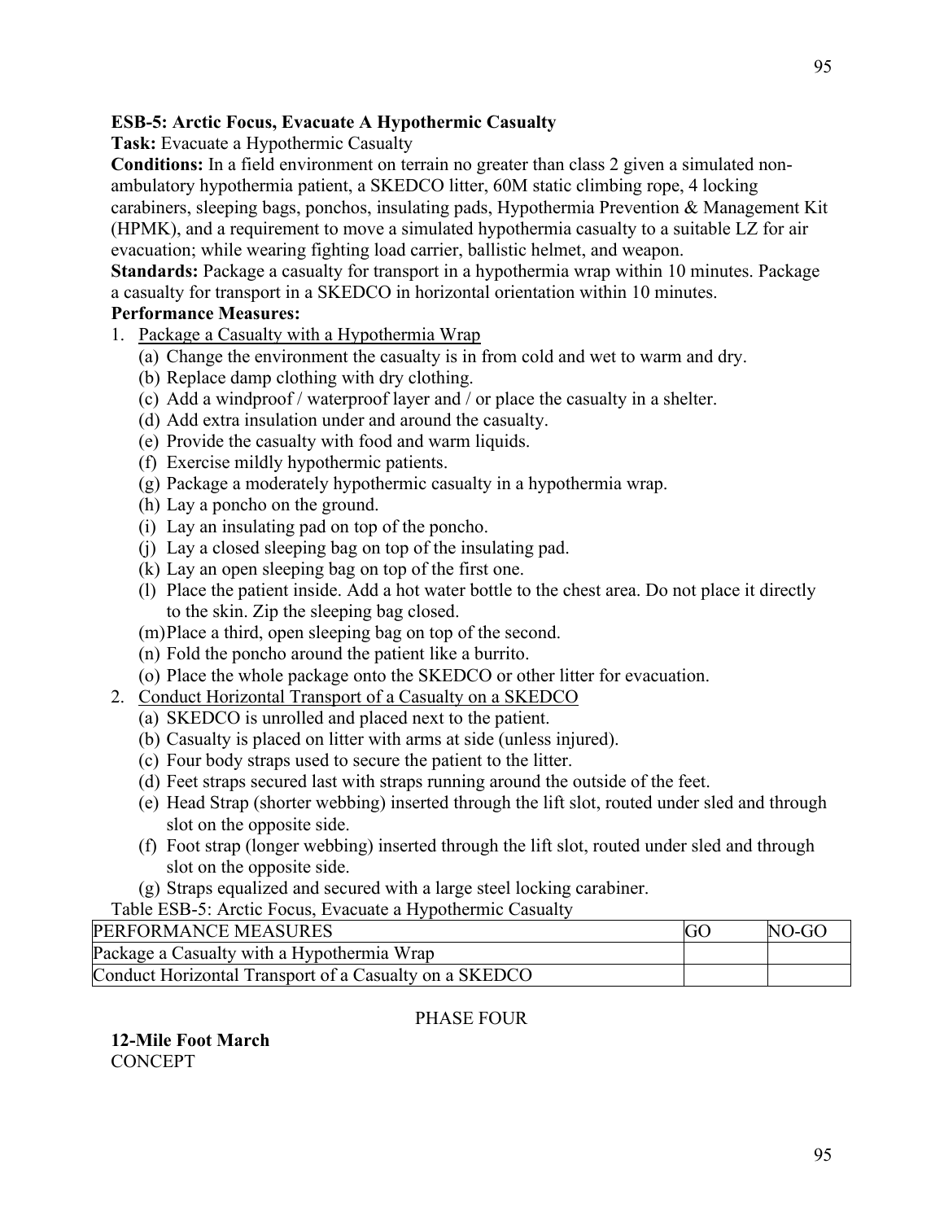**ESB-5: Arctic Focus, Evacuate A Hypothermic Casualty**

**Task:** Evacuate a Hypothermic Casualty

**Conditions:** In a field environment on terrain no greater than class 2 given a simulated non-ambulatory hypothermia patient, a SKEDCO litter, 60M static climbing rope, 4 locking carabiners, sleeping bags, ponchos, insulating pads, Hypothermia Prevention & Management Kit (HPMK), and a requirement to move a simulated hypothermia casualty to a suitable LZ for air evacuation; while wearing fighting load carrier, ballistic helmet, and weapon.

**Standards:** Package a casualty for transport in a hypothermia wrap within 10 minutes. Package a casualty for transport in a SKEDCO in horizontal orientation within 10 minutes.

**Performance Measures:**

1. <u>Package a Casualty with a Hypothermia Wrap</u>
   - (a) Change the environment the casualty is in from cold and wet to warm and dry.
   - (b) Replace damp clothing with dry clothing.
   - (c) Add a windproof / waterproof layer and / or place the casualty in a shelter.
   - (d) Add extra insulation under and around the casualty.
   - (e) Provide the casualty with food and warm liquids.
   - (f) Exercise mildly hypothermic patients.
   - (g) Package a moderately hypothermic casualty in a hypothermia wrap.
   - (h) Lay a poncho on the ground.
   - (i) Lay an insulating pad on top of the poncho.
   - (j) Lay a closed sleeping bag on top of the insulating pad.
   - (k) Lay an open sleeping bag on top of the first one.
   - (l) Place the patient inside. Add a hot water bottle to the chest area. Do not place it directly to the skin. Zip the sleeping bag closed.
   - (m) Place a third, open sleeping bag on top of the second.
   - (n) Fold the poncho around the patient like a burrito.
   - (o) Place the whole package onto the SKEDCO or other litter for evacuation.
2. <u>Conduct Horizontal Transport of a Casualty on a SKEDCO</u>
   - (a) SKEDCO is unrolled and placed next to the patient.
   - (b) Casualty is placed on litter with arms at side (unless injured).
   - (c) Four body straps used to secure the patient to the litter.
   - (d) Feet straps secured last with straps running around the outside of the feet.
   - (e) Head Strap (shorter webbing) inserted through the lift slot, routed under sled and through slot on the opposite side.
   - (f) Foot strap (longer webbing) inserted through the lift slot, routed under sled and through slot on the opposite side.
   - (g) Straps equalized and secured with a large steel locking carabiner.

Table ESB-5: Arctic Focus, Evacuate a Hypothermic Casualty

| PERFORMANCE MEASURES | GO | NO-GO |
|---|---|---|
| Package a Casualty with a Hypothermia Wrap | | |
| Conduct Horizontal Transport of a Casualty on a SKEDCO | | |

PHASE FOUR

**12-Mile Foot March**

CONCEPT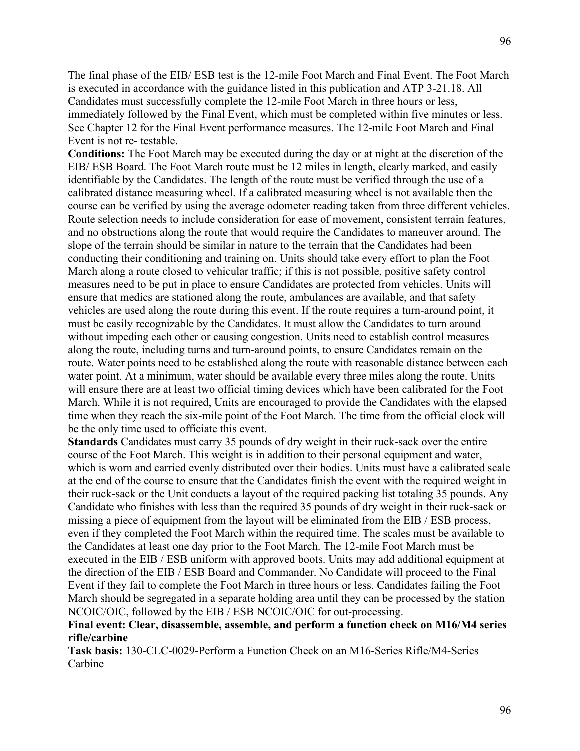The final phase of the EIB/ ESB test is the 12-mile Foot March and Final Event. The Foot March is executed in accordance with the guidance listed in this publication and ATP 3-21.18. All Candidates must successfully complete the 12-mile Foot March in three hours or less, immediately followed by the Final Event, which must be completed within five minutes or less. See Chapter 12 for the Final Event performance measures. The 12-mile Foot March and Final Event is not re- testable.

**Conditions:** The Foot March may be executed during the day or at night at the discretion of the EIB/ ESB Board. The Foot March route must be 12 miles in length, clearly marked, and easily identifiable by the Candidates. The length of the route must be verified through the use of a calibrated distance measuring wheel. If a calibrated measuring wheel is not available then the course can be verified by using the average odometer reading taken from three different vehicles. Route selection needs to include consideration for ease of movement, consistent terrain features, and no obstructions along the route that would require the Candidates to maneuver around. The slope of the terrain should be similar in nature to the terrain that the Candidates had been conducting their conditioning and training on. Units should take every effort to plan the Foot March along a route closed to vehicular traffic; if this is not possible, positive safety control measures need to be put in place to ensure Candidates are protected from vehicles. Units will ensure that medics are stationed along the route, ambulances are available, and that safety vehicles are used along the route during this event. If the route requires a turn-around point, it must be easily recognizable by the Candidates. It must allow the Candidates to turn around without impeding each other or causing congestion. Units need to establish control measures along the route, including turns and turn-around points, to ensure Candidates remain on the route. Water points need to be established along the route with reasonable distance between each water point. At a minimum, water should be available every three miles along the route. Units will ensure there are at least two official timing devices which have been calibrated for the Foot March. While it is not required, Units are encouraged to provide the Candidates with the elapsed time when they reach the six-mile point of the Foot March. The time from the official clock will be the only time used to officiate this event.

**Standards** Candidates must carry 35 pounds of dry weight in their ruck-sack over the entire course of the Foot March. This weight is in addition to their personal equipment and water, which is worn and carried evenly distributed over their bodies. Units must have a calibrated scale at the end of the course to ensure that the Candidates finish the event with the required weight in their ruck-sack or the Unit conducts a layout of the required packing list totaling 35 pounds. Any Candidate who finishes with less than the required 35 pounds of dry weight in their ruck-sack or missing a piece of equipment from the layout will be eliminated from the EIB / ESB process, even if they completed the Foot March within the required time. The scales must be available to the Candidates at least one day prior to the Foot March. The 12-mile Foot March must be executed in the EIB / ESB uniform with approved boots. Units may add additional equipment at the direction of the EIB / ESB Board and Commander. No Candidate will proceed to the Final Event if they fail to complete the Foot March in three hours or less. Candidates failing the Foot March should be segregated in a separate holding area until they can be processed by the station NCOIC/OIC, followed by the EIB / ESB NCOIC/OIC for out-processing.

**Final event: Clear, disassemble, assemble, and perform a function check on M16/M4 series rifle/carbine**

**Task basis:** 130-CLC-0029-Perform a Function Check on an M16-Series Rifle/M4-Series Carbine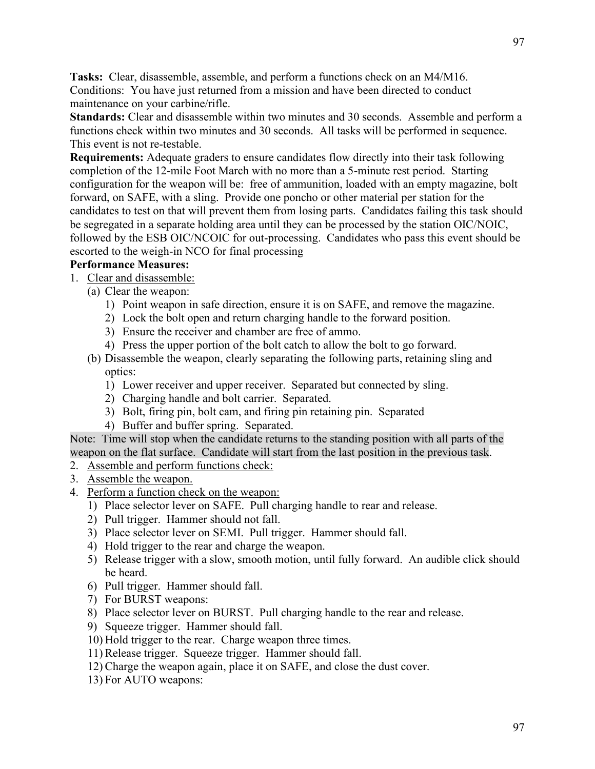**Tasks:** Clear, disassemble, assemble, and perform a functions check on an M4/M16.
Conditions: You have just returned from a mission and have been directed to conduct maintenance on your carbine/rifle.
**Standards:** Clear and disassemble within two minutes and 30 seconds. Assemble and perform a functions check within two minutes and 30 seconds. All tasks will be performed in sequence. This event is not re-testable.
**Requirements:** Adequate graders to ensure candidates flow directly into their task following completion of the 12-mile Foot March with no more than a 5-minute rest period. Starting configuration for the weapon will be: free of ammunition, loaded with an empty magazine, bolt forward, on SAFE, with a sling. Provide one poncho or other material per station for the candidates to test on that will prevent them from losing parts. Candidates failing this task should be segregated in a separate holding area until they can be processed by the station OIC/NOIC, followed by the ESB OIC/NCOIC for out-processing. Candidates who pass this event should be escorted to the weigh-in NCO for final processing
**Performance Measures:**

1. Clear and disassemble:
   (a) Clear the weapon:
      1) Point weapon in safe direction, ensure it is on SAFE, and remove the magazine.
      2) Lock the bolt open and return charging handle to the forward position.
      3) Ensure the receiver and chamber are free of ammo.
      4) Press the upper portion of the bolt catch to allow the bolt to go forward.
   (b) Disassemble the weapon, clearly separating the following parts, retaining sling and optics:
      1) Lower receiver and upper receiver. Separated but connected by sling.
      2) Charging handle and bolt carrier. Separated.
      3) Bolt, firing pin, bolt cam, and firing pin retaining pin. Separated
      4) Buffer and buffer spring. Separated.

Note: Time will stop when the candidate returns to the standing position with all parts of the weapon on the flat surface. Candidate will start from the last position in the previous task.

2. Assemble and perform functions check:
3. Assemble the weapon.
4. Perform a function check on the weapon:
   1) Place selector lever on SAFE. Pull charging handle to rear and release.
   2) Pull trigger. Hammer should not fall.
   3) Place selector lever on SEMI. Pull trigger. Hammer should fall.
   4) Hold trigger to the rear and charge the weapon.
   5) Release trigger with a slow, smooth motion, until fully forward. An audible click should be heard.
   6) Pull trigger. Hammer should fall.
   7) For BURST weapons:
   8) Place selector lever on BURST. Pull charging handle to the rear and release.
   9) Squeeze trigger. Hammer should fall.
   10) Hold trigger to the rear. Charge weapon three times.
   11) Release trigger. Squeeze trigger. Hammer should fall.
   12) Charge the weapon again, place it on SAFE, and close the dust cover.
   13) For AUTO weapons: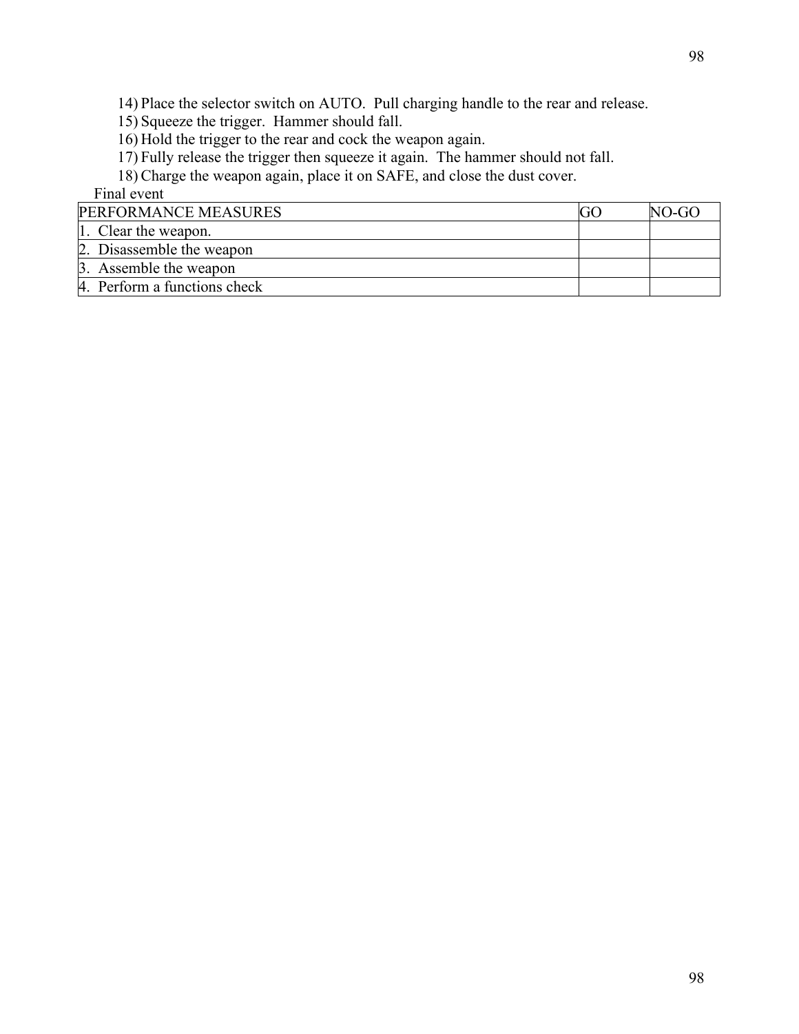14) Place the selector switch on AUTO. Pull charging handle to the rear and release.
15) Squeeze the trigger. Hammer should fall.
16) Hold the trigger to the rear and cock the weapon again.
17) Fully release the trigger then squeeze it again. The hammer should not fall.
18) Charge the weapon again, place it on SAFE, and close the dust cover.

Final event

| PERFORMANCE MEASURES | GO | NO-GO |
|---|---|---|
| 1. Clear the weapon. | | |
| 2. Disassemble the weapon | | |
| 3. Assemble the weapon | | |
| 4. Perform a functions check | | |